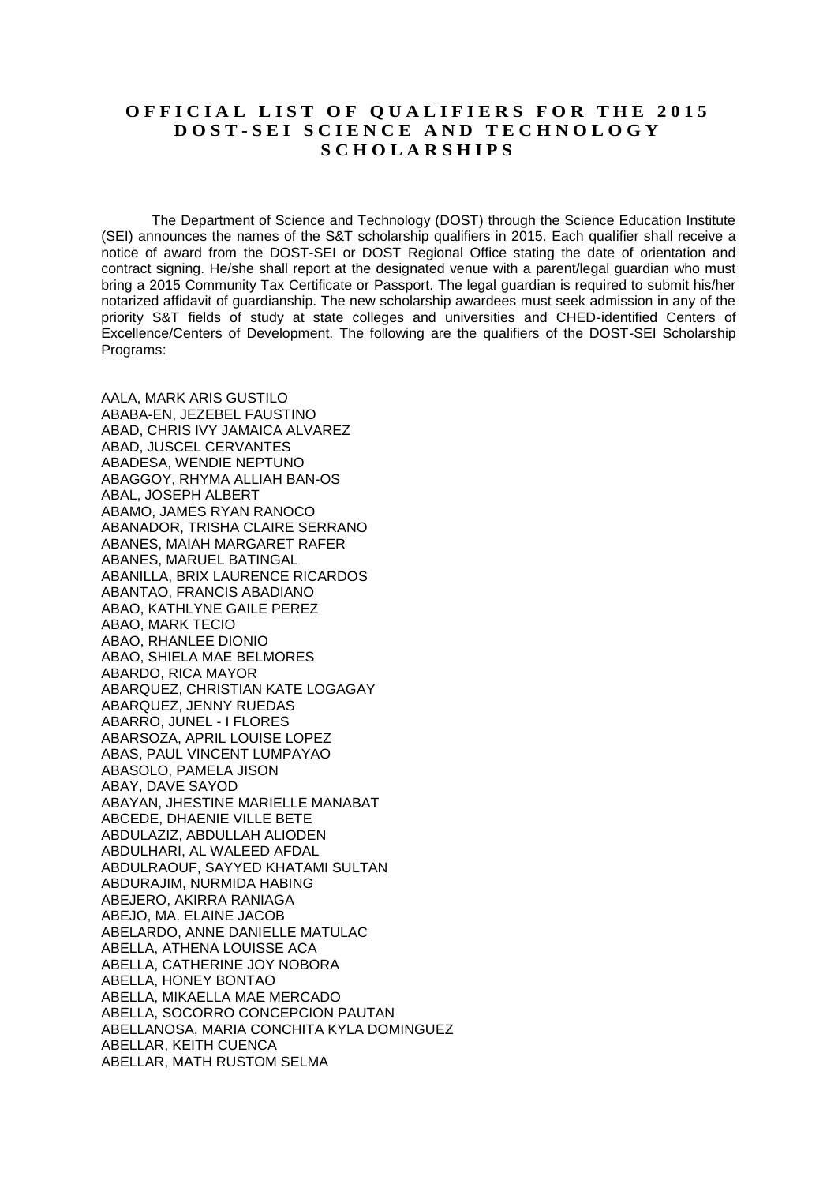# OFFICIAL LIST OF QUALIFIERS FOR THE 2015 DOST-SEI SCIENCE AND TECHNOLOGY SCHOLARSHIPS

The Department of Science and Technology (DOST) through the Science Education Institute (SEI) announces the names of the S&T scholarship qualifiers in 2015. Each qualifier shall receive a notice of award from the DOST-SEI or DOST Regional Office stating the date of orientation and contract signing. He/she shall report at the designated venue with a parent/legal guardian who must bring a 2015 Community Tax Certificate or Passport. The legal guardian is required to submit his/her notarized affidavit of guardianship. The new scholarship awardees must seek admission in any of the priority S&T fields of study at state colleges and universities and CHED-identified Centers of Excellence/Centers of Development. The following are the qualifiers of the DOST-SEI Scholarship Programs:

AALA, MARK ARIS GUSTILO
ABABA-EN, JEZEBEL FAUSTINO
ABAD, CHRIS IVY JAMAICA ALVAREZ
ABAD, JUSCEL CERVANTES
ABADESA, WENDIE NEPTUNO
ABAGGOY, RHYMA ALLIAH BAN-OS
ABAL, JOSEPH ALBERT
ABAMO, JAMES RYAN RANOCO
ABANADOR, TRISHA CLAIRE SERRANO
ABANES, MAIAH MARGARET RAFER
ABANES, MARUEL BATINGAL
ABANILLA, BRIX LAURENCE RICARDOS
ABANTAO, FRANCIS ABADIANO
ABAO, KATHLYNE GAILE PEREZ
ABAO, MARK TECIO
ABAO, RHANLEE DIONIO
ABAO, SHIELA MAE BELMORES
ABARDO, RICA MAYOR
ABARQUEZ, CHRISTIAN KATE LOGAGAY
ABARQUEZ, JENNY RUEDAS
ABARRO, JUNEL - I FLORES
ABARSOZA, APRIL LOUISE LOPEZ
ABAS, PAUL VINCENT LUMPAYAO
ABASOLO, PAMELA JISON
ABAY, DAVE SAYOD
ABAYAN, JHESTINE MARIELLE MANABAT
ABCEDE, DHAENIE VILLE BETE
ABDULAZIZ, ABDULLAH ALIODEN
ABDULHARI, AL WALEED AFDAL
ABDULRAOUF, SAYYED KHATAMI SULTAN
ABDURAJIM, NURMIDA HABING
ABEJERO, AKIRRA RANIAGA
ABEJO, MA. ELAINE JACOB
ABELARDO, ANNE DANIELLE MATULAC
ABELLA, ATHENA LOUISSE ACA
ABELLA, CATHERINE JOY NOBORA
ABELLA, HONEY BONTAO
ABELLA, MIKAELLA MAE MERCADO
ABELLA, SOCORRO CONCEPCION PAUTAN
ABELLANOSA, MARIA CONCHITA KYLA DOMINGUEZ
ABELLAR, KEITH CUENCA
ABELLAR, MATH RUSTOM SELMA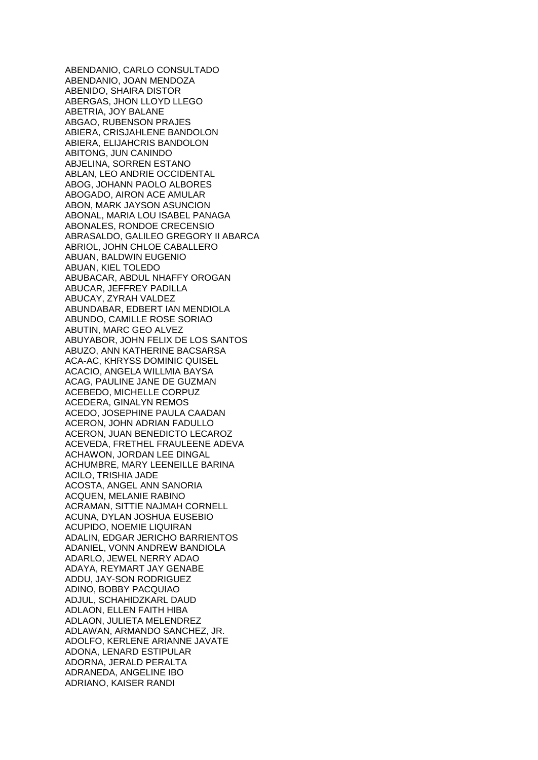ABENDANIO, CARLO CONSULTADO
ABENDANIO, JOAN MENDOZA
ABENIDO, SHAIRA DISTOR
ABERGAS, JHON LLOYD LLEGO
ABETRIA, JOY BALANE
ABGAO, RUBENSON PRAJES
ABIERA, CRISJAHLENE BANDOLON
ABIERA, ELIJAHCRIS BANDOLON
ABITONG, JUN CANINDO
ABJELINA, SORREN ESTANO
ABLAN, LEO ANDRIE OCCIDENTAL
ABOG, JOHANN PAOLO ALBORES
ABOGADO, AIRON ACE AMULAR
ABON, MARK JAYSON ASUNCION
ABONAL, MARIA LOU ISABEL PANAGA
ABONALES, RONDOE CRECENSIO
ABRASALDO, GALILEO GREGORY II ABARCA
ABRIOL, JOHN CHLOE CABALLERO
ABUAN, BALDWIN EUGENIO
ABUAN, KIEL TOLEDO
ABUBACAR, ABDUL NHAFFY OROGAN
ABUCAR, JEFFREY PADILLA
ABUCAY, ZYRAH VALDEZ
ABUNDABAR, EDBERT IAN MENDIOLA
ABUNDO, CAMILLE ROSE SORIAO
ABUTIN, MARC GEO ALVEZ
ABUYABOR, JOHN FELIX DE LOS SANTOS
ABUZO, ANN KATHERINE BACSARSA
ACA-AC, KHRYSS DOMINIC QUISEL
ACACIO, ANGELA WILLMIA BAYSA
ACAG, PAULINE JANE DE GUZMAN
ACEBEDO, MICHELLE CORPUZ
ACEDERA, GINALYN REMOS
ACEDO, JOSEPHINE PAULA CAADAN
ACERON, JOHN ADRIAN FADULLO
ACERON, JUAN BENEDICTO LECAROZ
ACEVEDA, FRETHEL FRAULEENE ADEVA
ACHAWON, JORDAN LEE DINGAL
ACHUMBRE, MARY LEENEILLE BARINA
ACILO, TRISHIA JADE
ACOSTA, ANGEL ANN SANORIA
ACQUEN, MELANIE RABINO
ACRAMAN, SITTIE NAJMAH CORNELL
ACUNA, DYLAN JOSHUA EUSEBIO
ACUPIDO, NOEMIE LIQUIRAN
ADALIN, EDGAR JERICHO BARRIENTOS
ADANIEL, VONN ANDREW BANDIOLA
ADARLO, JEWEL NERRY ADAO
ADAYA, REYMART JAY GENABE
ADDU, JAY-SON RODRIGUEZ
ADINO, BOBBY PACQUIAO
ADJUL, SCHAHIDZKARL DAUD
ADLAON, ELLEN FAITH HIBA
ADLAON, JULIETA MELENDREZ
ADLAWAN, ARMANDO SANCHEZ, JR.
ADOLFO, KERLENE ARIANNE JAVATE
ADONA, LENARD ESTIPULAR
ADORNA, JERALD PERALTA
ADRANEDA, ANGELINE IBO
ADRIANO, KAISER RANDI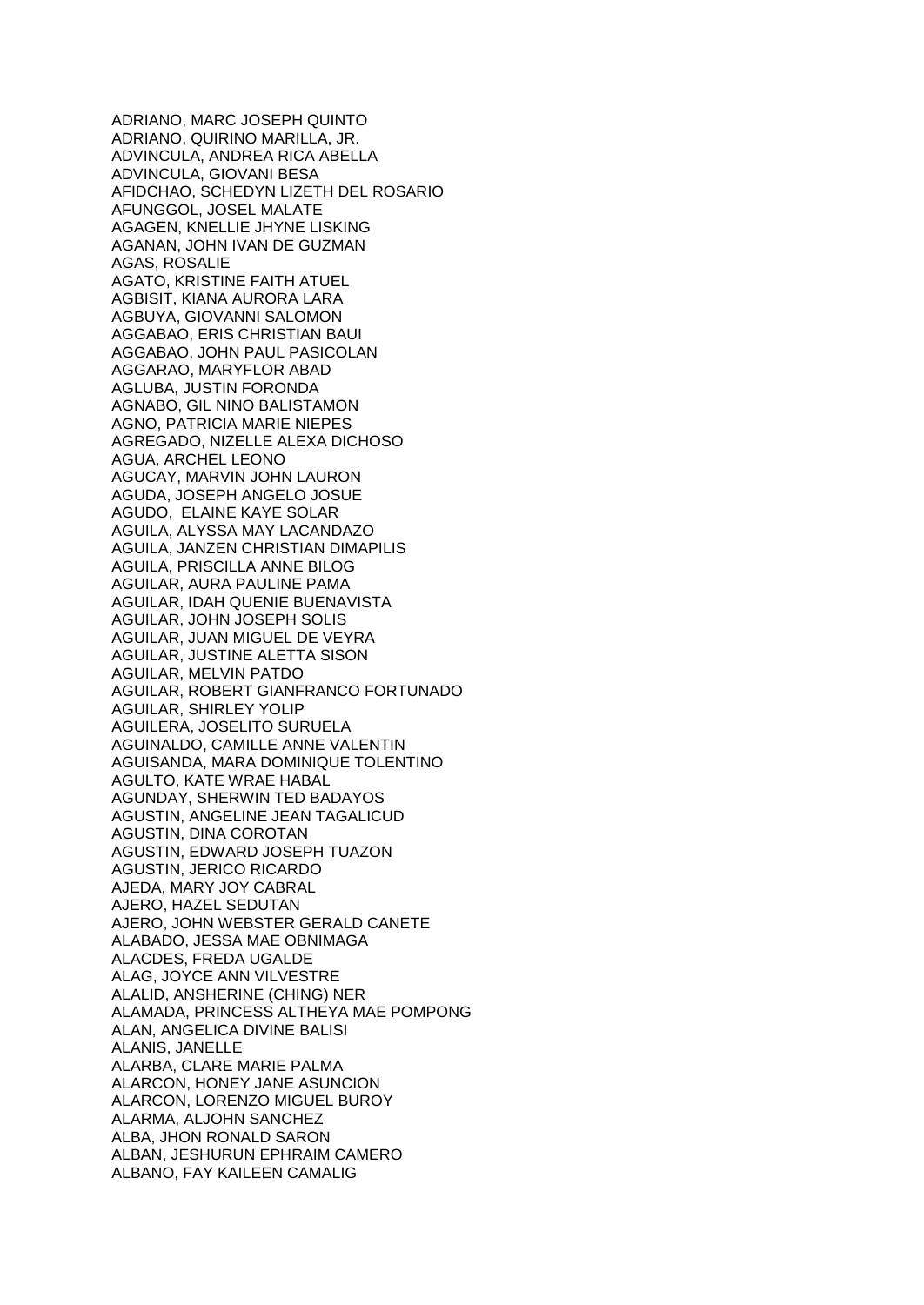ADRIANO, MARC JOSEPH QUINTO
ADRIANO, QUIRINO MARILLA, JR.
ADVINCULA, ANDREA RICA ABELLA
ADVINCULA, GIOVANI BESA
AFIDCHAO, SCHEDYN LIZETH DEL ROSARIO
AFUNGGOL, JOSEL MALATE
AGAGEN, KNELLIE JHYNE LISKING
AGANAN, JOHN IVAN DE GUZMAN
AGAS, ROSALIE
AGATO, KRISTINE FAITH ATUEL
AGBISIT, KIANA AURORA LARA
AGBUYA, GIOVANNI SALOMON
AGGABAO, ERIS CHRISTIAN BAUI
AGGABAO, JOHN PAUL PASICOLAN
AGGARAO, MARYFLOR ABAD
AGLUBA, JUSTIN FORONDA
AGNABO, GIL NINO BALISTAMON
AGNO, PATRICIA MARIE NIEPES
AGREGADO, NIZELLE ALEXA DICHOSO
AGUA, ARCHEL LEONO
AGUCAY, MARVIN JOHN LAURON
AGUDA, JOSEPH ANGELO JOSUE
AGUDO, ELAINE KAYE SOLAR
AGUILA, ALYSSA MAY LACANDAZO
AGUILA, JANZEN CHRISTIAN DIMAPILIS
AGUILA, PRISCILLA ANNE BILOG
AGUILAR, AURA PAULINE PAMA
AGUILAR, IDAH QUENIE BUENAVISTA
AGUILAR, JOHN JOSEPH SOLIS
AGUILAR, JUAN MIGUEL DE VEYRA
AGUILAR, JUSTINE ALETTA SISON
AGUILAR, MELVIN PATDO
AGUILAR, ROBERT GIANFRANCO FORTUNADO
AGUILAR, SHIRLEY YOLIP
AGUILERA, JOSELITO SURUELA
AGUINALDO, CAMILLE ANNE VALENTIN
AGUISANDA, MARA DOMINIQUE TOLENTINO
AGULTO, KATE WRAE HABAL
AGUNDAY, SHERWIN TED BADAYOS
AGUSTIN, ANGELINE JEAN TAGALICUD
AGUSTIN, DINA COROTAN
AGUSTIN, EDWARD JOSEPH TUAZON
AGUSTIN, JERICO RICARDO
AJEDA, MARY JOY CABRAL
AJERO, HAZEL SEDUTAN
AJERO, JOHN WEBSTER GERALD CANETE
ALABADO, JESSA MAE OBNIMAGA
ALACDES, FREDA UGALDE
ALAG, JOYCE ANN VILVESTRE
ALALID, ANSHERINE (CHING) NER
ALAMADA, PRINCESS ALTHEYA MAE POMPONG
ALAN, ANGELICA DIVINE BALISI
ALANIS, JANELLE
ALARBA, CLARE MARIE PALMA
ALARCON, HONEY JANE ASUNCION
ALARCON, LORENZO MIGUEL BUROY
ALARMA, ALJOHN SANCHEZ
ALBA, JHON RONALD SARON
ALBAN, JESHURUN EPHRAIM CAMERO
ALBANO, FAY KAILEEN CAMALIG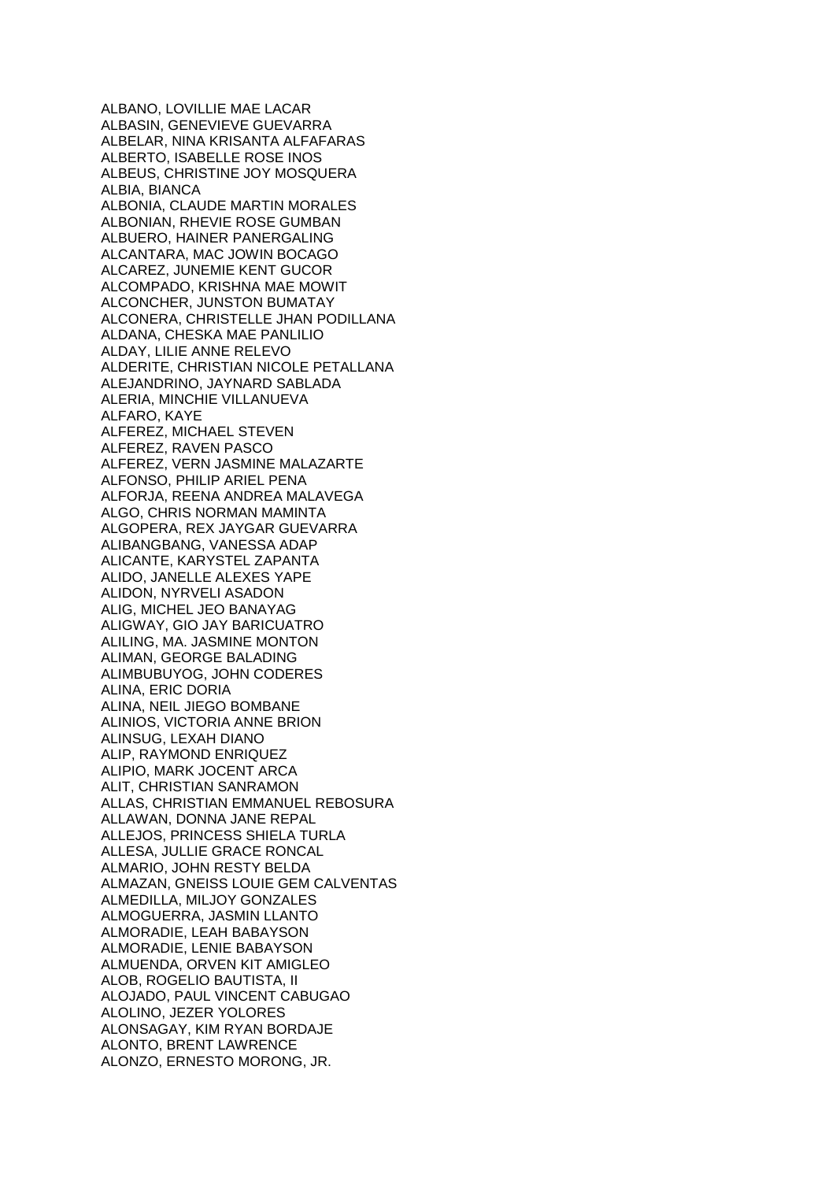ALBANO, LOVILLIE MAE LACAR
ALBASIN, GENEVIEVE GUEVARRA
ALBELAR, NINA KRISANTA ALFAFARAS
ALBERTO, ISABELLE ROSE INOS
ALBEUS, CHRISTINE JOY MOSQUERA
ALBIA, BIANCA
ALBONIA, CLAUDE MARTIN MORALES
ALBONIAN, RHEVIE ROSE GUMBAN
ALBUERO, HAINER PANERGALING
ALCANTARA, MAC JOWIN BOCAGO
ALCAREZ, JUNEMIE KENT GUCOR
ALCOMPADO, KRISHNA MAE MOWIT
ALCONCHER, JUNSTON BUMATAY
ALCONERA, CHRISTELLE JHAN PODILLANA
ALDANA, CHESKA MAE PANLILIO
ALDAY, LILIE ANNE RELEVO
ALDERITE, CHRISTIAN NICOLE PETALLANA
ALEJANDRINO, JAYNARD SABLADA
ALERIA, MINCHIE VILLANUEVA
ALFARO, KAYE
ALFEREZ, MICHAEL STEVEN
ALFEREZ, RAVEN PASCO
ALFEREZ, VERN JASMINE MALAZARTE
ALFONSO, PHILIP ARIEL PENA
ALFORJA, REENA ANDREA MALAVEGA
ALGO, CHRIS NORMAN MAMINTA
ALGOPERA, REX JAYGAR GUEVARRA
ALIBANGBANG, VANESSA ADAP
ALICANTE, KARYSTEL ZAPANTA
ALIDO, JANELLE ALEXES YAPE
ALIDON, NYRVELI ASADON
ALIG, MICHEL JEO BANAYAG
ALIGWAY, GIO JAY BARICUATRO
ALILING, MA. JASMINE MONTON
ALIMAN, GEORGE BALADING
ALIMBUBUYOG, JOHN CODERES
ALINA, ERIC DORIA
ALINA, NEIL JIEGO BOMBANE
ALINIOS, VICTORIA ANNE BRION
ALINSUG, LEXAH DIANO
ALIP, RAYMOND ENRIQUEZ
ALIPIO, MARK JOCENT ARCA
ALIT, CHRISTIAN SANRAMON
ALLAS, CHRISTIAN EMMANUEL REBOSURA
ALLAWAN, DONNA JANE REPAL
ALLEJOS, PRINCESS SHIELA TURLA
ALLESA, JULLIE GRACE RONCAL
ALMARIO, JOHN RESTY BELDA
ALMAZAN, GNEISS LOUIE GEM CALVENTAS
ALMEDILLA, MILJOY GONZALES
ALMOGUERRA, JASMIN LLANTO
ALMORADIE, LEAH BABAYSON
ALMORADIE, LENIE BABAYSON
ALMUENDA, ORVEN KIT AMIGLEO
ALOB, ROGELIO BAUTISTA, II
ALOJADO, PAUL VINCENT CABUGAO
ALOLINO, JEZER YOLORES
ALONSAGAY, KIM RYAN BORDAJE
ALONTO, BRENT LAWRENCE
ALONZO, ERNESTO MORONG, JR.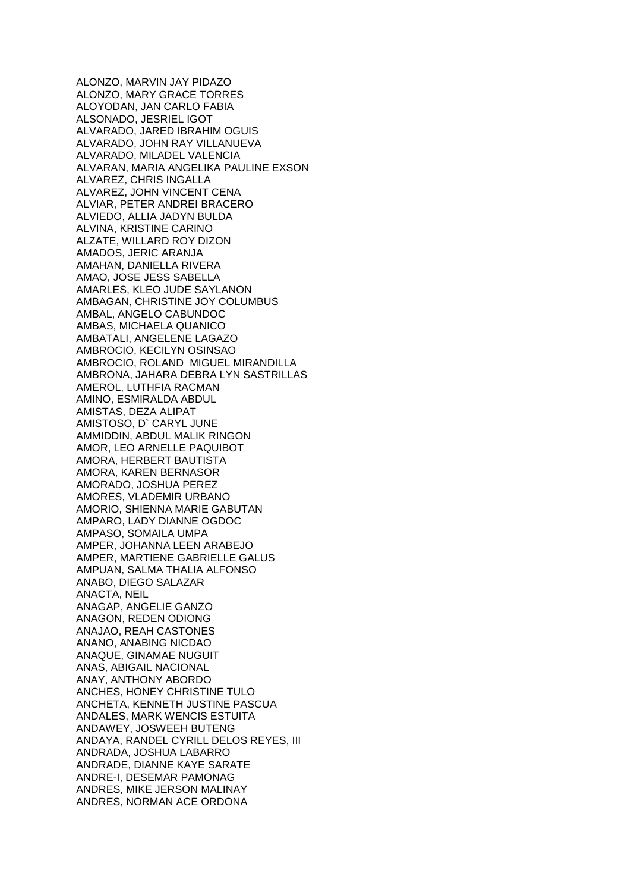ALONZO, MARVIN JAY PIDAZO
ALONZO, MARY GRACE TORRES
ALOYODAN, JAN CARLO FABIA
ALSONADO, JESRIEL IGOT
ALVARADO, JARED IBRAHIM OGUIS
ALVARADO, JOHN RAY VILLANUEVA
ALVARADO, MILADEL VALENCIA
ALVARAN, MARIA ANGELIKA PAULINE EXSON
ALVAREZ, CHRIS INGALLA
ALVAREZ, JOHN VINCENT CENA
ALVIAR, PETER ANDREI BRACERO
ALVIEDO, ALLIA JADYN BULDA
ALVINA, KRISTINE CARINO
ALZATE, WILLARD ROY DIZON
AMADOS, JERIC ARANJA
AMAHAN, DANIELLA RIVERA
AMAO, JOSE JESS SABELLA
AMARLES, KLEO JUDE SAYLANON
AMBAGAN, CHRISTINE JOY COLUMBUS
AMBAL, ANGELO CABUNDOC
AMBAS, MICHAELA QUANICO
AMBATALI, ANGELENE LAGAZO
AMBROCIO, KECILYN OSINSAO
AMBROCIO, ROLAND MIGUEL MIRANDILLA
AMBRONA, JAHARA DEBRA LYN SASTRILLAS
AMEROL, LUTHFIA RACMAN
AMINO, ESMIRALDA ABDUL
AMISTAS, DEZA ALIPAT
AMISTOSO, D` CARYL JUNE
AMMIDDIN, ABDUL MALIK RINGON
AMOR, LEO ARNELLE PAQUIBOT
AMORA, HERBERT BAUTISTA
AMORA, KAREN BERNASOR
AMORADO, JOSHUA PEREZ
AMORES, VLADEMIR URBANO
AMORIO, SHIENNA MARIE GABUTAN
AMPARO, LADY DIANNE OGDOC
AMPASO, SOMAILA UMPA
AMPER, JOHANNA LEEN ARABEJO
AMPER, MARTIENE GABRIELLE GALUS
AMPUAN, SALMA THALIA ALFONSO
ANABO, DIEGO SALAZAR
ANACTA, NEIL
ANAGAP, ANGELIE GANZO
ANAGON, REDEN ODIONG
ANAJAO, REAH CASTONES
ANANO, ANABING NICDAO
ANAQUE, GINAMAE NUGUIT
ANAS, ABIGAIL NACIONAL
ANAY, ANTHONY ABORDO
ANCHES, HONEY CHRISTINE TULO
ANCHETA, KENNETH JUSTINE PASCUA
ANDALES, MARK WENCIS ESTUITA
ANDAWEY, JOSWEEH BUTENG
ANDAYA, RANDEL CYRILL DELOS REYES, III
ANDRADA, JOSHUA LABARRO
ANDRADE, DIANNE KAYE SARATE
ANDRE-I, DESEMAR PAMONAG
ANDRES, MIKE JERSON MALINAY
ANDRES, NORMAN ACE ORDONA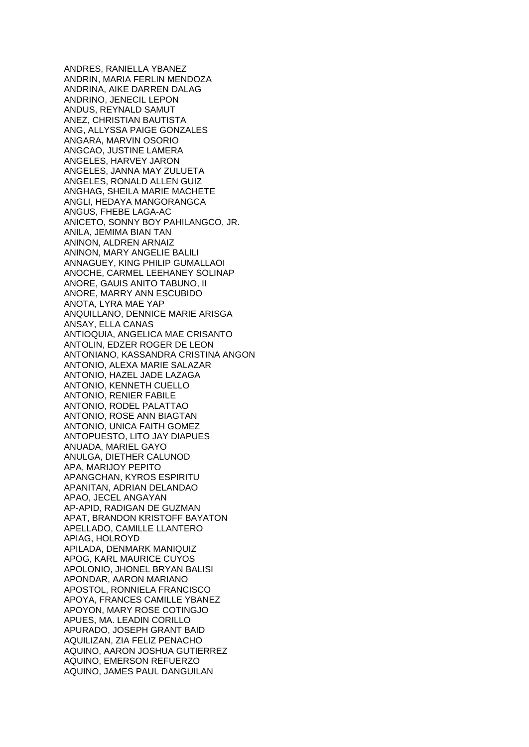ANDRES, RANIELLA YBANEZ
ANDRIN, MARIA FERLIN MENDOZA
ANDRINA, AIKE DARREN DALAG
ANDRINO, JENECIL LEPON
ANDUS, REYNALD SAMUT
ANEZ, CHRISTIAN BAUTISTA
ANG, ALLYSSA PAIGE GONZALES
ANGARA, MARVIN OSORIO
ANGCAO, JUSTINE LAMERA
ANGELES, HARVEY JARON
ANGELES, JANNA MAY ZULUETA
ANGELES, RONALD ALLEN GUIZ
ANGHAG, SHEILA MARIE MACHETE
ANGLI, HEDAYA MANGORANGCA
ANGUS, FHEBE LAGA-AC
ANICETO, SONNY BOY PAHILANGCO, JR.
ANILA, JEMIMA BIAN TAN
ANINON, ALDREN ARNAIZ
ANINON, MARY ANGELIE BALILI
ANNAGUEY, KING PHILIP GUMALLAOI
ANOCHE, CARMEL LEEHANEY SOLINAP
ANORE, GAUIS ANITO TABUNO, II
ANORE, MARRY ANN ESCUBIDO
ANOTA, LYRA MAE YAP
ANQUILLANO, DENNICE MARIE ARISGA
ANSAY, ELLA CANAS
ANTIOQUIA, ANGELICA MAE CRISANTO
ANTOLIN, EDZER ROGER DE LEON
ANTONIANO, KASSANDRA CRISTINA ANGON
ANTONIO, ALEXA MARIE SALAZAR
ANTONIO, HAZEL JADE LAZAGA
ANTONIO, KENNETH CUELLO
ANTONIO, RENIER FABILE
ANTONIO, RODEL PALATTAO
ANTONIO, ROSE ANN BIAGTAN
ANTONIO, UNICA FAITH GOMEZ
ANTOPUESTO, LITO JAY DIAPUES
ANUADA, MARIEL GAYO
ANULGA, DIETHER CALUNOD
APA, MARIJOY PEPITO
APANGCHAN, KYROS ESPIRITU
APANITAN, ADRIAN DELANDAO
APAO, JECEL ANGAYAN
AP-APID, RADIGAN DE GUZMAN
APAT, BRANDON KRISTOFF BAYATON
APELLADO, CAMILLE LLANTERO
APIAG, HOLROYD
APILADA, DENMARK MANIQUIZ
APOG, KARL MAURICE CUYOS
APOLONIO, JHONEL BRYAN BALISI
APONDAR, AARON MARIANO
APOSTOL, RONNIELA FRANCISCO
APOYA, FRANCES CAMILLE YBANEZ
APOYON, MARY ROSE COTINGJO
APUES, MA. LEADIN CORILLO
APURADO, JOSEPH GRANT BAID
AQUILIZAN, ZIA FELIZ PENACHO
AQUINO, AARON JOSHUA GUTIERREZ
AQUINO, EMERSON REFUERZO
AQUINO, JAMES PAUL DANGUILAN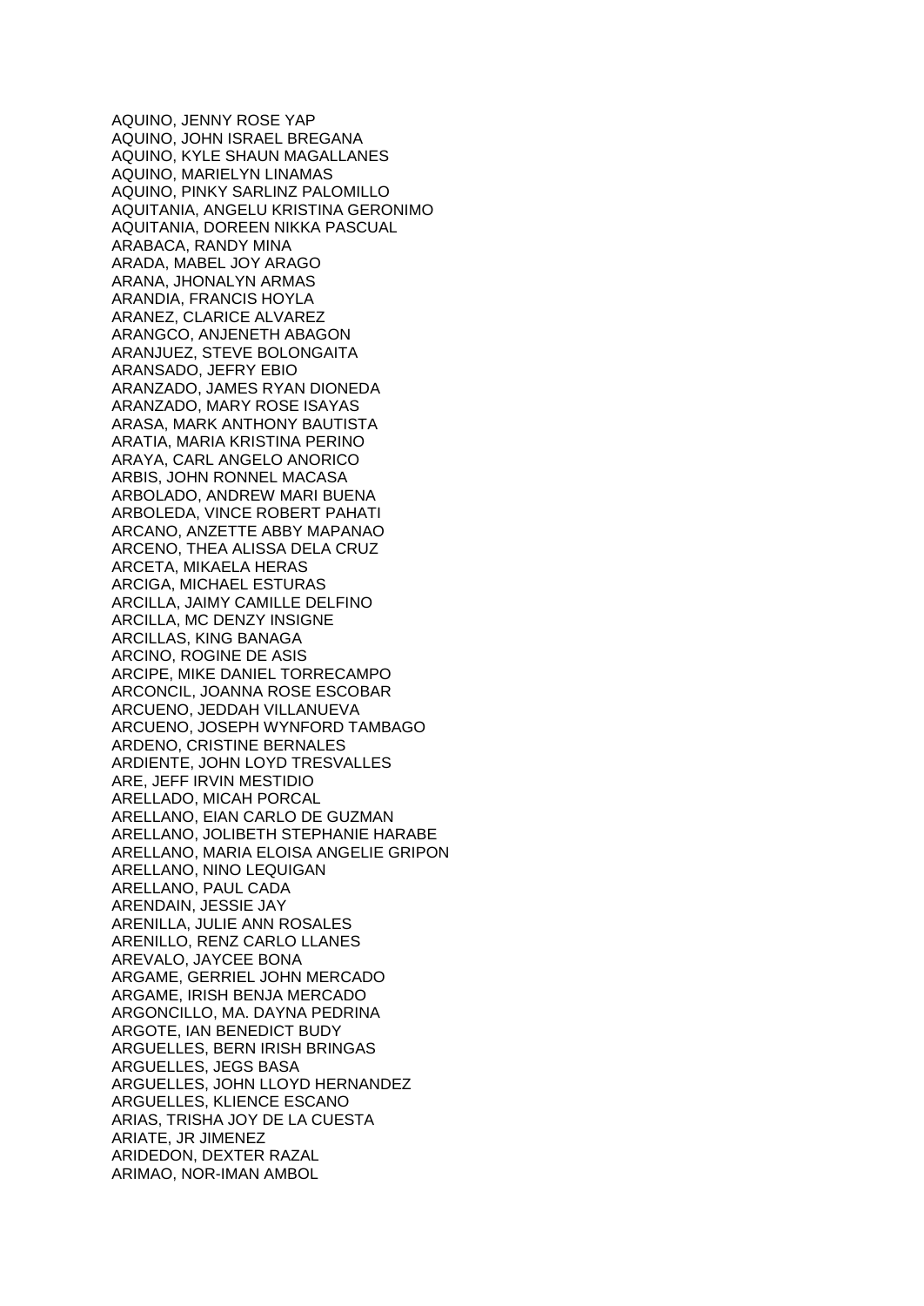AQUINO, JENNY ROSE YAP
AQUINO, JOHN ISRAEL BREGANA
AQUINO, KYLE SHAUN MAGALLANES
AQUINO, MARIELYN LINAMAS
AQUINO, PINKY SARLINZ PALOMILLO
AQUITANIA, ANGELU KRISTINA GERONIMO
AQUITANIA, DOREEN NIKKA PASCUAL
ARABACA, RANDY MINA
ARADA, MABEL JOY ARAGO
ARANA, JHONALYN ARMAS
ARANDIA, FRANCIS HOYLA
ARANEZ, CLARICE ALVAREZ
ARANGCO, ANJENETH ABAGON
ARANJUEZ, STEVE BOLONGAITA
ARANSADO, JEFRY EBIO
ARANZADO, JAMES RYAN DIONEDA
ARANZADO, MARY ROSE ISAYAS
ARASA, MARK ANTHONY BAUTISTA
ARATIA, MARIA KRISTINA PERINO
ARAYA, CARL ANGELO ANORICO
ARBIS, JOHN RONNEL MACASA
ARBOLADO, ANDREW MARI BUENA
ARBOLEDA, VINCE ROBERT PAHATI
ARCANO, ANZETTE ABBY MAPANAO
ARCENO, THEA ALISSA DELA CRUZ
ARCETA, MIKAELA HERAS
ARCIGA, MICHAEL ESTURAS
ARCILLA, JAIMY CAMILLE DELFINO
ARCILLA, MC DENZY INSIGNE
ARCILLAS, KING BANAGA
ARCINO, ROGINE DE ASIS
ARCIPE, MIKE DANIEL TORRECAMPO
ARCONCIL, JOANNA ROSE ESCOBAR
ARCUENO, JEDDAH VILLANUEVA
ARCUENO, JOSEPH WYNFORD TAMBAGO
ARDENO, CRISTINE BERNALES
ARDIENTE, JOHN LOYD TRESVALLES
ARE, JEFF IRVIN MESTIDIO
ARELLADO, MICAH PORCAL
ARELLANO, EIAN CARLO DE GUZMAN
ARELLANO, JOLIBETH STEPHANIE HARABE
ARELLANO, MARIA ELOISA ANGELIE GRIPON
ARELLANO, NINO LEQUIGAN
ARELLANO, PAUL CADA
ARENDAIN, JESSIE JAY
ARENILLA, JULIE ANN ROSALES
ARENILLO, RENZ CARLO LLANES
AREVALO, JAYCEE BONA
ARGAME, GERRIEL JOHN MERCADO
ARGAME, IRISH BENJA MERCADO
ARGONCILLO, MA. DAYNA PEDRINA
ARGOTE, IAN BENEDICT BUDY
ARGUELLES, BERN IRISH BRINGAS
ARGUELLES, JEGS BASA
ARGUELLES, JOHN LLOYD HERNANDEZ
ARGUELLES, KLIENCE ESCANO
ARIAS, TRISHA JOY DE LA CUESTA
ARIATE, JR JIMENEZ
ARIDEDON, DEXTER RAZAL
ARIMAO, NOR-IMAN AMBOL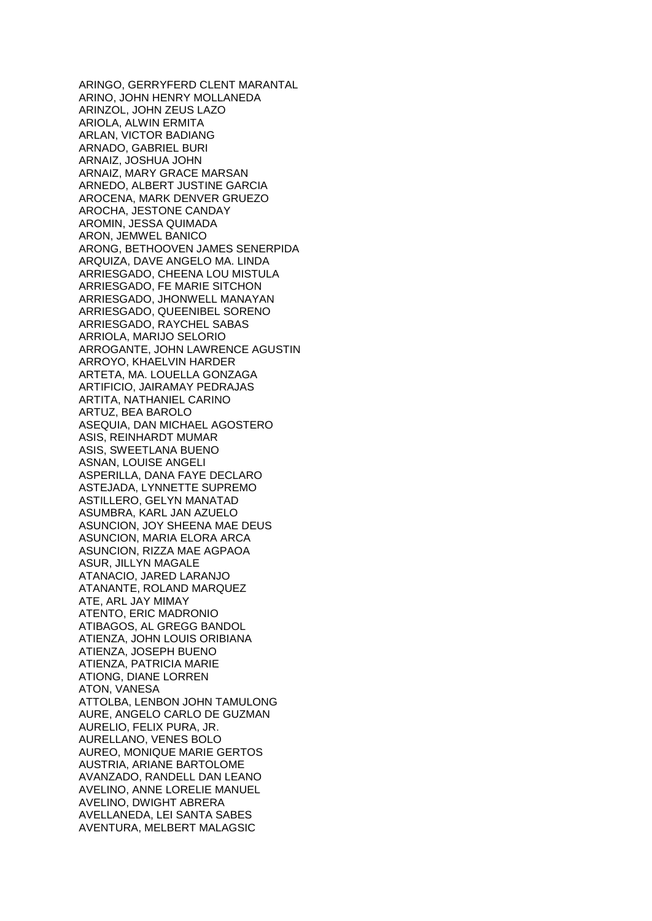ARINGO, GERRYFERD CLENT MARANTAL
ARINO, JOHN HENRY MOLLANEDA
ARINZOL, JOHN ZEUS LAZO
ARIOLA, ALWIN ERMITA
ARLAN, VICTOR BADIANG
ARNADO, GABRIEL BURI
ARNAIZ, JOSHUA JOHN
ARNAIZ, MARY GRACE MARSAN
ARNEDO, ALBERT JUSTINE GARCIA
AROCENA, MARK DENVER GRUEZO
AROCHA, JESTONE CANDAY
AROMIN, JESSA QUIMADA
ARON, JEMWEL BANICO
ARONG, BETHOOVEN JAMES SENERPIDA
ARQUIZA, DAVE ANGELO MA. LINDA
ARRIESGADO, CHEENA LOU MISTULA
ARRIESGADO, FE MARIE SITCHON
ARRIESGADO, JHONWELL MANAYAN
ARRIESGADO, QUEENIBEL SORENO
ARRIESGADO, RAYCHEL SABAS
ARRIOLA, MARIJO SELORIO
ARROGANTE, JOHN LAWRENCE AGUSTIN
ARROYO, KHAELVIN HARDER
ARTETA, MA. LOUELLA GONZAGA
ARTIFICIO, JAIRAMAY PEDRAJAS
ARTITA, NATHANIEL CARINO
ARTUZ, BEA BAROLO
ASEQUIA, DAN MICHAEL AGOSTERO
ASIS, REINHARDT MUMAR
ASIS, SWEETLANA BUENO
ASNAN, LOUISE ANGELI
ASPERILLA, DANA FAYE DECLARO
ASTEJADA, LYNNETTE SUPREMO
ASTILLERO, GELYN MANATAD
ASUMBRA, KARL JAN AZUELO
ASUNCION, JOY SHEENA MAE DEUS
ASUNCION, MARIA ELORA ARCA
ASUNCION, RIZZA MAE AGPAOA
ASUR, JILLYN MAGALE
ATANACIO, JARED LARANJO
ATANANTE, ROLAND MARQUEZ
ATE, ARL JAY MIMAY
ATENTO, ERIC MADRONIO
ATIBAGOS, AL GREGG BANDOL
ATIENZA, JOHN LOUIS ORIBIANA
ATIENZA, JOSEPH BUENO
ATIENZA, PATRICIA MARIE
ATIONG, DIANE LORREN
ATON, VANESA
ATTOLBA, LENBON JOHN TAMULONG
AURE, ANGELO CARLO DE GUZMAN
AURELIO, FELIX PURA, JR.
AURELLANO, VENES BOLO
AUREO, MONIQUE MARIE GERTOS
AUSTRIA, ARIANE BARTOLOME
AVANZADO, RANDELL DAN LEANO
AVELINO, ANNE LORELIE MANUEL
AVELINO, DWIGHT ABRERA
AVELLANEDA, LEI SANTA SABES
AVENTURA, MELBERT MALAGSIC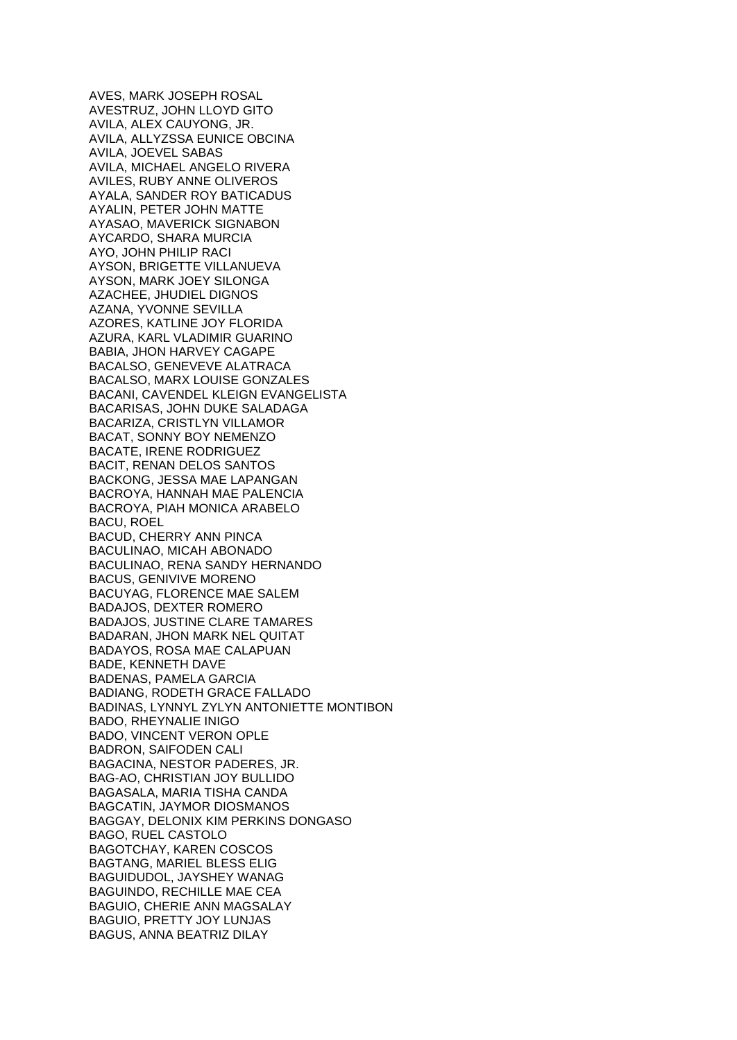AVES, MARK JOSEPH ROSAL
AVESTRUZ, JOHN LLOYD GITO
AVILA, ALEX CAUYONG, JR.
AVILA, ALLYZSSA EUNICE OBCINA
AVILA, JOEVEL SABAS
AVILA, MICHAEL ANGELO RIVERA
AVILES, RUBY ANNE OLIVEROS
AYALA, SANDER ROY BATICADUS
AYALIN, PETER JOHN MATTE
AYASAO, MAVERICK SIGNABON
AYCARDO, SHARA MURCIA
AYO, JOHN PHILIP RACI
AYSON, BRIGETTE VILLANUEVA
AYSON, MARK JOEY SILONGA
AZACHEE, JHUDIEL DIGNOS
AZANA, YVONNE SEVILLA
AZORES, KATLINE JOY FLORIDA
AZURA, KARL VLADIMIR GUARINO
BABIA, JHON HARVEY CAGAPE
BACALSO, GENEVEVE ALATRACA
BACALSO, MARX LOUISE GONZALES
BACANI, CAVENDEL KLEIGN EVANGELISTA
BACARISAS, JOHN DUKE SALADAGA
BACARIZA, CRISTLYN VILLAMOR
BACAT, SONNY BOY NEMENZO
BACATE, IRENE RODRIGUEZ
BACIT, RENAN DELOS SANTOS
BACKONG, JESSA MAE LAPANGAN
BACROYA, HANNAH MAE PALENCIA
BACROYA, PIAH MONICA ARABELO
BACU, ROEL
BACUD, CHERRY ANN PINCA
BACULINAO, MICAH ABONADO
BACULINAO, RENA SANDY HERNANDO
BACUS, GENIVIVE MORENO
BACUYAG, FLORENCE MAE SALEM
BADAJOS, DEXTER ROMERO
BADAJOS, JUSTINE CLARE TAMARES
BADARAN, JHON MARK NEL QUITAT
BADAYOS, ROSA MAE CALAPUAN
BADE, KENNETH DAVE
BADENAS, PAMELA GARCIA
BADIANG, RODETH GRACE FALLADO
BADINAS, LYNNYL ZYLYN ANTONIETTE MONTIBON
BADO, RHEYNALIE INIGO
BADO, VINCENT VERON OPLE
BADRON, SAIFODEN CALI
BAGACINA, NESTOR PADERES, JR.
BAG-AO, CHRISTIAN JOY BULLIDO
BAGASALA, MARIA TISHA CANDA
BAGCATIN, JAYMOR DIOSMANOS
BAGGAY, DELONIX KIM PERKINS DONGASO
BAGO, RUEL CASTOLO
BAGOTCHAY, KAREN COSCOS
BAGTANG, MARIEL BLESS ELIG
BAGUIDUDOL, JAYSHEY WANAG
BAGUINDO, RECHILLE MAE CEA
BAGUIO, CHERIE ANN MAGSALAY
BAGUIO, PRETTY JOY LUNJAS
BAGUS, ANNA BEATRIZ DILAY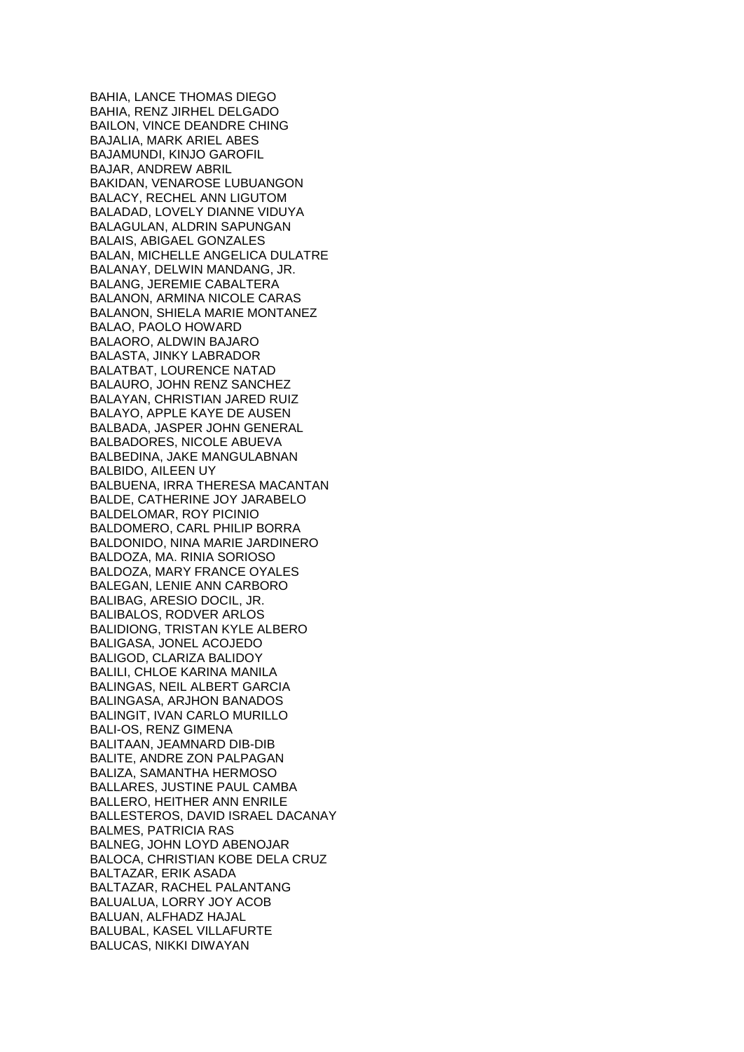BAHIA, LANCE THOMAS DIEGO
BAHIA, RENZ JIRHEL DELGADO
BAILON, VINCE DEANDRE CHING
BAJALIA, MARK ARIEL ABES
BAJAMUNDI, KINJO GAROFIL
BAJAR, ANDREW ABRIL
BAKIDAN, VENAROSE LUBUANGON
BALACY, RECHEL ANN LIGUTOM
BALADAD, LOVELY DIANNE VIDUYA
BALAGULAN, ALDRIN SAPUNGAN
BALAIS, ABIGAEL GONZALES
BALAN, MICHELLE ANGELICA DULATRE
BALANAY, DELWIN MANDANG, JR.
BALANG, JEREMIE CABALTERA
BALANON, ARMINA NICOLE CARAS
BALANON, SHIELA MARIE MONTANEZ
BALAO, PAOLO HOWARD
BALAORO, ALDWIN BAJARO
BALASTA, JINKY LABRADOR
BALATBAT, LOURENCE NATAD
BALAURO, JOHN RENZ SANCHEZ
BALAYAN, CHRISTIAN JARED RUIZ
BALAYO, APPLE KAYE DE AUSEN
BALBADA, JASPER JOHN GENERAL
BALBADORES, NICOLE ABUEVA
BALBEDINA, JAKE MANGULABNAN
BALBIDO, AILEEN UY
BALBUENA, IRRA THERESA MACANTAN
BALDE, CATHERINE JOY JARABELO
BALDELOMAR, ROY PICINIO
BALDOMERO, CARL PHILIP BORRA
BALDONIDO, NINA MARIE JARDINERO
BALDOZA, MA. RINIA SORIOSO
BALDOZA, MARY FRANCE OYALES
BALEGAN, LENIE ANN CARBORO
BALIBAG, ARESIO DOCIL, JR.
BALIBALOS, RODVER ARLOS
BALIDIONG, TRISTAN KYLE ALBERO
BALIGASA, JONEL ACOJEDO
BALIGOD, CLARIZA BALIDOY
BALILI, CHLOE KARINA MANILA
BALINGAS, NEIL ALBERT GARCIA
BALINGASA, ARJHON BANADOS
BALINGIT, IVAN CARLO MURILLO
BALI-OS, RENZ GIMENA
BALITAAN, JEAMNARD DIB-DIB
BALITE, ANDRE ZON PALPAGAN
BALIZA, SAMANTHA HERMOSO
BALLARES, JUSTINE PAUL CAMBA
BALLERO, HEITHER ANN ENRILE
BALLESTEROS, DAVID ISRAEL DACANAY
BALMES, PATRICIA RAS
BALNEG, JOHN LOYD ABENOJAR
BALOCA, CHRISTIAN KOBE DELA CRUZ
BALTAZAR, ERIK ASADA
BALTAZAR, RACHEL PALANTANG
BALUALUA, LORRY JOY ACOB
BALUAN, ALFHADZ HAJAL
BALUBAL, KASEL VILLAFURTE
BALUCAS, NIKKI DIWAYAN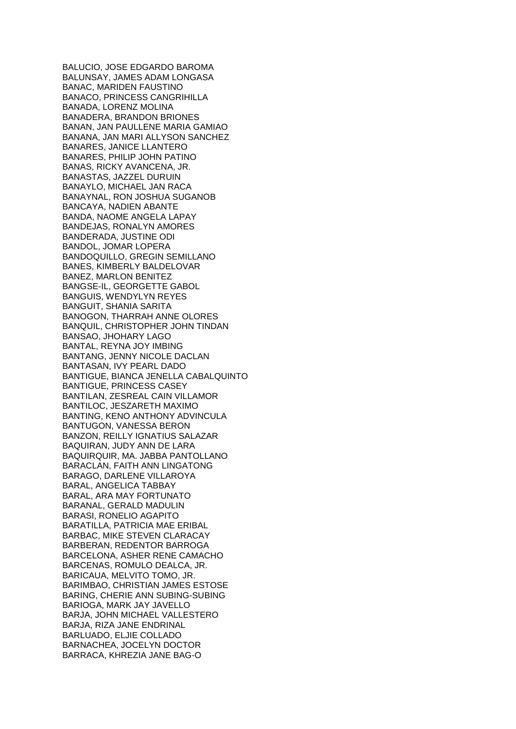BALUCIO, JOSE EDGARDO BAROMA
BALUNSAY, JAMES ADAM LONGASA
BANAC, MARIDEN FAUSTINO
BANACO, PRINCESS CANGRIHILLA
BANADA, LORENZ MOLINA
BANADERA, BRANDON BRIONES
BANAN, JAN PAULLENE MARIA GAMIAO
BANANA, JAN MARI ALLYSON SANCHEZ
BANARES, JANICE LLANTERO
BANARES, PHILIP JOHN PATINO
BANAS, RICKY AVANCENA, JR.
BANASTAS, JAZZEL DURUIN
BANAYLO, MICHAEL JAN RACA
BANAYNAL, RON JOSHUA SUGANOB
BANCAYA, NADIEN ABANTE
BANDA, NAOME ANGELA LAPAY
BANDEJAS, RONALYN AMORES
BANDERADA, JUSTINE ODI
BANDOL, JOMAR LOPERA
BANDOQUILLO, GREGIN SEMILLANO
BANES, KIMBERLY BALDELOVAR
BANEZ, MARLON BENITEZ
BANGSE-IL, GEORGETTE GABOL
BANGUIS, WENDYLYN REYES
BANGUIT, SHANIA SARITA
BANOGON, THARRAH ANNE OLORES
BANQUIL, CHRISTOPHER JOHN TINDAN
BANSAO, JHOHARY LAGO
BANTAL, REYNA JOY IMBING
BANTANG, JENNY NICOLE DACLAN
BANTASAN, IVY PEARL DADO
BANTIGUE, BIANCA JENELLA CABALQUINTO
BANTIGUE, PRINCESS CASEY
BANTILAN, ZESREAL CAIN VILLAMOR
BANTILOC, JESZARETH MAXIMO
BANTING, KENO ANTHONY ADVINCULA
BANTUGON, VANESSA BERON
BANZON, REILLY IGNATIUS SALAZAR
BAQUIRAN, JUDY ANN DE LARA
BAQUIRQUIR, MA. JABBA PANTOLLANO
BARACLAN, FAITH ANN LINGATONG
BARAGO, DARLENE VILLAROYA
BARAL, ANGELICA TABBAY
BARAL, ARA MAY FORTUNATO
BARANAL, GERALD MADULIN
BARASI, RONELIO AGAPITO
BARATILLA, PATRICIA MAE ERIBAL
BARBAC, MIKE STEVEN CLARACAY
BARBERAN, REDENTOR BARROGA
BARCELONA, ASHER RENE CAMACHO
BARCENAS, ROMULO DEALCA, JR.
BARICAUA, MELVITO TOMO, JR.
BARIMBAO, CHRISTIAN JAMES ESTOSE
BARING, CHERIE ANN SUBING-SUBING
BARIOGA, MARK JAY JAVELLO
BARJA, JOHN MICHAEL VALLESTERO
BARJA, RIZA JANE ENDRINAL
BARLUADO, ELJIE COLLADO
BARNACHEA, JOCELYN DOCTOR
BARRACA, KHREZIA JANE BAG-O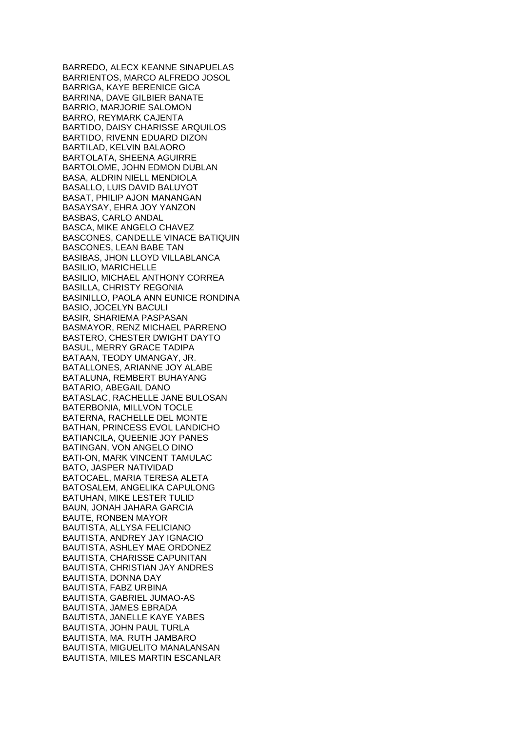BARREDO, ALECX KEANNE SINAPUELAS
BARRIENTOS, MARCO ALFREDO JOSOL
BARRIGA, KAYE BERENICE GICA
BARRINA, DAVE GILBIER BANATE
BARRIO, MARJORIE SALOMON
BARRO, REYMARK CAJENTA
BARTIDO, DAISY CHARISSE ARQUILOS
BARTIDO, RIVENN EDUARD DIZON
BARTILAD, KELVIN BALAORO
BARTOLATA, SHEENA AGUIRRE
BARTOLOME, JOHN EDMON DUBLAN
BASA, ALDRIN NIELL MENDIOLA
BASALLO, LUIS DAVID BALUYOT
BASAT, PHILIP AJON MANANGAN
BASAYSAY, EHRA JOY YANZON
BASBAS, CARLO ANDAL
BASCA, MIKE ANGELO CHAVEZ
BASCONES, CANDELLE VINACE BATIQUIN
BASCONES, LEAN BABE TAN
BASIBAS, JHON LLOYD VILLABLANCA
BASILIO, MARICHELLE
BASILIO, MICHAEL ANTHONY CORREA
BASILLA, CHRISTY REGONIA
BASINILLO, PAOLA ANN EUNICE RONDINA
BASIO, JOCELYN BACULI
BASIR, SHARIEMA PASPASAN
BASMAYOR, RENZ MICHAEL PARRENO
BASTERO, CHESTER DWIGHT DAYTO
BASUL, MERRY GRACE TADIPA
BATAAN, TEODY UMANGAY, JR.
BATALLONES, ARIANNE JOY ALABE
BATALUNA, REMBERT BUHAYANG
BATARIO, ABEGAIL DANO
BATASLAC, RACHELLE JANE BULOSAN
BATERBONIA, MILLVON TOCLE
BATERNA, RACHELLE DEL MONTE
BATHAN, PRINCESS EVOL LANDICHO
BATIANCILA, QUEENIE JOY PANES
BATINGAN, VON ANGELO DINO
BATI-ON, MARK VINCENT TAMULAC
BATO, JASPER NATIVIDAD
BATOCAEL, MARIA TERESA ALETA
BATOSALEM, ANGELIKA CAPULONG
BATUHAN, MIKE LESTER TULID
BAUN, JONAH JAHARA GARCIA
BAUTE, RONBEN MAYOR
BAUTISTA, ALLYSA FELICIANO
BAUTISTA, ANDREY JAY IGNACIO
BAUTISTA, ASHLEY MAE ORDONEZ
BAUTISTA, CHARISSE CAPUNITAN
BAUTISTA, CHRISTIAN JAY ANDRES
BAUTISTA, DONNA DAY
BAUTISTA, FABZ URBINA
BAUTISTA, GABRIEL JUMAO-AS
BAUTISTA, JAMES EBRADA
BAUTISTA, JANELLE KAYE YABES
BAUTISTA, JOHN PAUL TURLA
BAUTISTA, MA. RUTH JAMBARO
BAUTISTA, MIGUELITO MANALANSAN
BAUTISTA, MILES MARTIN ESCANLAR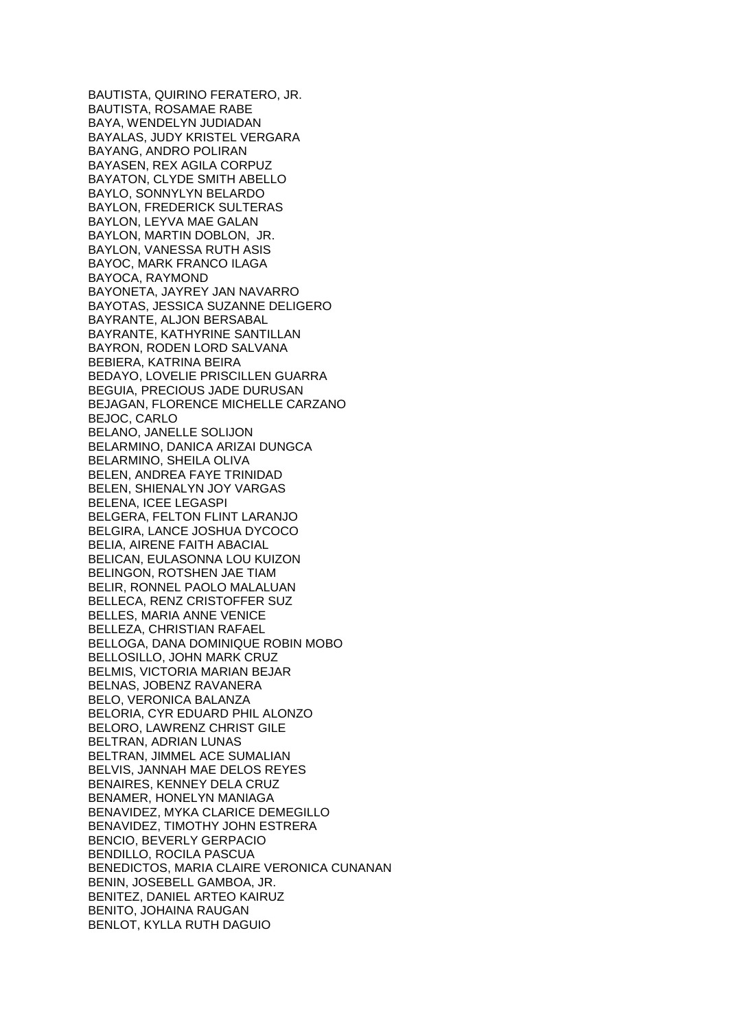BAUTISTA, QUIRINO FERATERO, JR.
BAUTISTA, ROSAMAE RABE
BAYA, WENDELYN JUDIADAN
BAYALAS, JUDY KRISTEL VERGARA
BAYANG, ANDRO POLIRAN
BAYASEN, REX AGILA CORPUZ
BAYATON, CLYDE SMITH ABELLO
BAYLO, SONNYLYN BELARDO
BAYLON, FREDERICK SULTERAS
BAYLON, LEYVA MAE GALAN
BAYLON, MARTIN DOBLON, JR.
BAYLON, VANESSA RUTH ASIS
BAYOC, MARK FRANCO ILAGA
BAYOCA, RAYMOND
BAYONETA, JAYREY JAN NAVARRO
BAYOTAS, JESSICA SUZANNE DELIGERO
BAYRANTE, ALJON BERSABAL
BAYRANTE, KATHYRINE SANTILLAN
BAYRON, RODEN LORD SALVANA
BEBIERA, KATRINA BEIRA
BEDAYO, LOVELIE PRISCILLEN GUARRA
BEGUIA, PRECIOUS JADE DURUSAN
BEJAGAN, FLORENCE MICHELLE CARZANO
BEJOC, CARLO
BELANO, JANELLE SOLIJON
BELARMINO, DANICA ARIZAI DUNGCA
BELARMINO, SHEILA OLIVA
BELEN, ANDREA FAYE TRINIDAD
BELEN, SHIENALYN JOY VARGAS
BELENA, ICEE LEGASPI
BELGERA, FELTON FLINT LARANJO
BELGIRA, LANCE JOSHUA DYCOCO
BELIA, AIRENE FAITH ABACIAL
BELICAN, EULASONNA LOU KUIZON
BELINGON, ROTSHEN JAE TIAM
BELIR, RONNEL PAOLO MALALUAN
BELLECA, RENZ CRISTOFFER SUZ
BELLES, MARIA ANNE VENICE
BELLEZA, CHRISTIAN RAFAEL
BELLOGA, DANA DOMINIQUE ROBIN MOBO
BELLOSILLO, JOHN MARK CRUZ
BELMIS, VICTORIA MARIAN BEJAR
BELNAS, JOBENZ RAVANERA
BELO, VERONICA BALANZA
BELORIA, CYR EDUARD PHIL ALONZO
BELORO, LAWRENZ CHRIST GILE
BELTRAN, ADRIAN LUNAS
BELTRAN, JIMMEL ACE SUMALIAN
BELVIS, JANNAH MAE DELOS REYES
BENAIRES, KENNEY DELA CRUZ
BENAMER, HONELYN MANIAGA
BENAVIDEZ, MYKA CLARICE DEMEGILLO
BENAVIDEZ, TIMOTHY JOHN ESTRERA
BENCIO, BEVERLY GERPACIO
BENDILLO, ROCILA PASCUA
BENEDICTOS, MARIA CLAIRE VERONICA CUNANAN
BENIN, JOSEBELL GAMBOA, JR.
BENITEZ, DANIEL ARTEO KAIRUZ
BENITO, JOHAINA RAUGAN
BENLOT, KYLLA RUTH DAGUIO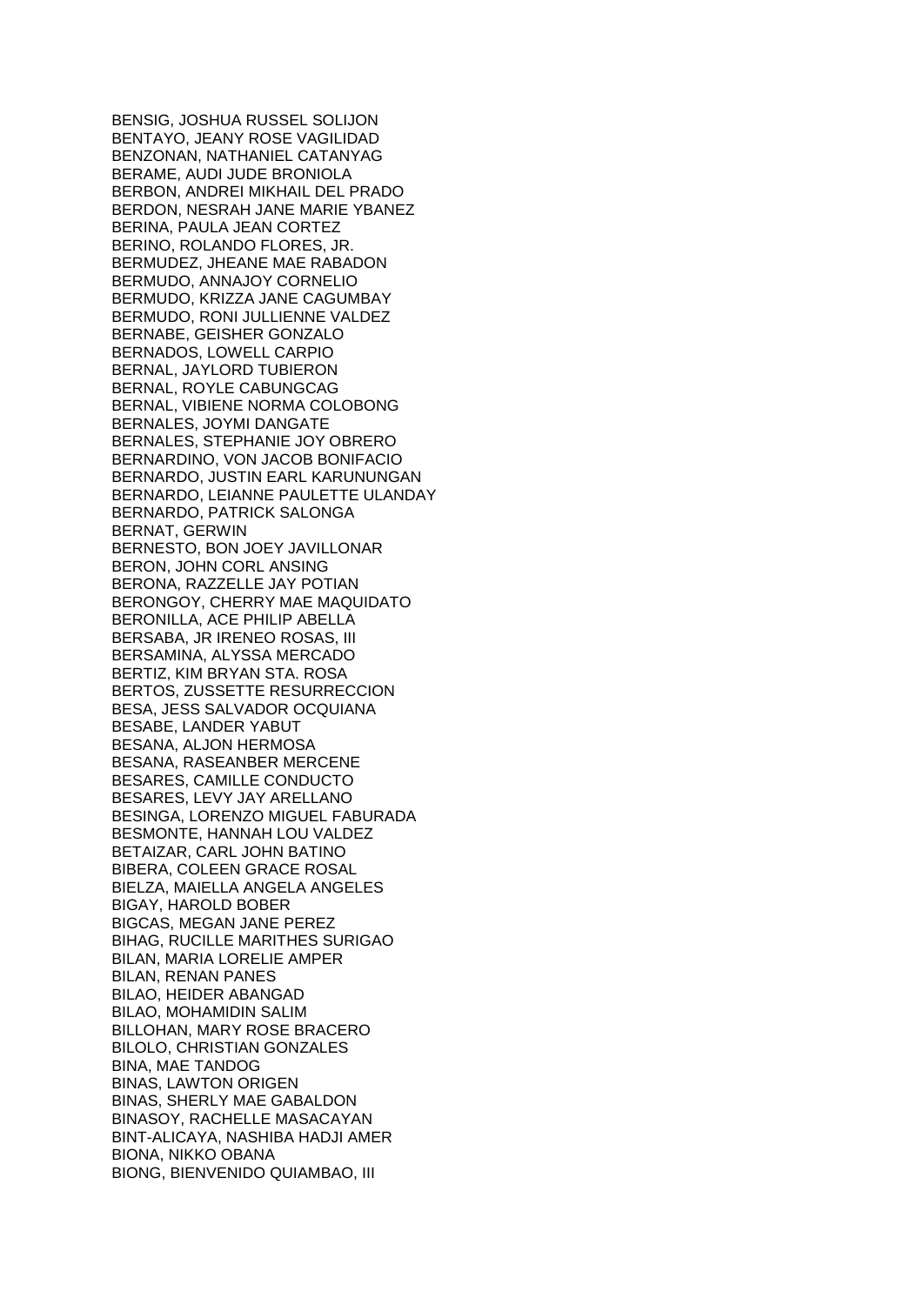BENSIG, JOSHUA RUSSEL SOLIJON
BENTAYO, JEANY ROSE VAGILIDAD
BENZONAN, NATHANIEL CATANYAG
BERAME, AUDI JUDE BRONIOLA
BERBON, ANDREI MIKHAIL DEL PRADO
BERDON, NESRAH JANE MARIE YBANEZ
BERINA, PAULA JEAN CORTEZ
BERINO, ROLANDO FLORES, JR.
BERMUDEZ, JHEANE MAE RABADON
BERMUDO, ANNAJOY CORNELIO
BERMUDO, KRIZZA JANE CAGUMBAY
BERMUDO, RONI JULLIENNE VALDEZ
BERNABE, GEISHER GONZALO
BERNADOS, LOWELL CARPIO
BERNAL, JAYLORD TUBIERON
BERNAL, ROYLE CABUNGCAG
BERNAL, VIBIENE NORMA COLOBONG
BERNALES, JOYMI DANGATE
BERNALES, STEPHANIE JOY OBRERO
BERNARDINO, VON JACOB BONIFACIO
BERNARDO, JUSTIN EARL KARUNUNGAN
BERNARDO, LEIANNE PAULETTE ULANDAY
BERNARDO, PATRICK SALONGA
BERNAT, GERWIN
BERNESTO, BON JOEY JAVILLONAR
BERON, JOHN CORL ANSING
BERONA, RAZZELLE JAY POTIAN
BERONGOY, CHERRY MAE MAQUIDATO
BERONILLA, ACE PHILIP ABELLA
BERSABA, JR IRENEO ROSAS, III
BERSAMINA, ALYSSA MERCADO
BERTIZ, KIM BRYAN STA. ROSA
BERTOS, ZUSSETTE RESURRECCION
BESA, JESS SALVADOR OCQUIANA
BESABE, LANDER YABUT
BESANA, ALJON HERMOSA
BESANA, RASEANBER MERCENE
BESARES, CAMILLE CONDUCTO
BESARES, LEVY JAY ARELLANO
BESINGA, LORENZO MIGUEL FABURADA
BESMONTE, HANNAH LOU VALDEZ
BETAIZAR, CARL JOHN BATINO
BIBERA, COLEEN GRACE ROSAL
BIELZA, MAIELLA ANGELA ANGELES
BIGAY, HAROLD BOBER
BIGCAS, MEGAN JANE PEREZ
BIHAG, RUCILLE MARITHES SURIGAO
BILAN, MARIA LORELIE AMPER
BILAN, RENAN PANES
BILAO, HEIDER ABANGAD
BILAO, MOHAMIDIN SALIM
BILLOHAN, MARY ROSE BRACERO
BILOLO, CHRISTIAN GONZALES
BINA, MAE TANDOG
BINAS, LAWTON ORIGEN
BINAS, SHERLY MAE GABALDON
BINASOY, RACHELLE MASACAYAN
BINT-ALICAYA, NASHIBA HADJI AMER
BIONA, NIKKO OBANA
BIONG, BIENVENIDO QUIAMBAO, III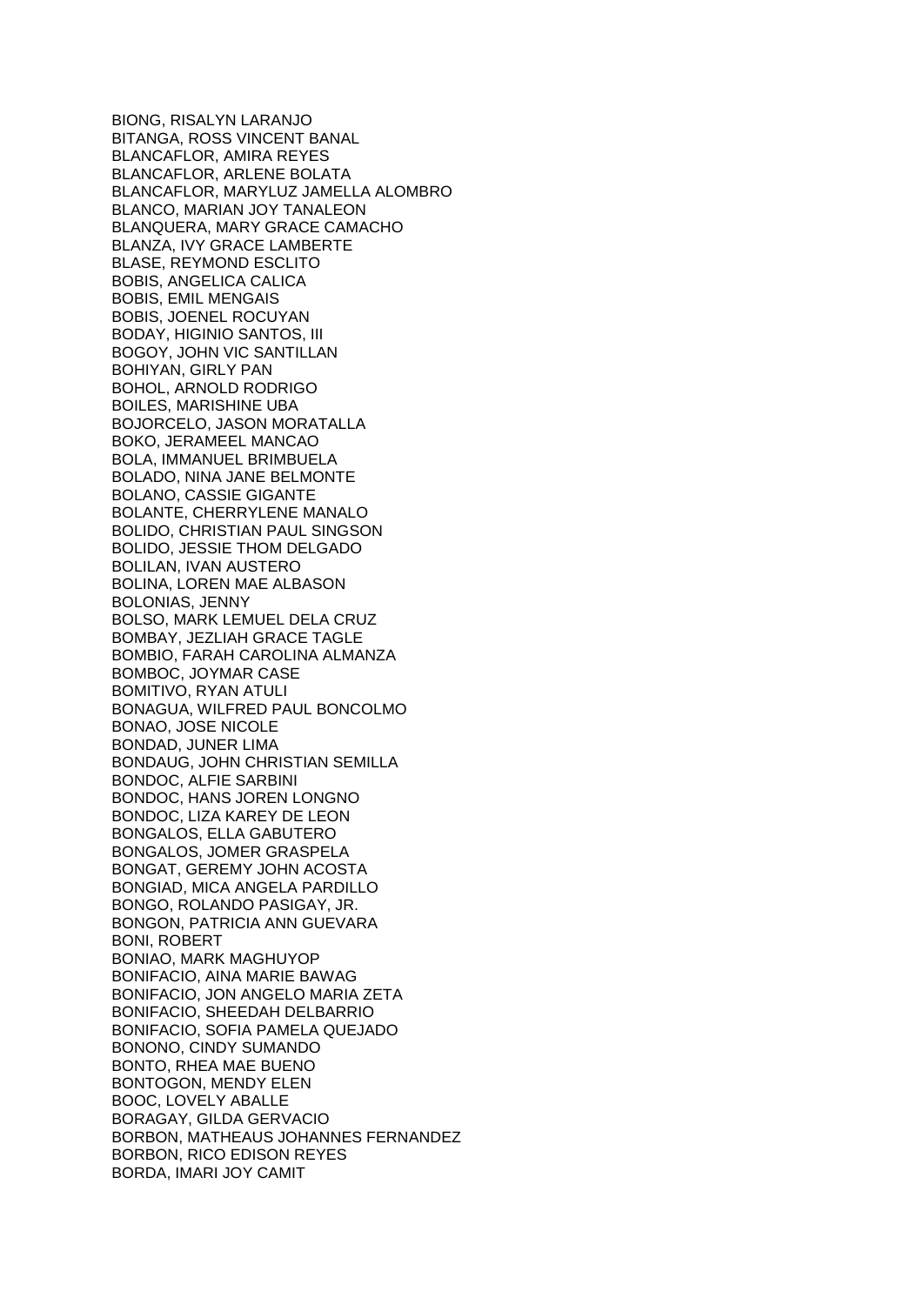BIONG, RISALYN LARANJO
BITANGA, ROSS VINCENT BANAL
BLANCAFLOR, AMIRA REYES
BLANCAFLOR, ARLENE BOLATA
BLANCAFLOR, MARYLUZ JAMELLA ALOMBRO
BLANCO, MARIAN JOY TANALEON
BLANQUERA, MARY GRACE CAMACHO
BLANZA, IVY GRACE LAMBERTE
BLASE, REYMOND ESCLITO
BOBIS, ANGELICA CALICA
BOBIS, EMIL MENGAIS
BOBIS, JOENEL ROCUYAN
BODAY, HIGINIO SANTOS, III
BOGOY, JOHN VIC SANTILLAN
BOHIYAN, GIRLY PAN
BOHOL, ARNOLD RODRIGO
BOILES, MARISHINE UBA
BOJORCELO, JASON MORATALLA
BOKO, JERAMEEL MANCAO
BOLA, IMMANUEL BRIMBUELA
BOLADO, NINA JANE BELMONTE
BOLANO, CASSIE GIGANTE
BOLANTE, CHERRYLENE MANALO
BOLIDO, CHRISTIAN PAUL SINGSON
BOLIDO, JESSIE THOM DELGADO
BOLILAN, IVAN AUSTERO
BOLINA, LOREN MAE ALBASON
BOLONIAS, JENNY
BOLSO, MARK LEMUEL DELA CRUZ
BOMBAY, JEZLIAH GRACE TAGLE
BOMBIO, FARAH CAROLINA ALMANZA
BOMBOC, JOYMAR CASE
BOMITIVO, RYAN ATULI
BONAGUA, WILFRED PAUL BONCOLMO
BONAO, JOSE NICOLE
BONDAD, JUNER LIMA
BONDAUG, JOHN CHRISTIAN SEMILLA
BONDOC, ALFIE SARBINI
BONDOC, HANS JOREN LONGNO
BONDOC, LIZA KAREY DE LEON
BONGALOS, ELLA GABUTERO
BONGALOS, JOMER GRASPELA
BONGAT, GEREMY JOHN ACOSTA
BONGIAD, MICA ANGELA PARDILLO
BONGO, ROLANDO PASIGAY, JR.
BONGON, PATRICIA ANN GUEVARA
BONI, ROBERT
BONIAO, MARK MAGHUYOP
BONIFACIO, AINA MARIE BAWAG
BONIFACIO, JON ANGELO MARIA ZETA
BONIFACIO, SHEEDAH DELBARRIO
BONIFACIO, SOFIA PAMELA QUEJADO
BONONO, CINDY SUMANDO
BONTO, RHEA MAE BUENO
BONTOGON, MENDY ELEN
BOOC, LOVELY ABALLE
BORAGAY, GILDA GERVACIO
BORBON, MATHEAUS JOHANNES FERNANDEZ
BORBON, RICO EDISON REYES
BORDA, IMARI JOY CAMIT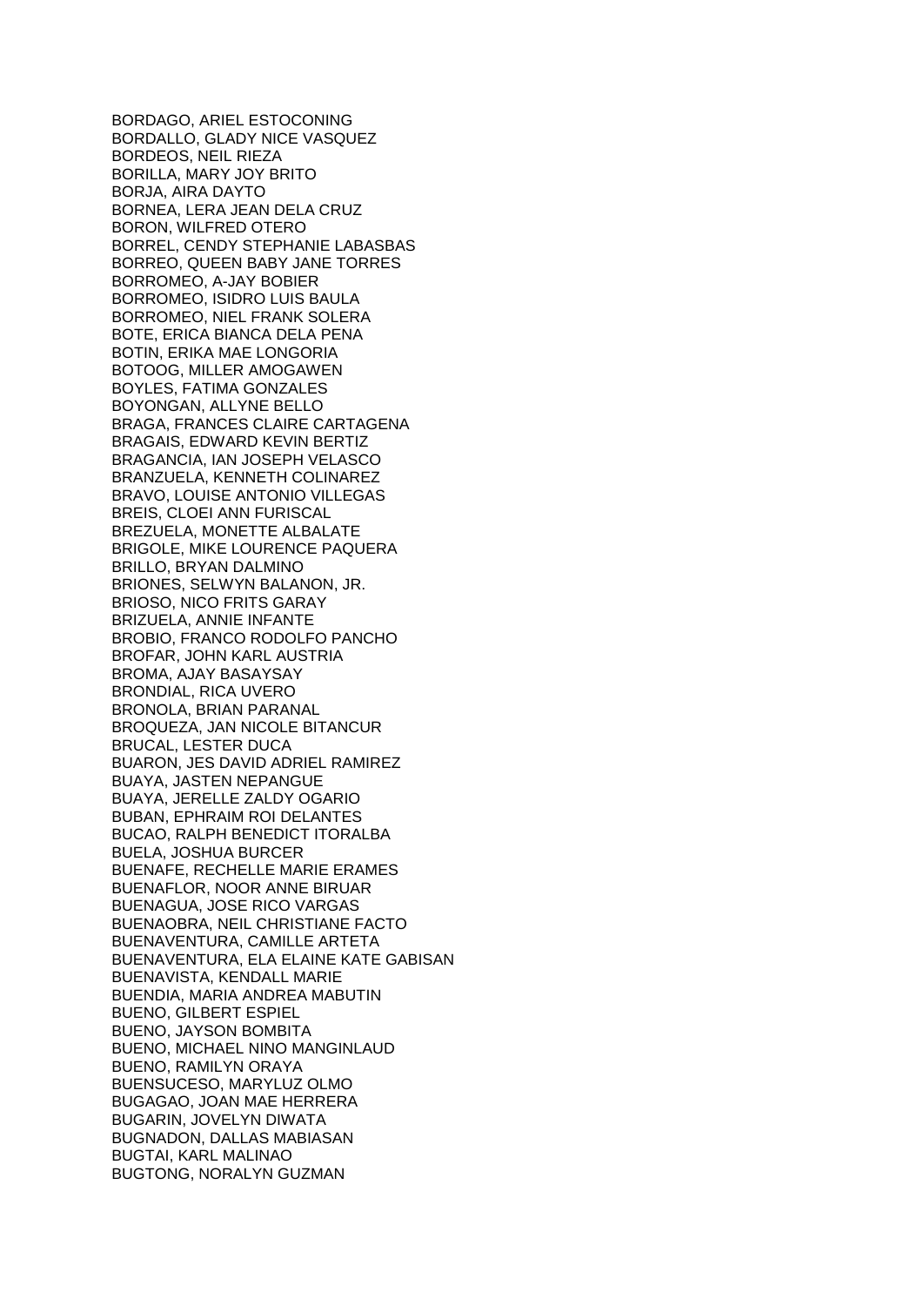BORDAGO, ARIEL ESTOCONING
BORDALLO, GLADY NICE VASQUEZ
BORDEOS, NEIL RIEZA
BORILLA, MARY JOY BRITO
BORJA, AIRA DAYTO
BORNEA, LERA JEAN DELA CRUZ
BORON, WILFRED OTERO
BORREL, CENDY STEPHANIE LABASBAS
BORREO, QUEEN BABY JANE TORRES
BORROMEO, A-JAY BOBIER
BORROMEO, ISIDRO LUIS BAULA
BORROMEO, NIEL FRANK SOLERA
BOTE, ERICA BIANCA DELA PENA
BOTIN, ERIKA MAE LONGORIA
BOTOOG, MILLER AMOGAWEN
BOYLES, FATIMA GONZALES
BOYONGAN, ALLYNE BELLO
BRAGA, FRANCES CLAIRE CARTAGENA
BRAGAIS, EDWARD KEVIN BERTIZ
BRAGANCIA, IAN JOSEPH VELASCO
BRANZUELA, KENNETH COLINAREZ
BRAVO, LOUISE ANTONIO VILLEGAS
BREIS, CLOEI ANN FURISCAL
BREZUELA, MONETTE ALBALATE
BRIGOLE, MIKE LOURENCE PAQUERA
BRILLO, BRYAN DALMINO
BRIONES, SELWYN BALANON, JR.
BRIOSO, NICO FRITS GARAY
BRIZUELA, ANNIE INFANTE
BROBIO, FRANCO RODOLFO PANCHO
BROFAR, JOHN KARL AUSTRIA
BROMA, AJAY BASAYSAY
BRONDIAL, RICA UVERO
BRONOLA, BRIAN PARANAL
BROQUEZA, JAN NICOLE BITANCUR
BRUCAL, LESTER DUCA
BUARON, JES DAVID ADRIEL RAMIREZ
BUAYA, JASTEN NEPANGUE
BUAYA, JERELLE ZALDY OGARIO
BUBAN, EPHRAIM ROI DELANTES
BUCAO, RALPH BENEDICT ITORALBA
BUELA, JOSHUA BURCER
BUENAFE, RECHELLE MARIE ERAMES
BUENAFLOR, NOOR ANNE BIRUAR
BUENAGUA, JOSE RICO VARGAS
BUENAOBRA, NEIL CHRISTIANE FACTO
BUENAVENTURA, CAMILLE ARTETA
BUENAVENTURA, ELA ELAINE KATE GABISAN
BUENAVISTA, KENDALL MARIE
BUENDIA, MARIA ANDREA MABUTIN
BUENO, GILBERT ESPIEL
BUENO, JAYSON BOMBITA
BUENO, MICHAEL NINO MANGINLAUD
BUENO, RAMILYN ORAYA
BUENSUCESO, MARYLUZ OLMO
BUGAGAO, JOAN MAE HERRERA
BUGARIN, JOVELYN DIWATA
BUGNADON, DALLAS MABIASAN
BUGTAI, KARL MALINAO
BUGTONG, NORALYN GUZMAN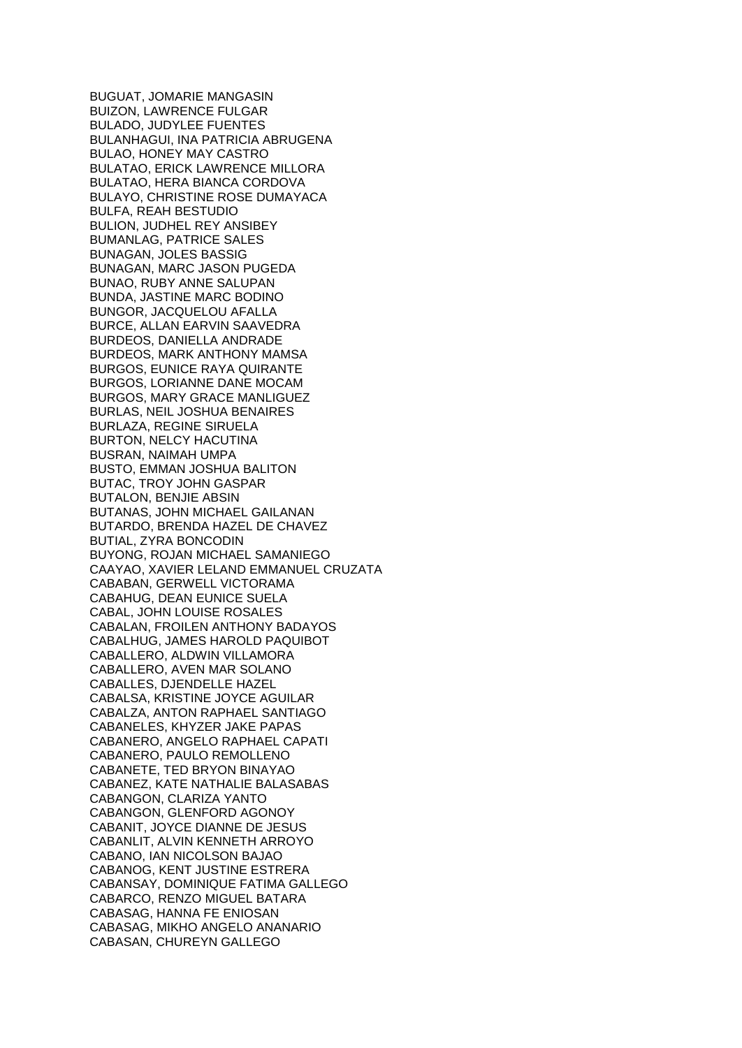BUGUAT, JOMARIE MANGASIN
BUIZON, LAWRENCE FULGAR
BULADO, JUDYLEE FUENTES
BULANHAGUI, INA PATRICIA ABRUGENA
BULAO, HONEY MAY CASTRO
BULATAO, ERICK LAWRENCE MILLORA
BULATAO, HERA BIANCA CORDOVA
BULAYO, CHRISTINE ROSE DUMAYACA
BULFA, REAH BESTUDIO
BULION, JUDHEL REY ANSIBEY
BUMANLAG, PATRICE SALES
BUNAGAN, JOLES BASSIG
BUNAGAN, MARC JASON PUGEDA
BUNAO, RUBY ANNE SALUPAN
BUNDA, JASTINE MARC BODINO
BUNGOR, JACQUELOU AFALLA
BURCE, ALLAN EARVIN SAAVEDRA
BURDEOS, DANIELLA ANDRADE
BURDEOS, MARK ANTHONY MAMSA
BURGOS, EUNICE RAYA QUIRANTE
BURGOS, LORIANNE DANE MOCAM
BURGOS, MARY GRACE MANLIGUEZ
BURLAS, NEIL JOSHUA BENAIRES
BURLAZA, REGINE SIRUELA
BURTON, NELCY HACUTINA
BUSRAN, NAIMAH UMPA
BUSTO, EMMAN JOSHUA BALITON
BUTAC, TROY JOHN GASPAR
BUTALON, BENJIE ABSIN
BUTANAS, JOHN MICHAEL GAILANAN
BUTARDO, BRENDA HAZEL DE CHAVEZ
BUTIAL, ZYRA BONCODIN
BUYONG, ROJAN MICHAEL SAMANIEGO
CAAYAO, XAVIER LELAND EMMANUEL CRUZATA
CABABAN, GERWELL VICTORAMA
CABAHUG, DEAN EUNICE SUELA
CABAL, JOHN LOUISE ROSALES
CABALAN, FROILEN ANTHONY BADAYOS
CABALHUG, JAMES HAROLD PAQUIBOT
CABALLERO, ALDWIN VILLAMORA
CABALLERO, AVEN MAR SOLANO
CABALLES, DJENDELLE HAZEL
CABALSA, KRISTINE JOYCE AGUILAR
CABALZA, ANTON RAPHAEL SANTIAGO
CABANELES, KHYZER JAKE PAPAS
CABANERO, ANGELO RAPHAEL CAPATI
CABANERO, PAULO REMOLLENO
CABANETE, TED BRYON BINAYAO
CABANEZ, KATE NATHALIE BALASABAS
CABANGON, CLARIZA YANTO
CABANGON, GLENFORD AGONOY
CABANIT, JOYCE DIANNE DE JESUS
CABANLIT, ALVIN KENNETH ARROYO
CABANO, IAN NICOLSON BAJAO
CABANOG, KENT JUSTINE ESTRERA
CABANSAY, DOMINIQUE FATIMA GALLEGO
CABARCO, RENZO MIGUEL BATARA
CABASAG, HANNA FE ENIOSAN
CABASAG, MIKHO ANGELO ANANARIO
CABASAN, CHUREYN GALLEGO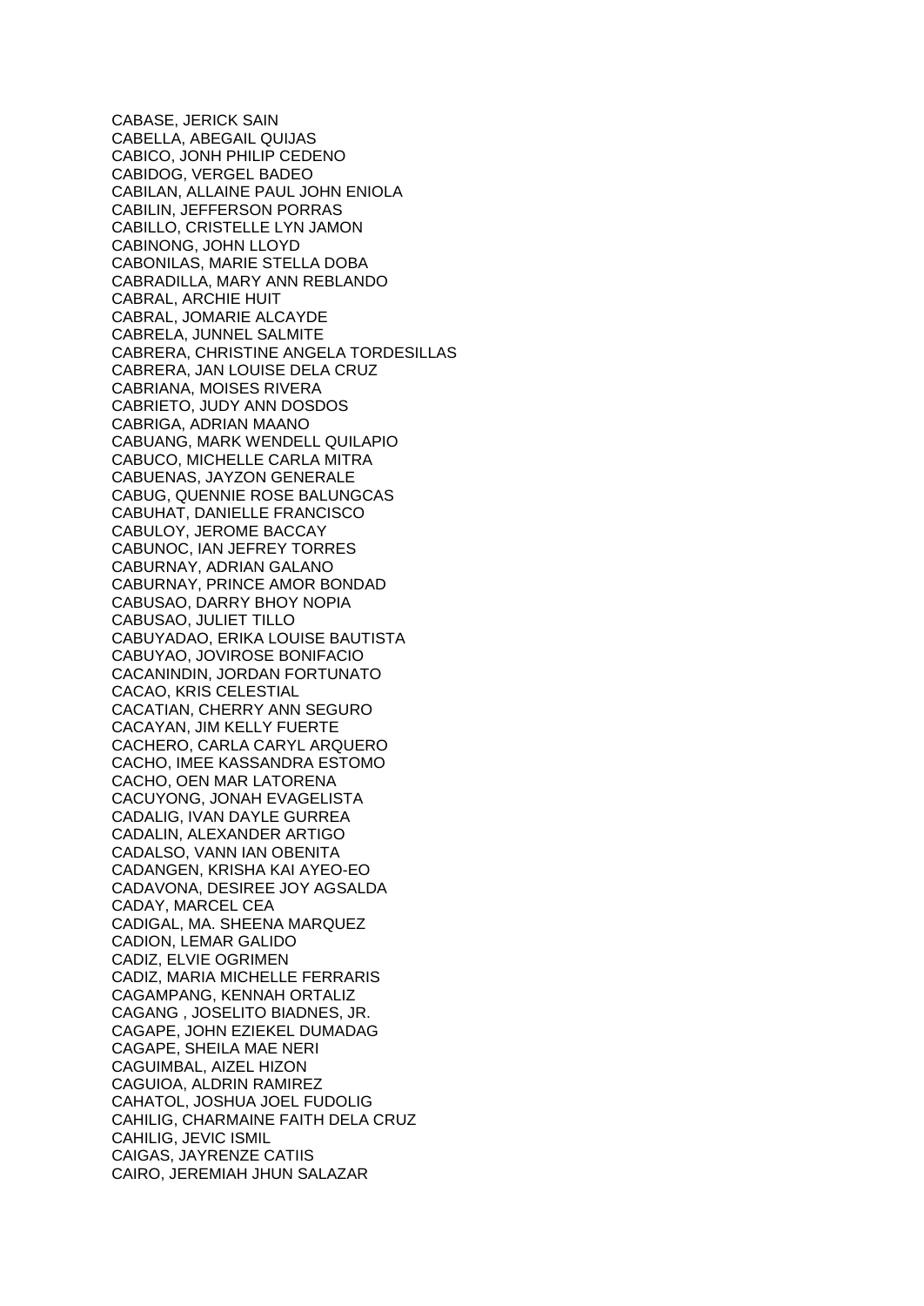CABASE, JERICK SAIN
CABELLA, ABEGAIL QUIJAS
CABICO, JONH PHILIP CEDENO
CABIDOG, VERGEL BADEO
CABILAN, ALLAINE PAUL JOHN ENIOLA
CABILIN, JEFFERSON PORRAS
CABILLO, CRISTELLE LYN JAMON
CABINONG, JOHN LLOYD
CABONILAS, MARIE STELLA DOBA
CABRADILLA, MARY ANN REBLANDO
CABRAL, ARCHIE HUIT
CABRAL, JOMARIE ALCAYDE
CABRELA, JUNNEL SALMITE
CABRERA, CHRISTINE ANGELA TORDESILLAS
CABRERA, JAN LOUISE DELA CRUZ
CABRIANA, MOISES RIVERA
CABRIETO, JUDY ANN DOSDOS
CABRIGA, ADRIAN MAANO
CABUANG, MARK WENDELL QUILAPIO
CABUCO, MICHELLE CARLA MITRA
CABUENAS, JAYZON GENERALE
CABUG, QUENNIE ROSE BALUNGCAS
CABUHAT, DANIELLE FRANCISCO
CABULOY, JEROME BACCAY
CABUNOC, IAN JEFREY TORRES
CABURNAY, ADRIAN GALANO
CABURNAY, PRINCE AMOR BONDAD
CABUSAO, DARRY BHOY NOPIA
CABUSAO, JULIET TILLO
CABUYADAO, ERIKA LOUISE BAUTISTA
CABUYAO, JOVIROSE BONIFACIO
CACANINDIN, JORDAN FORTUNATO
CACAO, KRIS CELESTIAL
CACATIAN, CHERRY ANN SEGURO
CACAYAN, JIM KELLY FUERTE
CACHERO, CARLA CARYL ARQUERO
CACHO, IMEE KASSANDRA ESTOMO
CACHO, OEN MAR LATORENA
CACUYONG, JONAH EVAGELISTA
CADALIG, IVAN DAYLE GURREA
CADALIN, ALEXANDER ARTIGO
CADALSO, VANN IAN OBENITA
CADANGEN, KRISHA KAI AYEO-EO
CADAVONA, DESIREE JOY AGSALDA
CADAY, MARCEL CEA
CADIGAL, MA. SHEENA MARQUEZ
CADION, LEMAR GALIDO
CADIZ, ELVIE OGRIMEN
CADIZ, MARIA MICHELLE FERRARIS
CAGAMPANG, KENNAH ORTALIZ
CAGANG , JOSELITO BIADNES, JR.
CAGAPE, JOHN EZIEKEL DUMADAG
CAGAPE, SHEILA MAE NERI
CAGUIMBAL, AIZEL HIZON
CAGUIOA, ALDRIN RAMIREZ
CAHATOL, JOSHUA JOEL FUDOLIG
CAHILIG, CHARMAINE FAITH DELA CRUZ
CAHILIG, JEVIC ISMIL
CAIGAS, JAYRENZE CATIIS
CAIRO, JEREMIAH JHUN SALAZAR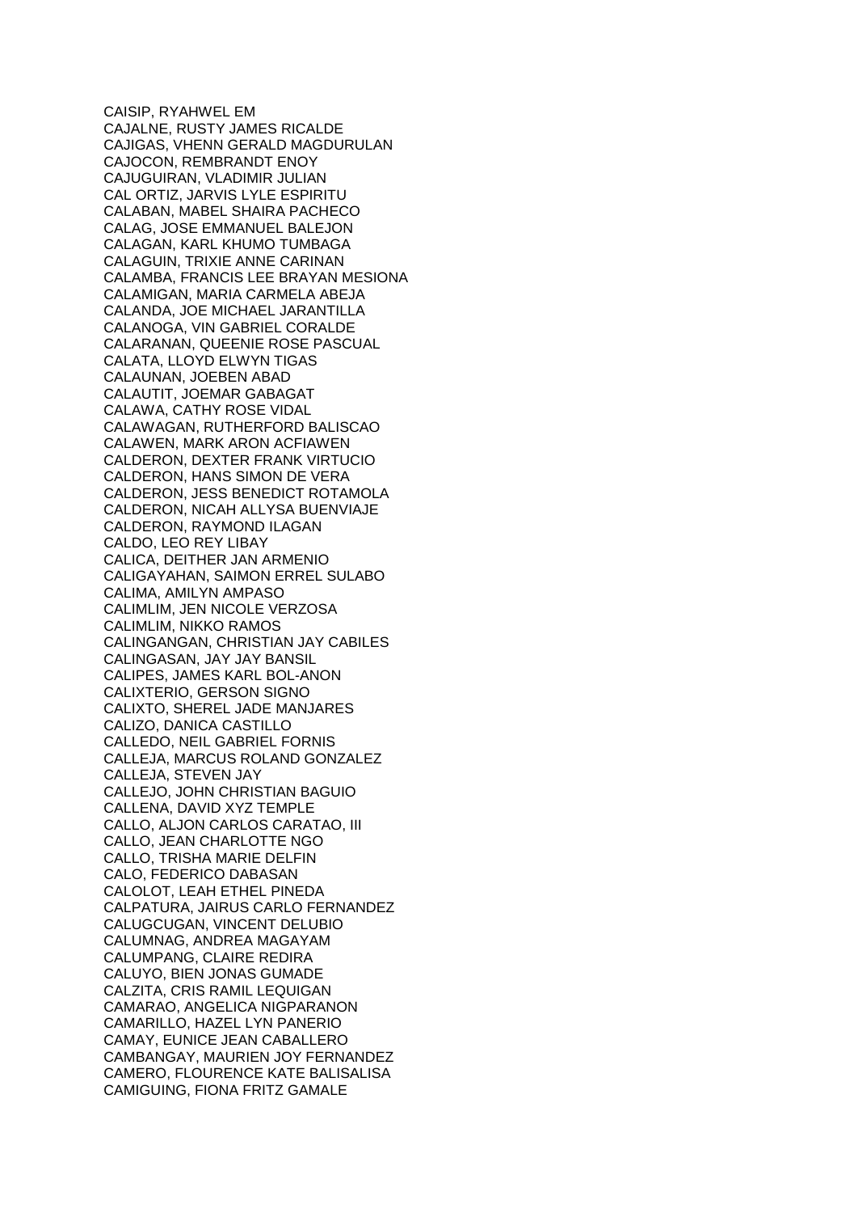CAISIP, RYAHWEL EM
CAJALNE, RUSTY JAMES RICALDE
CAJIGAS, VHENN GERALD MAGDURULAN
CAJOCON, REMBRANDT ENOY
CAJUGUIRAN, VLADIMIR JULIAN
CAL ORTIZ, JARVIS LYLE ESPIRITU
CALABAN, MABEL SHAIRA PACHECO
CALAG, JOSE EMMANUEL BALEJON
CALAGAN, KARL KHUMO TUMBAGA
CALAGUIN, TRIXIE ANNE CARINAN
CALAMBA, FRANCIS LEE BRAYAN MESIONA
CALAMIGAN, MARIA CARMELA ABEJA
CALANDA, JOE MICHAEL JARANTILLA
CALANOGA, VIN GABRIEL CORALDE
CALARANAN, QUEENIE ROSE PASCUAL
CALATA, LLOYD ELWYN TIGAS
CALAUNAN, JOEBEN ABAD
CALAUTIT, JOEMAR GABAGAT
CALAWA, CATHY ROSE VIDAL
CALAWAGAN, RUTHERFORD BALISCAO
CALAWEN, MARK ARON ACFIAWEN
CALDERON, DEXTER FRANK VIRTUCIO
CALDERON, HANS SIMON DE VERA
CALDERON, JESS BENEDICT ROTAMOLA
CALDERON, NICAH ALLYSA BUENVIAJE
CALDERON, RAYMOND ILAGAN
CALDO, LEO REY LIBAY
CALICA, DEITHER JAN ARMENIO
CALIGAYAHAN, SAIMON ERREL SULABO
CALIMA, AMILYN AMPASO
CALIMLIM, JEN NICOLE VERZOSA
CALIMLIM, NIKKO RAMOS
CALINGANGAN, CHRISTIAN JAY CABILES
CALINGASAN, JAY JAY BANSIL
CALIPES, JAMES KARL BOL-ANON
CALIXTERIO, GERSON SIGNO
CALIXTO, SHEREL JADE MANJARES
CALIZO, DANICA CASTILLO
CALLEDO, NEIL GABRIEL FORNIS
CALLEJA, MARCUS ROLAND GONZALEZ
CALLEJA, STEVEN JAY
CALLEJO, JOHN CHRISTIAN BAGUIO
CALLENA, DAVID XYZ TEMPLE
CALLO, ALJON CARLOS CARATAO, III
CALLO, JEAN CHARLOTTE NGO
CALLO, TRISHA MARIE DELFIN
CALO, FEDERICO DABASAN
CALOLOT, LEAH ETHEL PINEDA
CALPATURA, JAIRUS CARLO FERNANDEZ
CALUGCUGAN, VINCENT DELUBIO
CALUMNAG, ANDREA MAGAYAM
CALUMPANG, CLAIRE REDIRA
CALUYO, BIEN JONAS GUMADE
CALZITA, CRIS RAMIL LEQUIGAN
CAMARAO, ANGELICA NIGPARANON
CAMARILLO, HAZEL LYN PANERIO
CAMAY, EUNICE JEAN CABALLERO
CAMBANGAY, MAURIEN JOY FERNANDEZ
CAMERO, FLOURENCE KATE BALISALISA
CAMIGUING, FIONA FRITZ GAMALE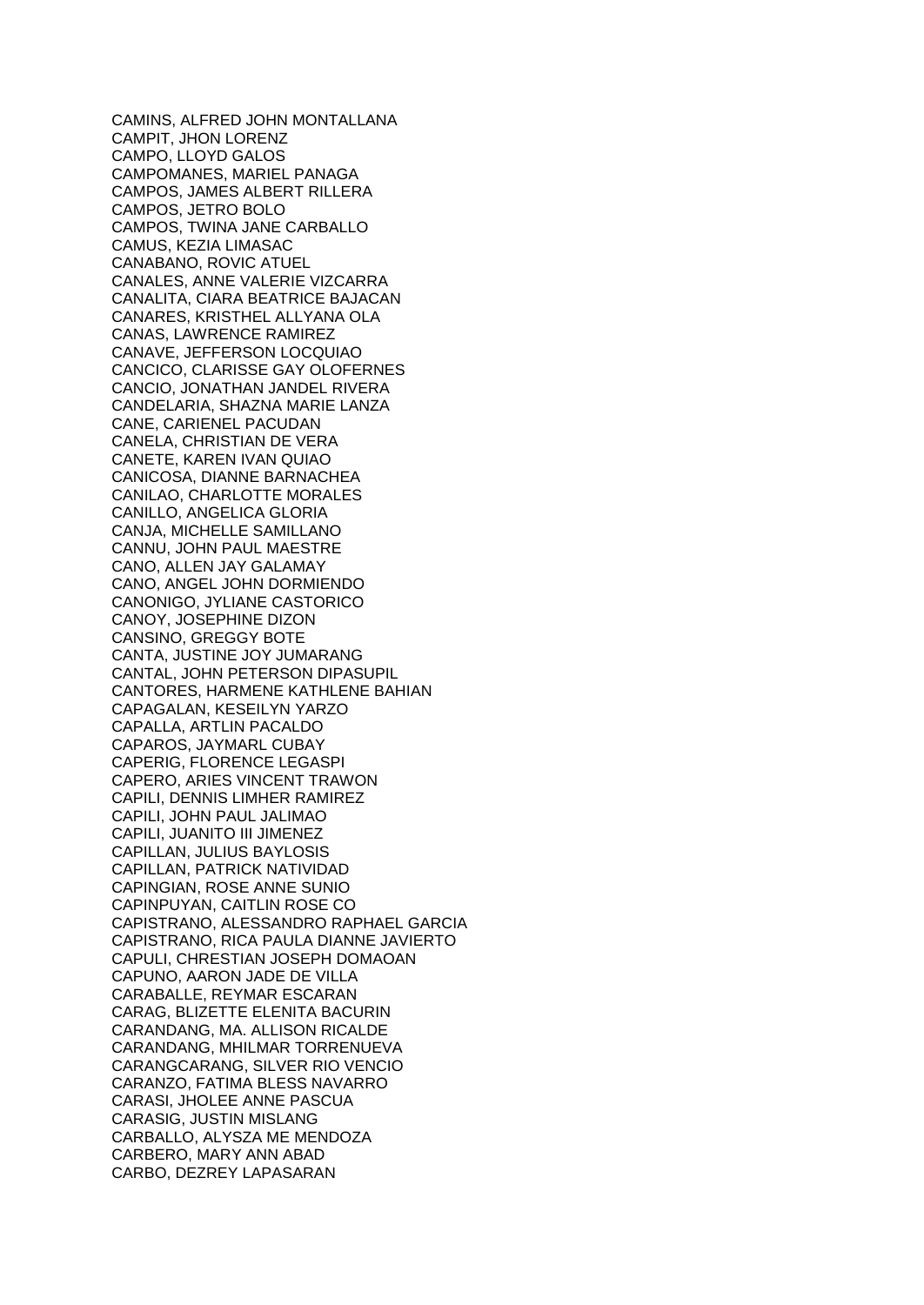CAMINS, ALFRED JOHN MONTALLANA
CAMPIT, JHON LORENZ
CAMPO, LLOYD GALOS
CAMPOMANES, MARIEL PANAGA
CAMPOS, JAMES ALBERT RILLERA
CAMPOS, JETRO BOLO
CAMPOS, TWINA JANE CARBALLO
CAMUS, KEZIA LIMASAC
CANABANO, ROVIC ATUEL
CANALES, ANNE VALERIE VIZCARRA
CANALITA, CIARA BEATRICE BAJACAN
CANARES, KRISTHEL ALLYANA OLA
CANAS, LAWRENCE RAMIREZ
CANAVE, JEFFERSON LOCQUIAO
CANCICO, CLARISSE GAY OLOFERNES
CANCIO, JONATHAN JANDEL RIVERA
CANDELARIA, SHAZNA MARIE LANZA
CANE, CARIENEL PACUDAN
CANELA, CHRISTIAN DE VERA
CANETE, KAREN IVAN QUIAO
CANICOSA, DIANNE BARNACHEA
CANILAO, CHARLOTTE MORALES
CANILLO, ANGELICA GLORIA
CANJA, MICHELLE SAMILLANO
CANNU, JOHN PAUL MAESTRE
CANO, ALLEN JAY GALAMAY
CANO, ANGEL JOHN DORMIENDO
CANONIGO, JYLIANE CASTORICO
CANOY, JOSEPHINE DIZON
CANSINO, GREGGY BOTE
CANTA, JUSTINE JOY JUMARANG
CANTAL, JOHN PETERSON DIPASUPIL
CANTORES, HARMENE KATHLENE BAHIAN
CAPAGALAN, KESEILYN YARZO
CAPALLA, ARTLIN PACALDO
CAPAROS, JAYMARL CUBAY
CAPERIG, FLORENCE LEGASPI
CAPERO, ARIES VINCENT TRAWON
CAPILI, DENNIS LIMHER RAMIREZ
CAPILI, JOHN PAUL JALIMAO
CAPILI, JUANITO III JIMENEZ
CAPILLAN, JULIUS BAYLOSIS
CAPILLAN, PATRICK NATIVIDAD
CAPINGIAN, ROSE ANNE SUNIO
CAPINPUYAN, CAITLIN ROSE CO
CAPISTRANO, ALESSANDRO RAPHAEL GARCIA
CAPISTRANO, RICA PAULA DIANNE JAVIERTO
CAPULI, CHRESTIAN JOSEPH DOMAOAN
CAPUNO, AARON JADE DE VILLA
CARABALLE, REYMAR ESCARAN
CARAG, BLIZETTE ELENITA BACURIN
CARANDANG, MA. ALLISON RICALDE
CARANDANG, MHILMAR TORRENUEVA
CARANGCARANG, SILVER RIO VENCIO
CARANZO, FATIMA BLESS NAVARRO
CARASI, JHOLEE ANNE PASCUA
CARASIG, JUSTIN MISLANG
CARBALLO, ALYSZA ME MENDOZA
CARBERO, MARY ANN ABAD
CARBO, DEZREY LAPASARAN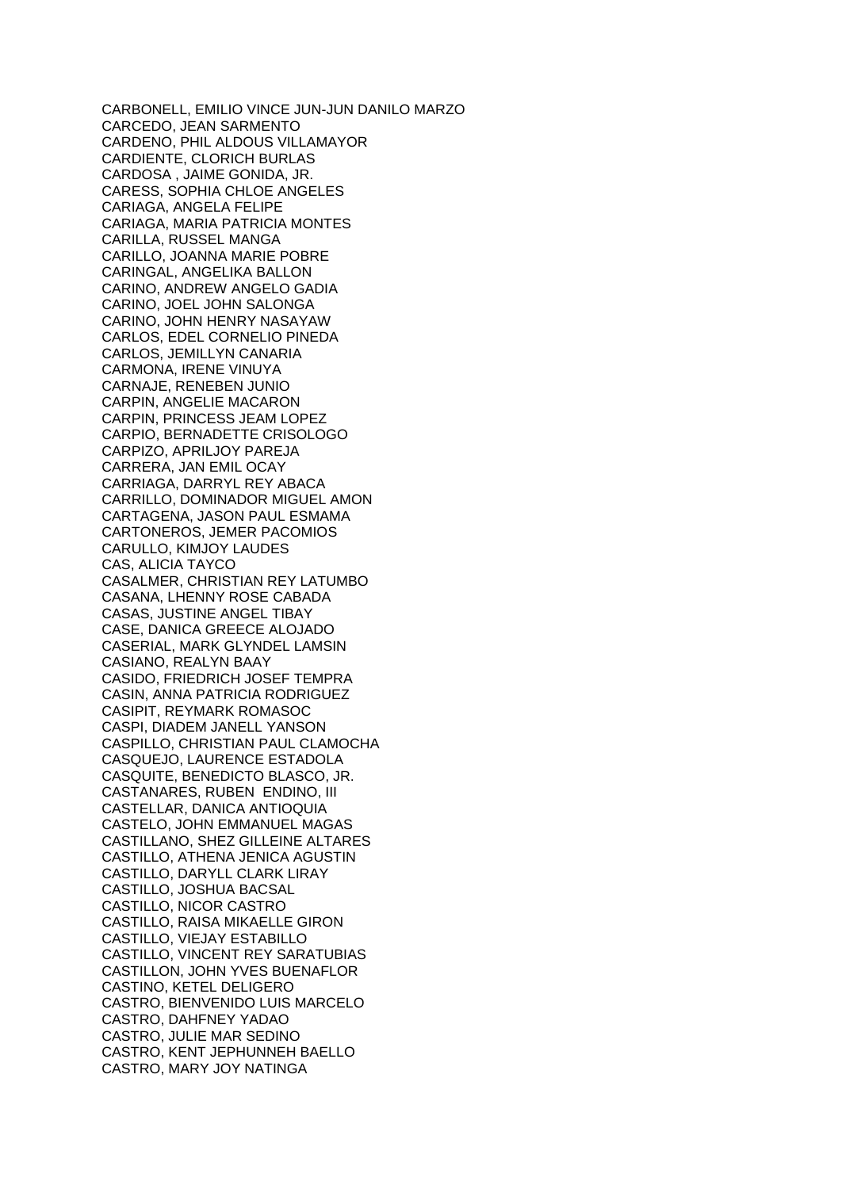CARBONELL, EMILIO VINCE JUN-JUN DANILO MARZO
CARCEDO, JEAN SARMENTO
CARDENO, PHIL ALDOUS VILLAMAYOR
CARDIENTE, CLORICH BURLAS
CARDOSA , JAIME GONIDA, JR.
CARESS, SOPHIA CHLOE ANGELES
CARIAGA, ANGELA FELIPE
CARIAGA, MARIA PATRICIA MONTES
CARILLA, RUSSEL MANGA
CARILLO, JOANNA MARIE POBRE
CARINGAL, ANGELIKA BALLON
CARINO, ANDREW ANGELO GADIA
CARINO, JOEL JOHN SALONGA
CARINO, JOHN HENRY NASAYAW
CARLOS, EDEL CORNELIO PINEDA
CARLOS, JEMILLYN CANARIA
CARMONA, IRENE VINUYA
CARNAJE, RENEBEN JUNIO
CARPIN, ANGELIE MACARON
CARPIN, PRINCESS JEAM LOPEZ
CARPIO, BERNADETTE CRISOLOGO
CARPIZO, APRILJOY PAREJA
CARRERA, JAN EMIL OCAY
CARRIAGA, DARRYL REY ABACA
CARRILLO, DOMINADOR MIGUEL AMON
CARTAGENA, JASON PAUL ESMAMA
CARTONEROS, JEMER PACOMIOS
CARULLO, KIMJOY LAUDES
CAS, ALICIA TAYCO
CASALMER, CHRISTIAN REY LATUMBO
CASANA, LHENNY ROSE CABADA
CASAS, JUSTINE ANGEL TIBAY
CASE, DANICA GREECE ALOJADO
CASERIAL, MARK GLYNDEL LAMSIN
CASIANO, REALYN BAAY
CASIDO, FRIEDRICH JOSEF TEMPRA
CASIN, ANNA PATRICIA RODRIGUEZ
CASIPIT, REYMARK ROMASOC
CASPI, DIADEM JANELL YANSON
CASPILLO, CHRISTIAN PAUL CLAMOCHA
CASQUEJO, LAURENCE ESTADOLA
CASQUITE, BENEDICTO BLASCO, JR.
CASTANARES, RUBEN ENDINO, III
CASTELLAR, DANICA ANTIOQUIA
CASTELO, JOHN EMMANUEL MAGAS
CASTILLANO, SHEZ GILLEINE ALTARES
CASTILLO, ATHENA JENICA AGUSTIN
CASTILLO, DARYLL CLARK LIRAY
CASTILLO, JOSHUA BACSAL
CASTILLO, NICOR CASTRO
CASTILLO, RAISA MIKAELLE GIRON
CASTILLO, VIEJAY ESTABILLO
CASTILLO, VINCENT REY SARATUBIAS
CASTILLON, JOHN YVES BUENAFLOR
CASTINO, KETEL DELIGERO
CASTRO, BIENVENIDO LUIS MARCELO
CASTRO, DAHFNEY YADAO
CASTRO, JULIE MAR SEDINO
CASTRO, KENT JEPHUNNEH BAELLO
CASTRO, MARY JOY NATINGA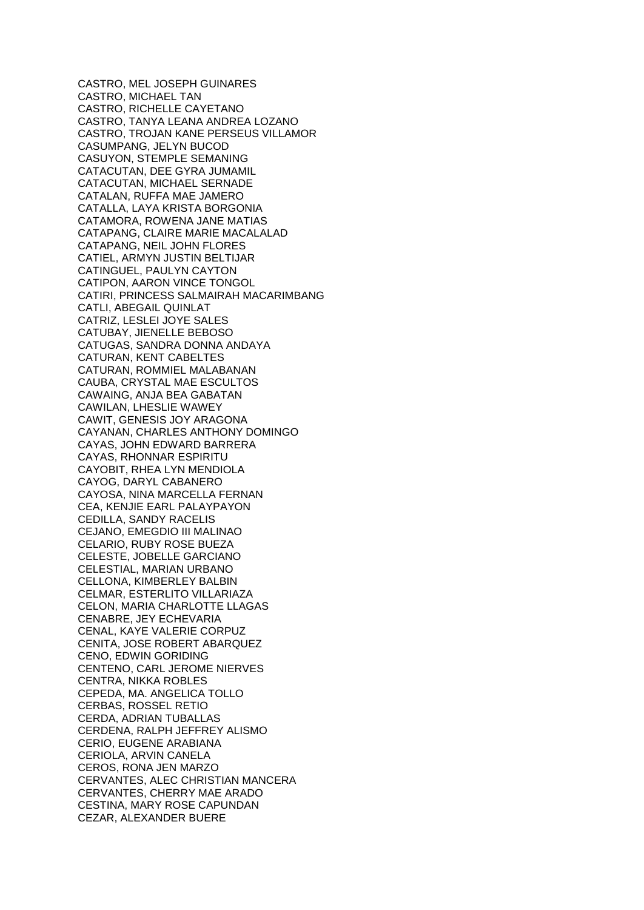CASTRO, MEL JOSEPH GUINARES
CASTRO, MICHAEL TAN
CASTRO, RICHELLE CAYETANO
CASTRO, TANYA LEANA ANDREA LOZANO
CASTRO, TROJAN KANE PERSEUS VILLAMOR
CASUMPANG, JELYN BUCOD
CASUYON, STEMPLE SEMANING
CATACUTAN, DEE GYRA JUMAMIL
CATACUTAN, MICHAEL SERNADE
CATALAN, RUFFA MAE JAMERO
CATALLA, LAYA KRISTA BORGONIA
CATAMORA, ROWENA JANE MATIAS
CATAPANG, CLAIRE MARIE MACALALAD
CATAPANG, NEIL JOHN FLORES
CATIEL, ARMYN JUSTIN BELTIJAR
CATINGUEL, PAULYN CAYTON
CATIPON, AARON VINCE TONGOL
CATIRI, PRINCESS SALMAIRAH MACARIMBANG
CATLI, ABEGAIL QUINLAT
CATRIZ, LESLEI JOYE SALES
CATUBAY, JIENELLE BEBOSO
CATUGAS, SANDRA DONNA ANDAYA
CATURAN, KENT CABELTES
CATURAN, ROMMIEL MALABANAN
CAUBA, CRYSTAL MAE ESCULTOS
CAWAING, ANJA BEA GABATAN
CAWILAN, LHESLIE WAWEY
CAWIT, GENESIS JOY ARAGONA
CAYANAN, CHARLES ANTHONY DOMINGO
CAYAS, JOHN EDWARD BARRERA
CAYAS, RHONNAR ESPIRITU
CAYOBIT, RHEA LYN MENDIOLA
CAYOG, DARYL CABANERO
CAYOSA, NINA MARCELLA FERNAN
CEA, KENJIE EARL PALAYPAYON
CEDILLA, SANDY RACELIS
CEJANO, EMEGDIO III MALINAO
CELARIO, RUBY ROSE BUEZA
CELESTE, JOBELLE GARCIANO
CELESTIAL, MARIAN URBANO
CELLONA, KIMBERLEY BALBIN
CELMAR, ESTERLITO VILLARIAZA
CELON, MARIA CHARLOTTE LLAGAS
CENABRE, JEY ECHEVARIA
CENAL, KAYE VALERIE CORPUZ
CENITA, JOSE ROBERT ABARQUEZ
CENO, EDWIN GORIDING
CENTENO, CARL JEROME NIERVES
CENTRA, NIKKA ROBLES
CEPEDA, MA. ANGELICA TOLLO
CERBAS, ROSSEL RETIO
CERDA, ADRIAN TUBALLAS
CERDENA, RALPH JEFFREY ALISMO
CERIO, EUGENE ARABIANA
CERIOLA, ARVIN CANELA
CEROS, RONA JEN MARZO
CERVANTES, ALEC CHRISTIAN MANCERA
CERVANTES, CHERRY MAE ARADO
CESTINA, MARY ROSE CAPUNDAN
CEZAR, ALEXANDER BUERE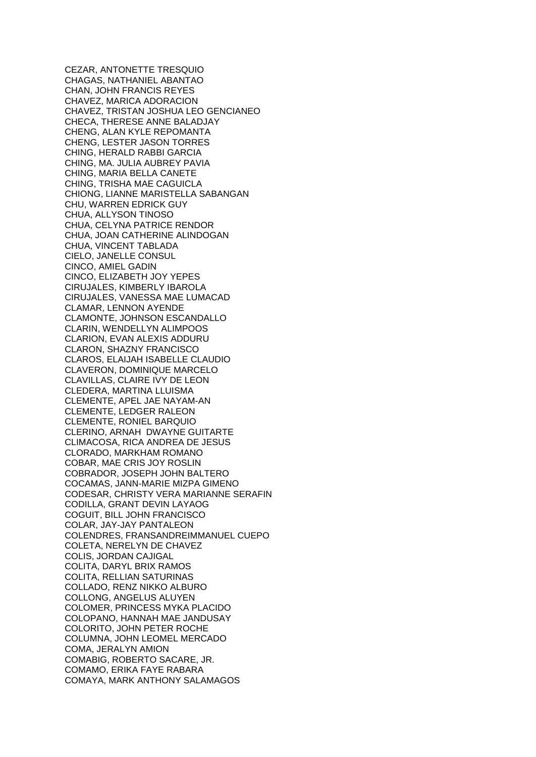CEZAR, ANTONETTE TRESQUIO
CHAGAS, NATHANIEL ABANTAO
CHAN, JOHN FRANCIS REYES
CHAVEZ, MARICA ADORACION
CHAVEZ, TRISTAN JOSHUA LEO GENCIANEO
CHECA, THERESE ANNE BALADJAY
CHENG, ALAN KYLE REPOMANTA
CHENG, LESTER JASON TORRES
CHING, HERALD RABBI GARCIA
CHING, MA. JULIA AUBREY PAVIA
CHING, MARIA BELLA CANETE
CHING, TRISHA MAE CAGUICLA
CHIONG, LIANNE MARISTELLA SABANGAN
CHU, WARREN EDRICK GUY
CHUA, ALLYSON TINOSO
CHUA, CELYNA PATRICE RENDOR
CHUA, JOAN CATHERINE ALINDOGAN
CHUA, VINCENT TABLADA
CIELO, JANELLE CONSUL
CINCO, AMIEL GADIN
CINCO, ELIZABETH JOY YEPES
CIRUJALES, KIMBERLY IBAROLA
CIRUJALES, VANESSA MAE LUMACAD
CLAMAR, LENNON AYENDE
CLAMONTE, JOHNSON ESCANDALLO
CLARIN, WENDELLYN ALIMPOOS
CLARION, EVAN ALEXIS ADDURU
CLARON, SHAZNY FRANCISCO
CLAROS, ELAIJAH ISABELLE CLAUDIO
CLAVERON, DOMINIQUE MARCELO
CLAVILLAS, CLAIRE IVY DE LEON
CLEDERA, MARTINA LLUISMA
CLEMENTE, APEL JAE NAYAM-AN
CLEMENTE, LEDGER RALEON
CLEMENTE, RONIEL BARQUIO
CLERINO, ARNAH DWAYNE GUITARTE
CLIMACOSA, RICA ANDREA DE JESUS
CLORADO, MARKHAM ROMANO
COBAR, MAE CRIS JOY ROSLIN
COBRADOR, JOSEPH JOHN BALTERO
COCAMAS, JANN-MARIE MIZPA GIMENO
CODESAR, CHRISTY VERA MARIANNE SERAFIN
CODILLA, GRANT DEVIN LAYAOG
COGUIT, BILL JOHN FRANCISCO
COLAR, JAY-JAY PANTALEON
COLENDRES, FRANSANDREIMMANUEL CUEPO
COLETA, NERELYN DE CHAVEZ
COLIS, JORDAN CAJIGAL
COLITA, DARYL BRIX RAMOS
COLITA, RELLIAN SATURINAS
COLLADO, RENZ NIKKO ALBURO
COLLONG, ANGELUS ALUYEN
COLOMER, PRINCESS MYKA PLACIDO
COLOPANO, HANNAH MAE JANDUSAY
COLORITO, JOHN PETER ROCHE
COLUMNA, JOHN LEOMEL MERCADO
COMA, JERALYN AMION
COMABIG, ROBERTO SACARE, JR.
COMAMO, ERIKA FAYE RABARA
COMAYA, MARK ANTHONY SALAMAGOS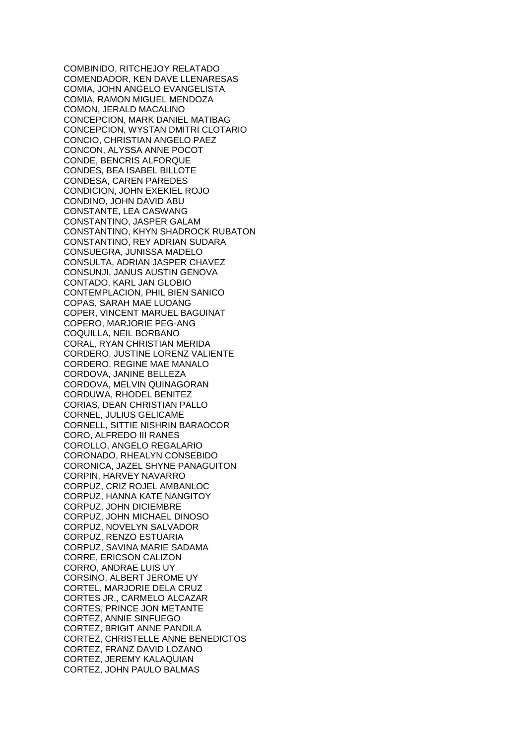COMBINIDO, RITCHEJOY RELATADO
COMENDADOR, KEN DAVE LLENARESAS
COMIA, JOHN ANGELO EVANGELISTA
COMIA, RAMON MIGUEL MENDOZA
COMON, JERALD MACALINO
CONCEPCION, MARK DANIEL MATIBAG
CONCEPCION, WYSTAN DMITRI CLOTARIO
CONCIO, CHRISTIAN ANGELO PAEZ
CONCON, ALYSSA ANNE POCOT
CONDE, BENCRIS ALFORQUE
CONDES, BEA ISABEL BILLOTE
CONDESA, CAREN PAREDES
CONDICION, JOHN EXEKIEL ROJO
CONDINO, JOHN DAVID ABU
CONSTANTE, LEA CASWANG
CONSTANTINO, JASPER GALAM
CONSTANTINO, KHYN SHADROCK RUBATON
CONSTANTINO, REY ADRIAN SUDARA
CONSUEGRA, JUNISSA MADELO
CONSULTA, ADRIAN JASPER CHAVEZ
CONSUNJI, JANUS AUSTIN GENOVA
CONTADO, KARL JAN GLOBIO
CONTEMPLACION, PHIL BIEN SANICO
COPAS, SARAH MAE LUOANG
COPER, VINCENT MARUEL BAGUINAT
COPERO, MARJORIE PEG-ANG
COQUILLA, NEIL BORBANO
CORAL, RYAN CHRISTIAN MERIDA
CORDERO, JUSTINE LORENZ VALIENTE
CORDERO, REGINE MAE MANALO
CORDOVA, JANINE BELLEZA
CORDOVA, MELVIN QUINAGORAN
CORDUWA, RHODEL BENITEZ
CORIAS, DEAN CHRISTIAN PALLO
CORNEL, JULIUS GELICAME
CORNELL, SITTIE NISHRIN BARAOCOR
CORO, ALFREDO III RANES
COROLLO, ANGELO REGALARIO
CORONADO, RHEALYN CONSEBIDO
CORONICA, JAZEL SHYNE PANAGUITON
CORPIN, HARVEY NAVARRO
CORPUZ, CRIZ ROJEL AMBANLOC
CORPUZ, HANNA KATE NANGITOY
CORPUZ, JOHN DICIEMBRE
CORPUZ, JOHN MICHAEL DINOSO
CORPUZ, NOVELYN SALVADOR
CORPUZ, RENZO ESTUARIA
CORPUZ, SAVINA MARIE SADAMA
CORRE, ERICSON CALIZON
CORRO, ANDRAE LUIS UY
CORSINO, ALBERT JEROME UY
CORTEL, MARJORIE DELA CRUZ
CORTES JR., CARMELO ALCAZAR
CORTES, PRINCE JON METANTE
CORTEZ, ANNIE SINFUEGO
CORTEZ, BRIGIT ANNE PANDILA
CORTEZ, CHRISTELLE ANNE BENEDICTOS
CORTEZ, FRANZ DAVID LOZANO
CORTEZ, JEREMY KALAQUIAN
CORTEZ, JOHN PAULO BALMAS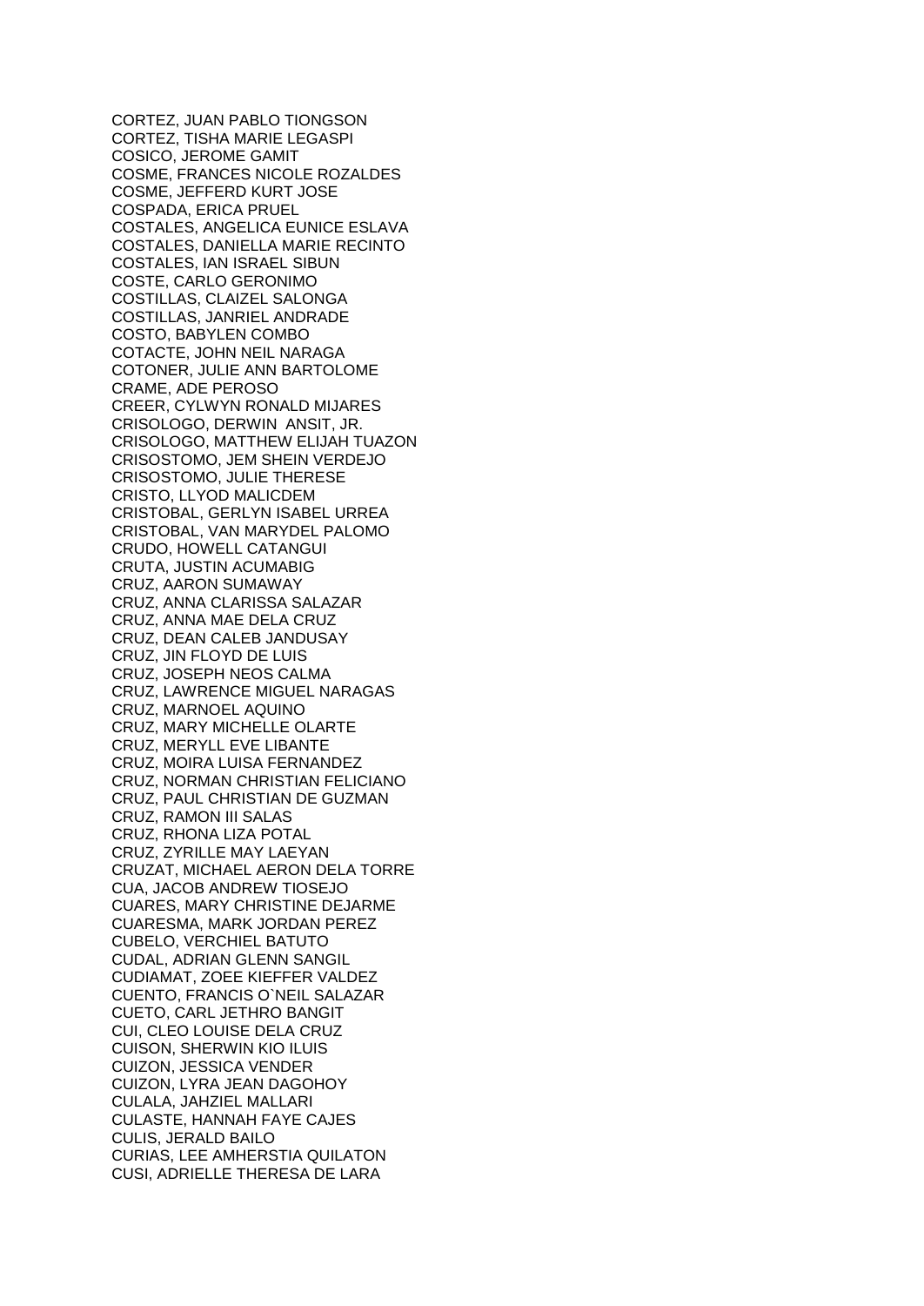CORTEZ, JUAN PABLO TIONGSON
CORTEZ, TISHA MARIE LEGASPI
COSICO, JEROME GAMIT
COSME, FRANCES NICOLE ROZALDES
COSME, JEFFERD KURT JOSE
COSPADA, ERICA PRUEL
COSTALES, ANGELICA EUNICE ESLAVA
COSTALES, DANIELLA MARIE RECINTO
COSTALES, IAN ISRAEL SIBUN
COSTE, CARLO GERONIMO
COSTILLAS, CLAIZEL SALONGA
COSTILLAS, JANRIEL ANDRADE
COSTO, BABYLEN COMBO
COTACTE, JOHN NEIL NARAGA
COTONER, JULIE ANN BARTOLOME
CRAME, ADE PEROSO
CREER, CYLWYN RONALD MIJARES
CRISOLOGO, DERWIN ANSIT, JR.
CRISOLOGO, MATTHEW ELIJAH TUAZON
CRISOSTOMO, JEM SHEIN VERDEJO
CRISOSTOMO, JULIE THERESE
CRISTO, LLYOD MALICDEM
CRISTOBAL, GERLYN ISABEL URREA
CRISTOBAL, VAN MARYDEL PALOMO
CRUDO, HOWELL CATANGUI
CRUTA, JUSTIN ACUMABIG
CRUZ, AARON SUMAWAY
CRUZ, ANNA CLARISSA SALAZAR
CRUZ, ANNA MAE DELA CRUZ
CRUZ, DEAN CALEB JANDUSAY
CRUZ, JIN FLOYD DE LUIS
CRUZ, JOSEPH NEOS CALMA
CRUZ, LAWRENCE MIGUEL NARAGAS
CRUZ, MARNOEL AQUINO
CRUZ, MARY MICHELLE OLARTE
CRUZ, MERYLL EVE LIBANTE
CRUZ, MOIRA LUISA FERNANDEZ
CRUZ, NORMAN CHRISTIAN FELICIANO
CRUZ, PAUL CHRISTIAN DE GUZMAN
CRUZ, RAMON III SALAS
CRUZ, RHONA LIZA POTAL
CRUZ, ZYRILLE MAY LAEYAN
CRUZAT, MICHAEL AERON DELA TORRE
CUA, JACOB ANDREW TIOSEJO
CUARES, MARY CHRISTINE DEJARME
CUARESMA, MARK JORDAN PEREZ
CUBELO, VERCHIEL BATUTO
CUDAL, ADRIAN GLENN SANGIL
CUDIAMAT, ZOEE KIEFFER VALDEZ
CUENTO, FRANCIS O`NEIL SALAZAR
CUETO, CARL JETHRO BANGIT
CUI, CLEO LOUISE DELA CRUZ
CUISON, SHERWIN KIO ILUIS
CUIZON, JESSICA VENDER
CUIZON, LYRA JEAN DAGOHOY
CULALA, JAHZIEL MALLARI
CULASTE, HANNAH FAYE CAJES
CULIS, JERALD BAILO
CURIAS, LEE AMHERSTIA QUILATON
CUSI, ADRIELLE THERESA DE LARA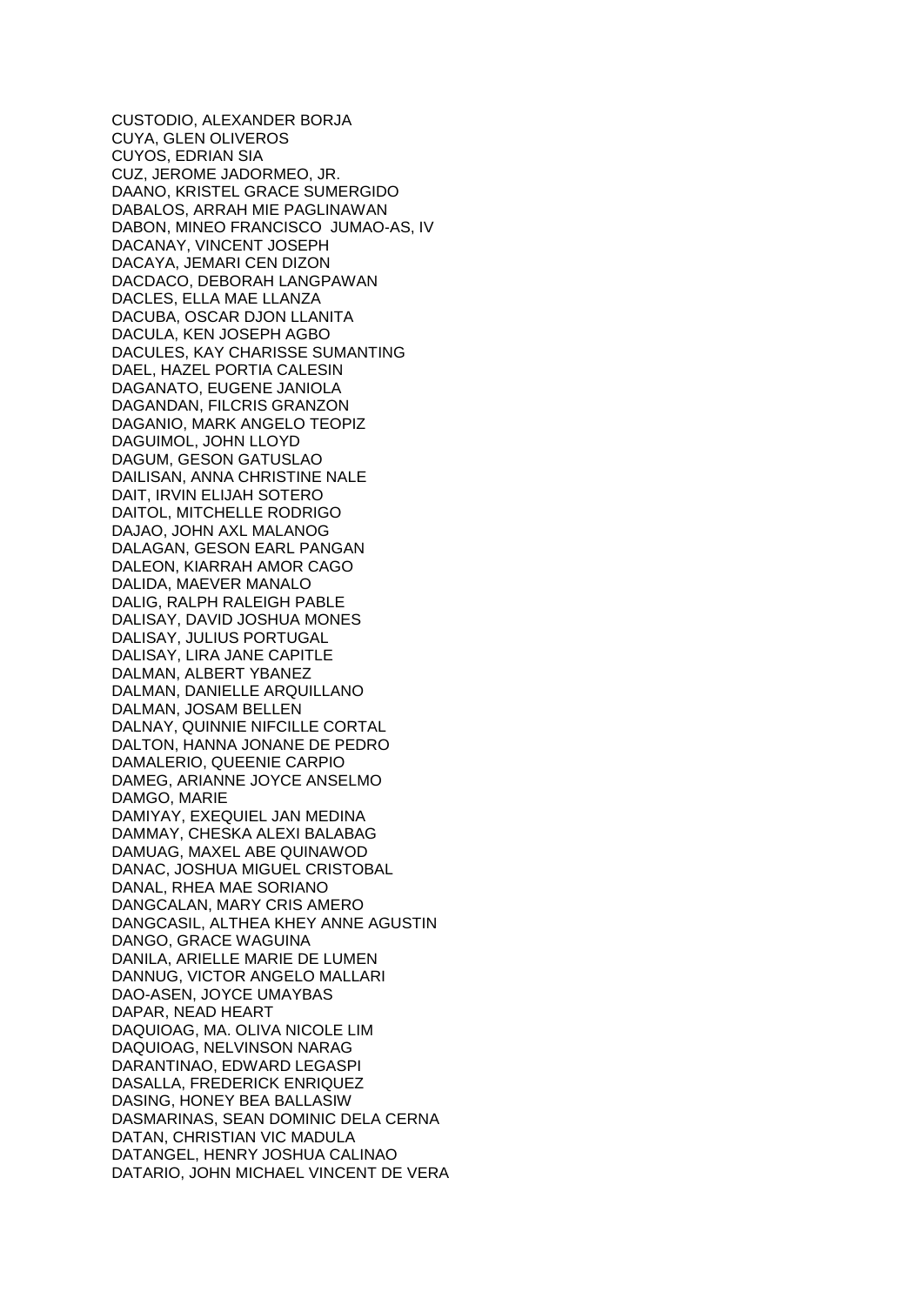CUSTODIO, ALEXANDER BORJA
CUYA, GLEN OLIVEROS
CUYOS, EDRIAN SIA
CUZ, JEROME JADORMEO, JR.
DAANO, KRISTEL GRACE SUMERGIDO
DABALOS, ARRAH MIE PAGLINAWAN
DABON, MINEO FRANCISCO JUMAO-AS, IV
DACANAY, VINCENT JOSEPH
DACAYA, JEMARI CEN DIZON
DACDACO, DEBORAH LANGPAWAN
DACLES, ELLA MAE LLANZA
DACUBA, OSCAR DJON LLANITA
DACULA, KEN JOSEPH AGBO
DACULES, KAY CHARISSE SUMANTING
DAEL, HAZEL PORTIA CALESIN
DAGANATO, EUGENE JANIOLA
DAGANDAN, FILCRIS GRANZON
DAGANIO, MARK ANGELO TEOPIZ
DAGUIMOL, JOHN LLOYD
DAGUM, GESON GATUSLAO
DAILISAN, ANNA CHRISTINE NALE
DAIT, IRVIN ELIJAH SOTERO
DAITOL, MITCHELLE RODRIGO
DAJAO, JOHN AXL MALANOG
DALAGAN, GESON EARL PANGAN
DALEON, KIARRAH AMOR CAGO
DALIDA, MAEVER MANALO
DALIG, RALPH RALEIGH PABLE
DALISAY, DAVID JOSHUA MONES
DALISAY, JULIUS PORTUGAL
DALISAY, LIRA JANE CAPITLE
DALMAN, ALBERT YBANEZ
DALMAN, DANIELLE ARQUILLANO
DALMAN, JOSAM BELLEN
DALNAY, QUINNIE NIFCILLE CORTAL
DALTON, HANNA JONANE DE PEDRO
DAMALERIO, QUEENIE CARPIO
DAMEG, ARIANNE JOYCE ANSELMO
DAMGO, MARIE
DAMIYAY, EXEQUIEL JAN MEDINA
DAMMAY, CHESKA ALEXI BALABAG
DAMUAG, MAXEL ABE QUINAWOD
DANAC, JOSHUA MIGUEL CRISTOBAL
DANAL, RHEA MAE SORIANO
DANGCALAN, MARY CRIS AMERO
DANGCASIL, ALTHEA KHEY ANNE AGUSTIN
DANGO, GRACE WAGUINA
DANILA, ARIELLE MARIE DE LUMEN
DANNUG, VICTOR ANGELO MALLARI
DAO-ASEN, JOYCE UMAYBAS
DAPAR, NEAD HEART
DAQUIOAG, MA. OLIVA NICOLE LIM
DAQUIOAG, NELVINSON NARAG
DARANTINAO, EDWARD LEGASPI
DASALLA, FREDERICK ENRIQUEZ
DASING, HONEY BEA BALLASIW
DASMARINAS, SEAN DOMINIC DELA CERNA
DATAN, CHRISTIAN VIC MADULA
DATANGEL, HENRY JOSHUA CALINAO
DATARIO, JOHN MICHAEL VINCENT DE VERA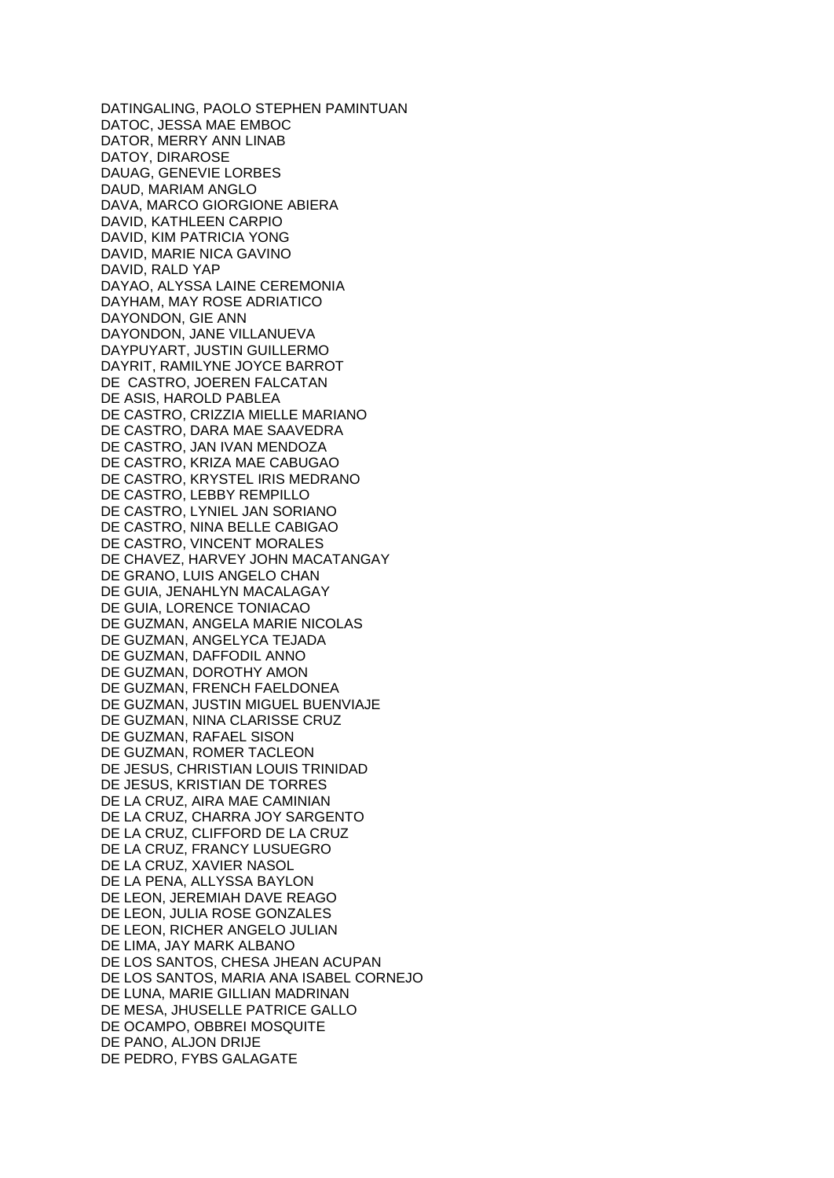DATINGALING, PAOLO STEPHEN PAMINTUAN
DATOC, JESSA MAE EMBOC
DATOR, MERRY ANN LINAB
DATOY, DIRAROSE
DAUAG, GENEVIE LORBES
DAUD, MARIAM ANGLO
DAVA, MARCO GIORGIONE ABIERA
DAVID, KATHLEEN CARPIO
DAVID, KIM PATRICIA YONG
DAVID, MARIE NICA GAVINO
DAVID, RALD YAP
DAYAO, ALYSSA LAINE CEREMONIA
DAYHAM, MAY ROSE ADRIATICO
DAYONDON, GIE ANN
DAYONDON, JANE VILLANUEVA
DAYPUYART, JUSTIN GUILLERMO
DAYRIT, RAMILYNE JOYCE BARROT
DE  CASTRO, JOEREN FALCATAN
DE ASIS, HAROLD PABLEA
DE CASTRO, CRIZZIA MIELLE MARIANO
DE CASTRO, DARA MAE SAAVEDRA
DE CASTRO, JAN IVAN MENDOZA
DE CASTRO, KRIZA MAE CABUGAO
DE CASTRO, KRYSTEL IRIS MEDRANO
DE CASTRO, LEBBY REMPILLO
DE CASTRO, LYNIEL JAN SORIANO
DE CASTRO, NINA BELLE CABIGAO
DE CASTRO, VINCENT MORALES
DE CHAVEZ, HARVEY JOHN MACATANGAY
DE GRANO, LUIS ANGELO CHAN
DE GUIA, JENAHLYN MACALAGAY
DE GUIA, LORENCE TONIACAO
DE GUZMAN, ANGELA MARIE NICOLAS
DE GUZMAN, ANGELYCA TEJADA
DE GUZMAN, DAFFODIL ANNO
DE GUZMAN, DOROTHY AMON
DE GUZMAN, FRENCH FAELDONEA
DE GUZMAN, JUSTIN MIGUEL BUENVIAJE
DE GUZMAN, NINA CLARISSE CRUZ
DE GUZMAN, RAFAEL SISON
DE GUZMAN, ROMER TACLEON
DE JESUS, CHRISTIAN LOUIS TRINIDAD
DE JESUS, KRISTIAN DE TORRES
DE LA CRUZ, AIRA MAE CAMINIAN
DE LA CRUZ, CHARRA JOY SARGENTO
DE LA CRUZ, CLIFFORD DE LA CRUZ
DE LA CRUZ, FRANCY LUSUEGRO
DE LA CRUZ, XAVIER NASOL
DE LA PENA, ALLYSSA BAYLON
DE LEON, JEREMIAH DAVE REAGO
DE LEON, JULIA ROSE GONZALES
DE LEON, RICHER ANGELO JULIAN
DE LIMA, JAY MARK ALBANO
DE LOS SANTOS, CHESA JHEAN ACUPAN
DE LOS SANTOS, MARIA ANA ISABEL CORNEJO
DE LUNA, MARIE GILLIAN MADRINAN
DE MESA, JHUSELLE PATRICE GALLO
DE OCAMPO, OBBREI MOSQUITE
DE PANO, ALJON DRIJE
DE PEDRO, FYBS GALAGATE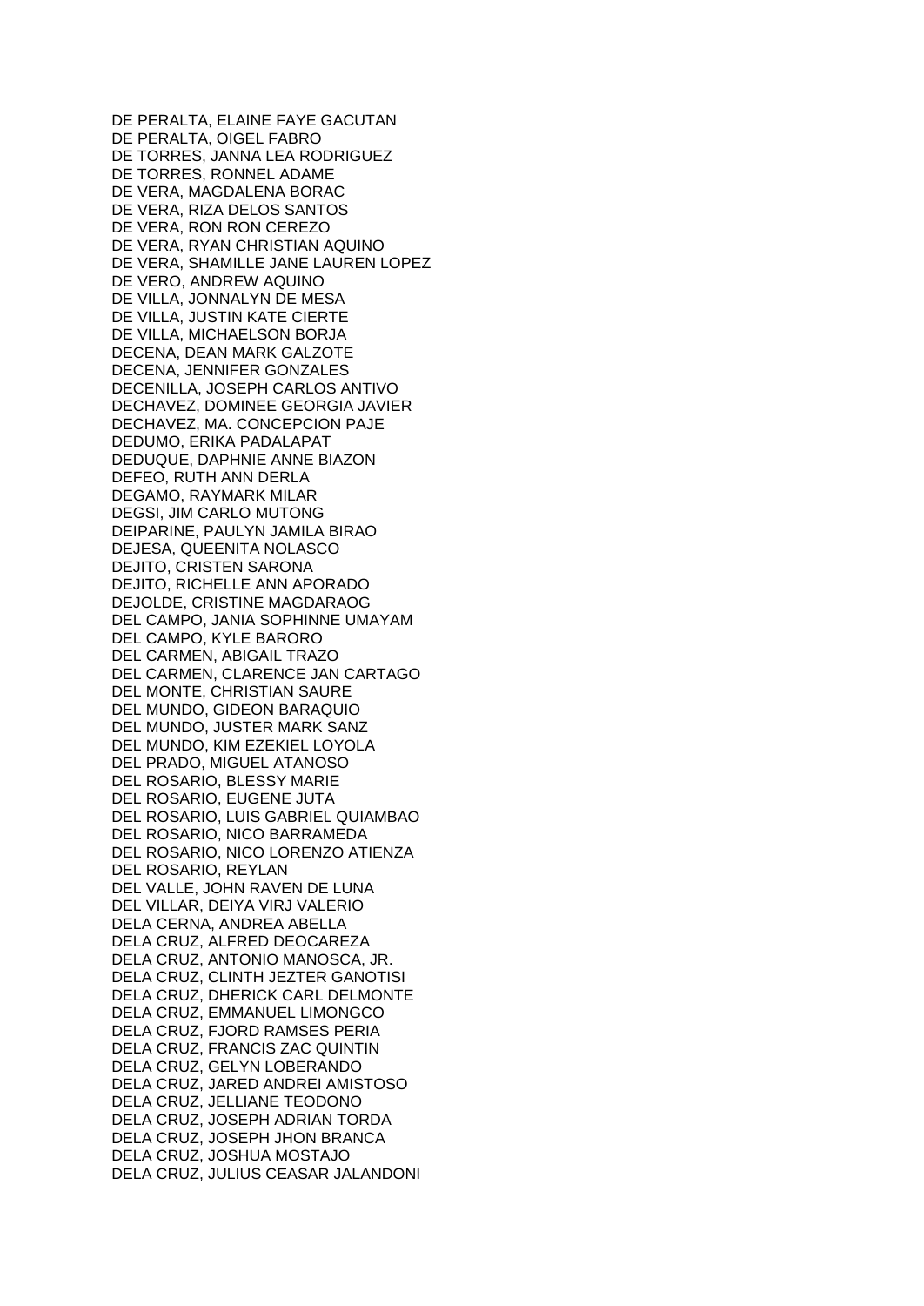DE PERALTA, ELAINE FAYE GACUTAN
DE PERALTA, OIGEL FABRO
DE TORRES, JANNA LEA RODRIGUEZ
DE TORRES, RONNEL ADAME
DE VERA, MAGDALENA BORAC
DE VERA, RIZA DELOS SANTOS
DE VERA, RON RON CEREZO
DE VERA, RYAN CHRISTIAN AQUINO
DE VERA, SHAMILLE JANE LAUREN LOPEZ
DE VERO, ANDREW AQUINO
DE VILLA, JONNALYN DE MESA
DE VILLA, JUSTIN KATE CIERTE
DE VILLA, MICHAELSON BORJA
DECENA, DEAN MARK GALZOTE
DECENA, JENNIFER GONZALES
DECENILLA, JOSEPH CARLOS ANTIVO
DECHAVEZ, DOMINEE GEORGIA JAVIER
DECHAVEZ, MA. CONCEPCION PAJE
DEDUMO, ERIKA PADALAPAT
DEDUQUE, DAPHNIE ANNE BIAZON
DEFEO, RUTH ANN DERLA
DEGAMO, RAYMARK MILAR
DEGSI, JIM CARLO MUTONG
DEIPARINE, PAULYN JAMILA BIRAO
DEJESA, QUEENITA NOLASCO
DEJITO, CRISTEN SARONA
DEJITO, RICHELLE ANN APORADO
DEJOLDE, CRISTINE MAGDARAOG
DEL CAMPO, JANIA SOPHINNE UMAYAM
DEL CAMPO, KYLE BARORO
DEL CARMEN, ABIGAIL TRAZO
DEL CARMEN, CLARENCE JAN CARTAGO
DEL MONTE, CHRISTIAN SAURE
DEL MUNDO, GIDEON BARAQUIO
DEL MUNDO, JUSTER MARK SANZ
DEL MUNDO, KIM EZEKIEL LOYOLA
DEL PRADO, MIGUEL ATANOSO
DEL ROSARIO, BLESSY MARIE
DEL ROSARIO, EUGENE JUTA
DEL ROSARIO, LUIS GABRIEL QUIAMBAO
DEL ROSARIO, NICO BARRAMEDA
DEL ROSARIO, NICO LORENZO ATIENZA
DEL ROSARIO, REYLAN
DEL VALLE, JOHN RAVEN DE LUNA
DEL VILLAR, DEIYA VIRJ VALERIO
DELA CERNA, ANDREA ABELLA
DELA CRUZ, ALFRED DEOCAREZA
DELA CRUZ, ANTONIO MANOSCA, JR.
DELA CRUZ, CLINTH JEZTER GANOTISI
DELA CRUZ, DHERICK CARL DELMONTE
DELA CRUZ, EMMANUEL LIMONGCO
DELA CRUZ, FJORD RAMSES PERIA
DELA CRUZ, FRANCIS ZAC QUINTIN
DELA CRUZ, GELYN LOBERANDO
DELA CRUZ, JARED ANDREI AMISTOSO
DELA CRUZ, JELLIANE TEODONO
DELA CRUZ, JOSEPH ADRIAN TORDA
DELA CRUZ, JOSEPH JHON BRANCA
DELA CRUZ, JOSHUA MOSTAJO
DELA CRUZ, JULIUS CEASAR JALANDONI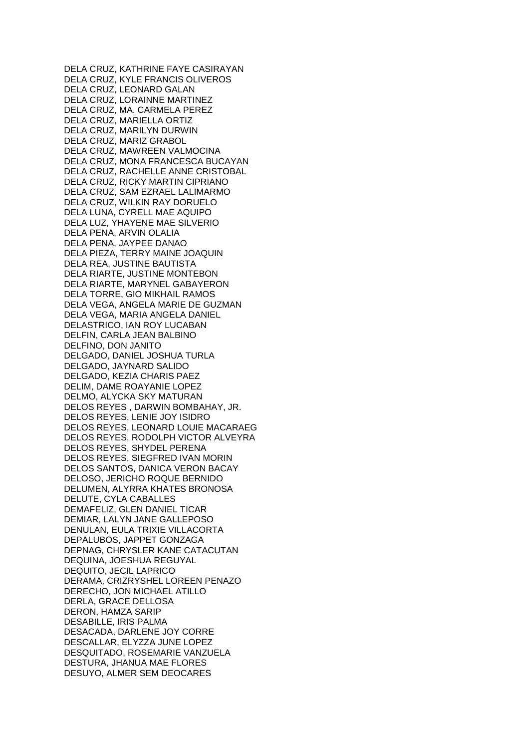DELA CRUZ, KATHRINE FAYE CASIRAYAN
DELA CRUZ, KYLE FRANCIS OLIVEROS
DELA CRUZ, LEONARD GALAN
DELA CRUZ, LORAINNE MARTINEZ
DELA CRUZ, MA. CARMELA PEREZ
DELA CRUZ, MARIELLA ORTIZ
DELA CRUZ, MARILYN DURWIN
DELA CRUZ, MARIZ GRABOL
DELA CRUZ, MAWREEN VALMOCINA
DELA CRUZ, MONA FRANCESCA BUCAYAN
DELA CRUZ, RACHELLE ANNE CRISTOBAL
DELA CRUZ, RICKY MARTIN CIPRIANO
DELA CRUZ, SAM EZRAEL LALIMARMO
DELA CRUZ, WILKIN RAY DORUELO
DELA LUNA, CYRELL MAE AQUIPO
DELA LUZ, YHAYENE MAE SILVERIO
DELA PENA, ARVIN OLALIA
DELA PENA, JAYPEE DANAO
DELA PIEZA, TERRY MAINE JOAQUIN
DELA REA, JUSTINE BAUTISTA
DELA RIARTE, JUSTINE MONTEBON
DELA RIARTE, MARYNEL GABAYERON
DELA TORRE, GIO MIKHAIL RAMOS
DELA VEGA, ANGELA MARIE DE GUZMAN
DELA VEGA, MARIA ANGELA DANIEL
DELASTRICO, IAN ROY LUCABAN
DELFIN, CARLA JEAN BALBINO
DELFINO, DON JANITO
DELGADO, DANIEL JOSHUA TURLA
DELGADO, JAYNARD SALIDO
DELGADO, KEZIA CHARIS PAEZ
DELIM, DAME ROAYANIE LOPEZ
DELMO, ALYCKA SKY MATURAN
DELOS REYES , DARWIN BOMBAHAY, JR.
DELOS REYES, LENIE JOY ISIDRO
DELOS REYES, LEONARD LOUIE MACARAEG
DELOS REYES, RODOLPH VICTOR ALVEYRA
DELOS REYES, SHYDEL PERENA
DELOS REYES, SIEGFRED IVAN MORIN
DELOS SANTOS, DANICA VERON BACAY
DELOSO, JERICHO ROQUE BERNIDO
DELUMEN, ALYRRA KHATES BRONOSA
DELUTE, CYLA CABALLES
DEMAFELIZ, GLEN DANIEL TICAR
DEMIAR, LALYN JANE GALLEPOSO
DENULAN, EULA TRIXIE VILLACORTA
DEPALUBOS, JAPPET GONZAGA
DEPNAG, CHRYSLER KANE CATACUTAN
DEQUINA, JOESHUA REGUYAL
DEQUITO, JECIL LAPRICO
DERAMA, CRIZRYSHEL LOREEN PENAZO
DERECHO, JON MICHAEL ATILLO
DERLA, GRACE DELLOSA
DERON, HAMZA SARIP
DESABILLE, IRIS PALMA
DESACADA, DARLENE JOY CORRE
DESCALLAR, ELYZZA JUNE LOPEZ
DESQUITADO, ROSEMARIE VANZUELA
DESTURA, JHANUA MAE FLORES
DESUYO, ALMER SEM DEOCARES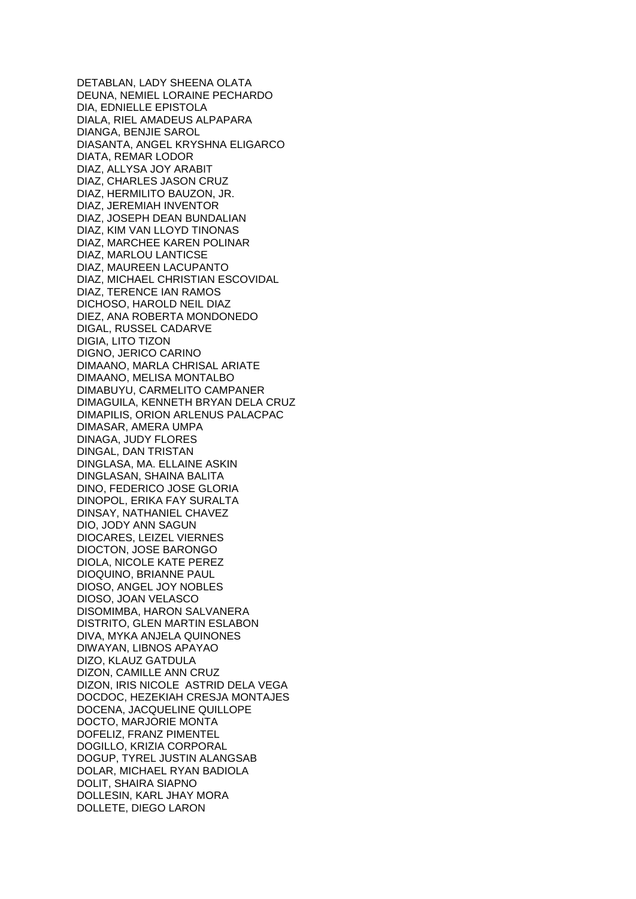DETABLAN, LADY SHEENA OLATA
DEUNA, NEMIEL LORAINE PECHARDO
DIA, EDNIELLE EPISTOLA
DIALA, RIEL AMADEUS ALPAPARA
DIANGA, BENJIE SAROL
DIASANTA, ANGEL KRYSHNA ELIGARCO
DIATA, REMAR LODOR
DIAZ, ALLYSA JOY ARABIT
DIAZ, CHARLES JASON CRUZ
DIAZ, HERMILITO BAUZON, JR.
DIAZ, JEREMIAH INVENTOR
DIAZ, JOSEPH DEAN BUNDALIAN
DIAZ, KIM VAN LLOYD TINONAS
DIAZ, MARCHEE KAREN POLINAR
DIAZ, MARLOU LANTICSE
DIAZ, MAUREEN LACUPANTO
DIAZ, MICHAEL CHRISTIAN ESCOVIDAL
DIAZ, TERENCE IAN RAMOS
DICHOSO, HAROLD NEIL DIAZ
DIEZ, ANA ROBERTA MONDONEDO
DIGAL, RUSSEL CADARVE
DIGIA, LITO TIZON
DIGNO, JERICO CARINO
DIMAANO, MARLA CHRISAL ARIATE
DIMAANO, MELISA MONTALBO
DIMABUYU, CARMELITO CAMPANER
DIMAGUILA, KENNETH BRYAN DELA CRUZ
DIMAPILIS, ORION ARLENUS PALACPAC
DIMASAR, AMERA UMPA
DINAGA, JUDY FLORES
DINGAL, DAN TRISTAN
DINGLASA, MA. ELLAINE ASKIN
DINGLASAN, SHAINA BALITA
DINO, FEDERICO JOSE GLORIA
DINOPOL, ERIKA FAY SURALTA
DINSAY, NATHANIEL CHAVEZ
DIO, JODY ANN SAGUN
DIOCARES, LEIZEL VIERNES
DIOCTON, JOSE BARONGO
DIOLA, NICOLE KATE PEREZ
DIOQUINO, BRIANNE PAUL
DIOSO, ANGEL JOY NOBLES
DIOSO, JOAN VELASCO
DISOMIMBA, HARON SALVANERA
DISTRITO, GLEN MARTIN ESLABON
DIVA, MYKA ANJELA QUINONES
DIWAYAN, LIBNOS APAYAO
DIZO, KLAUZ GATDULA
DIZON, CAMILLE ANN CRUZ
DIZON, IRIS NICOLE ASTRID DELA VEGA
DOCDOC, HEZEKIAH CRESJA MONTAJES
DOCENA, JACQUELINE QUILLOPE
DOCTO, MARJORIE MONTA
DOFELIZ, FRANZ PIMENTEL
DOGILLO, KRIZIA CORPORAL
DOGUP, TYREL JUSTIN ALANGSAB
DOLAR, MICHAEL RYAN BADIOLA
DOLIT, SHAIRA SIAPNO
DOLLESIN, KARL JHAY MORA
DOLLETE, DIEGO LARON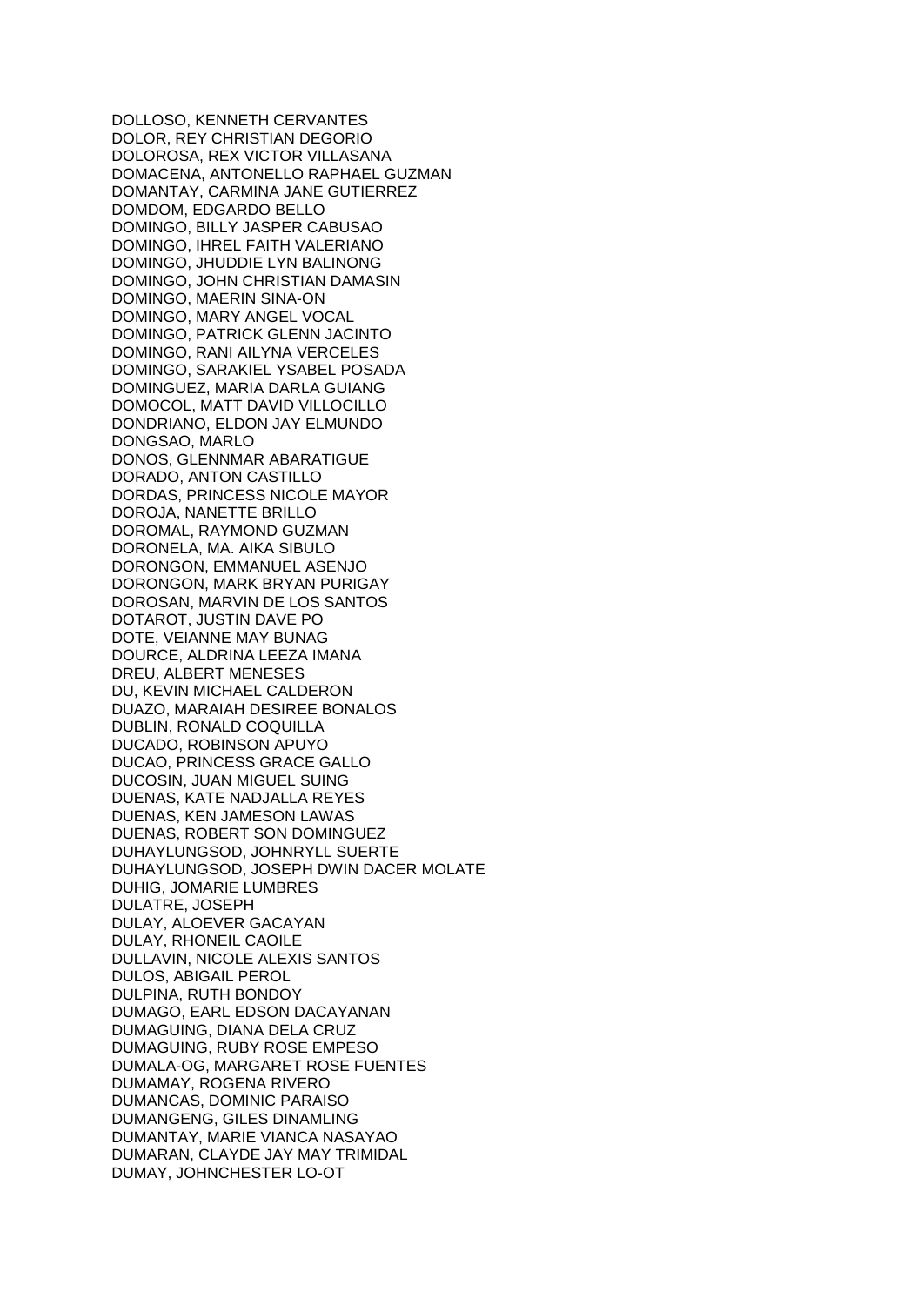DOLLOSO, KENNETH CERVANTES
DOLOR, REY CHRISTIAN DEGORIO
DOLOROSA, REX VICTOR VILLASANA
DOMACENA, ANTONELLO RAPHAEL GUZMAN
DOMANTAY, CARMINA JANE GUTIERREZ
DOMDOM, EDGARDO BELLO
DOMINGO, BILLY JASPER CABUSAO
DOMINGO, IHREL FAITH VALERIANO
DOMINGO, JHUDDIE LYN BALINONG
DOMINGO, JOHN CHRISTIAN DAMASIN
DOMINGO, MAERIN SINA-ON
DOMINGO, MARY ANGEL VOCAL
DOMINGO, PATRICK GLENN JACINTO
DOMINGO, RANI AILYNA VERCELES
DOMINGO, SARAKIEL YSABEL POSADA
DOMINGUEZ, MARIA DARLA GUIANG
DOMOCOL, MATT DAVID VILLOCILLO
DONDRIANO, ELDON JAY ELMUNDO
DONGSAO, MARLO
DONOS, GLENNMAR ABARATIGUE
DORADO, ANTON CASTILLO
DORDAS, PRINCESS NICOLE MAYOR
DOROJA, NANETTE BRILLO
DOROMAL, RAYMOND GUZMAN
DORONELA, MA. AIKA SIBULO
DORONGON, EMMANUEL ASENJO
DORONGON, MARK BRYAN PURIGAY
DOROSAN, MARVIN DE LOS SANTOS
DOTAROT, JUSTIN DAVE PO
DOTE, VEIANNE MAY BUNAG
DOURCE, ALDRINA LEEZA IMANA
DREU, ALBERT MENESES
DU, KEVIN MICHAEL CALDERON
DUAZO, MARAIAH DESIREE BONALOS
DUBLIN, RONALD COQUILLA
DUCADO, ROBINSON APUYO
DUCAO, PRINCESS GRACE GALLO
DUCOSIN, JUAN MIGUEL SUING
DUENAS, KATE NADJALLA REYES
DUENAS, KEN JAMESON LAWAS
DUENAS, ROBERT SON DOMINGUEZ
DUHAYLUNGSOD, JOHNRYLL SUERTE
DUHAYLUNGSOD, JOSEPH DWIN DACER MOLATE
DUHIG, JOMARIE LUMBRES
DULATRE, JOSEPH
DULAY, ALOEVER GACAYAN
DULAY, RHONEIL CAOILE
DULLAVIN, NICOLE ALEXIS SANTOS
DULOS, ABIGAIL PEROL
DULPINA, RUTH BONDOY
DUMAGO, EARL EDSON DACAYANAN
DUMAGUING, DIANA DELA CRUZ
DUMAGUING, RUBY ROSE EMPESO
DUMALA-OG, MARGARET ROSE FUENTES
DUMAMAY, ROGENA RIVERO
DUMANCAS, DOMINIC PARAISO
DUMANGENG, GILES DINAMLING
DUMANTAY, MARIE VIANCA NASAYAO
DUMARAN, CLAYDE JAY MAY TRIMIDAL
DUMAY, JOHNCHESTER LO-OT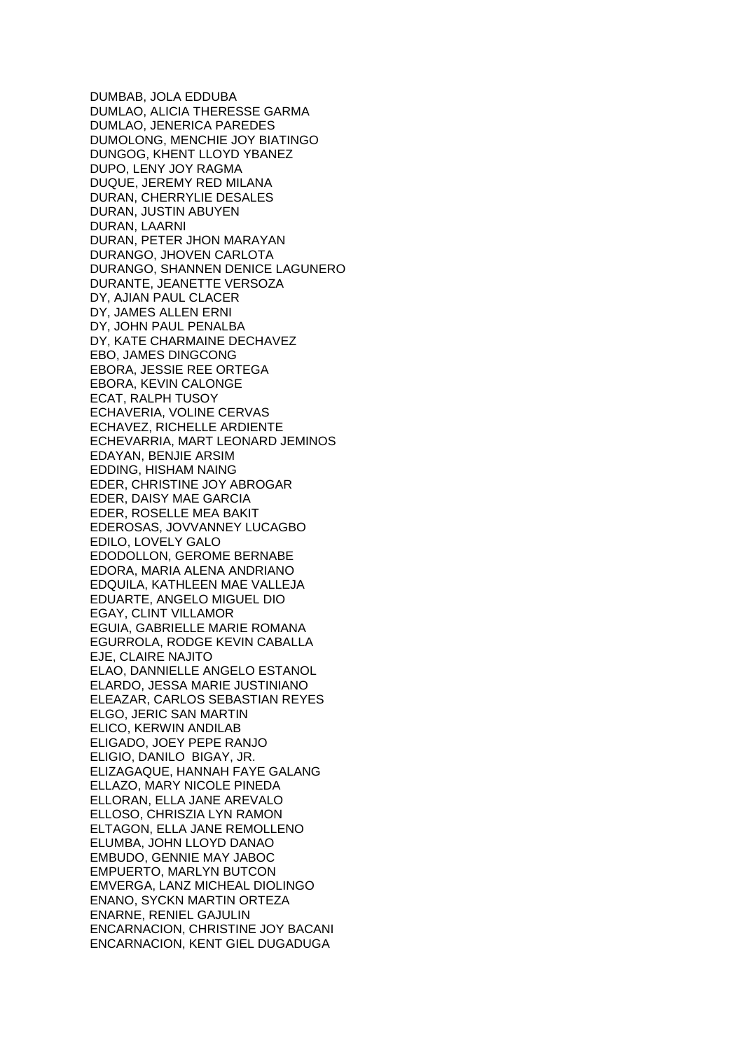DUMBAB, JOLA EDDUBA
DUMLAO, ALICIA THERESSE GARMA
DUMLAO, JENERICA PAREDES
DUMOLONG, MENCHIE JOY BIATINGO
DUNGOG, KHENT LLOYD YBANEZ
DUPO, LENY JOY RAGMA
DUQUE, JEREMY RED MILANA
DURAN, CHERRYLIE DESALES
DURAN, JUSTIN ABUYEN
DURAN, LAARNI
DURAN, PETER JHON MARAYAN
DURANGO, JHOVEN CARLOTA
DURANGO, SHANNEN DENICE LAGUNERO
DURANTE, JEANETTE VERSOZA
DY, AJIAN PAUL CLACER
DY, JAMES ALLEN ERNI
DY, JOHN PAUL PENALBA
DY, KATE CHARMAINE DECHAVEZ
EBO, JAMES DINGCONG
EBORA, JESSIE REE ORTEGA
EBORA, KEVIN CALONGE
ECAT, RALPH TUSOY
ECHAVERIA, VOLINE CERVAS
ECHAVEZ, RICHELLE ARDIENTE
ECHEVARRIA, MART LEONARD JEMINOS
EDAYAN, BENJIE ARSIM
EDDING, HISHAM NAING
EDER, CHRISTINE JOY ABROGAR
EDER, DAISY MAE GARCIA
EDER, ROSELLE MEA BAKIT
EDEROSAS, JOVVANNEY LUCAGBO
EDILO, LOVELY GALO
EDODOLLON, GEROME BERNABE
EDORA, MARIA ALENA ANDRIANO
EDQUILA, KATHLEEN MAE VALLEJA
EDUARTE, ANGELO MIGUEL DIO
EGAY, CLINT VILLAMOR
EGUIA, GABRIELLE MARIE ROMANA
EGURROLA, RODGE KEVIN CABALLA
EJE, CLAIRE NAJITO
ELAO, DANNIELLE ANGELO ESTANOL
ELARDO, JESSA MARIE JUSTINIANO
ELEAZAR, CARLOS SEBASTIAN REYES
ELGO, JERIC SAN MARTIN
ELICO, KERWIN ANDILAB
ELIGADO, JOEY PEPE RANJO
ELIGIO, DANILO BIGAY, JR.
ELIZAGAQUE, HANNAH FAYE GALANG
ELLAZO, MARY NICOLE PINEDA
ELLORAN, ELLA JANE AREVALO
ELLOSO, CHRISZIA LYN RAMON
ELTAGON, ELLA JANE REMOLLENO
ELUMBA, JOHN LLOYD DANAO
EMBUDO, GENNIE MAY JABOC
EMPUERTO, MARLYN BUTCON
EMVERGA, LANZ MICHEAL DIOLINGO
ENANO, SYCKN MARTIN ORTEZA
ENARNE, RENIEL GAJULIN
ENCARNACION, CHRISTINE JOY BACANI
ENCARNACION, KENT GIEL DUGADUGA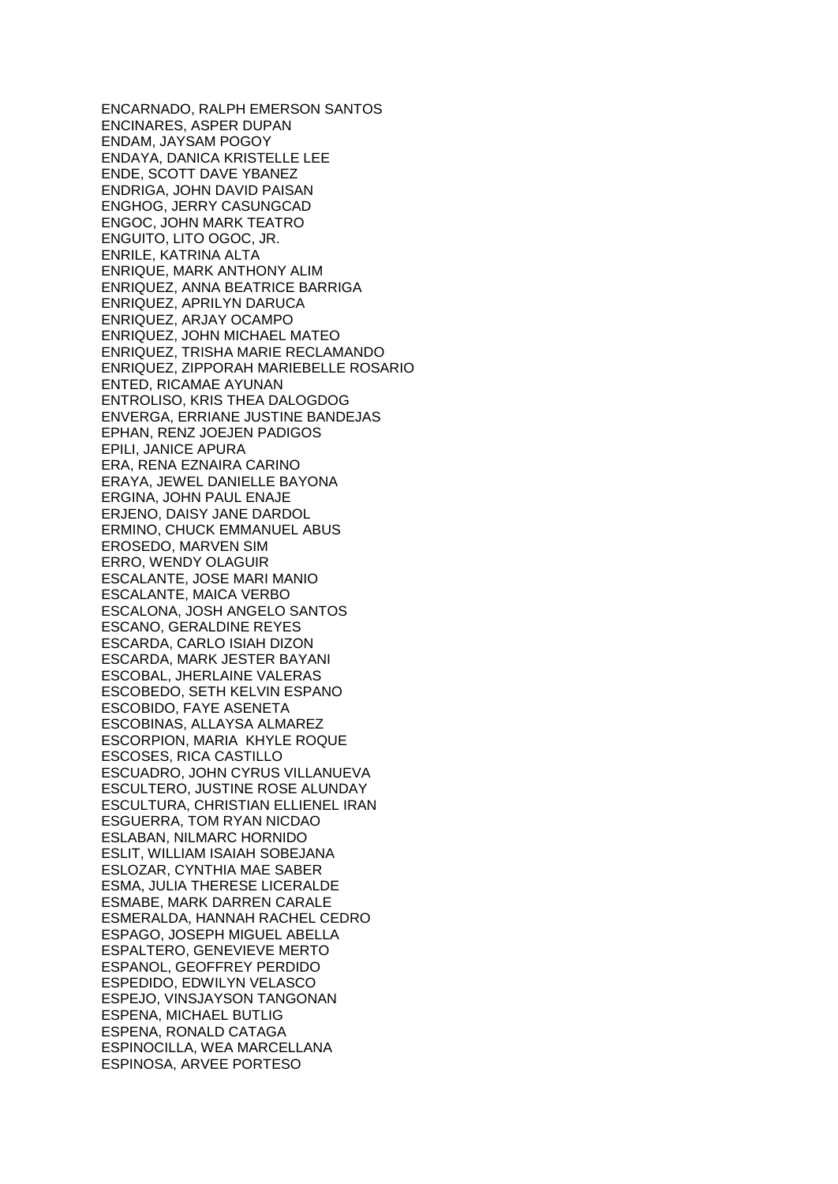ENCARNADO, RALPH EMERSON SANTOS
ENCINARES, ASPER DUPAN
ENDAM, JAYSAM POGOY
ENDAYA, DANICA KRISTELLE LEE
ENDE, SCOTT DAVE YBANEZ
ENDRIGA, JOHN DAVID PAISAN
ENGHOG, JERRY CASUNGCAD
ENGOC, JOHN MARK TEATRO
ENGUITO, LITO OGOC, JR.
ENRILE, KATRINA ALTA
ENRIQUE, MARK ANTHONY ALIM
ENRIQUEZ, ANNA BEATRICE BARRIGA
ENRIQUEZ, APRILYN DARUCA
ENRIQUEZ, ARJAY OCAMPO
ENRIQUEZ, JOHN MICHAEL MATEO
ENRIQUEZ, TRISHA MARIE RECLAMANDO
ENRIQUEZ, ZIPPORAH MARIEBELLE ROSARIO
ENTED, RICAMAE AYUNAN
ENTROLISO, KRIS THEA DALOGDOG
ENVERGA, ERRIANE JUSTINE BANDEJAS
EPHAN, RENZ JOEJEN PADIGOS
EPILI, JANICE APURA
ERA, RENA EZNAIRA CARINO
ERAYA, JEWEL DANIELLE BAYONA
ERGINA, JOHN PAUL ENAJE
ERJENO, DAISY JANE DARDOL
ERMINO, CHUCK EMMANUEL ABUS
EROSEDO, MARVEN SIM
ERRO, WENDY OLAGUIR
ESCALANTE, JOSE MARI MANIO
ESCALANTE, MAICA VERBO
ESCALONA, JOSH ANGELO SANTOS
ESCANO, GERALDINE REYES
ESCARDA, CARLO ISIAH DIZON
ESCARDA, MARK JESTER BAYANI
ESCOBAL, JHERLAINE VALERAS
ESCOBEDO, SETH KELVIN ESPANO
ESCOBIDO, FAYE ASENETA
ESCOBINAS, ALLAYSA ALMAREZ
ESCORPION, MARIA KHYLE ROQUE
ESCOSES, RICA CASTILLO
ESCUADRO, JOHN CYRUS VILLANUEVA
ESCULTERO, JUSTINE ROSE ALUNDAY
ESCULTURA, CHRISTIAN ELLIENEL IRAN
ESGUERRA, TOM RYAN NICDAO
ESLABAN, NILMARC HORNIDO
ESLIT, WILLIAM ISAIAH SOBEJANA
ESLOZAR, CYNTHIA MAE SABER
ESMA, JULIA THERESE LICERALDE
ESMABE, MARK DARREN CARALE
ESMERALDA, HANNAH RACHEL CEDRO
ESPAGO, JOSEPH MIGUEL ABELLA
ESPALTERO, GENEVIEVE MERTO
ESPANOL, GEOFFREY PERDIDO
ESPEDIDO, EDWILYN VELASCO
ESPEJO, VINSJAYSON TANGONAN
ESPENA, MICHAEL BUTLIG
ESPENA, RONALD CATAGA
ESPINOCILLA, WEA MARCELLANA
ESPINOSA, ARVEE PORTESO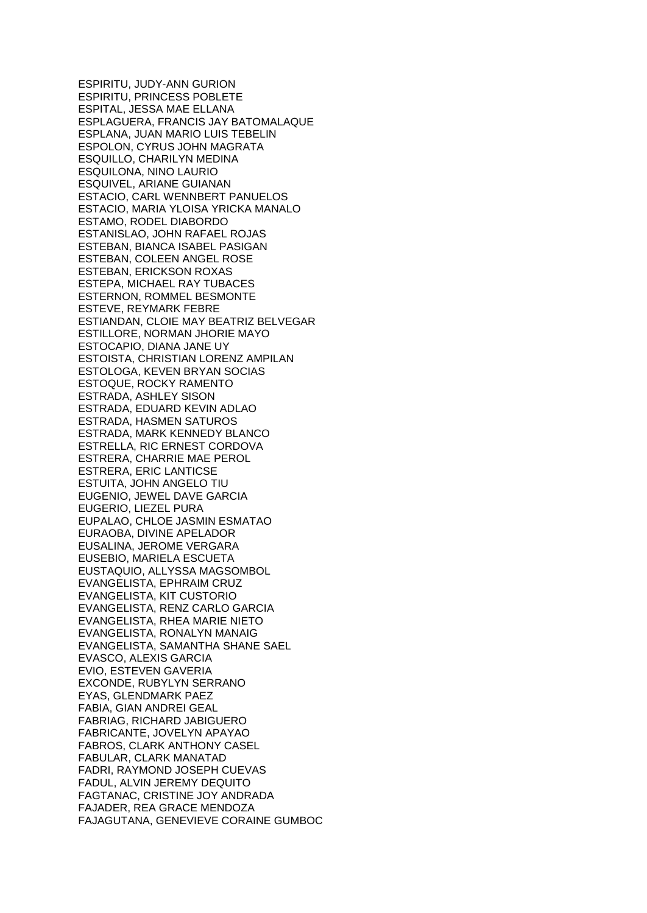ESPIRITU, JUDY-ANN GURION
ESPIRITU, PRINCESS POBLETE
ESPITAL, JESSA MAE ELLANA
ESPLAGUERA, FRANCIS JAY BATOMALAQUE
ESPLANA, JUAN MARIO LUIS TEBELIN
ESPOLON, CYRUS JOHN MAGRATA
ESQUILLO, CHARILYN MEDINA
ESQUILONA, NINO LAURIO
ESQUIVEL, ARIANE GUIANAN
ESTACIO, CARL WENNBERT PANUELOS
ESTACIO, MARIA YLOISA YRICKA MANALO
ESTAMO, RODEL DIABORDO
ESTANISLAO, JOHN RAFAEL ROJAS
ESTEBAN, BIANCA ISABEL PASIGAN
ESTEBAN, COLEEN ANGEL ROSE
ESTEBAN, ERICKSON ROXAS
ESTEPA, MICHAEL RAY TUBACES
ESTERNON, ROMMEL BESMONTE
ESTEVE, REYMARK FEBRE
ESTIANDAN, CLOIE MAY BEATRIZ BELVEGAR
ESTILLORE, NORMAN JHORIE MAYO
ESTOCAPIO, DIANA JANE UY
ESTOISTA, CHRISTIAN LORENZ AMPILAN
ESTOLOGA, KEVEN BRYAN SOCIAS
ESTOQUE, ROCKY RAMENTO
ESTRADA, ASHLEY SISON
ESTRADA, EDUARD KEVIN ADLAO
ESTRADA, HASMEN SATUROS
ESTRADA, MARK KENNEDY BLANCO
ESTRELLA, RIC ERNEST CORDOVA
ESTRERA, CHARRIE MAE PEROL
ESTRERA, ERIC LANTICSE
ESTUITA, JOHN ANGELO TIU
EUGENIO, JEWEL DAVE GARCIA
EUGERIO, LIEZEL PURA
EUPALAO, CHLOE JASMIN ESMATAO
EURAOBA, DIVINE APELADOR
EUSALINA, JEROME VERGARA
EUSEBIO, MARIELA ESCUETA
EUSTAQUIO, ALLYSSA MAGSOMBOL
EVANGELISTA, EPHRAIM CRUZ
EVANGELISTA, KIT CUSTORIO
EVANGELISTA, RENZ CARLO GARCIA
EVANGELISTA, RHEA MARIE NIETO
EVANGELISTA, RONALYN MANAIG
EVANGELISTA, SAMANTHA SHANE SAEL
EVASCO, ALEXIS GARCIA
EVIO, ESTEVEN GAVERIA
EXCONDE, RUBYLYN SERRANO
EYAS, GLENDMARK PAEZ
FABIA, GIAN ANDREI GEAL
FABRIAG, RICHARD JABIGUERO
FABRICANTE, JOVELYN APAYAO
FABROS, CLARK ANTHONY CASEL
FABULAR, CLARK MANATAD
FADRI, RAYMOND JOSEPH CUEVAS
FADUL, ALVIN JEREMY DEQUITO
FAGTANAC, CRISTINE JOY ANDRADA
FAJADER, REA GRACE MENDOZA
FAJAGUTANA, GENEVIEVE CORAINE GUMBOC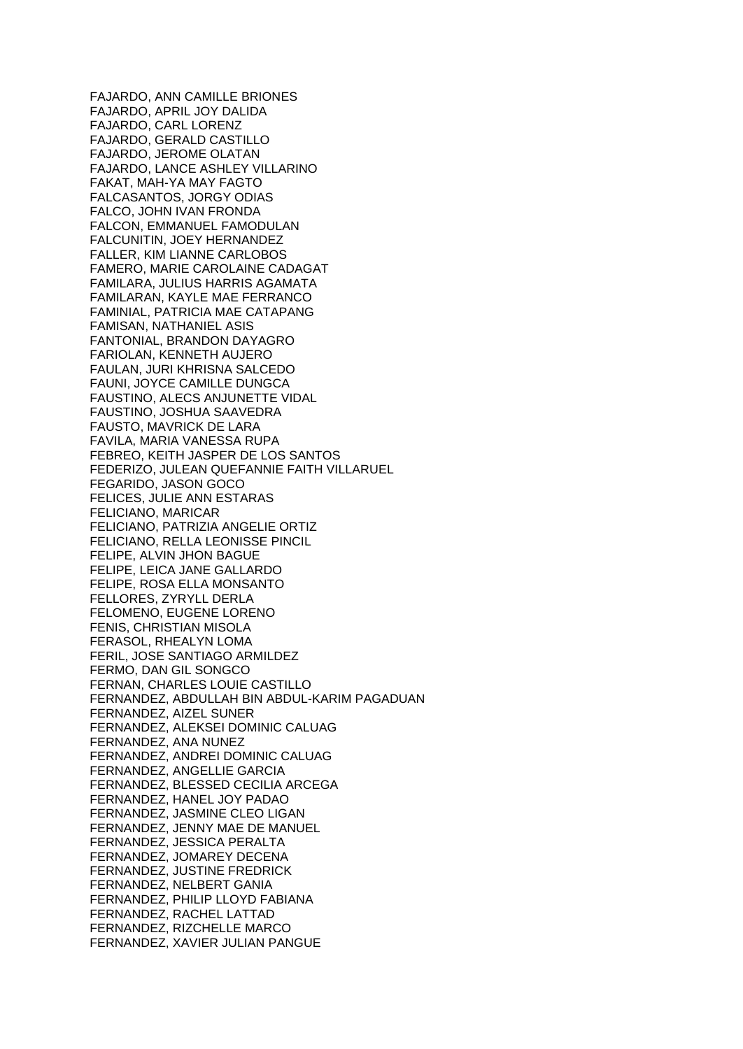FAJARDO, ANN CAMILLE BRIONES
FAJARDO, APRIL JOY DALIDA
FAJARDO, CARL LORENZ
FAJARDO, GERALD CASTILLO
FAJARDO, JEROME OLATAN
FAJARDO, LANCE ASHLEY VILLARINO
FAKAT, MAH-YA MAY FAGTO
FALCASANTOS, JORGY ODIAS
FALCO, JOHN IVAN FRONDA
FALCON, EMMANUEL FAMODULAN
FALCUNITIN, JOEY HERNANDEZ
FALLER, KIM LIANNE CARLOBOS
FAMERO, MARIE CAROLAINE CADAGAT
FAMILARA, JULIUS HARRIS AGAMATA
FAMILARAN, KAYLE MAE FERRANCO
FAMINIAL, PATRICIA MAE CATAPANG
FAMISAN, NATHANIEL ASIS
FANTONIAL, BRANDON DAYAGRO
FARIOLAN, KENNETH AUJERO
FAULAN, JURI KHRISNA SALCEDO
FAUNI, JOYCE CAMILLE DUNGCA
FAUSTINO, ALECS ANJUNETTE VIDAL
FAUSTINO, JOSHUA SAAVEDRA
FAUSTO, MAVRICK DE LARA
FAVILA, MARIA VANESSA RUPA
FEBREO, KEITH JASPER DE LOS SANTOS
FEDERIZO, JULEAN QUEFANNIE FAITH VILLARUEL
FEGARIDO, JASON GOCO
FELICES, JULIE ANN ESTARAS
FELICIANO, MARICAR
FELICIANO, PATRIZIA ANGELIE ORTIZ
FELICIANO, RELLA LEONISSE PINCIL
FELIPE, ALVIN JHON BAGUE
FELIPE, LEICA JANE GALLARDO
FELIPE, ROSA ELLA MONSANTO
FELLORES, ZYRYLL DERLA
FELOMENO, EUGENE LORENO
FENIS, CHRISTIAN MISOLA
FERASOL, RHEALYN LOMA
FERIL, JOSE SANTIAGO ARMILDEZ
FERMO, DAN GIL SONGCO
FERNAN, CHARLES LOUIE CASTILLO
FERNANDEZ, ABDULLAH BIN ABDUL-KARIM PAGADUAN
FERNANDEZ, AIZEL SUNER
FERNANDEZ, ALEKSEI DOMINIC CALUAG
FERNANDEZ, ANA NUNEZ
FERNANDEZ, ANDREI DOMINIC CALUAG
FERNANDEZ, ANGELLIE GARCIA
FERNANDEZ, BLESSED CECILIA ARCEGA
FERNANDEZ, HANEL JOY PADAO
FERNANDEZ, JASMINE CLEO LIGAN
FERNANDEZ, JENNY MAE DE MANUEL
FERNANDEZ, JESSICA PERALTA
FERNANDEZ, JOMAREY DECENA
FERNANDEZ, JUSTINE FREDRICK
FERNANDEZ, NELBERT GANIA
FERNANDEZ, PHILIP LLOYD FABIANA
FERNANDEZ, RACHEL LATTAD
FERNANDEZ, RIZCHELLE MARCO
FERNANDEZ, XAVIER JULIAN PANGUE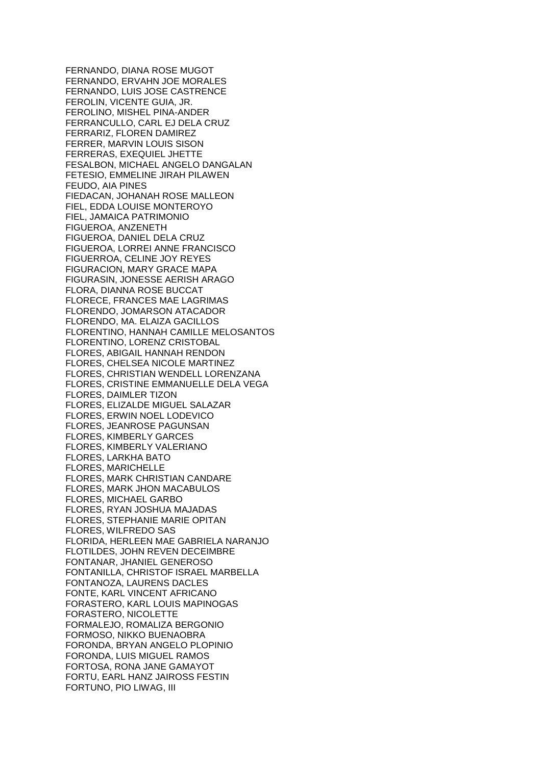FERNANDO, DIANA ROSE MUGOT
FERNANDO, ERVAHN JOE MORALES
FERNANDO, LUIS JOSE CASTRENCE
FEROLIN, VICENTE GUIA, JR.
FEROLINO, MISHEL PINA-ANDER
FERRANCULLO, CARL EJ DELA CRUZ
FERRARIZ, FLOREN DAMIREZ
FERRER, MARVIN LOUIS SISON
FERRERAS, EXEQUIEL JHETTE
FESALBON, MICHAEL ANGELO DANGALAN
FETESIO, EMMELINE JIRAH PILAWEN
FEUDO, AIA PINES
FIEDACAN, JOHANAH ROSE MALLEON
FIEL, EDDA LOUISE MONTEROYO
FIEL, JAMAICA PATRIMONIO
FIGUEROA, ANZENETH
FIGUEROA, DANIEL DELA CRUZ
FIGUEROA, LORREI ANNE FRANCISCO
FIGUERROA, CELINE JOY REYES
FIGURACION, MARY GRACE MAPA
FIGURASIN, JONESSE AERISH ARAGO
FLORA, DIANNA ROSE BUCCAT
FLORECE, FRANCES MAE LAGRIMAS
FLORENDO, JOMARSON ATACADOR
FLORENDO, MA. ELAIZA GACILLOS
FLORENTINO, HANNAH CAMILLE MELOSANTOS
FLORENTINO, LORENZ CRISTOBAL
FLORES, ABIGAIL HANNAH RENDON
FLORES, CHELSEA NICOLE MARTINEZ
FLORES, CHRISTIAN WENDELL LORENZANA
FLORES, CRISTINE EMMANUELLE DELA VEGA
FLORES, DAIMLER TIZON
FLORES, ELIZALDE MIGUEL SALAZAR
FLORES, ERWIN NOEL LODEVICO
FLORES, JEANROSE PAGUNSAN
FLORES, KIMBERLY GARCES
FLORES, KIMBERLY VALERIANO
FLORES, LARKHA BATO
FLORES, MARICHELLE
FLORES, MARK CHRISTIAN CANDARE
FLORES, MARK JHON MACABULOS
FLORES, MICHAEL GARBO
FLORES, RYAN JOSHUA MAJADAS
FLORES, STEPHANIE MARIE OPITAN
FLORES, WILFREDO SAS
FLORIDA, HERLEEN MAE GABRIELA NARANJO
FLOTILDES, JOHN REVEN DECEIMBRE
FONTANAR, JHANIEL GENEROSO
FONTANILLA, CHRISTOF ISRAEL MARBELLA
FONTANOZA, LAURENS DACLES
FONTE, KARL VINCENT AFRICANO
FORASTERO, KARL LOUIS MAPINOGAS
FORASTERO, NICOLETTE
FORMALEJO, ROMALIZA BERGONIO
FORMOSO, NIKKO BUENAOBRA
FORONDA, BRYAN ANGELO PLOPINIO
FORONDA, LUIS MIGUEL RAMOS
FORTOSA, RONA JANE GAMAYOT
FORTU, EARL HANZ JAIROSS FESTIN
FORTUNO, PIO LIWAG, III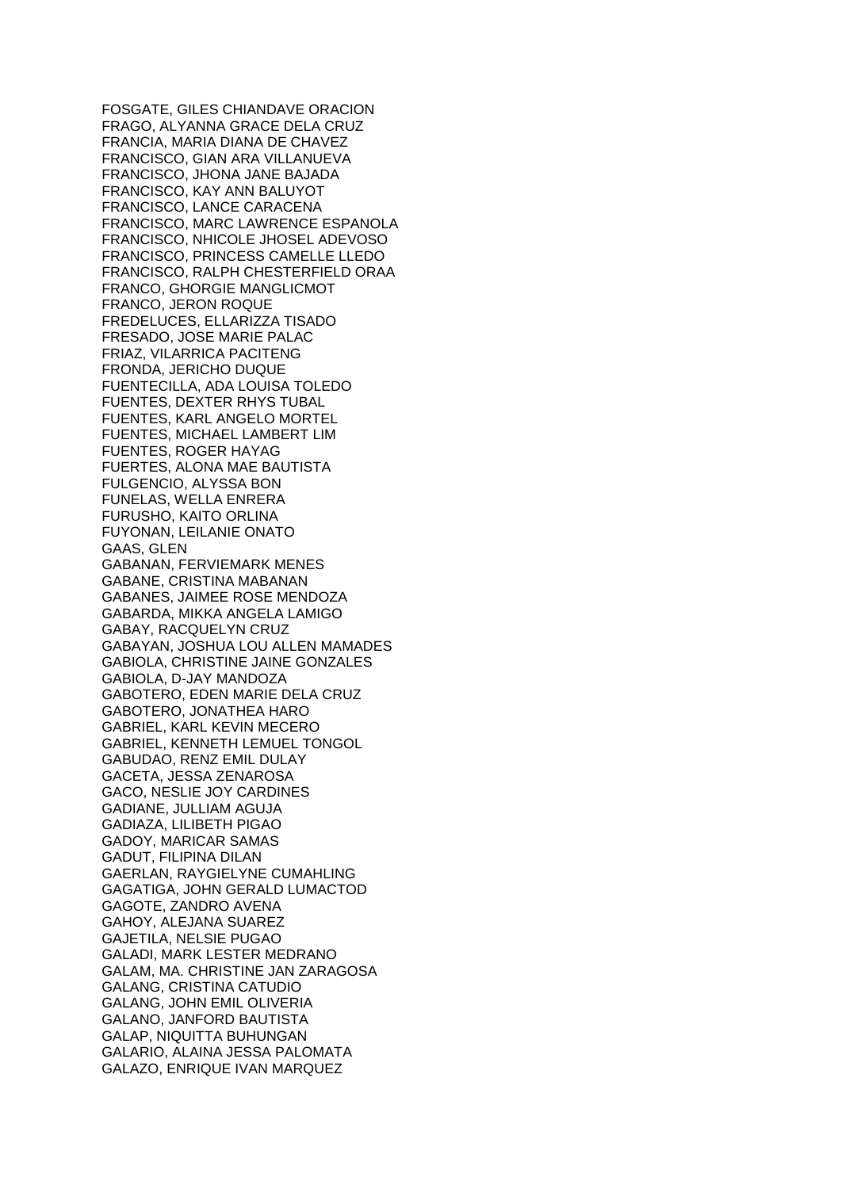FOSGATE, GILES CHIANDAVE ORACION
FRAGO, ALYANNA GRACE DELA CRUZ
FRANCIA, MARIA DIANA DE CHAVEZ
FRANCISCO, GIAN ARA VILLANUEVA
FRANCISCO, JHONA JANE BAJADA
FRANCISCO, KAY ANN BALUYOT
FRANCISCO, LANCE CARACENA
FRANCISCO, MARC LAWRENCE ESPANOLA
FRANCISCO, NHICOLE JHOSEL ADEVOSO
FRANCISCO, PRINCESS CAMELLE LLEDO
FRANCISCO, RALPH CHESTERFIELD ORAA
FRANCO, GHORGIE MANGLICMOT
FRANCO, JERON ROQUE
FREDELUCES, ELLARIZZA TISADO
FRESADO, JOSE MARIE PALAC
FRIAZ, VILARRICA PACITENG
FRONDA, JERICHO DUQUE
FUENTECILLA, ADA LOUISA TOLEDO
FUENTES, DEXTER RHYS TUBAL
FUENTES, KARL ANGELO MORTEL
FUENTES, MICHAEL LAMBERT LIM
FUENTES, ROGER HAYAG
FUERTES, ALONA MAE BAUTISTA
FULGENCIO, ALYSSA BON
FUNELAS, WELLA ENRERA
FURUSHO, KAITO ORLINA
FUYONAN, LEILANIE ONATO
GAAS, GLEN
GABANAN, FERVIEMARK MENES
GABANE, CRISTINA MABANAN
GABANES, JAIMEE ROSE MENDOZA
GABARDA, MIKKA ANGELA LAMIGO
GABAY, RACQUELYN CRUZ
GABAYAN, JOSHUA LOU ALLEN MAMADES
GABIOLA, CHRISTINE JAINE GONZALES
GABIOLA, D-JAY MANDOZA
GABOTERO, EDEN MARIE DELA CRUZ
GABOTERO, JONATHEA HARO
GABRIEL, KARL KEVIN MECERO
GABRIEL, KENNETH LEMUEL TONGOL
GABUDAO, RENZ EMIL DULAY
GACETA, JESSA ZENAROSA
GACO, NESLIE JOY CARDINES
GADIANE, JULLIAM AGUJA
GADIAZA, LILIBETH PIGAO
GADOY, MARICAR SAMAS
GADUT, FILIPINA DILAN
GAERLAN, RAYGIELYNE CUMAHLING
GAGATIGA, JOHN GERALD LUMACTOD
GAGOTE, ZANDRO AVENA
GAHOY, ALEJANA SUAREZ
GAJETILA, NELSIE PUGAO
GALADI, MARK LESTER MEDRANO
GALAM, MA. CHRISTINE JAN ZARAGOSA
GALANG, CRISTINA CATUDIO
GALANG, JOHN EMIL OLIVERIA
GALANO, JANFORD BAUTISTA
GALAP, NIQUITTA BUHUNGAN
GALARIO, ALAINA JESSA PALOMATA
GALAZO, ENRIQUE IVAN MARQUEZ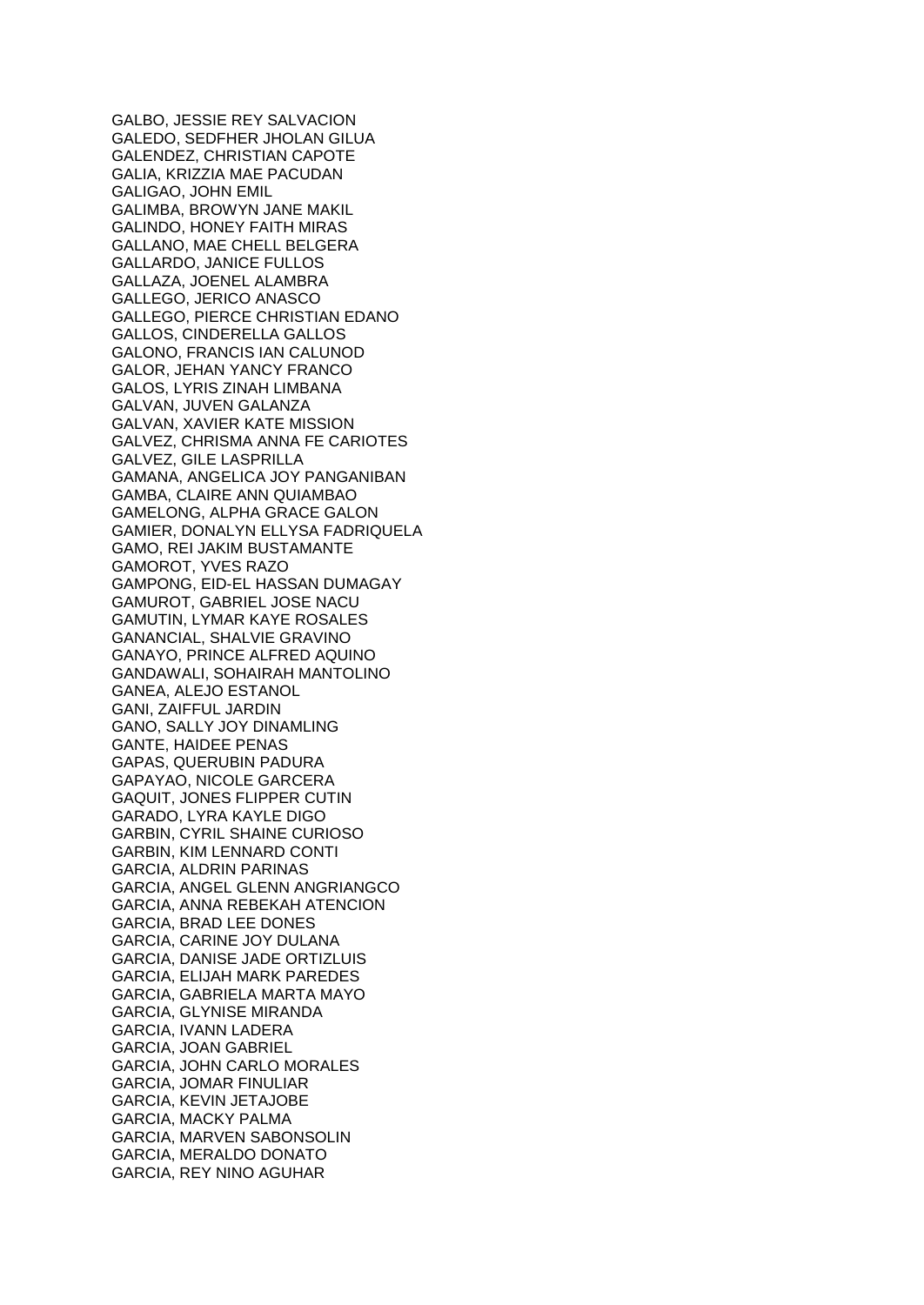GALBO, JESSIE REY SALVACION
GALEDO, SEDFHER JHOLAN GILUA
GALENDEZ, CHRISTIAN CAPOTE
GALIA, KRIZZIA MAE PACUDAN
GALIGAO, JOHN EMIL
GALIMBA, BROWYN JANE MAKIL
GALINDO, HONEY FAITH MIRAS
GALLANO, MAE CHELL BELGERA
GALLARDO, JANICE FULLOS
GALLAZA, JOENEL ALAMBRA
GALLEGO, JERICO ANASCO
GALLEGO, PIERCE CHRISTIAN EDANO
GALLOS, CINDERELLA GALLOS
GALONO, FRANCIS IAN CALUNOD
GALOR, JEHAN YANCY FRANCO
GALOS, LYRIS ZINAH LIMBANA
GALVAN, JUVEN GALANZA
GALVAN, XAVIER KATE MISSION
GALVEZ, CHRISMA ANNA FE CARIOTES
GALVEZ, GILE LASPRILLA
GAMANA, ANGELICA JOY PANGANIBAN
GAMBA, CLAIRE ANN QUIAMBAO
GAMELONG, ALPHA GRACE GALON
GAMIER, DONALYN ELLYSA FADRIQUELA
GAMO, REI JAKIM BUSTAMANTE
GAMOROT, YVES RAZO
GAMPONG, EID-EL HASSAN DUMAGAY
GAMUROT, GABRIEL JOSE NACU
GAMUTIN, LYMAR KAYE ROSALES
GANANCIAL, SHALVIE GRAVINO
GANAYO, PRINCE ALFRED AQUINO
GANDAWALI, SOHAIRAH MANTOLINO
GANEA, ALEJO ESTANOL
GANI, ZAIFFUL JARDIN
GANO, SALLY JOY DINAMLING
GANTE, HAIDEE PENAS
GAPAS, QUERUBIN PADURA
GAPAYAO, NICOLE GARCERA
GAQUIT, JONES FLIPPER CUTIN
GARADO, LYRA KAYLE DIGO
GARBIN, CYRIL SHAINE CURIOSO
GARBIN, KIM LENNARD CONTI
GARCIA, ALDRIN PARINAS
GARCIA, ANGEL GLENN ANGRIANGCO
GARCIA, ANNA REBEKAH ATENCION
GARCIA, BRAD LEE DONES
GARCIA, CARINE JOY DULANA
GARCIA, DANISE JADE ORTIZLUIS
GARCIA, ELIJAH MARK PAREDES
GARCIA, GABRIELA MARTA MAYO
GARCIA, GLYNISE MIRANDA
GARCIA, IVANN LADERA
GARCIA, JOAN GABRIEL
GARCIA, JOHN CARLO MORALES
GARCIA, JOMAR FINULIAR
GARCIA, KEVIN JETAJOBE
GARCIA, MACKY PALMA
GARCIA, MARVEN SABONSOLIN
GARCIA, MERALDO DONATO
GARCIA, REY NINO AGUHAR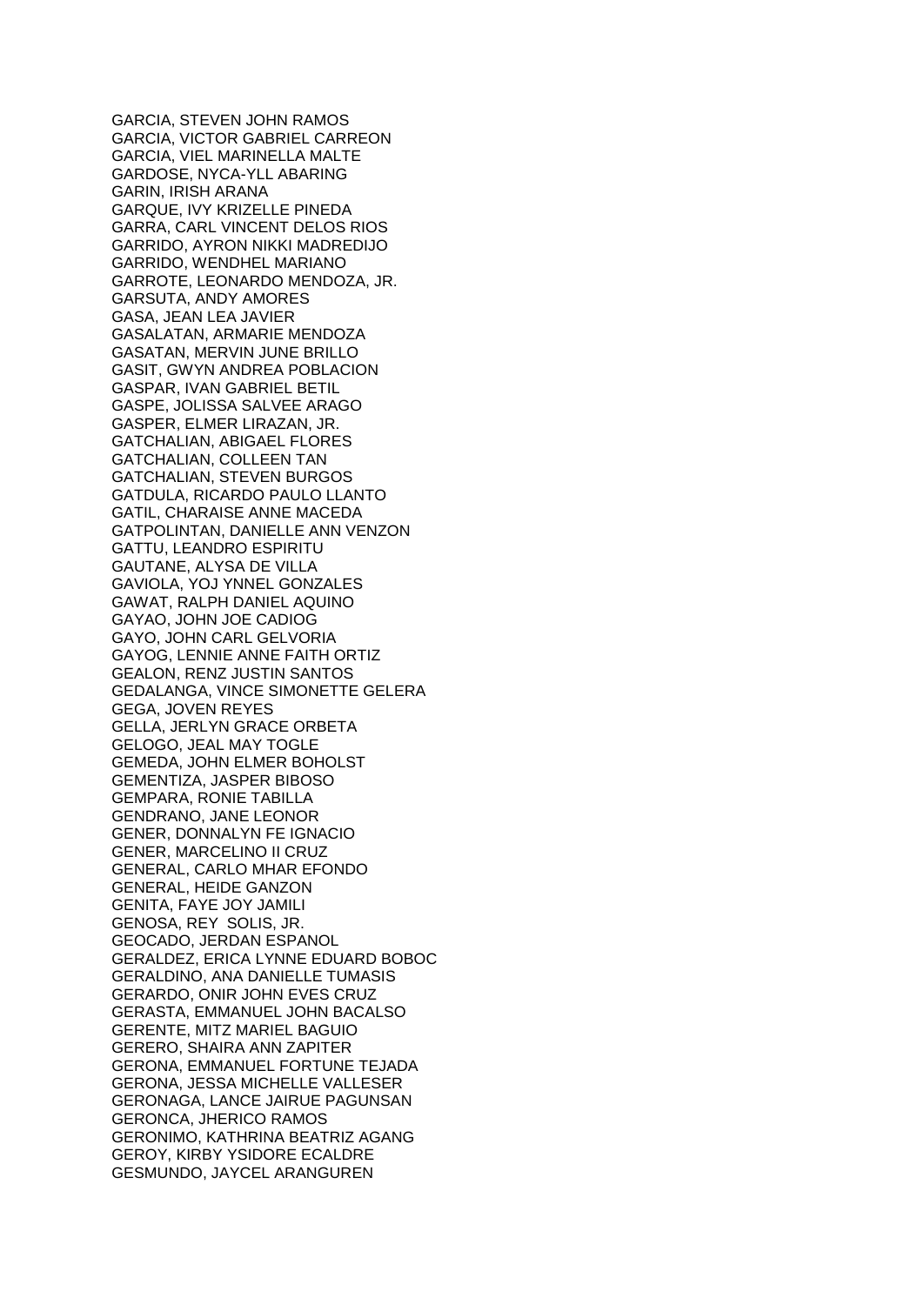GARCIA, STEVEN JOHN RAMOS
GARCIA, VICTOR GABRIEL CARREON
GARCIA, VIEL MARINELLA MALTE
GARDOSE, NYCA-YLL ABARING
GARIN, IRISH ARANA
GARQUE, IVY KRIZELLE PINEDA
GARRA, CARL VINCENT DELOS RIOS
GARRIDO, AYRON NIKKI MADREDIJO
GARRIDO, WENDHEL MARIANO
GARROTE, LEONARDO MENDOZA, JR.
GARSUTA, ANDY AMORES
GASA, JEAN LEA JAVIER
GASALATAN, ARMARIE MENDOZA
GASATAN, MERVIN JUNE BRILLO
GASIT, GWYN ANDREA POBLACION
GASPAR, IVAN GABRIEL BETIL
GASPE, JOLISSA SALVEE ARAGO
GASPER, ELMER LIRAZAN, JR.
GATCHALIAN, ABIGAEL FLORES
GATCHALIAN, COLLEEN TAN
GATCHALIAN, STEVEN BURGOS
GATDULA, RICARDO PAULO LLANTO
GATIL, CHARAISE ANNE MACEDA
GATPOLINTAN, DANIELLE ANN VENZON
GATTU, LEANDRO ESPIRITU
GAUTANE, ALYSA DE VILLA
GAVIOLA, YOJ YNNEL GONZALES
GAWAT, RALPH DANIEL AQUINO
GAYAO, JOHN JOE CADIOG
GAYO, JOHN CARL GELVORIA
GAYOG, LENNIE ANNE FAITH ORTIZ
GEALON, RENZ JUSTIN SANTOS
GEDALANGA, VINCE SIMONETTE GELERA
GEGA, JOVEN REYES
GELLA, JERLYN GRACE ORBETA
GELOGO, JEAL MAY TOGLE
GEMEDA, JOHN ELMER BOHOLST
GEMENTIZA, JASPER BIBOSO
GEMPARA, RONIE TABILLA
GENDRANO, JANE LEONOR
GENER, DONNALYN FE IGNACIO
GENER, MARCELINO II CRUZ
GENERAL, CARLO MHAR EFONDO
GENERAL, HEIDE GANZON
GENITA, FAYE JOY JAMILI
GENOSA, REY SOLIS, JR.
GEOCADO, JERDAN ESPANOL
GERALDEZ, ERICA LYNNE EDUARD BOBOC
GERALDINO, ANA DANIELLE TUMASIS
GERARDO, ONIR JOHN EVES CRUZ
GERASTA, EMMANUEL JOHN BACALSO
GERENTE, MITZ MARIEL BAGUIO
GERERO, SHAIRA ANN ZAPITER
GERONA, EMMANUEL FORTUNE TEJADA
GERONA, JESSA MICHELLE VALLESER
GERONAGA, LANCE JAIRUE PAGUNSAN
GERONCA, JHERICO RAMOS
GERONIMO, KATHRINA BEATRIZ AGANG
GEROY, KIRBY YSIDORE ECALDRE
GESMUNDO, JAYCEL ARANGUREN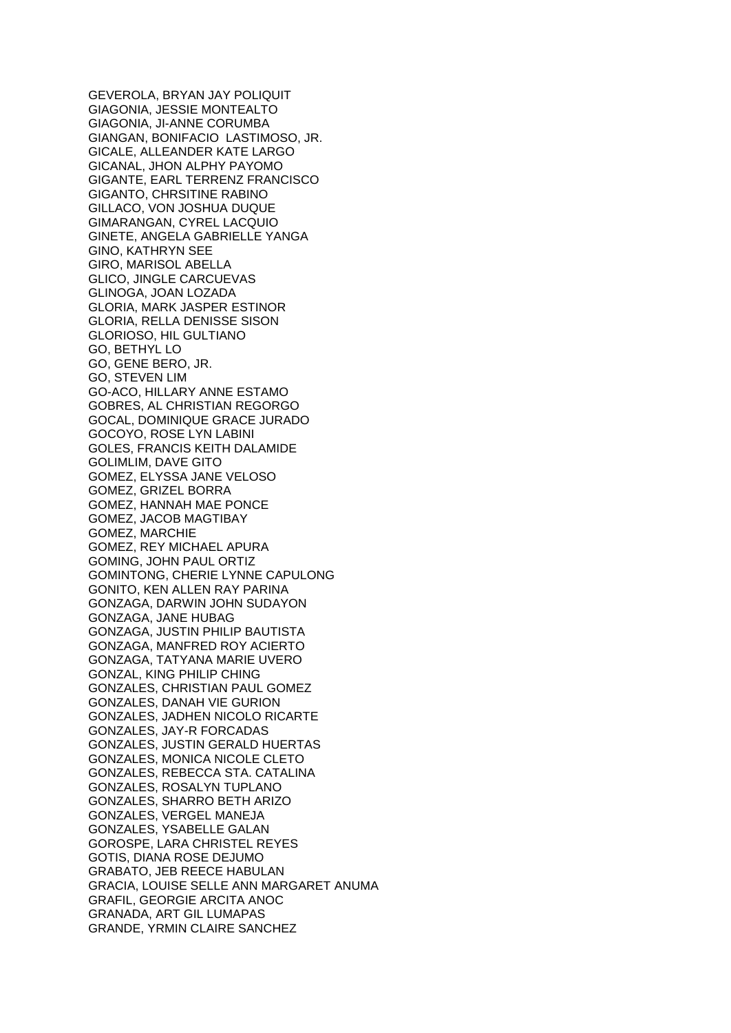GEVEROLA, BRYAN JAY POLIQUIT
GIAGONIA, JESSIE MONTEALTO
GIAGONIA, JI-ANNE CORUMBA
GIANGAN, BONIFACIO LASTIMOSO, JR.
GICALE, ALLEANDER KATE LARGO
GICANAL, JHON ALPHY PAYOMO
GIGANTE, EARL TERRENZ FRANCISCO
GIGANTO, CHRSITINE RABINO
GILLACO, VON JOSHUA DUQUE
GIMARANGAN, CYREL LACQUIO
GINETE, ANGELA GABRIELLE YANGA
GINO, KATHRYN SEE
GIRO, MARISOL ABELLA
GLICO, JINGLE CARCUEVAS
GLINOGA, JOAN LOZADA
GLORIA, MARK JASPER ESTINOR
GLORIA, RELLA DENISSE SISON
GLORIOSO, HIL GULTIANO
GO, BETHYL LO
GO, GENE BERO, JR.
GO, STEVEN LIM
GO-ACO, HILLARY ANNE ESTAMO
GOBRES, AL CHRISTIAN REGORGO
GOCAL, DOMINIQUE GRACE JURADO
GOCOYO, ROSE LYN LABINI
GOLES, FRANCIS KEITH DALAMIDE
GOLIMLIM, DAVE GITO
GOMEZ, ELYSSA JANE VELOSO
GOMEZ, GRIZEL BORRA
GOMEZ, HANNAH MAE PONCE
GOMEZ, JACOB MAGTIBAY
GOMEZ, MARCHIE
GOMEZ, REY MICHAEL APURA
GOMING, JOHN PAUL ORTIZ
GOMINTONG, CHERIE LYNNE CAPULONG
GONITO, KEN ALLEN RAY PARINA
GONZAGA, DARWIN JOHN SUDAYON
GONZAGA, JANE HUBAG
GONZAGA, JUSTIN PHILIP BAUTISTA
GONZAGA, MANFRED ROY ACIERTO
GONZAGA, TATYANA MARIE UVERO
GONZAL, KING PHILIP CHING
GONZALES, CHRISTIAN PAUL GOMEZ
GONZALES, DANAH VIE GURION
GONZALES, JADHEN NICOLO RICARTE
GONZALES, JAY-R FORCADAS
GONZALES, JUSTIN GERALD HUERTAS
GONZALES, MONICA NICOLE CLETO
GONZALES, REBECCA STA. CATALINA
GONZALES, ROSALYN TUPLANO
GONZALES, SHARRO BETH ARIZO
GONZALES, VERGEL MANEJA
GONZALES, YSABELLE GALAN
GOROSPE, LARA CHRISTEL REYES
GOTIS, DIANA ROSE DEJUMO
GRABATO, JEB REECE HABULAN
GRACIA, LOUISE SELLE ANN MARGARET ANUMA
GRAFIL, GEORGIE ARCITA ANOC
GRANADA, ART GIL LUMAPAS
GRANDE, YRMIN CLAIRE SANCHEZ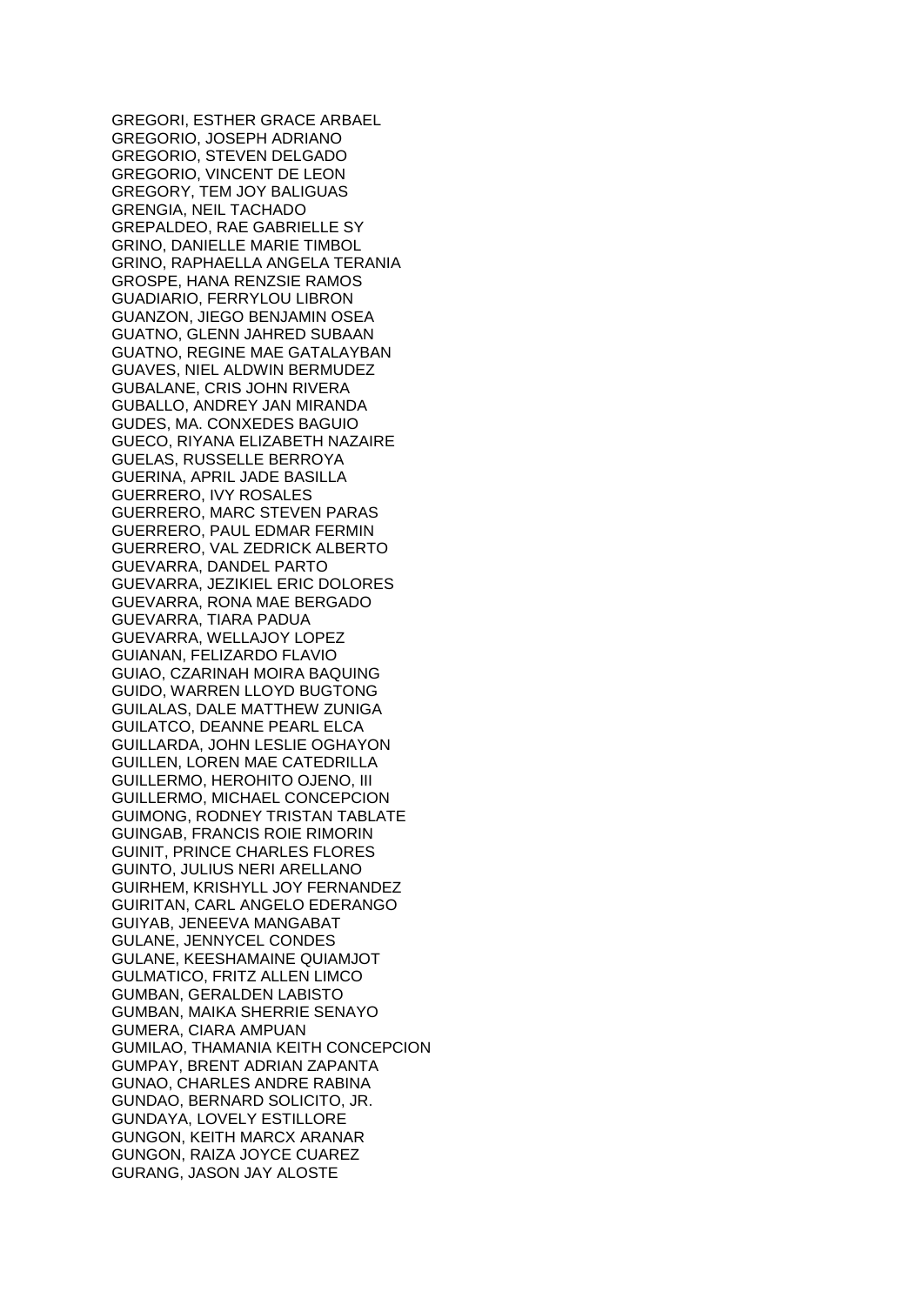GREGORI, ESTHER GRACE ARBAEL
GREGORIO, JOSEPH ADRIANO
GREGORIO, STEVEN DELGADO
GREGORIO, VINCENT DE LEON
GREGORY, TEM JOY BALIGUAS
GRENGIA, NEIL TACHADO
GREPALDEO, RAE GABRIELLE SY
GRINO, DANIELLE MARIE TIMBOL
GRINO, RAPHAELLA ANGELA TERANIA
GROSPE, HANA RENZSIE RAMOS
GUADIARIO, FERRYLOU LIBRON
GUANZON, JIEGO BENJAMIN OSEA
GUATNO, GLENN JAHRED SUBAAN
GUATNO, REGINE MAE GATALAYBAN
GUAVES, NIEL ALDWIN BERMUDEZ
GUBALANE, CRIS JOHN RIVERA
GUBALLO, ANDREY JAN MIRANDA
GUDES, MA. CONXEDES BAGUIO
GUECO, RIYANA ELIZABETH NAZAIRE
GUELAS, RUSSELLE BERROYA
GUERINA, APRIL JADE BASILLA
GUERRERO, IVY ROSALES
GUERRERO, MARC STEVEN PARAS
GUERRERO, PAUL EDMAR FERMIN
GUERRERO, VAL ZEDRICK ALBERTO
GUEVARRA, DANDEL PARTO
GUEVARRA, JEZIKIEL ERIC DOLORES
GUEVARRA, RONA MAE BERGADO
GUEVARRA, TIARA PADUA
GUEVARRA, WELLAJOY LOPEZ
GUIANAN, FELIZARDO FLAVIO
GUIAO, CZARINAH MOIRA BAQUING
GUIDO, WARREN LLOYD BUGTONG
GUILALAS, DALE MATTHEW ZUNIGA
GUILATCO, DEANNE PEARL ELCA
GUILLARDA, JOHN LESLIE OGHAYON
GUILLEN, LOREN MAE CATEDRILLA
GUILLERMO, HEROHITO OJENO, III
GUILLERMO, MICHAEL CONCEPCION
GUIMONG, RODNEY TRISTAN TABLATE
GUINGAB, FRANCIS ROIE RIMORIN
GUINIT, PRINCE CHARLES FLORES
GUINTO, JULIUS NERI ARELLANO
GUIRHEM, KRISHYLL JOY FERNANDEZ
GUIRITAN, CARL ANGELO EDERANGO
GUIYAB, JENEEVA MANGABAT
GULANE, JENNYCEL CONDES
GULANE, KEESHAMAINE QUIAMJOT
GULMATICO, FRITZ ALLEN LIMCO
GUMBAN, GERALDEN LABISTO
GUMBAN, MAIKA SHERRIE SENAYO
GUMERA, CIARA AMPUAN
GUMILAO, THAMANIA KEITH CONCEPCION
GUMPAY, BRENT ADRIAN ZAPANTA
GUNAO, CHARLES ANDRE RABINA
GUNDAO, BERNARD SOLICITO, JR.
GUNDAYA, LOVELY ESTILLORE
GUNGON, KEITH MARCX ARANAR
GUNGON, RAIZA JOYCE CUAREZ
GURANG, JASON JAY ALOSTE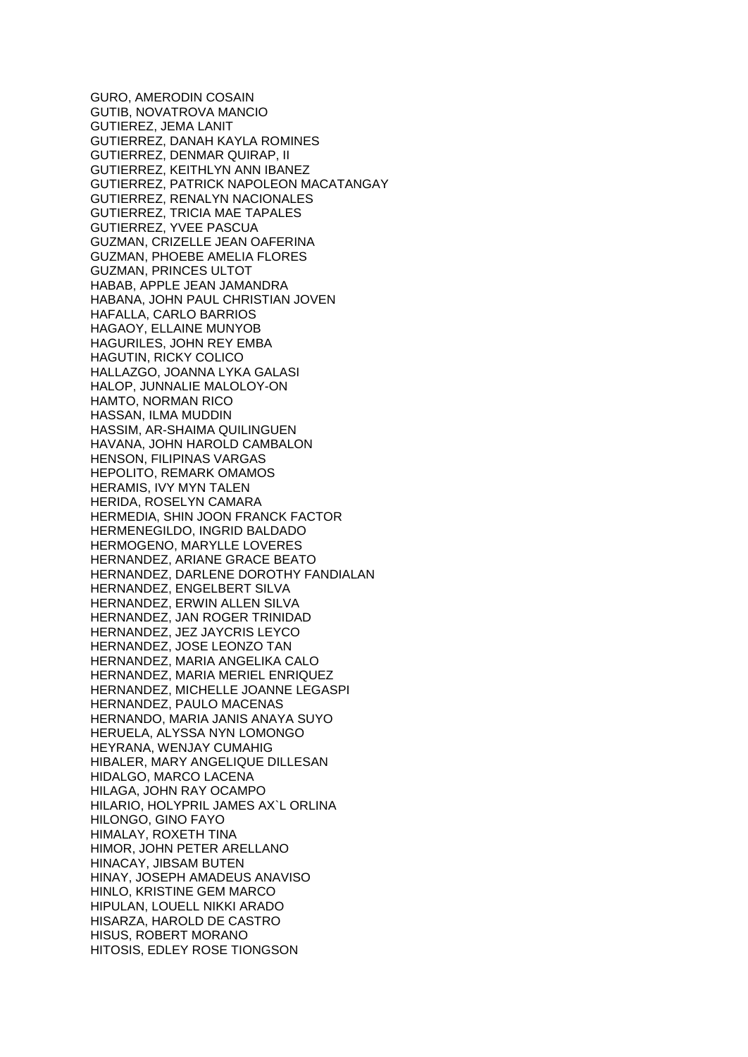GURO, AMERODIN COSAIN
GUTIB, NOVATROVA MANCIO
GUTIEREZ, JEMA LANIT
GUTIERREZ, DANAH KAYLA ROMINES
GUTIERREZ, DENMAR QUIRAP, II
GUTIERREZ, KEITHLYN ANN IBANEZ
GUTIERREZ, PATRICK NAPOLEON MACATANGAY
GUTIERREZ, RENALYN NACIONALES
GUTIERREZ, TRICIA MAE TAPALES
GUTIERREZ, YVEE PASCUA
GUZMAN, CRIZELLE JEAN OAFERINA
GUZMAN, PHOEBE AMELIA FLORES
GUZMAN, PRINCES ULTOT
HABAB, APPLE JEAN JAMANDRA
HABANA, JOHN PAUL CHRISTIAN JOVEN
HAFALLA, CARLO BARRIOS
HAGAOY, ELLAINE MUNYOB
HAGURILES, JOHN REY EMBA
HAGUTIN, RICKY COLICO
HALLAZGO, JOANNA LYKA GALASI
HALOP, JUNNALIE MALOLOY-ON
HAMTO, NORMAN RICO
HASSAN, ILMA MUDDIN
HASSIM, AR-SHAIMA QUILINGUEN
HAVANA, JOHN HAROLD CAMBALON
HENSON, FILIPINAS VARGAS
HEPOLITO, REMARK OMAMOS
HERAMIS, IVY MYN TALEN
HERIDA, ROSELYN CAMARA
HERMEDIA, SHIN JOON FRANCK FACTOR
HERMENEGILDO, INGRID BALDADO
HERMOGENO, MARYLLE LOVERES
HERNANDEZ, ARIANE GRACE BEATO
HERNANDEZ, DARLENE DOROTHY FANDIALAN
HERNANDEZ, ENGELBERT SILVA
HERNANDEZ, ERWIN ALLEN SILVA
HERNANDEZ, JAN ROGER TRINIDAD
HERNANDEZ, JEZ JAYCRIS LEYCO
HERNANDEZ, JOSE LEONZO TAN
HERNANDEZ, MARIA ANGELIKA CALO
HERNANDEZ, MARIA MERIEL ENRIQUEZ
HERNANDEZ, MICHELLE JOANNE LEGASPI
HERNANDEZ, PAULO MACENAS
HERNANDO, MARIA JANIS ANAYA SUYO
HERUELA, ALYSSA NYN LOMONGO
HEYRANA, WENJAY CUMAHIG
HIBALER, MARY ANGELIQUE DILLESAN
HIDALGO, MARCO LACENA
HILAGA, JOHN RAY OCAMPO
HILARIO, HOLYPRIL JAMES AX`L ORLINA
HILONGO, GINO FAYO
HIMALAY, ROXETH TINA
HIMOR, JOHN PETER ARELLANO
HINACAY, JIBSAM BUTEN
HINAY, JOSEPH AMADEUS ANAVISO
HINLO, KRISTINE GEM MARCO
HIPULAN, LOUELL NIKKI ARADO
HISARZA, HAROLD DE CASTRO
HISUS, ROBERT MORANO
HITOSIS, EDLEY ROSE TIONGSON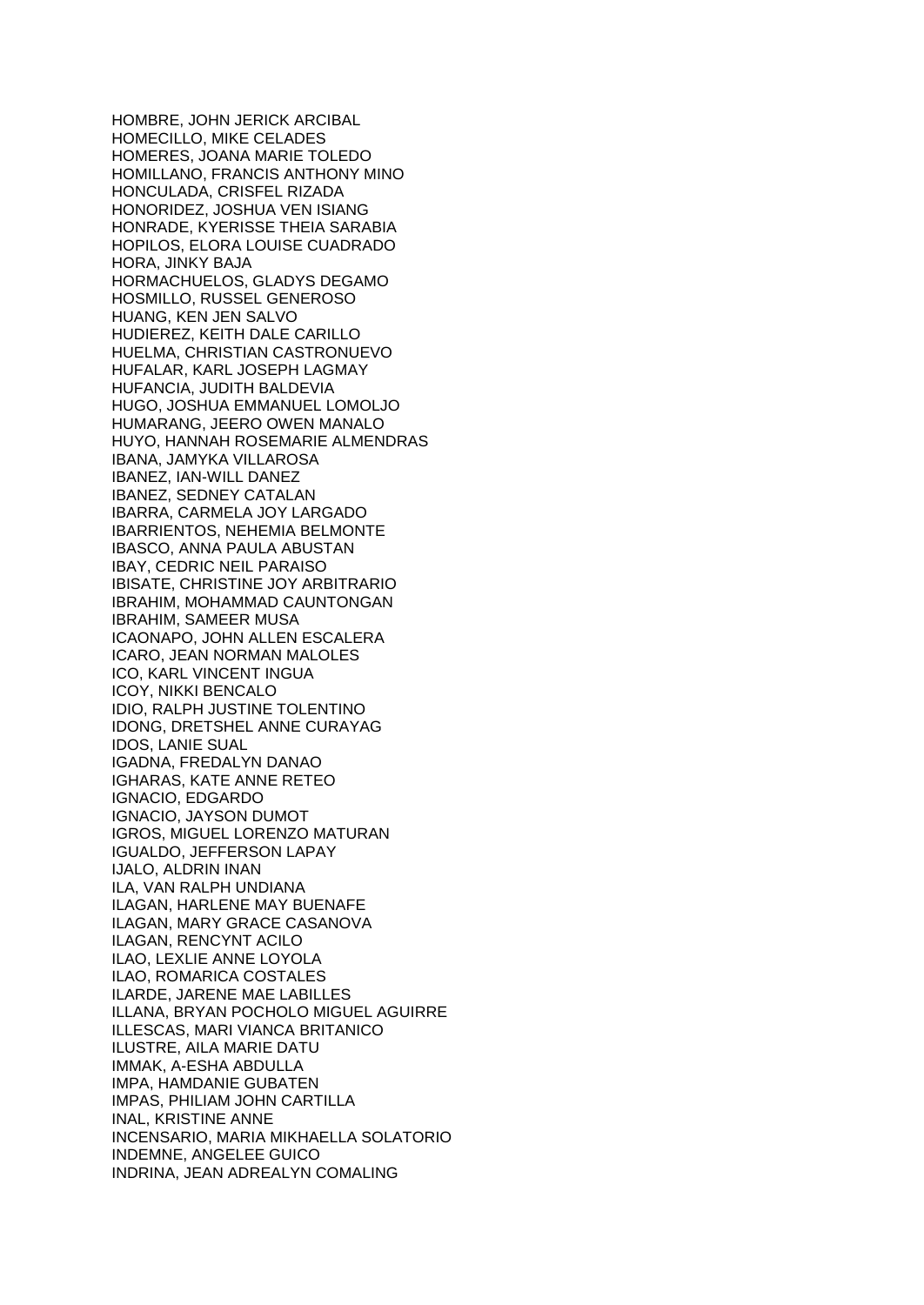HOMBRE, JOHN JERICK ARCIBAL
HOMECILLO, MIKE CELADES
HOMERES, JOANA MARIE TOLEDO
HOMILLANO, FRANCIS ANTHONY MINO
HONCULADA, CRISFEL RIZADA
HONORIDEZ, JOSHUA VEN ISIANG
HONRADE, KYERISSE THEIA SARABIA
HOPILOS, ELORA LOUISE CUADRADO
HORA, JINKY BAJA
HORMACHUELOS, GLADYS DEGAMO
HOSMILLO, RUSSEL GENEROSO
HUANG, KEN JEN SALVO
HUDIEREZ, KEITH DALE CARILLO
HUELMA, CHRISTIAN CASTRONUEVO
HUFALAR, KARL JOSEPH LAGMAY
HUFANCIA, JUDITH BALDEVIA
HUGO, JOSHUA EMMANUEL LOMOLJO
HUMARANG, JEERO OWEN MANALO
HUYO, HANNAH ROSEMARIE ALMENDRAS
IBANA, JAMYKA VILLAROSA
IBANEZ, IAN-WILL DANEZ
IBANEZ, SEDNEY CATALAN
IBARRA, CARMELA JOY LARGADO
IBARRIENTOS, NEHEMIA BELMONTE
IBASCO, ANNA PAULA ABUSTAN
IBAY, CEDRIC NEIL PARAISO
IBISATE, CHRISTINE JOY ARBITRARIO
IBRAHIM, MOHAMMAD CAUNTONGAN
IBRAHIM, SAMEER MUSA
ICAONAPO, JOHN ALLEN ESCALERA
ICARO, JEAN NORMAN MALOLES
ICO, KARL VINCENT INGUA
ICOY, NIKKI BENCALO
IDIO, RALPH JUSTINE TOLENTINO
IDONG, DRETSHEL ANNE CURAYAG
IDOS, LANIE SUAL
IGADNA, FREDALYN DANAO
IGHARAS, KATE ANNE RETEO
IGNACIO, EDGARDO
IGNACIO, JAYSON DUMOT
IGROS, MIGUEL LORENZO MATURAN
IGUALDO, JEFFERSON LAPAY
IJALO, ALDRIN INAN
ILA, VAN RALPH UNDIANA
ILAGAN, HARLENE MAY BUENAFE
ILAGAN, MARY GRACE CASANOVA
ILAGAN, RENCYNT ACILO
ILAO, LEXLIE ANNE LOYOLA
ILAO, ROMARICA COSTALES
ILARDE, JARENE MAE LABILLES
ILLANA, BRYAN POCHOLO MIGUEL AGUIRRE
ILLESCAS, MARI VIANCA BRITANICO
ILUSTRE, AILA MARIE DATU
IMMAK, A-ESHA ABDULLA
IMPA, HAMDANIE GUBATEN
IMPAS, PHILIAM JOHN CARTILLA
INAL, KRISTINE ANNE
INCENSARIO, MARIA MIKHAELLA SOLATORIO
INDEMNE, ANGELEE GUICO
INDRINA, JEAN ADREALYN COMALING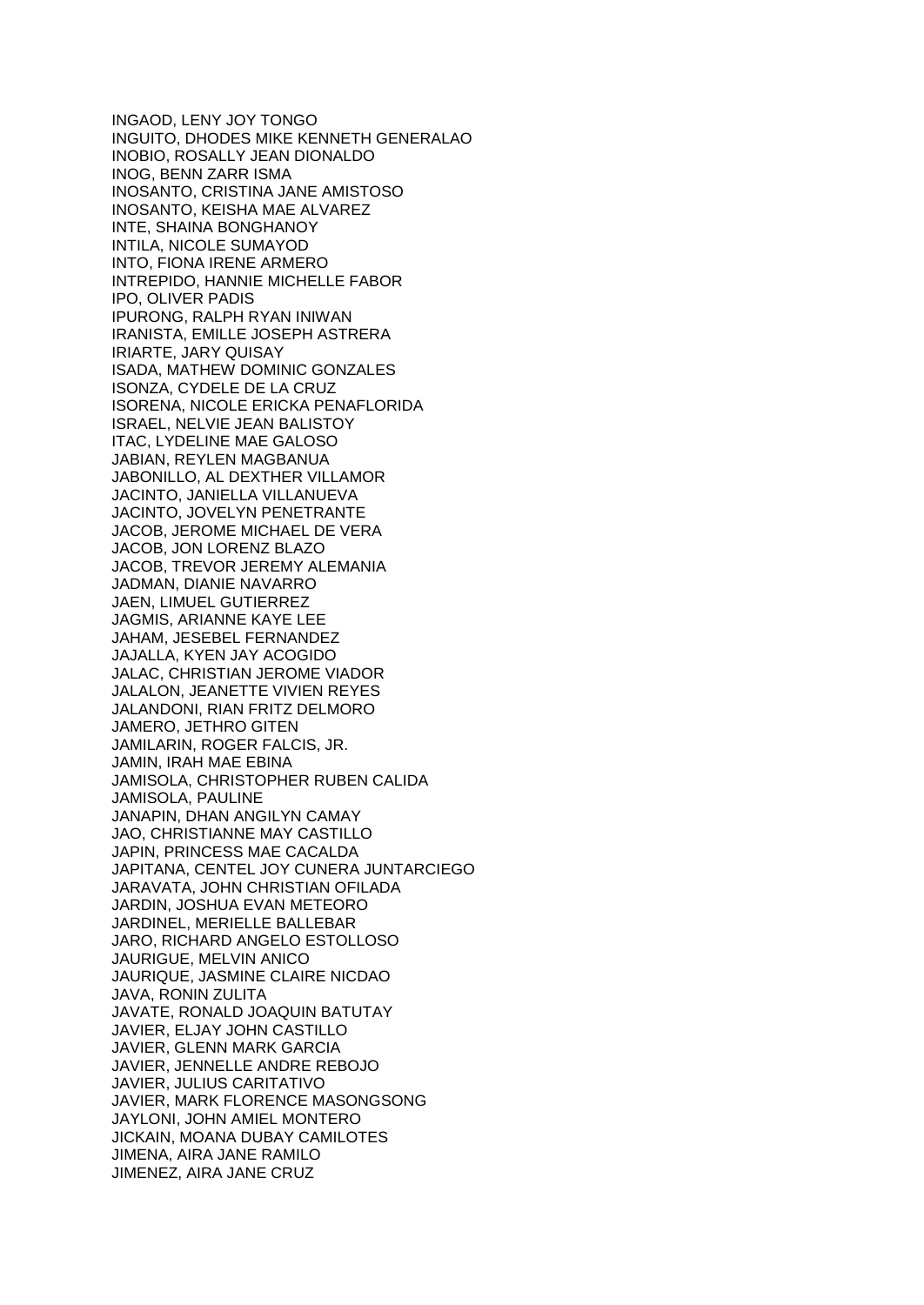INGAOD, LENY JOY TONGO
INGUITO, DHODES MIKE KENNETH GENERALAO
INOBIO, ROSALLY JEAN DIONALDO
INOG, BENN ZARR ISMA
INOSANTO, CRISTINA JANE AMISTOSO
INOSANTO, KEISHA MAE ALVAREZ
INTE, SHAINA BONGHANOY
INTILA, NICOLE SUMAYOD
INTO, FIONA IRENE ARMERO
INTREPIDO, HANNIE MICHELLE FABOR
IPO, OLIVER PADIS
IPURONG, RALPH RYAN INIWAN
IRANISTA, EMILLE JOSEPH ASTRERA
IRIARTE, JARY QUISAY
ISADA, MATHEW DOMINIC GONZALES
ISONZA, CYDELE DE LA CRUZ
ISORENA, NICOLE ERICKA PENAFLORIDA
ISRAEL, NELVIE JEAN BALISTOY
ITAC, LYDELINE MAE GALOSO
JABIAN, REYLEN MAGBANUA
JABONILLO, AL DEXTHER VILLAMOR
JACINTO, JANIELLA VILLANUEVA
JACINTO, JOVELYN PENETRANTE
JACOB, JEROME MICHAEL DE VERA
JACOB, JON LORENZ BLAZO
JACOB, TREVOR JEREMY ALEMANIA
JADMAN, DIANIE NAVARRO
JAEN, LIMUEL GUTIERREZ
JAGMIS, ARIANNE KAYE LEE
JAHAM, JESEBEL FERNANDEZ
JAJALLA, KYEN JAY ACOGIDO
JALAC, CHRISTIAN JEROME VIADOR
JALALON, JEANETTE VIVIEN REYES
JALANDONI, RIAN FRITZ DELMORO
JAMERO, JETHRO GITEN
JAMILARIN, ROGER FALCIS, JR.
JAMIN, IRAH MAE EBINA
JAMISOLA, CHRISTOPHER RUBEN CALIDA
JAMISOLA, PAULINE
JANAPIN, DHAN ANGILYN CAMAY
JAO, CHRISTIANNE MAY CASTILLO
JAPIN, PRINCESS MAE CACALDA
JAPITANA, CENTEL JOY CUNERA JUNTARCIEGO
JARAVATA, JOHN CHRISTIAN OFILADA
JARDIN, JOSHUA EVAN METEORO
JARDINEL, MERIELLE BALLEBAR
JARO, RICHARD ANGELO ESTOLLOSO
JAURIGUE, MELVIN ANICO
JAURIQUE, JASMINE CLAIRE NICDAO
JAVA, RONIN ZULITA
JAVATE, RONALD JOAQUIN BATUTAY
JAVIER, ELJAY JOHN CASTILLO
JAVIER, GLENN MARK GARCIA
JAVIER, JENNELLE ANDRE REBOJO
JAVIER, JULIUS CARITATIVO
JAVIER, MARK FLORENCE MASONGSONG
JAYLONI, JOHN AMIEL MONTERO
JICKAIN, MOANA DUBAY CAMILOTES
JIMENA, AIRA JANE RAMILO
JIMENEZ, AIRA JANE CRUZ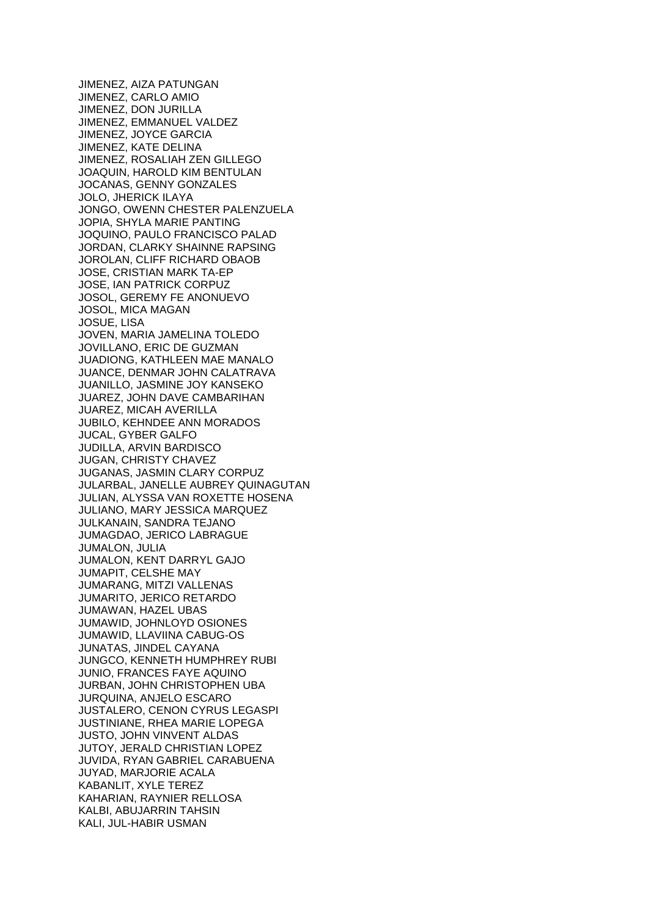JIMENEZ, AIZA PATUNGAN
JIMENEZ, CARLO AMIO
JIMENEZ, DON JURILLA
JIMENEZ, EMMANUEL VALDEZ
JIMENEZ, JOYCE GARCIA
JIMENEZ, KATE DELINA
JIMENEZ, ROSALIAH ZEN GILLEGO
JOAQUIN, HAROLD KIM BENTULAN
JOCANAS, GENNY GONZALES
JOLO, JHERICK ILAYA
JONGO, OWENN CHESTER PALENZUELA
JOPIA, SHYLA MARIE PANTING
JOQUINO, PAULO FRANCISCO PALAD
JORDAN, CLARKY SHAINNE RAPSING
JOROLAN, CLIFF RICHARD OBAOB
JOSE, CRISTIAN MARK TA-EP
JOSE, IAN PATRICK CORPUZ
JOSOL, GEREMY FE ANONUEVO
JOSOL, MICA MAGAN
JOSUE, LISA
JOVEN, MARIA JAMELINA TOLEDO
JOVILLANO, ERIC DE GUZMAN
JUADIONG, KATHLEEN MAE MANALO
JUANCE, DENMAR JOHN CALATRAVA
JUANILLO, JASMINE JOY KANSEKO
JUAREZ, JOHN DAVE CAMBARIHAN
JUAREZ, MICAH AVERILLA
JUBILO, KEHNDEE ANN MORADOS
JUCAL, GYBER GALFO
JUDILLA, ARVIN BARDISCO
JUGAN, CHRISTY CHAVEZ
JUGANAS, JASMIN CLARY CORPUZ
JULARBAL, JANELLE AUBREY QUINAGUTAN
JULIAN, ALYSSA VAN ROXETTE HOSENA
JULIANO, MARY JESSICA MARQUEZ
JULKANAIN, SANDRA TEJANO
JUMAGDAO, JERICO LABRAGUE
JUMALON, JULIA
JUMALON, KENT DARRYL GAJO
JUMAPIT, CELSHE MAY
JUMARANG, MITZI VALLENAS
JUMARITO, JERICO RETARDO
JUMAWAN, HAZEL UBAS
JUMAWID, JOHNLOYD OSIONES
JUMAWID, LLAVIINA CABUG-OS
JUNATAS, JINDEL CAYANA
JUNGCO, KENNETH HUMPHREY RUBI
JUNIO, FRANCES FAYE AQUINO
JURBAN, JOHN CHRISTOPHEN UBA
JURQUINA, ANJELO ESCARO
JUSTALERO, CENON CYRUS LEGASPI
JUSTINIANE, RHEA MARIE LOPEGA
JUSTO, JOHN VINVENT ALDAS
JUTOY, JERALD CHRISTIAN LOPEZ
JUVIDA, RYAN GABRIEL CARABUENA
JUYAD, MARJORIE ACALA
KABANLIT, XYLE TEREZ
KAHARIAN, RAYNIER RELLOSA
KALBI, ABUJARRIN TAHSIN
KALI, JUL-HABIR USMAN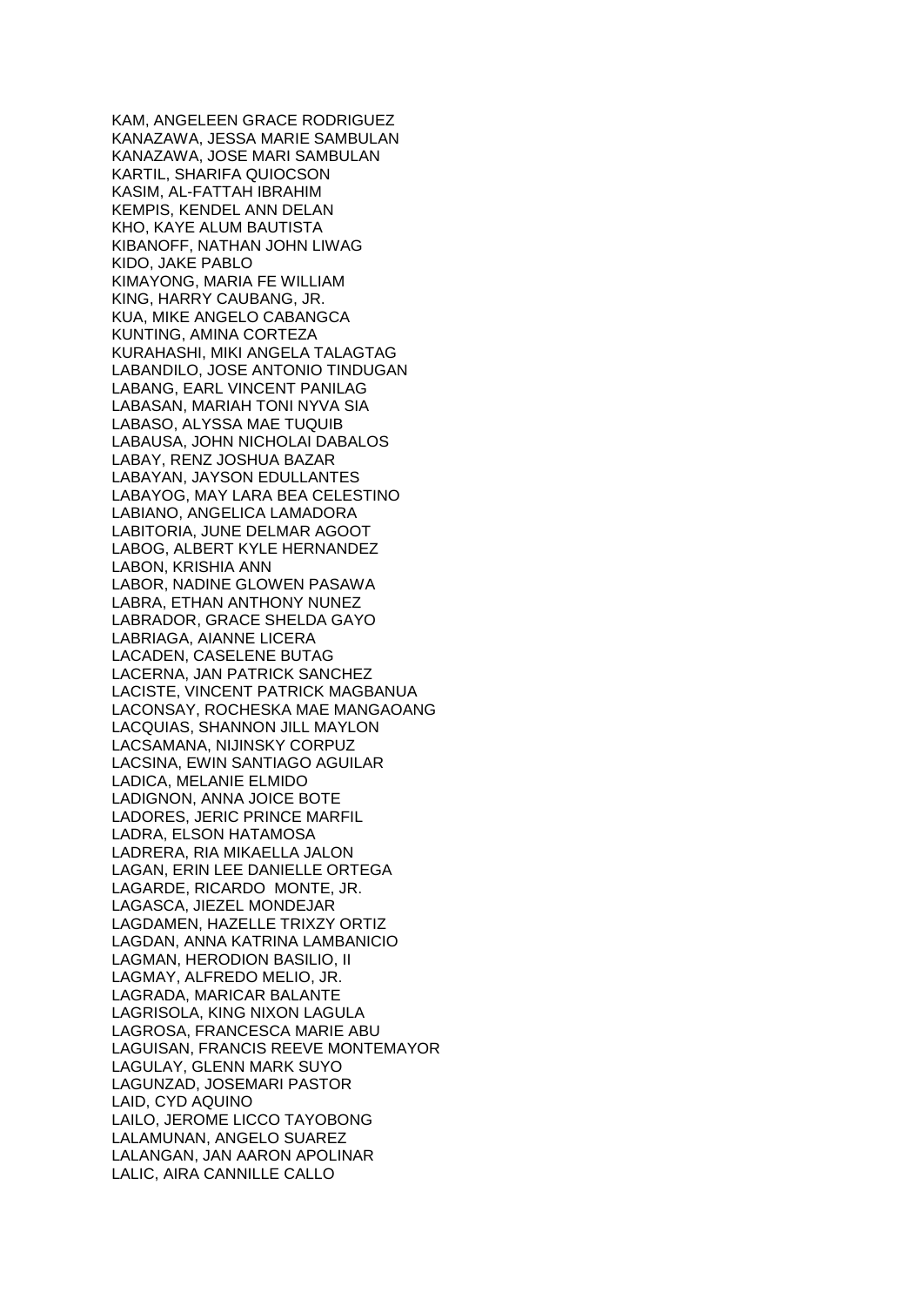KAM, ANGELEEN GRACE RODRIGUEZ
KANAZAWA, JESSA MARIE SAMBULAN
KANAZAWA, JOSE MARI SAMBULAN
KARTIL, SHARIFA QUIOCSON
KASIM, AL-FATTAH IBRAHIM
KEMPIS, KENDEL ANN DELAN
KHO, KAYE ALUM BAUTISTA
KIBANOFF, NATHAN JOHN LIWAG
KIDO, JAKE PABLO
KIMAYONG, MARIA FE WILLIAM
KING, HARRY CAUBANG, JR.
KUA, MIKE ANGELO CABANGCA
KUNTING, AMINA CORTEZA
KURAHASHI, MIKI ANGELA TALAGTAG
LABANDILO, JOSE ANTONIO TINDUGAN
LABANG, EARL VINCENT PANILAG
LABASAN, MARIAH TONI NYVA SIA
LABASO, ALYSSA MAE TUQUIB
LABAUSA, JOHN NICHOLAI DABALOS
LABAY, RENZ JOSHUA BAZAR
LABAYAN, JAYSON EDULLANTES
LABAYOG, MAY LARA BEA CELESTINO
LABIANO, ANGELICA LAMADORA
LABITORIA, JUNE DELMAR AGOOT
LABOG, ALBERT KYLE HERNANDEZ
LABON, KRISHIA ANN
LABOR, NADINE GLOWEN PASAWA
LABRA, ETHAN ANTHONY NUNEZ
LABRADOR, GRACE SHELDA GAYO
LABRIAGA, AIANNE LICERA
LACADEN, CASELENE BUTAG
LACERNA, JAN PATRICK SANCHEZ
LACISTE, VINCENT PATRICK MAGBANUA
LACONSAY, ROCHESKA MAE MANGAOANG
LACQUIAS, SHANNON JILL MAYLON
LACSAMANA, NIJINSKY CORPUZ
LACSINA, EWIN SANTIAGO AGUILAR
LADICA, MELANIE ELMIDO
LADIGNON, ANNA JOICE BOTE
LADORES, JERIC PRINCE MARFIL
LADRA, ELSON HATAMOSA
LADRERA, RIA MIKAELLA JALON
LAGAN, ERIN LEE DANIELLE ORTEGA
LAGARDE, RICARDO MONTE, JR.
LAGASCA, JIEZEL MONDEJAR
LAGDAMEN, HAZELLE TRIXZY ORTIZ
LAGDAN, ANNA KATRINA LAMBANICIO
LAGMAN, HERODION BASILIO, II
LAGMAY, ALFREDO MELIO, JR.
LAGRADA, MARICAR BALANTE
LAGRISOLA, KING NIXON LAGULA
LAGROSA, FRANCESCA MARIE ABU
LAGUISAN, FRANCIS REEVE MONTEMAYOR
LAGULAY, GLENN MARK SUYO
LAGUNZAD, JOSEMARI PASTOR
LAID, CYD AQUINO
LAILO, JEROME LICCO TAYOBONG
LALAMUNAN, ANGELO SUAREZ
LALANGAN, JAN AARON APOLINAR
LALIC, AIRA CANNILLE CALLO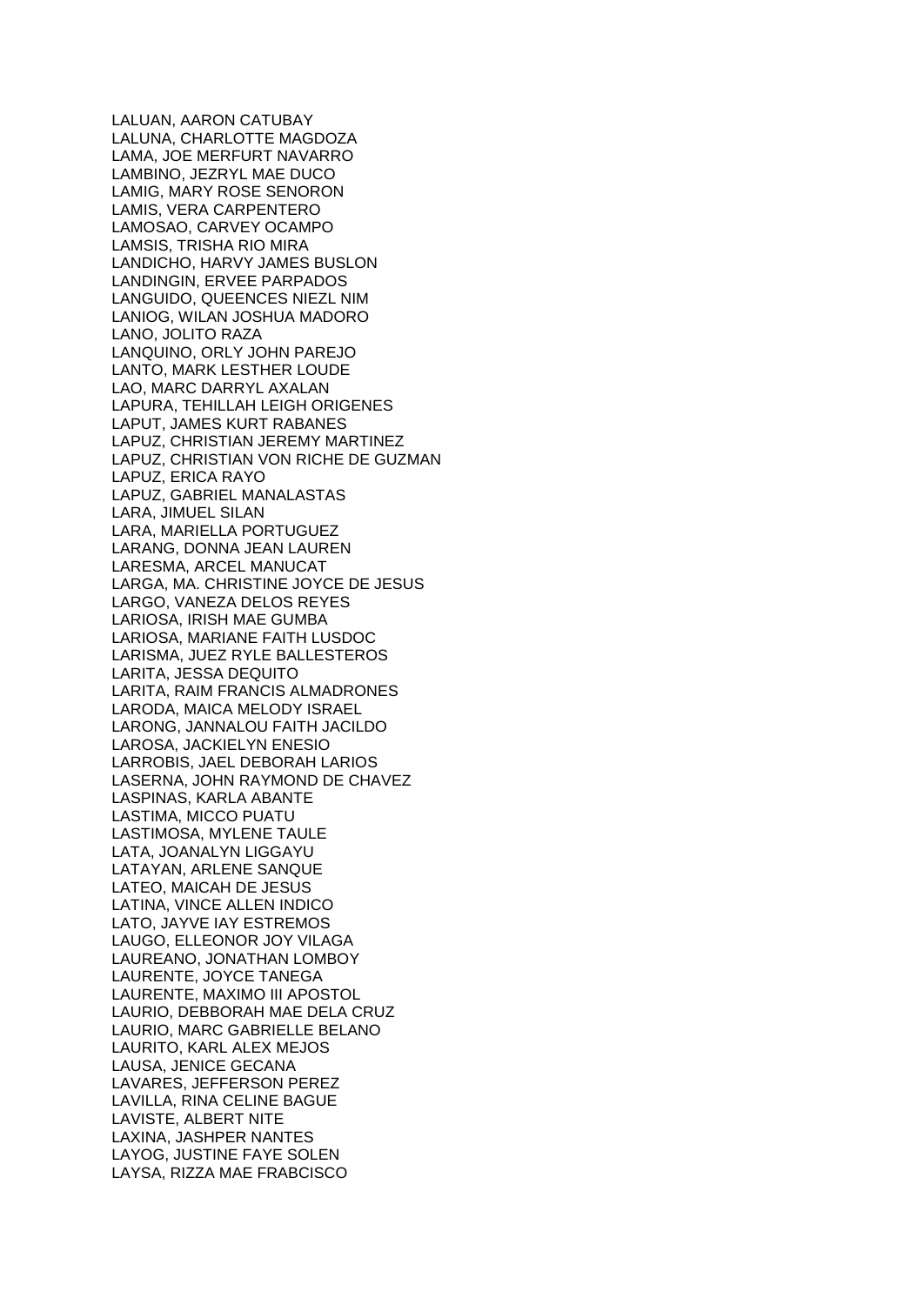LALUAN, AARON CATUBAY
LALUNA, CHARLOTTE MAGDOZA
LAMA, JOE MERFURT NAVARRO
LAMBINO, JEZRYL MAE DUCO
LAMIG, MARY ROSE SENORON
LAMIS, VERA CARPENTERO
LAMOSAO, CARVEY OCAMPO
LAMSIS, TRISHA RIO MIRA
LANDICHO, HARVY JAMES BUSLON
LANDINGIN, ERVEE PARPADOS
LANGUIDO, QUEENCES NIEZL NIM
LANIOG, WILAN JOSHUA MADORO
LANO, JOLITO RAZA
LANQUINO, ORLY JOHN PAREJO
LANTO, MARK LESTHER LOUDE
LAO, MARC DARRYL AXALAN
LAPURA, TEHILLAH LEIGH ORIGENES
LAPUT, JAMES KURT RABANES
LAPUZ, CHRISTIAN JEREMY MARTINEZ
LAPUZ, CHRISTIAN VON RICHE DE GUZMAN
LAPUZ, ERICA RAYO
LAPUZ, GABRIEL MANALASTAS
LARA, JIMUEL SILAN
LARA, MARIELLA PORTUGUEZ
LARANG, DONNA JEAN LAUREN
LARESMA, ARCEL MANUCAT
LARGA, MA. CHRISTINE JOYCE DE JESUS
LARGO, VANEZA DELOS REYES
LARIOSA, IRISH MAE GUMBA
LARIOSA, MARIANE FAITH LUSDOC
LARISMA, JUEZ RYLE BALLESTEROS
LARITA, JESSA DEQUITO
LARITA, RAIM FRANCIS ALMADRONES
LARODA, MAICA MELODY ISRAEL
LARONG, JANNALOU FAITH JACILDO
LAROSA, JACKIELYN ENESIO
LARROBIS, JAEL DEBORAH LARIOS
LASERNA, JOHN RAYMOND DE CHAVEZ
LASPINAS, KARLA ABANTE
LASTIMA, MICCO PUATU
LASTIMOSA, MYLENE TAULE
LATA, JOANALYN LIGGAYU
LATAYAN, ARLENE SANQUE
LATEO, MAICAH DE JESUS
LATINA, VINCE ALLEN INDICO
LATO, JAYVE IAY ESTREMOS
LAUGO, ELLEONOR JOY VILAGA
LAUREANO, JONATHAN LOMBOY
LAURENTE, JOYCE TANEGA
LAURENTE, MAXIMO III APOSTOL
LAURIO, DEBBORAH MAE DELA CRUZ
LAURIO, MARC GABRIELLE BELANO
LAURITO, KARL ALEX MEJOS
LAUSA, JENICE GECANA
LAVARES, JEFFERSON PEREZ
LAVILLA, RINA CELINE BAGUE
LAVISTE, ALBERT NITE
LAXINA, JASHPER NANTES
LAYOG, JUSTINE FAYE SOLEN
LAYSA, RIZZA MAE FRABCISCO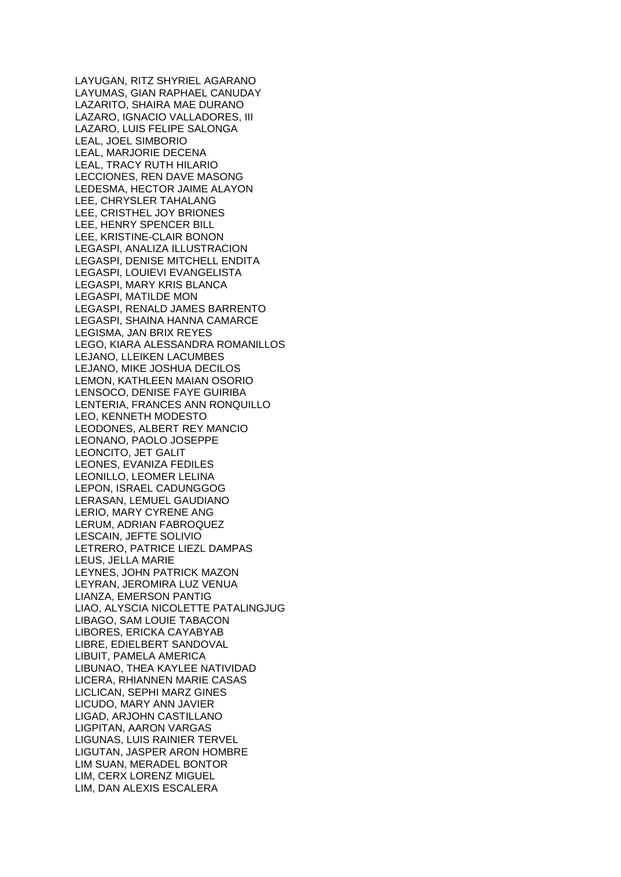LAYUGAN, RITZ SHYRIEL AGARANO
LAYUMAS, GIAN RAPHAEL CANUDAY
LAZARITO, SHAIRA MAE DURANO
LAZARO, IGNACIO VALLADORES, III
LAZARO, LUIS FELIPE SALONGA
LEAL, JOEL SIMBORIO
LEAL, MARJORIE DECENA
LEAL, TRACY RUTH HILARIO
LECCIONES, REN DAVE MASONG
LEDESMA, HECTOR JAIME ALAYON
LEE, CHRYSLER TAHALANG
LEE, CRISTHEL JOY BRIONES
LEE, HENRY SPENCER BILL
LEE, KRISTINE-CLAIR BONON
LEGASPI, ANALIZA ILLUSTRACION
LEGASPI, DENISE MITCHELL ENDITA
LEGASPI, LOUIEVI EVANGELISTA
LEGASPI, MARY KRIS BLANCA
LEGASPI, MATILDE MON
LEGASPI, RENALD JAMES BARRENTO
LEGASPI, SHAINA HANNA CAMARCE
LEGISMA, JAN BRIX REYES
LEGO, KIARA ALESSANDRA ROMANILLOS
LEJANO, LLEIKEN LACUMBES
LEJANO, MIKE JOSHUA DECILOS
LEMON, KATHLEEN MAIAN OSORIO
LENSOCO, DENISE FAYE GUIRIBA
LENTERIA, FRANCES ANN RONQUILLO
LEO, KENNETH MODESTO
LEODONES, ALBERT REY MANCIO
LEONANO, PAOLO JOSEPPE
LEONCITO, JET GALIT
LEONES, EVANIZA FEDILES
LEONILLO, LEOMER LELINA
LEPON, ISRAEL CADUNGGOG
LERASAN, LEMUEL GAUDIANO
LERIO, MARY CYRENE ANG
LERUM, ADRIAN FABROQUEZ
LESCAIN, JEFTE SOLIVIO
LETRERO, PATRICE LIEZL DAMPAS
LEUS, JELLA MARIE
LEYNES, JOHN PATRICK MAZON
LEYRAN, JEROMIRA LUZ VENUA
LIANZA, EMERSON PANTIG
LIAO, ALYSCIA NICOLETTE PATALINGJUG
LIBAGO, SAM LOUIE TABACON
LIBORES, ERICKA CAYABYAB
LIBRE, EDIELBERT SANDOVAL
LIBUIT, PAMELA AMERICA
LIBUNAO, THEA KAYLEE NATIVIDAD
LICERA, RHIANNEN MARIE CASAS
LICLICAN, SEPHI MARZ GINES
LICUDO, MARY ANN JAVIER
LIGAD, ARJOHN CASTILLANO
LIGPITAN, AARON VARGAS
LIGUNAS, LUIS RAINIER TERVEL
LIGUTAN, JASPER ARON HOMBRE
LIM SUAN, MERADEL BONTOR
LIM, CERX LORENZ MIGUEL
LIM, DAN ALEXIS ESCALERA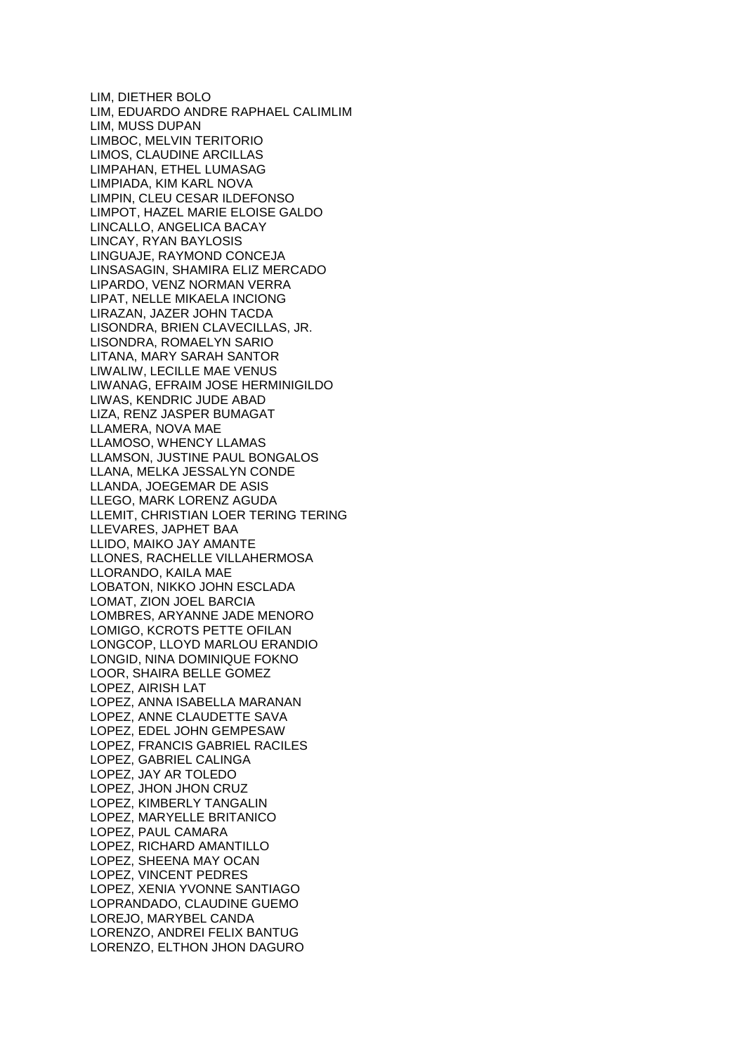LIM, DIETHER BOLO
LIM, EDUARDO ANDRE RAPHAEL CALIMLIM
LIM, MUSS DUPAN
LIMBOC, MELVIN TERITORIO
LIMOS, CLAUDINE ARCILLAS
LIMPAHAN, ETHEL LUMASAG
LIMPIADA, KIM KARL NOVA
LIMPIN, CLEU CESAR ILDEFONSO
LIMPOT, HAZEL MARIE ELOISE GALDO
LINCALLO, ANGELICA BACAY
LINCAY, RYAN BAYLOSIS
LINGUAJE, RAYMOND CONCEJA
LINSASAGIN, SHAMIRA ELIZ MERCADO
LIPARDO, VENZ NORMAN VERRA
LIPAT, NELLE MIKAELA INCIONG
LIRAZAN, JAZER JOHN TACDA
LISONDRA, BRIEN CLAVECILLAS, JR.
LISONDRA, ROMAELYN SARIO
LITANA, MARY SARAH SANTOR
LIWALIW, LECILLE MAE VENUS
LIWANAG, EFRAIM JOSE HERMINIGILDO
LIWAS, KENDRIC JUDE ABAD
LIZA, RENZ JASPER BUMAGAT
LLAMERA, NOVA MAE
LLAMOSO, WHENCY LLAMAS
LLAMSON, JUSTINE PAUL BONGALOS
LLANA, MELKA JESSALYN CONDE
LLANDA, JOEGEMAR DE ASIS
LLEGO, MARK LORENZ AGUDA
LLEMIT, CHRISTIAN LOER TERING TERING
LLEVARES, JAPHET BAA
LLIDO, MAIKO JAY AMANTE
LLONES, RACHELLE VILLAHERMOSA
LLORANDO, KAILA MAE
LOBATON, NIKKO JOHN ESCLADA
LOMAT, ZION JOEL BARCIA
LOMBRES, ARYANNE JADE MENORO
LOMIGO, KCROTS PETTE OFILAN
LONGCOP, LLOYD MARLOU ERANDIO
LONGID, NINA DOMINIQUE FOKNO
LOOR, SHAIRA BELLE GOMEZ
LOPEZ, AIRISH LAT
LOPEZ, ANNA ISABELLA MARANAN
LOPEZ, ANNE CLAUDETTE SAVA
LOPEZ, EDEL JOHN GEMPESAW
LOPEZ, FRANCIS GABRIEL RACILES
LOPEZ, GABRIEL CALINGA
LOPEZ, JAY AR TOLEDO
LOPEZ, JHON JHON CRUZ
LOPEZ, KIMBERLY TANGALIN
LOPEZ, MARYELLE BRITANICO
LOPEZ, PAUL CAMARA
LOPEZ, RICHARD AMANTILLO
LOPEZ, SHEENA MAY OCAN
LOPEZ, VINCENT PEDRES
LOPEZ, XENIA YVONNE SANTIAGO
LOPRANDADO, CLAUDINE GUEMO
LOREJO, MARYBEL CANDA
LORENZO, ANDREI FELIX BANTUG
LORENZO, ELTHON JHON DAGURO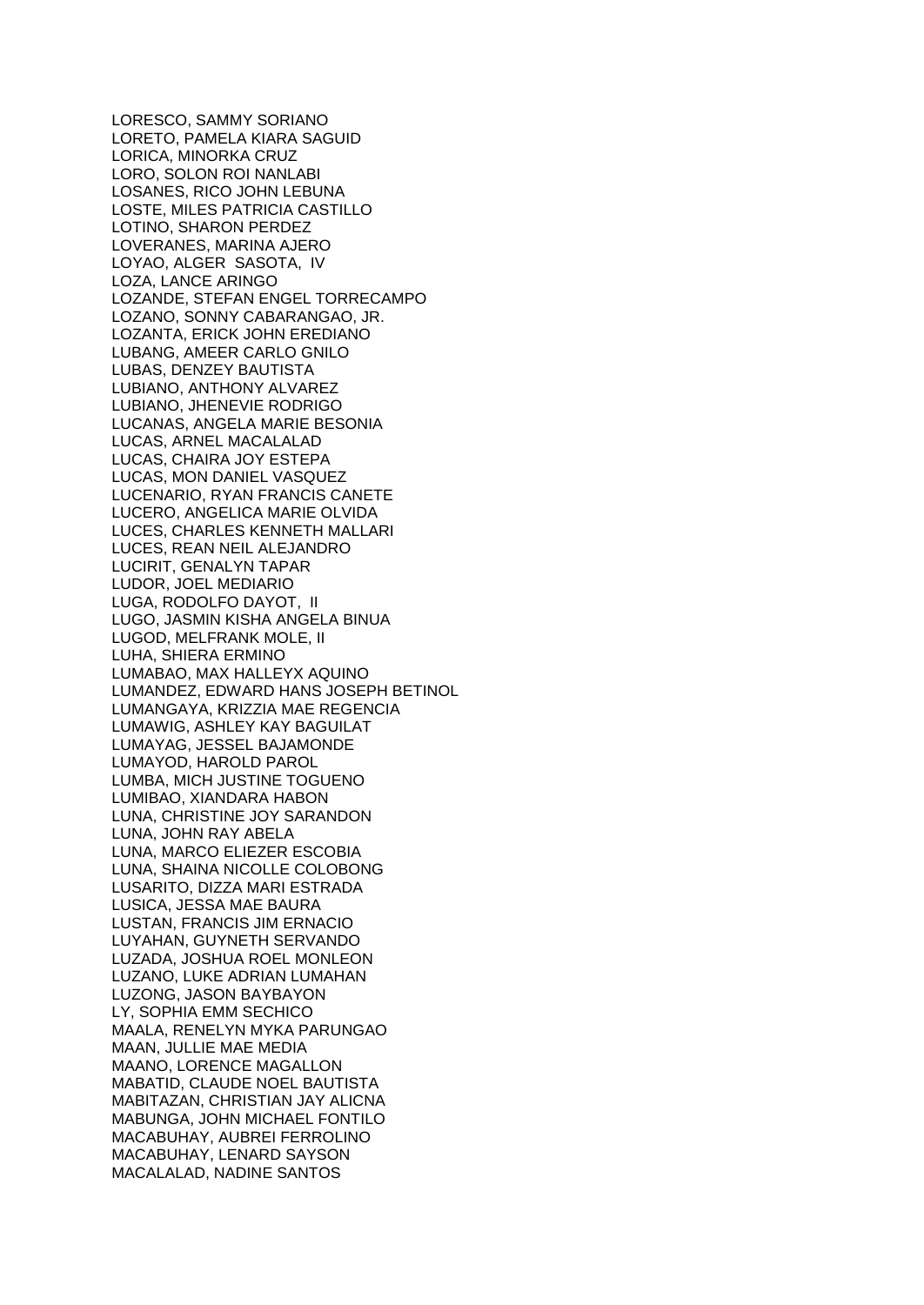LORESCO, SAMMY SORIANO
LORETO, PAMELA KIARA SAGUID
LORICA, MINORKA CRUZ
LORO, SOLON ROI NANLABI
LOSANES, RICO JOHN LEBUNA
LOSTE, MILES PATRICIA CASTILLO
LOTINO, SHARON PERDEZ
LOVERANES, MARINA AJERO
LOYAO, ALGER SASOTA, IV
LOZA, LANCE ARINGO
LOZANDE, STEFAN ENGEL TORRECAMPO
LOZANO, SONNY CABARANGAO, JR.
LOZANTA, ERICK JOHN EREDIANO
LUBANG, AMEER CARLO GNILO
LUBAS, DENZEY BAUTISTA
LUBIANO, ANTHONY ALVAREZ
LUBIANO, JHENEVIE RODRIGO
LUCANAS, ANGELA MARIE BESONIA
LUCAS, ARNEL MACALALAD
LUCAS, CHAIRA JOY ESTEPA
LUCAS, MON DANIEL VASQUEZ
LUCENARIO, RYAN FRANCIS CANETE
LUCERO, ANGELICA MARIE OLVIDA
LUCES, CHARLES KENNETH MALLARI
LUCES, REAN NEIL ALEJANDRO
LUCIRIT, GENALYN TAPAR
LUDOR, JOEL MEDIARIO
LUGA, RODOLFO DAYOT, II
LUGO, JASMIN KISHA ANGELA BINUA
LUGOD, MELFRANK MOLE, II
LUHA, SHIERA ERMINO
LUMABAO, MAX HALLEYX AQUINO
LUMANDEZ, EDWARD HANS JOSEPH BETINOL
LUMANGAYA, KRIZZIA MAE REGENCIA
LUMAWIG, ASHLEY KAY BAGUILAT
LUMAYAG, JESSEL BAJAMONDE
LUMAYOD, HAROLD PAROL
LUMBA, MICH JUSTINE TOGUENO
LUMIBAO, XIANDARA HABON
LUNA, CHRISTINE JOY SARANDON
LUNA, JOHN RAY ABELA
LUNA, MARCO ELIEZER ESCOBIA
LUNA, SHAINA NICOLLE COLOBONG
LUSARITO, DIZZA MARI ESTRADA
LUSICA, JESSA MAE BAURA
LUSTAN, FRANCIS JIM ERNACIO
LUYAHAN, GUYNETH SERVANDO
LUZADA, JOSHUA ROEL MONLEON
LUZANO, LUKE ADRIAN LUMAHAN
LUZONG, JASON BAYBAYON
LY, SOPHIA EMM SECHICO
MAALA, RENELYN MYKA PARUNGAO
MAAN, JULLIE MAE MEDIA
MAANO, LORENCE MAGALLON
MABATID, CLAUDE NOEL BAUTISTA
MABITAZAN, CHRISTIAN JAY ALICNA
MABUNGA, JOHN MICHAEL FONTILO
MACABUHAY, AUBREI FERROLINO
MACABUHAY, LENARD SAYSON
MACALALAD, NADINE SANTOS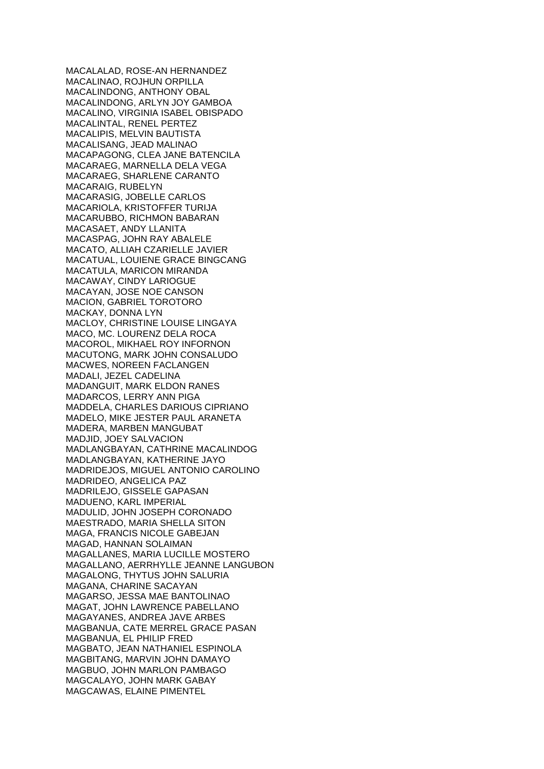MACALALAD, ROSE-AN HERNANDEZ
MACALINAO, ROJHUN ORPILLA
MACALINDONG, ANTHONY OBAL
MACALINDONG, ARLYN JOY GAMBOA
MACALINO, VIRGINIA ISABEL OBISPADO
MACALINTAL, RENEL PERTEZ
MACALIPIS, MELVIN BAUTISTA
MACALISANG, JEAD MALINAO
MACAPAGONG, CLEA JANE BATENCILA
MACARAEG, MARNELLA DELA VEGA
MACARAEG, SHARLENE CARANTO
MACARAIG, RUBELYN
MACARASIG, JOBELLE CARLOS
MACARIOLA, KRISTOFFER TURIJA
MACARUBBO, RICHMON BABARAN
MACASAET, ANDY LLANITA
MACASPAG, JOHN RAY ABALELE
MACATO, ALLIAH CZARIELLE JAVIER
MACATUAL, LOUIENE GRACE BINGCANG
MACATULA, MARICON MIRANDA
MACAWAY, CINDY LARIOGUE
MACAYAN, JOSE NOE CANSON
MACION, GABRIEL TOROTORO
MACKAY, DONNA LYN
MACLOY, CHRISTINE LOUISE LINGAYA
MACO, MC. LOURENZ DELA ROCA
MACOROL, MIKHAEL ROY INFORNON
MACUTONG, MARK JOHN CONSALUDO
MACWES, NOREEN FACLANGEN
MADALI, JEZEL CADELINA
MADANGUIT, MARK ELDON RANES
MADARCOS, LERRY ANN PIGA
MADDELA, CHARLES DARIOUS CIPRIANO
MADELO, MIKE JESTER PAUL ARANETA
MADERA, MARBEN MANGUBAT
MADJID, JOEY SALVACION
MADLANGBAYAN, CATHRINE MACALINDOG
MADLANGBAYAN, KATHERINE JAYO
MADRIDEJOS, MIGUEL ANTONIO CAROLINO
MADRIDEO, ANGELICA PAZ
MADRILEJO, GISSELE GAPASAN
MADUENO, KARL IMPERIAL
MADULID, JOHN JOSEPH CORONADO
MAESTRADO, MARIA SHELLA SITON
MAGA, FRANCIS NICOLE GABEJAN
MAGAD, HANNAN SOLAIMAN
MAGALLANES, MARIA LUCILLE MOSTERO
MAGALLANO, AERRHYLLE JEANNE LANGUBON
MAGALONG, THYTUS JOHN SALURIA
MAGANA, CHARINE SACAYAN
MAGARSO, JESSA MAE BANTOLINAO
MAGAT, JOHN LAWRENCE PABELLANO
MAGAYANES, ANDREA JAVE ARBES
MAGBANUA, CATE MERREL GRACE PASAN
MAGBANUA, EL PHILIP FRED
MAGBATO, JEAN NATHANIEL ESPINOLA
MAGBITANG, MARVIN JOHN DAMAYO
MAGBUO, JOHN MARLON PAMBAGO
MAGCALAYO, JOHN MARK GABAY
MAGCAWAS, ELAINE PIMENTEL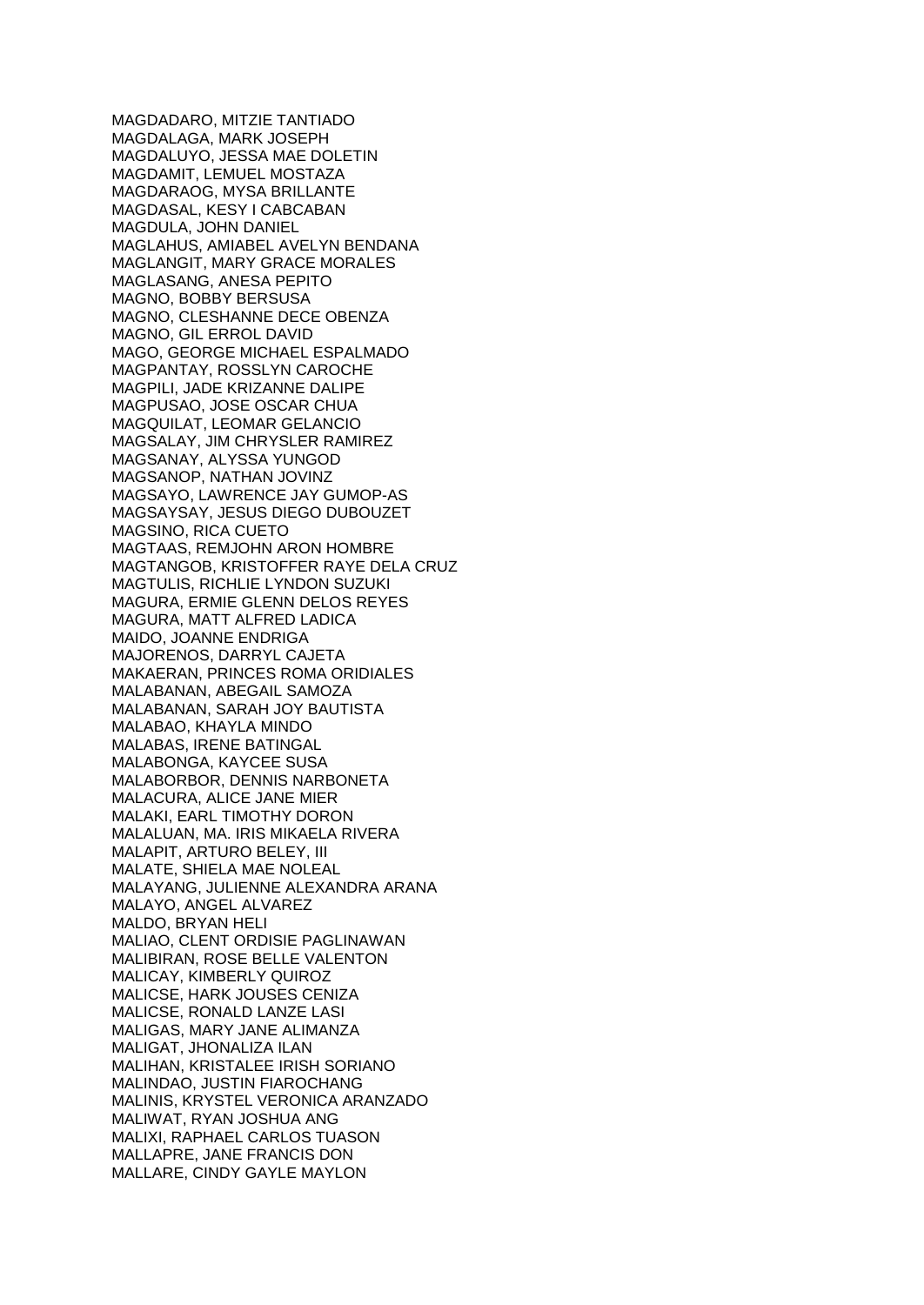MAGDADARO, MITZIE TANTIADO
MAGDALAGA, MARK JOSEPH
MAGDALUYO, JESSA MAE DOLETIN
MAGDAMIT, LEMUEL MOSTAZA
MAGDARAOG, MYSA BRILLANTE
MAGDASAL, KESY I CABCABAN
MAGDULA, JOHN DANIEL
MAGLAHUS, AMIABEL AVELYN BENDANA
MAGLANGIT, MARY GRACE MORALES
MAGLASANG, ANESA PEPITO
MAGNO, BOBBY BERSUSA
MAGNO, CLESHANNE DECE OBENZA
MAGNO, GIL ERROL DAVID
MAGO, GEORGE MICHAEL ESPALMADO
MAGPANTAY, ROSSLYN CAROCHE
MAGPILI, JADE KRIZANNE DALIPE
MAGPUSAO, JOSE OSCAR CHUA
MAGQUILAT, LEOMAR GELANCIO
MAGSALAY, JIM CHRYSLER RAMIREZ
MAGSANAY, ALYSSA YUNGOD
MAGSANOP, NATHAN JOVINZ
MAGSAYO, LAWRENCE JAY GUMOP-AS
MAGSAYSAY, JESUS DIEGO DUBOUZET
MAGSINO, RICA CUETO
MAGTAAS, REMJOHN ARON HOMBRE
MAGTANGOB, KRISTOFFER RAYE DELA CRUZ
MAGTULIS, RICHLIE LYNDON SUZUKI
MAGURA, ERMIE GLENN DELOS REYES
MAGURA, MATT ALFRED LADICA
MAIDO, JOANNE ENDRIGA
MAJORENOS, DARRYL CAJETA
MAKAERAN, PRINCES ROMA ORIDIALES
MALABANAN, ABEGAIL SAMOZA
MALABANAN, SARAH JOY BAUTISTA
MALABAO, KHAYLA MINDO
MALABAS, IRENE BATINGAL
MALABONGA, KAYCEE SUSA
MALABORBOR, DENNIS NARBONETA
MALACURA, ALICE JANE MIER
MALAKI, EARL TIMOTHY DORON
MALALUAN, MA. IRIS MIKAELA RIVERA
MALAPIT, ARTURO BELEY, III
MALATE, SHIELA MAE NOLEAL
MALAYANG, JULIENNE ALEXANDRA ARANA
MALAYO, ANGEL ALVAREZ
MALDO, BRYAN HELI
MALIAO, CLENT ORDISIE PAGLINAWAN
MALIBIRAN, ROSE BELLE VALENTON
MALICAY, KIMBERLY QUIROZ
MALICSE, HARK JOUSES CENIZA
MALICSE, RONALD LANZE LASI
MALIGAS, MARY JANE ALIMANZA
MALIGAT, JHONALIZA ILAN
MALIHAN, KRISTALEE IRISH SORIANO
MALINDAO, JUSTIN FIAROCHANG
MALINIS, KRYSTEL VERONICA ARANZADO
MALIWAT, RYAN JOSHUA ANG
MALIXI, RAPHAEL CARLOS TUASON
MALLAPRE, JANE FRANCIS DON
MALLARE, CINDY GAYLE MAYLON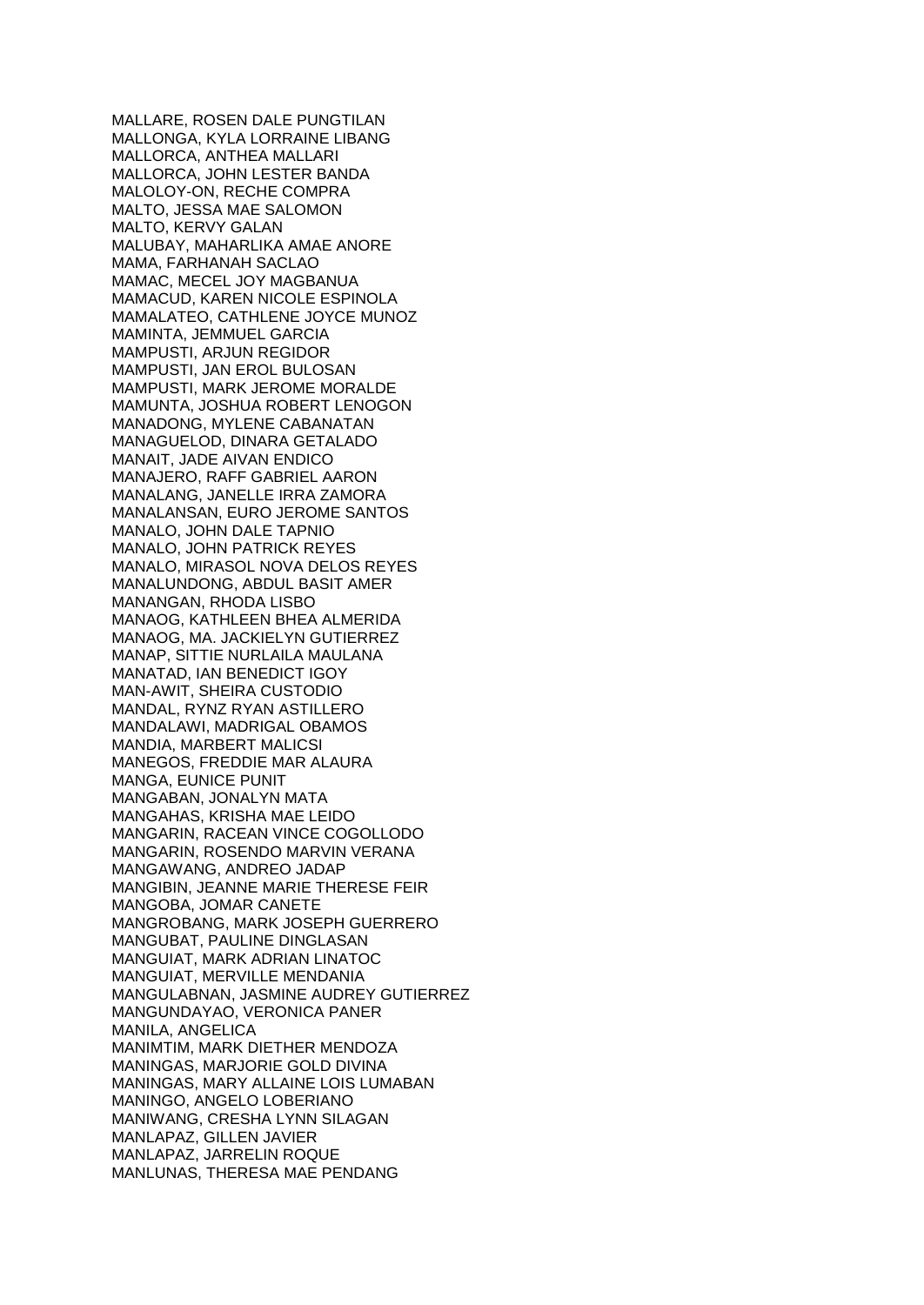MALLARE, ROSEN DALE PUNGTILAN
MALLONGA, KYLA LORRAINE LIBANG
MALLORCA, ANTHEA MALLARI
MALLORCA, JOHN LESTER BANDA
MALOLOY-ON, RECHE COMPRA
MALTO, JESSA MAE SALOMON
MALTO, KERVY GALAN
MALUBAY, MAHARLIKA AMAE ANORE
MAMA, FARHANAH SACLAO
MAMAC, MECEL JOY MAGBANUA
MAMACUD, KAREN NICOLE ESPINOLA
MAMALATEO, CATHLENE JOYCE MUNOZ
MAMINTA, JEMMUEL GARCIA
MAMPUSTI, ARJUN REGIDOR
MAMPUSTI, JAN EROL BULOSAN
MAMPUSTI, MARK JEROME MORALDE
MAMUNTA, JOSHUA ROBERT LENOGON
MANADONG, MYLENE CABANATAN
MANAGUELOD, DINARA GETALADO
MANAIT, JADE AIVAN ENDICO
MANAJERO, RAFF GABRIEL AARON
MANALANG, JANELLE IRRA ZAMORA
MANALANSAN, EURO JEROME SANTOS
MANALO, JOHN DALE TAPNIO
MANALO, JOHN PATRICK REYES
MANALO, MIRASOL NOVA DELOS REYES
MANALUNDONG, ABDUL BASIT AMER
MANANGAN, RHODA LISBO
MANAOG, KATHLEEN BHEA ALMERIDA
MANAOG, MA. JACKIELYN GUTIERREZ
MANAP, SITTIE NURLAILA MAULANA
MANATAD, IAN BENEDICT IGOY
MAN-AWIT, SHEIRA CUSTODIO
MANDAL, RYNZ RYAN ASTILLERO
MANDALAWI, MADRIGAL OBAMOS
MANDIA, MARBERT MALICSI
MANEGOS, FREDDIE MAR ALAURA
MANGA, EUNICE PUNIT
MANGABAN, JONALYN MATA
MANGAHAS, KRISHA MAE LEIDO
MANGARIN, RACEAN VINCE COGOLLODO
MANGARIN, ROSENDO MARVIN VERANA
MANGAWANG, ANDREO JADAP
MANGIBIN, JEANNE MARIE THERESE FEIR
MANGOBA, JOMAR CANETE
MANGROBANG, MARK JOSEPH GUERRERO
MANGUBAT, PAULINE DINGLASAN
MANGUIAT, MARK ADRIAN LINATOC
MANGUIAT, MERVILLE MENDANIA
MANGULABNAN, JASMINE AUDREY GUTIERREZ
MANGUNDAYAO, VERONICA PANER
MANILA, ANGELICA
MANIMTIM, MARK DIETHER MENDOZA
MANINGAS, MARJORIE GOLD DIVINA
MANINGAS, MARY ALLAINE LOIS LUMABAN
MANINGO, ANGELO LOBERIANO
MANIWANG, CRESHA LYNN SILAGAN
MANLAPAZ, GILLEN JAVIER
MANLAPAZ, JARRELIN ROQUE
MANLUNAS, THERESA MAE PENDANG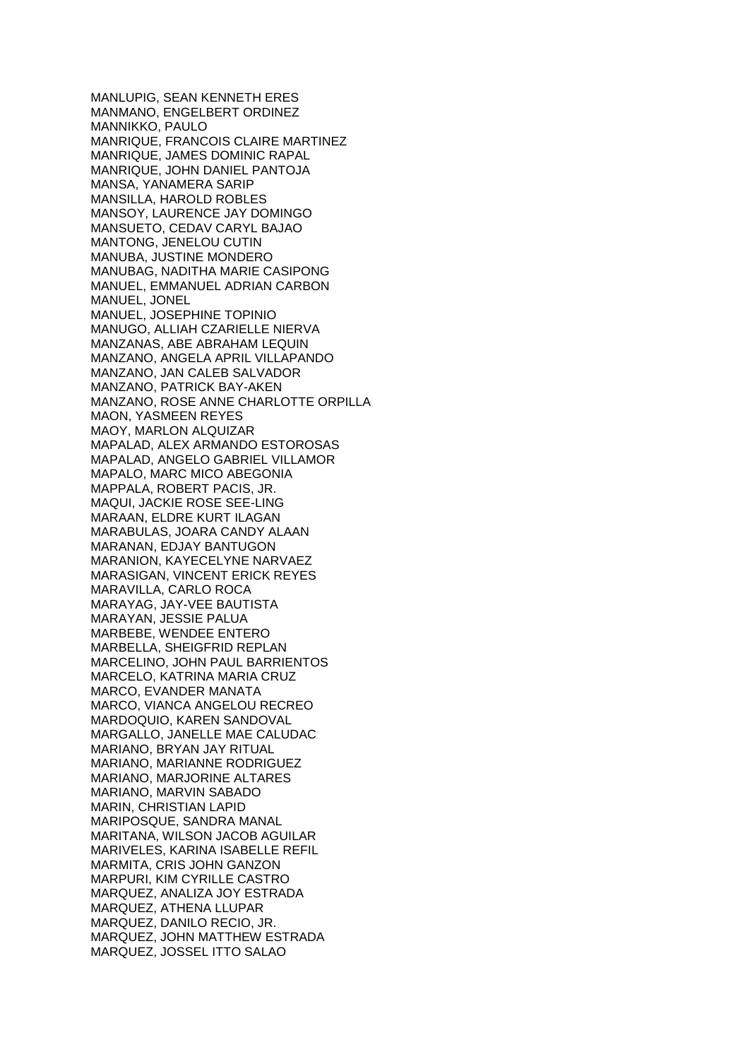MANLUPIG, SEAN KENNETH ERES
MANMANO, ENGELBERT ORDINEZ
MANNIKKO, PAULO
MANRIQUE, FRANCOIS CLAIRE MARTINEZ
MANRIQUE, JAMES DOMINIC RAPAL
MANRIQUE, JOHN DANIEL PANTOJA
MANSA, YANAMERA SARIP
MANSILLA, HAROLD ROBLES
MANSOY, LAURENCE JAY DOMINGO
MANSUETO, CEDAV CARYL BAJAO
MANTONG, JENELOU CUTIN
MANUBA, JUSTINE MONDERO
MANUBAG, NADITHA MARIE CASIPONG
MANUEL, EMMANUEL ADRIAN CARBON
MANUEL, JONEL
MANUEL, JOSEPHINE TOPINIO
MANUGO, ALLIAH CZARIELLE NIERVA
MANZANAS, ABE ABRAHAM LEQUIN
MANZANO, ANGELA APRIL VILLAPANDO
MANZANO, JAN CALEB SALVADOR
MANZANO, PATRICK BAY-AKEN
MANZANO, ROSE ANNE CHARLOTTE ORPILLA
MAON, YASMEEN REYES
MAOY, MARLON ALQUIZAR
MAPALAD, ALEX ARMANDO ESTOROSAS
MAPALAD, ANGELO GABRIEL VILLAMOR
MAPALO, MARC MICO ABEGONIA
MAPPALA, ROBERT PACIS, JR.
MAQUI, JACKIE ROSE SEE-LING
MARAAN, ELDRE KURT ILAGAN
MARABULAS, JOARA CANDY ALAAN
MARANAN, EDJAY BANTUGON
MARANION, KAYECELYNE NARVAEZ
MARASIGAN, VINCENT ERICK REYES
MARAVILLA, CARLO ROCA
MARAYAG, JAY-VEE BAUTISTA
MARAYAN, JESSIE PALUA
MARBEBE, WENDEE ENTERO
MARBELLA, SHEIGFRID REPLAN
MARCELINO, JOHN PAUL BARRIENTOS
MARCELO, KATRINA MARIA CRUZ
MARCO, EVANDER MANATA
MARCO, VIANCA ANGELOU RECREO
MARDOQUIO, KAREN SANDOVAL
MARGALLO, JANELLE MAE CALUDAC
MARIANO, BRYAN JAY RITUAL
MARIANO, MARIANNE RODRIGUEZ
MARIANO, MARJORINE ALTARES
MARIANO, MARVIN SABADO
MARIN, CHRISTIAN LAPID
MARIPOSQUE, SANDRA MANAL
MARITANA, WILSON JACOB AGUILAR
MARIVELES, KARINA ISABELLE REFIL
MARMITA, CRIS JOHN GANZON
MARPURI, KIM CYRILLE CASTRO
MARQUEZ, ANALIZA JOY ESTRADA
MARQUEZ, ATHENA LLUPAR
MARQUEZ, DANILO RECIO, JR.
MARQUEZ, JOHN MATTHEW ESTRADA
MARQUEZ, JOSSEL ITTO SALAO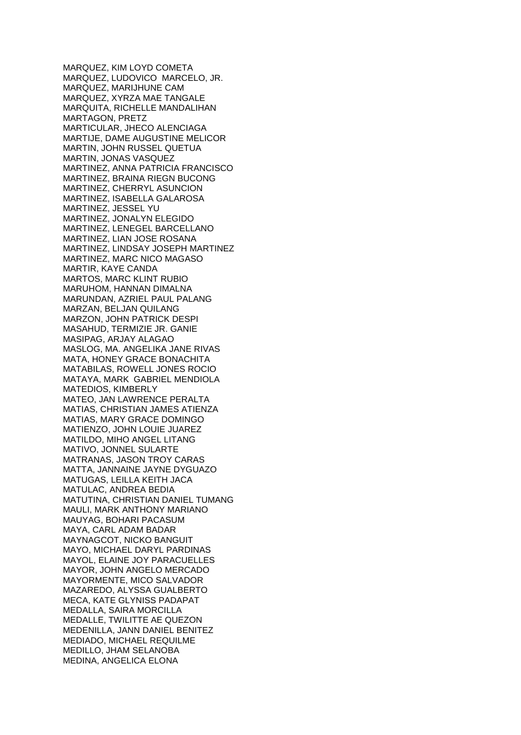MARQUEZ, KIM LOYD COMETA
MARQUEZ, LUDOVICO MARCELO, JR.
MARQUEZ, MARIJHUNE CAM
MARQUEZ, XYRZA MAE TANGALE
MARQUITA, RICHELLE MANDALIHAN
MARTAGON, PRETZ
MARTICULAR, JHECO ALENCIAGA
MARTIJE, DAME AUGUSTINE MELICOR
MARTIN, JOHN RUSSEL QUETUA
MARTIN, JONAS VASQUEZ
MARTINEZ, ANNA PATRICIA FRANCISCO
MARTINEZ, BRAINA RIEGN BUCONG
MARTINEZ, CHERRYL ASUNCION
MARTINEZ, ISABELLA GALAROSA
MARTINEZ, JESSEL YU
MARTINEZ, JONALYN ELEGIDO
MARTINEZ, LENEGEL BARCELLANO
MARTINEZ, LIAN JOSE ROSANA
MARTINEZ, LINDSAY JOSEPH MARTINEZ
MARTINEZ, MARC NICO MAGASO
MARTIR, KAYE CANDA
MARTOS, MARC KLINT RUBIO
MARUHOM, HANNAN DIMALNA
MARUNDAN, AZRIEL PAUL PALANG
MARZAN, BELJAN QUILANG
MARZON, JOHN PATRICK DESPI
MASAHUD, TERMIZIE JR. GANIE
MASIPAG, ARJAY ALAGAO
MASLOG, MA. ANGELIKA JANE RIVAS
MATA, HONEY GRACE BONACHITA
MATABILAS, ROWELL JONES ROCIO
MATAYA, MARK GABRIEL MENDIOLA
MATEDIOS, KIMBERLY
MATEO, JAN LAWRENCE PERALTA
MATIAS, CHRISTIAN JAMES ATIENZA
MATIAS, MARY GRACE DOMINGO
MATIENZO, JOHN LOUIE JUAREZ
MATILDO, MIHO ANGEL LITANG
MATIVO, JONNEL SULARTE
MATRANAS, JASON TROY CARAS
MATTA, JANNAINE JAYNE DYGUAZO
MATUGAS, LEILLA KEITH JACA
MATULAC, ANDREA BEDIA
MATUTINA, CHRISTIAN DANIEL TUMANG
MAULI, MARK ANTHONY MARIANO
MAUYAG, BOHARI PACASUM
MAYA, CARL ADAM BADAR
MAYNAGCOT, NICKO BANGUIT
MAYO, MICHAEL DARYL PARDINAS
MAYOL, ELAINE JOY PARACUELLES
MAYOR, JOHN ANGELO MERCADO
MAYORMENTE, MICO SALVADOR
MAZAREDO, ALYSSA GUALBERTO
MECA, KATE GLYNISS PADAPAT
MEDALLA, SAIRA MORCILLA
MEDALLE, TWILITTE AE QUEZON
MEDENILLA, JANN DANIEL BENITEZ
MEDIADO, MICHAEL REQUILME
MEDILLO, JHAM SELANOBA
MEDINA, ANGELICA ELONA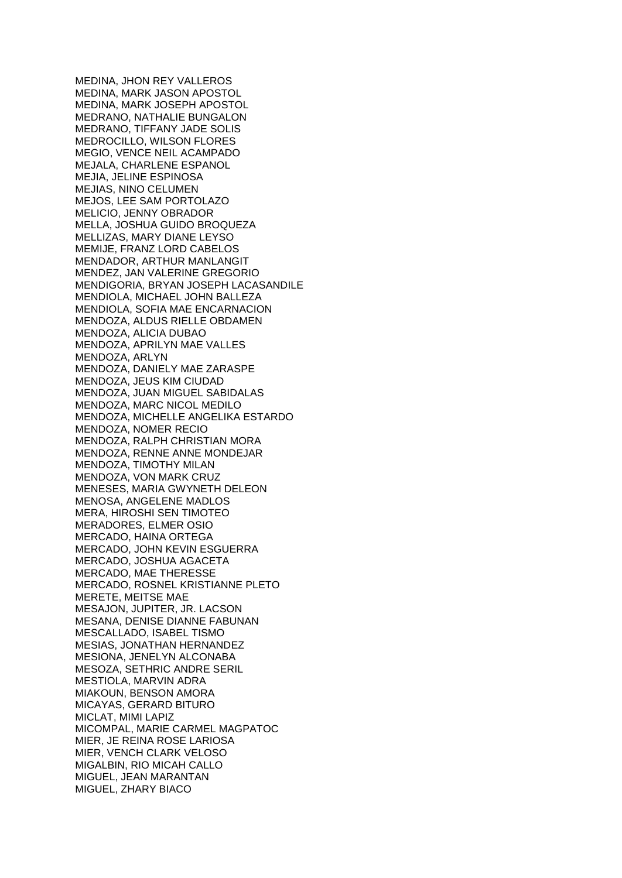MEDINA, JHON REY VALLEROS
MEDINA, MARK JASON APOSTOL
MEDINA, MARK JOSEPH APOSTOL
MEDRANO, NATHALIE BUNGALON
MEDRANO, TIFFANY JADE SOLIS
MEDROCILLO, WILSON FLORES
MEGIO, VENCE NEIL ACAMPADO
MEJALA, CHARLENE ESPANOL
MEJIA, JELINE ESPINOSA
MEJIAS, NINO CELUMEN
MEJOS, LEE SAM PORTOLAZO
MELICIO, JENNY OBRADOR
MELLA, JOSHUA GUIDO BROQUEZA
MELLIZAS, MARY DIANE LEYSO
MEMIJE, FRANZ LORD CABELOS
MENDADOR, ARTHUR MANLANGIT
MENDEZ, JAN VALERINE GREGORIO
MENDIGORIA, BRYAN JOSEPH LACASANDILE
MENDIOLA, MICHAEL JOHN BALLEZA
MENDIOLA, SOFIA MAE ENCARNACION
MENDOZA, ALDUS RIELLE OBDAMEN
MENDOZA, ALICIA DUBAO
MENDOZA, APRILYN MAE VALLES
MENDOZA, ARLYN
MENDOZA, DANIELY MAE ZARASPE
MENDOZA, JEUS KIM CIUDAD
MENDOZA, JUAN MIGUEL SABIDALAS
MENDOZA, MARC NICOL MEDILO
MENDOZA, MICHELLE ANGELIKA ESTARDO
MENDOZA, NOMER RECIO
MENDOZA, RALPH CHRISTIAN MORA
MENDOZA, RENNE ANNE MONDEJAR
MENDOZA, TIMOTHY MILAN
MENDOZA, VON MARK CRUZ
MENESES, MARIA GWYNETH DELEON
MENOSA, ANGELENE MADLOS
MERA, HIROSHI SEN TIMOTEO
MERADORES, ELMER OSIO
MERCADO, HAINA ORTEGA
MERCADO, JOHN KEVIN ESGUERRA
MERCADO, JOSHUA AGACETA
MERCADO, MAE THERESSE
MERCADO, ROSNEL KRISTIANNE PLETO
MERETE, MEITSE MAE
MESAJON, JUPITER, JR. LACSON
MESANA, DENISE DIANNE FABUNAN
MESCALLADO, ISABEL TISMO
MESIAS, JONATHAN HERNANDEZ
MESIONA, JENELYN ALCONABA
MESOZA, SETHRIC ANDRE SERIL
MESTIOLA, MARVIN ADRA
MIAKOUN, BENSON AMORA
MICAYAS, GERARD BITURO
MICLAT, MIMI LAPIZ
MICOMPAL, MARIE CARMEL MAGPATOC
MIER, JE REINA ROSE LARIOSA
MIER, VENCH CLARK VELOSO
MIGALBIN, RIO MICAH CALLO
MIGUEL, JEAN MARANTAN
MIGUEL, ZHARY BIACO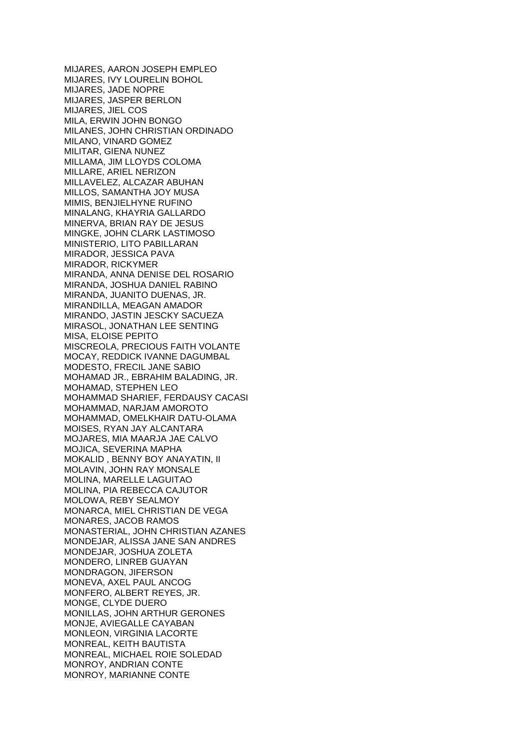MIJARES, AARON JOSEPH EMPLEO
MIJARES, IVY LOURELIN BOHOL
MIJARES, JADE NOPRE
MIJARES, JASPER BERLON
MIJARES, JIEL COS
MILA, ERWIN JOHN BONGO
MILANES, JOHN CHRISTIAN ORDINADO
MILANO, VINARD GOMEZ
MILITAR, GIENA NUNEZ
MILLAMA, JIM LLOYDS COLOMA
MILLARE, ARIEL NERIZON
MILLAVELEZ, ALCAZAR ABUHAN
MILLOS, SAMANTHA JOY MUSA
MIMIS, BENJIELHYNE RUFINO
MINALANG, KHAYRIA GALLARDO
MINERVA, BRIAN RAY DE JESUS
MINGKE, JOHN CLARK LASTIMOSO
MINISTERIO, LITO PABILLARAN
MIRADOR, JESSICA PAVA
MIRADOR, RICKYMER
MIRANDA, ANNA DENISE DEL ROSARIO
MIRANDA, JOSHUA DANIEL RABINO
MIRANDA, JUANITO DUENAS, JR.
MIRANDILLA, MEAGAN AMADOR
MIRANDO, JASTIN JESCKY SACUEZA
MIRASOL, JONATHAN LEE SENTING
MISA, ELOISE PEPITO
MISCREOLA, PRECIOUS FAITH VOLANTE
MOCAY, REDDICK IVANNE DAGUMBAL
MODESTO, FRECIL JANE SABIO
MOHAMAD JR., EBRAHIM BALADING, JR.
MOHAMAD, STEPHEN LEO
MOHAMMAD SHARIEF, FERDAUSY CACASI
MOHAMMAD, NARJAM AMOROTO
MOHAMMAD, OMELKHAIR DATU-OLAMA
MOISES, RYAN JAY ALCANTARA
MOJARES, MIA MAARJA JAE CALVO
MOJICA, SEVERINA MAPHA
MOKALID , BENNY BOY ANAYATIN, II
MOLAVIN, JOHN RAY MONSALE
MOLINA, MARELLE LAGUITAO
MOLINA, PIA REBECCA CAJUTOR
MOLOWA, REBY SEALMOY
MONARCA, MIEL CHRISTIAN DE VEGA
MONARES, JACOB RAMOS
MONASTERIAL, JOHN CHRISTIAN AZANES
MONDEJAR, ALISSA JANE SAN ANDRES
MONDEJAR, JOSHUA ZOLETA
MONDERO, LINREB GUAYAN
MONDRAGON, JIFERSON
MONEVA, AXEL PAUL ANCOG
MONFERO, ALBERT REYES, JR.
MONGE, CLYDE DUERO
MONILLAS, JOHN ARTHUR GERONES
MONJE, AVIEGALLE CAYABAN
MONLEON, VIRGINIA LACORTE
MONREAL, KEITH BAUTISTA
MONREAL, MICHAEL ROIE SOLEDAD
MONROY, ANDRIAN CONTE
MONROY, MARIANNE CONTE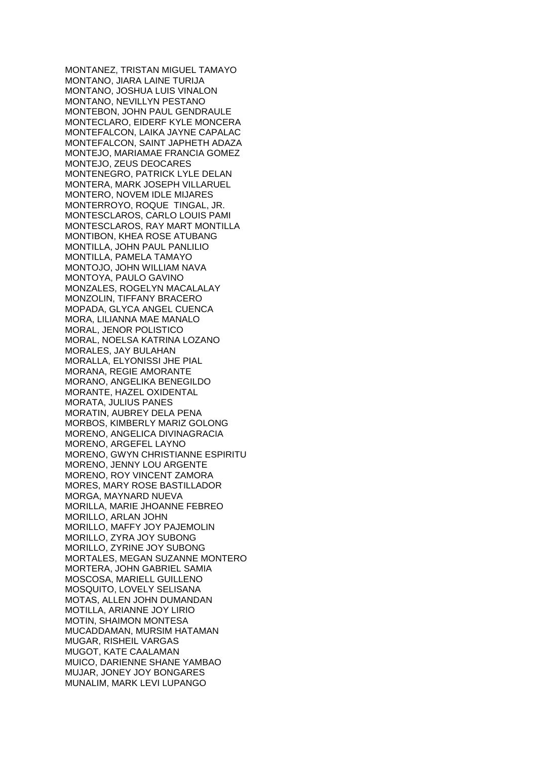MONTANEZ, TRISTAN MIGUEL TAMAYO
MONTANO, JIARA LAINE TURIJA
MONTANO, JOSHUA LUIS VINALON
MONTANO, NEVILLYN PESTANO
MONTEBON, JOHN PAUL GENDRAULE
MONTECLARO, EIDERF KYLE MONCERA
MONTEFALCON, LAIKA JAYNE CAPALAC
MONTEFALCON, SAINT JAPHETH ADAZA
MONTEJO, MARIAMAE FRANCIA GOMEZ
MONTEJO, ZEUS DEOCARES
MONTENEGRO, PATRICK LYLE DELAN
MONTERA, MARK JOSEPH VILLARUEL
MONTERO, NOVEM IDLE MIJARES
MONTERROYO, ROQUE TINGAL, JR.
MONTESCLAROS, CARLO LOUIS PAMI
MONTESCLAROS, RAY MART MONTILLA
MONTIBON, KHEA ROSE ATUBANG
MONTILLA, JOHN PAUL PANLILIO
MONTILLA, PAMELA TAMAYO
MONTOJO, JOHN WILLIAM NAVA
MONTOYA, PAULO GAVINO
MONZALES, ROGELYN MACALALAY
MONZOLIN, TIFFANY BRACERO
MOPADA, GLYCA ANGEL CUENCA
MORA, LILIANNA MAE MANALO
MORAL, JENOR POLISTICO
MORAL, NOELSA KATRINA LOZANO
MORALES, JAY BULAHAN
MORALLA, ELYONISSI JHE PIAL
MORANA, REGIE AMORANTE
MORANO, ANGELIKA BENEGILDO
MORANTE, HAZEL OXIDENTAL
MORATA, JULIUS PANES
MORATIN, AUBREY DELA PENA
MORBOS, KIMBERLY MARIZ GOLONG
MORENO, ANGELICA DIVINAGRACIA
MORENO, ARGEFEL LAYNO
MORENO, GWYN CHRISTIANNE ESPIRITU
MORENO, JENNY LOU ARGENTE
MORENO, ROY VINCENT ZAMORA
MORES, MARY ROSE BASTILLADOR
MORGA, MAYNARD NUEVA
MORILLA, MARIE JHOANNE FEBREO
MORILLO, ARLAN JOHN
MORILLO, MAFFY JOY PAJEMOLIN
MORILLO, ZYRA JOY SUBONG
MORILLO, ZYRINE JOY SUBONG
MORTALES, MEGAN SUZANNE MONTERO
MORTERA, JOHN GABRIEL SAMIA
MOSCOSA, MARIELL GUILLENO
MOSQUITO, LOVELY SELISANA
MOTAS, ALLEN JOHN DUMANDAN
MOTILLA, ARIANNE JOY LIRIO
MOTIN, SHAIMON MONTESA
MUCADDAMAN, MURSIM HATAMAN
MUGAR, RISHEIL VARGAS
MUGOT, KATE CAALAMAN
MUICO, DARIENNE SHANE YAMBAO
MUJAR, JONEY JOY BONGARES
MUNALIM, MARK LEVI LUPANGO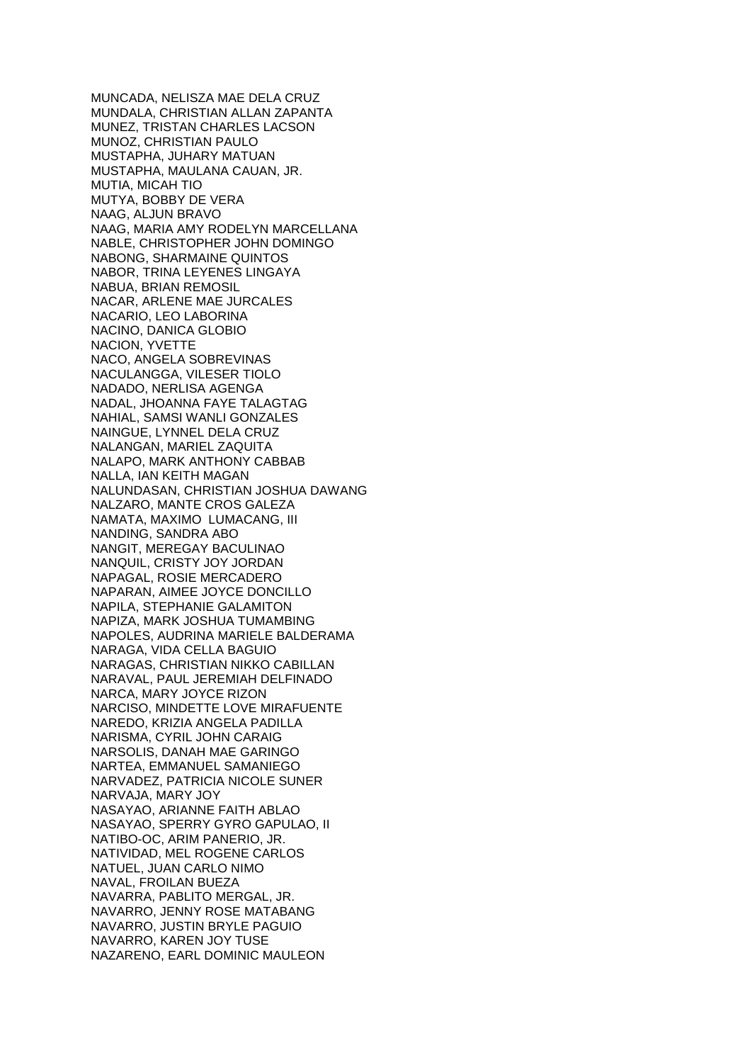MUNCADA, NELISZA MAE DELA CRUZ
MUNDALA, CHRISTIAN ALLAN ZAPANTA
MUNEZ, TRISTAN CHARLES LACSON
MUNOZ, CHRISTIAN PAULO
MUSTAPHA, JUHARY MATUAN
MUSTAPHA, MAULANA CAUAN, JR.
MUTIA, MICAH TIO
MUTYA, BOBBY DE VERA
NAAG, ALJUN BRAVO
NAAG, MARIA AMY RODELYN MARCELLANA
NABLE, CHRISTOPHER JOHN DOMINGO
NABONG, SHARMAINE QUINTOS
NABOR, TRINA LEYENES LINGAYA
NABUA, BRIAN REMOSIL
NACAR, ARLENE MAE JURCALES
NACARIO, LEO LABORINA
NACINO, DANICA GLOBIO
NACION, YVETTE
NACO, ANGELA SOBREVINAS
NACULANGGA, VILESER TIOLO
NADADO, NERLISA AGENGA
NADAL, JHOANNA FAYE TALAGTAG
NAHIAL, SAMSI WANLI GONZALES
NAINGUE, LYNNEL DELA CRUZ
NALANGAN, MARIEL ZAQUITA
NALAPO, MARK ANTHONY CABBAB
NALLA, IAN KEITH MAGAN
NALUNDASAN, CHRISTIAN JOSHUA DAWANG
NALZARO, MANTE CROS GALEZA
NAMATA, MAXIMO LUMACANG, III
NANDING, SANDRA ABO
NANGIT, MEREGAY BACULINAO
NANQUIL, CRISTY JOY JORDAN
NAPAGAL, ROSIE MERCADERO
NAPARAN, AIMEE JOYCE DONCILLO
NAPILA, STEPHANIE GALAMITON
NAPIZA, MARK JOSHUA TUMAMBING
NAPOLES, AUDRINA MARIELE BALDERAMA
NARAGA, VIDA CELLA BAGUIO
NARAGAS, CHRISTIAN NIKKO CABILLAN
NARAVAL, PAUL JEREMIAH DELFINADO
NARCA, MARY JOYCE RIZON
NARCISO, MINDETTE LOVE MIRAFUENTE
NAREDO, KRIZIA ANGELA PADILLA
NARISMA, CYRIL JOHN CARAIG
NARSOLIS, DANAH MAE GARINGO
NARTEA, EMMANUEL SAMANIEGO
NARVADEZ, PATRICIA NICOLE SUNER
NARVAJA, MARY JOY
NASAYAO, ARIANNE FAITH ABLAO
NASAYAO, SPERRY GYRO GAPULAO, II
NATIBO-OC, ARIM PANERIO, JR.
NATIVIDAD, MEL ROGENE CARLOS
NATUEL, JUAN CARLO NIMO
NAVAL, FROILAN BUEZA
NAVARRA, PABLITO MERGAL, JR.
NAVARRO, JENNY ROSE MATABANG
NAVARRO, JUSTIN BRYLE PAGUIO
NAVARRO, KAREN JOY TUSE
NAZARENO, EARL DOMINIC MAULEON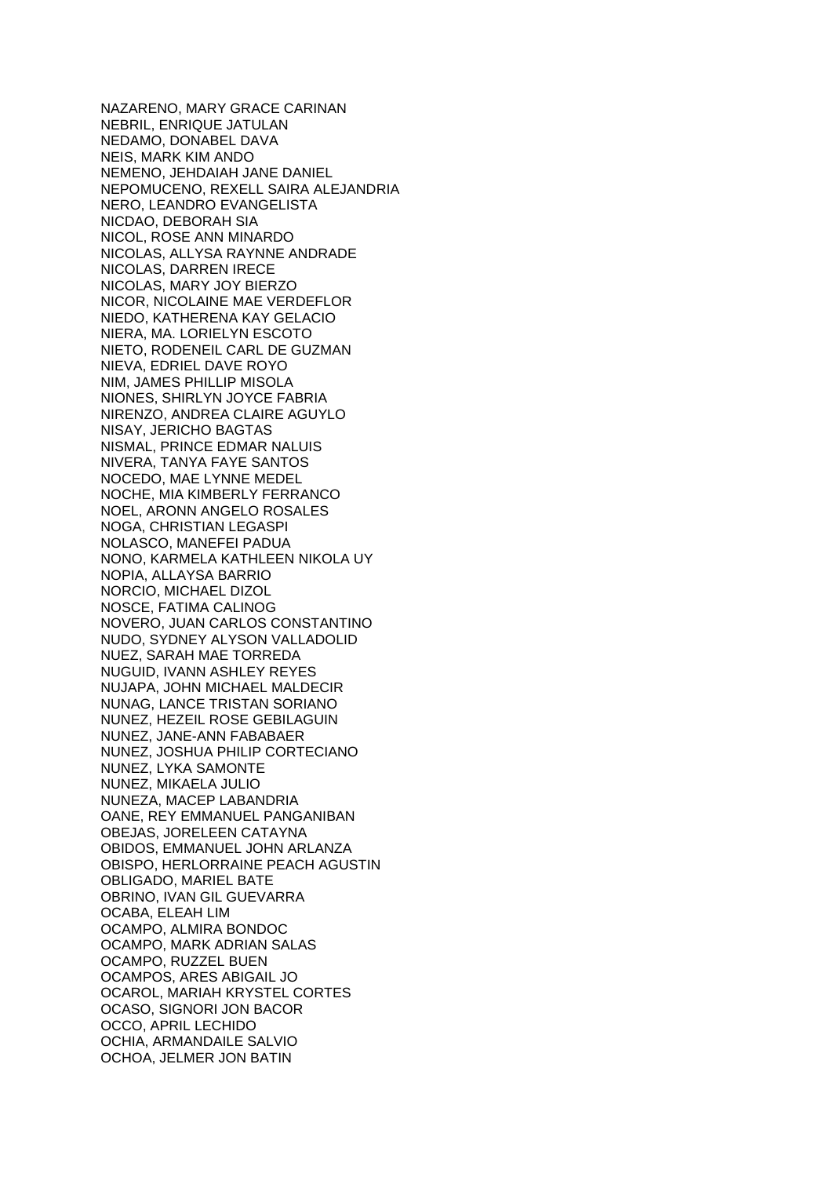NAZARENO, MARY GRACE CARINAN
NEBRIL, ENRIQUE JATULAN
NEDAMO, DONABEL DAVA
NEIS, MARK KIM ANDO
NEMENO, JEHDAIAH JANE DANIEL
NEPOMUCENO, REXELL SAIRA ALEJANDRIA
NERO, LEANDRO EVANGELISTA
NICDAO, DEBORAH SIA
NICOL, ROSE ANN MINARDO
NICOLAS, ALLYSA RAYNNE ANDRADE
NICOLAS, DARREN IRECE
NICOLAS, MARY JOY BIERZO
NICOR, NICOLAINE MAE VERDEFLOR
NIEDO, KATHERENA KAY GELACIO
NIERA, MA. LORIELYN ESCOTO
NIETO, RODENEIL CARL DE GUZMAN
NIEVA, EDRIEL DAVE ROYO
NIM, JAMES PHILLIP MISOLA
NIONES, SHIRLYN JOYCE FABRIA
NIRENZO, ANDREA CLAIRE AGUYLO
NISAY, JERICHO BAGTAS
NISMAL, PRINCE EDMAR NALUIS
NIVERA, TANYA FAYE SANTOS
NOCEDO, MAE LYNNE MEDEL
NOCHE, MIA KIMBERLY FERRANCO
NOEL, ARONN ANGELO ROSALES
NOGA, CHRISTIAN LEGASPI
NOLASCO, MANEFEI PADUA
NONO, KARMELA KATHLEEN NIKOLA UY
NOPIA, ALLAYSA BARRIO
NORCIO, MICHAEL DIZOL
NOSCE, FATIMA CALINOG
NOVERO, JUAN CARLOS CONSTANTINO
NUDO, SYDNEY ALYSON VALLADOLID
NUEZ, SARAH MAE TORREDA
NUGUID, IVANN ASHLEY REYES
NUJAPA, JOHN MICHAEL MALDECIR
NUNAG, LANCE TRISTAN SORIANO
NUNEZ, HEZEIL ROSE GEBILAGUIN
NUNEZ, JANE-ANN FABABAER
NUNEZ, JOSHUA PHILIP CORTECIANO
NUNEZ, LYKA SAMONTE
NUNEZ, MIKAELA JULIO
NUNEZA, MACEP LABANDRIA
OANE, REY EMMANUEL PANGANIBAN
OBEJAS, JORELEEN CATAYNA
OBIDOS, EMMANUEL JOHN ARLANZA
OBISPO, HERLORRAINE PEACH AGUSTIN
OBLIGADO, MARIEL BATE
OBRINO, IVAN GIL GUEVARRA
OCABA, ELEAH LIM
OCAMPO, ALMIRA BONDOC
OCAMPO, MARK ADRIAN SALAS
OCAMPO, RUZZEL BUEN
OCAMPOS, ARES ABIGAIL JO
OCAROL, MARIAH KRYSTEL CORTES
OCASO, SIGNORI JON BACOR
OCCO, APRIL LECHIDO
OCHIA, ARMANDAILE SALVIO
OCHOA, JELMER JON BATIN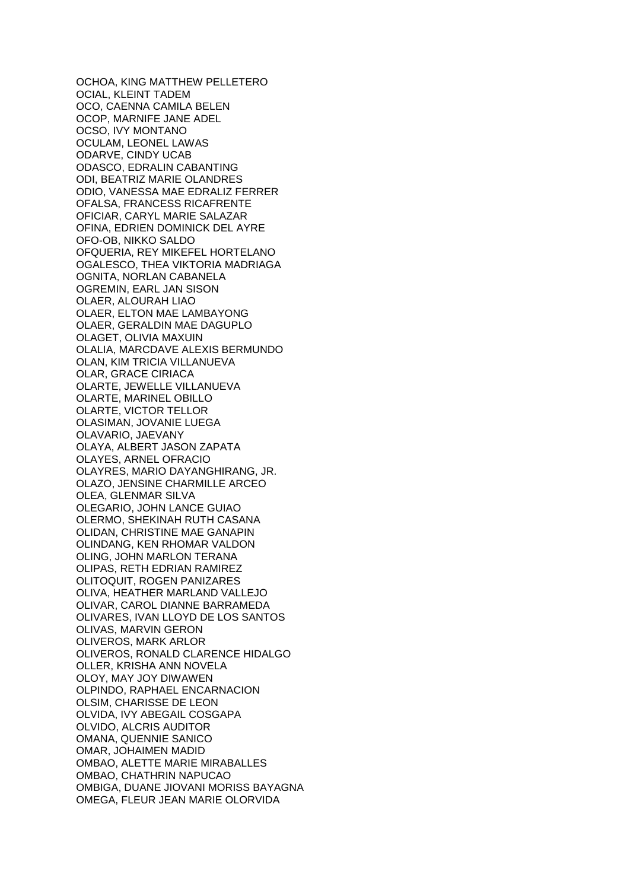OCHOA, KING MATTHEW PELLETERO
OCIAL, KLEINT TADEM
OCO, CAENNA CAMILA BELEN
OCOP, MARNIFE JANE ADEL
OCSO, IVY MONTANO
OCULAM, LEONEL LAWAS
ODARVE, CINDY UCAB
ODASCO, EDRALIN CABANTING
ODI, BEATRIZ MARIE OLANDRES
ODIO, VANESSA MAE EDRALIZ FERRER
OFALSA, FRANCESS RICAFRENTE
OFICIAR, CARYL MARIE SALAZAR
OFINA, EDRIEN DOMINICK DEL AYRE
OFO-OB, NIKKO SALDO
OFQUERIA, REY MIKEFEL HORTELANO
OGALESCO, THEA VIKTORIA MADRIAGA
OGNITA, NORLAN CABANELA
OGREMIN, EARL JAN SISON
OLAER, ALOURAH LIAO
OLAER, ELTON MAE LAMBAYONG
OLAER, GERALDIN MAE DAGUPLO
OLAGET, OLIVIA MAXUIN
OLALIA, MARCDAVE ALEXIS BERMUNDO
OLAN, KIM TRICIA VILLANUEVA
OLAR, GRACE CIRIACA
OLARTE, JEWELLE VILLANUEVA
OLARTE, MARINEL OBILLO
OLARTE, VICTOR TELLOR
OLASIMAN, JOVANIE LUEGA
OLAVARIO, JAEVANY
OLAYA, ALBERT JASON ZAPATA
OLAYES, ARNEL OFRACIO
OLAYRES, MARIO DAYANGHIRANG, JR.
OLAZO, JENSINE CHARMILLE ARCEO
OLEA, GLENMAR SILVA
OLEGARIO, JOHN LANCE GUIAO
OLERMO, SHEKINAH RUTH CASANA
OLIDAN, CHRISTINE MAE GANAPIN
OLINDANG, KEN RHOMAR VALDON
OLING, JOHN MARLON TERANA
OLIPAS, RETH EDRIAN RAMIREZ
OLITOQUIT, ROGEN PANIZARES
OLIVA, HEATHER MARLAND VALLEJO
OLIVAR, CAROL DIANNE BARRAMEDA
OLIVARES, IVAN LLOYD DE LOS SANTOS
OLIVAS, MARVIN GERON
OLIVEROS, MARK ARLOR
OLIVEROS, RONALD CLARENCE HIDALGO
OLLER, KRISHA ANN NOVELA
OLOY, MAY JOY DIWAWEN
OLPINDO, RAPHAEL ENCARNACION
OLSIM, CHARISSE DE LEON
OLVIDA, IVY ABEGAIL COSGAPA
OLVIDO, ALCRIS AUDITOR
OMANA, QUENNIE SANICO
OMAR, JOHAIMEN MADID
OMBAO, ALETTE MARIE MIRABALLES
OMBAO, CHATHRIN NAPUCAO
OMBIGA, DUANE JIOVANI MORISS BAYAGNA
OMEGA, FLEUR JEAN MARIE OLORVIDA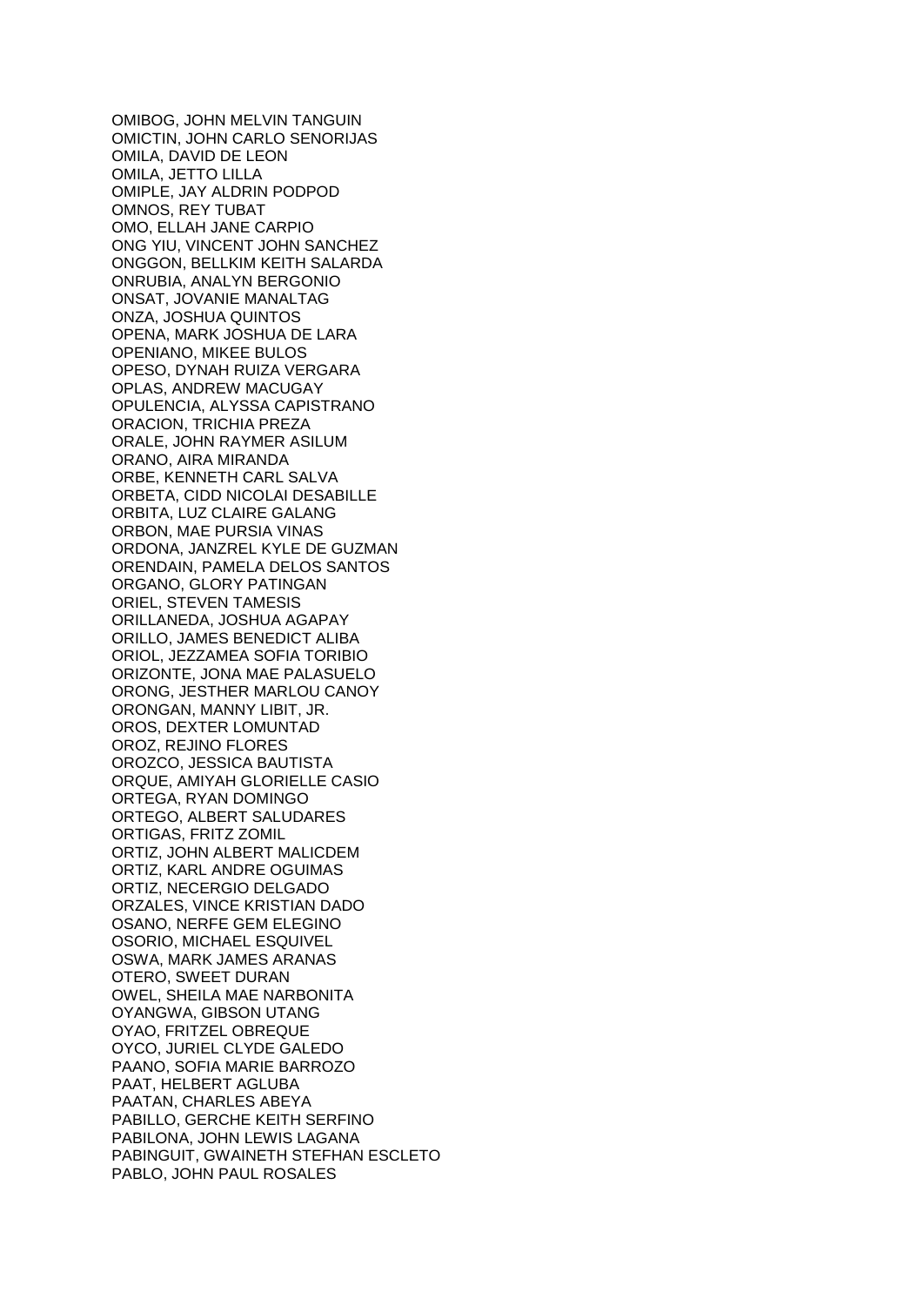OMIBOG, JOHN MELVIN TANGUIN
OMICTIN, JOHN CARLO SENORIJAS
OMILA, DAVID DE LEON
OMILA, JETTO LILLA
OMIPLE, JAY ALDRIN PODPOD
OMNOS, REY TUBAT
OMO, ELLAH JANE CARPIO
ONG YIU, VINCENT JOHN SANCHEZ
ONGGON, BELLKIM KEITH SALARDA
ONRUBIA, ANALYN BERGONIO
ONSAT, JOVANIE MANALTAG
ONZA, JOSHUA QUINTOS
OPENA, MARK JOSHUA DE LARA
OPENIANO, MIKEE BULOS
OPESO, DYNAH RUIZA VERGARA
OPLAS, ANDREW MACUGAY
OPULENCIA, ALYSSA CAPISTRANO
ORACION, TRICHIA PREZA
ORALE, JOHN RAYMER ASILUM
ORANO, AIRA MIRANDA
ORBE, KENNETH CARL SALVA
ORBETA, CIDD NICOLAI DESABILLE
ORBITA, LUZ CLAIRE GALANG
ORBON, MAE PURSIA VINAS
ORDONA, JANZREL KYLE DE GUZMAN
ORENDAIN, PAMELA DELOS SANTOS
ORGANO, GLORY PATINGAN
ORIEL, STEVEN TAMESIS
ORILLANEDA, JOSHUA AGAPAY
ORILLO, JAMES BENEDICT ALIBA
ORIOL, JEZZAMEA SOFIA TORIBIO
ORIZONTE, JONA MAE PALASUELO
ORONG, JESTHER MARLOU CANOY
ORONGAN, MANNY LIBIT, JR.
OROS, DEXTER LOMUNTAD
OROZ, REJINO FLORES
OROZCO, JESSICA BAUTISTA
ORQUE, AMIYAH GLORIELLE CASIO
ORTEGA, RYAN DOMINGO
ORTEGO, ALBERT SALUDARES
ORTIGAS, FRITZ ZOMIL
ORTIZ, JOHN ALBERT MALICDEM
ORTIZ, KARL ANDRE OGUIMAS
ORTIZ, NECERGIO DELGADO
ORZALES, VINCE KRISTIAN DADO
OSANO, NERFE GEM ELEGINO
OSORIO, MICHAEL ESQUIVEL
OSWA, MARK JAMES ARANAS
OTERO, SWEET DURAN
OWEL, SHEILA MAE NARBONITA
OYANGWA, GIBSON UTANG
OYAO, FRITZEL OBREQUE
OYCO, JURIEL CLYDE GALEDO
PAANO, SOFIA MARIE BARROZO
PAAT, HELBERT AGLUBA
PAATAN, CHARLES ABEYA
PABILLO, GERCHE KEITH SERFINO
PABILONA, JOHN LEWIS LAGANA
PABINGUIT, GWAINETH STEFHAN ESCLETO
PABLO, JOHN PAUL ROSALES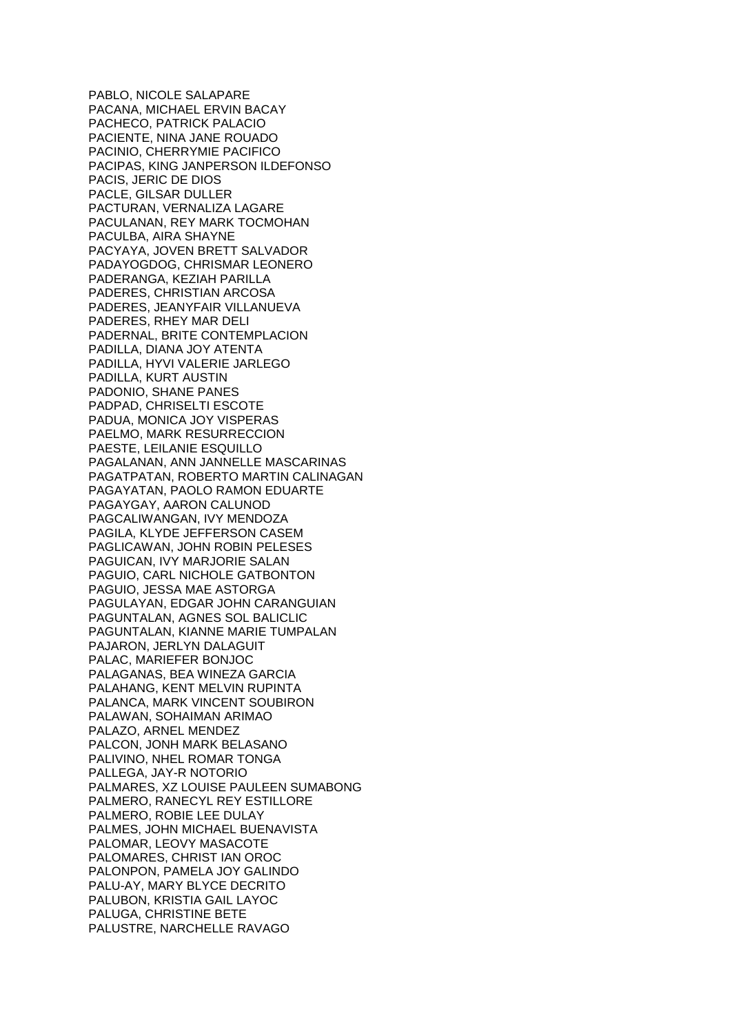PABLO, NICOLE SALAPARE
PACANA, MICHAEL ERVIN BACAY
PACHECO, PATRICK PALACIO
PACIENTE, NINA JANE ROUADO
PACINIO, CHERRYMIE PACIFICO
PACIPAS, KING JANPERSON ILDEFONSO
PACIS, JERIC DE DIOS
PACLE, GILSAR DULLER
PACTURAN, VERNALIZA LAGARE
PACULANAN, REY MARK TOCMOHAN
PACULBA, AIRA SHAYNE
PACYAYA, JOVEN BRETT SALVADOR
PADAYOGDOG, CHRISMAR LEONERO
PADERANGA, KEZIAH PARILLA
PADERES, CHRISTIAN ARCOSA
PADERES, JEANYFAIR VILLANUEVA
PADERES, RHEY MAR DELI
PADERNAL, BRITE CONTEMPLACION
PADILLA, DIANA JOY ATENTA
PADILLA, HYVI VALERIE JARLEGO
PADILLA, KURT AUSTIN
PADONIO, SHANE PANES
PADPAD, CHRISELTI ESCOTE
PADUA, MONICA JOY VISPERAS
PAELMO, MARK RESURRECCION
PAESTE, LEILANIE ESQUILLO
PAGALANAN, ANN JANNELLE MASCARINAS
PAGATPATAN, ROBERTO MARTIN CALINAGAN
PAGAYATAN, PAOLO RAMON EDUARTE
PAGAYGAY, AARON CALUNOD
PAGCALIWANGAN, IVY MENDOZA
PAGILA, KLYDE JEFFERSON CASEM
PAGLICAWAN, JOHN ROBIN PELESES
PAGUICAN, IVY MARJORIE SALAN
PAGUIO, CARL NICHOLE GATBONTON
PAGUIO, JESSA MAE ASTORGA
PAGULAYAN, EDGAR JOHN CARANGUIAN
PAGUNTALAN, AGNES SOL BALICLIC
PAGUNTALAN, KIANNE MARIE TUMPALAN
PAJARON, JERLYN DALAGUIT
PALAC, MARIEFER BONJOC
PALAGANAS, BEA WINEZA GARCIA
PALAHANG, KENT MELVIN RUPINTA
PALANCA, MARK VINCENT SOUBIRON
PALAWAN, SOHAIMAN ARIMAO
PALAZO, ARNEL MENDEZ
PALCON, JONH MARK BELASANO
PALIVINO, NHEL ROMAR TONGA
PALLEGA, JAY-R NOTORIO
PALMARES, XZ LOUISE PAULEEN SUMABONG
PALMERO, RANECYL REY ESTILLORE
PALMERO, ROBIE LEE DULAY
PALMES, JOHN MICHAEL BUENAVISTA
PALOMAR, LEOVY MASACOTE
PALOMARES, CHRIST IAN OROC
PALONPON, PAMELA JOY GALINDO
PALU-AY, MARY BLYCE DECRITO
PALUBON, KRISTIA GAIL LAYOC
PALUGA, CHRISTINE BETE
PALUSTRE, NARCHELLE RAVAGO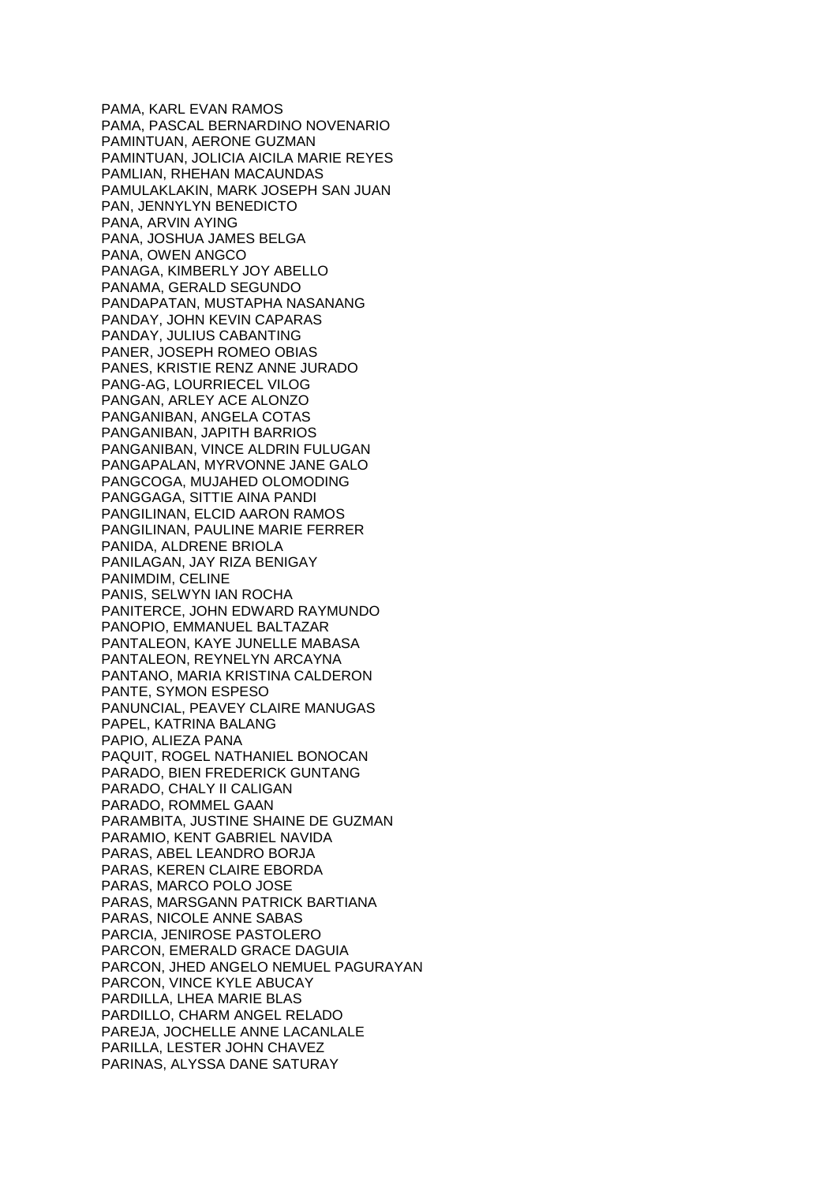PAMA, KARL EVAN RAMOS
PAMA, PASCAL BERNARDINO NOVENARIO
PAMINTUAN, AERONE GUZMAN
PAMINTUAN, JOLICIA AICILA MARIE REYES
PAMLIAN, RHEHAN MACAUNDAS
PAMULAKLAKIN, MARK JOSEPH SAN JUAN
PAN, JENNYLYN BENEDICTO
PANA, ARVIN AYING
PANA, JOSHUA JAMES BELGA
PANA, OWEN ANGCO
PANAGA, KIMBERLY JOY ABELLO
PANAMA, GERALD SEGUNDO
PANDAPATAN, MUSTAPHA NASANANG
PANDAY, JOHN KEVIN CAPARAS
PANDAY, JULIUS CABANTING
PANER, JOSEPH ROMEO OBIAS
PANES, KRISTIE RENZ ANNE JURADO
PANG-AG, LOURRIECEL VILOG
PANGAN, ARLEY ACE ALONZO
PANGANIBAN, ANGELA COTAS
PANGANIBAN, JAPITH BARRIOS
PANGANIBAN, VINCE ALDRIN FULUGAN
PANGAPALAN, MYRVONNE JANE GALO
PANGCOGA, MUJAHED OLOMODING
PANGGAGA, SITTIE AINA PANDI
PANGILINAN, ELCID AARON RAMOS
PANGILINAN, PAULINE MARIE FERRER
PANIDA, ALDRENE BRIOLA
PANILAGAN, JAY RIZA BENIGAY
PANIMDIM, CELINE
PANIS, SELWYN IAN ROCHA
PANITERCE, JOHN EDWARD RAYMUNDO
PANOPIO, EMMANUEL BALTAZAR
PANTALEON, KAYE JUNELLE MABASA
PANTALEON, REYNELYN ARCAYNA
PANTANO, MARIA KRISTINA CALDERON
PANTE, SYMON ESPESO
PANUNCIAL, PEAVEY CLAIRE MANUGAS
PAPEL, KATRINA BALANG
PAPIO, ALIEZA PANA
PAQUIT, ROGEL NATHANIEL BONOCAN
PARADO, BIEN FREDERICK GUNTANG
PARADO, CHALY II CALIGAN
PARADO, ROMMEL GAAN
PARAMBITA, JUSTINE SHAINE DE GUZMAN
PARAMIO, KENT GABRIEL NAVIDA
PARAS, ABEL LEANDRO BORJA
PARAS, KEREN CLAIRE EBORDA
PARAS, MARCO POLO JOSE
PARAS, MARSGANN PATRICK BARTIANA
PARAS, NICOLE ANNE SABAS
PARCIA, JENIROSE PASTOLERO
PARCON, EMERALD GRACE DAGUIA
PARCON, JHED ANGELO NEMUEL PAGURAYAN
PARCON, VINCE KYLE ABUCAY
PARDILLA, LHEA MARIE BLAS
PARDILLO, CHARM ANGEL RELADO
PAREJA, JOCHELLE ANNE LACANLALE
PARILLA, LESTER JOHN CHAVEZ
PARINAS, ALYSSA DANE SATURAY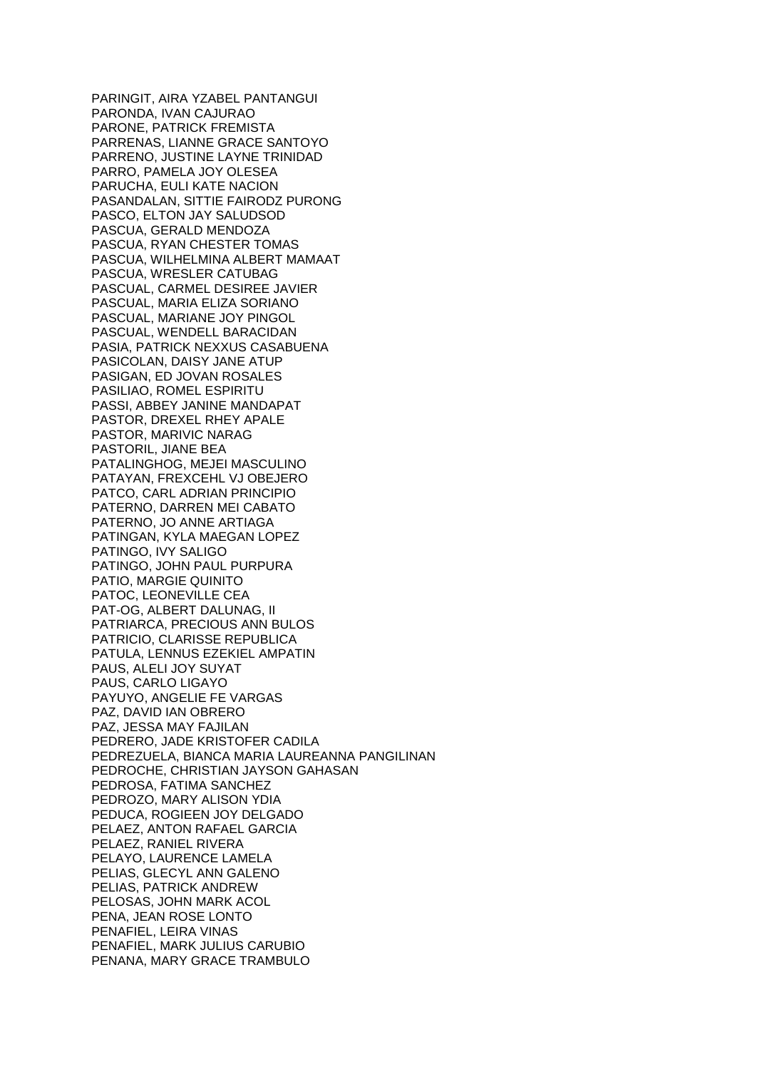PARINGIT, AIRA YZABEL PANTANGUI
PARONDA, IVAN CAJURAO
PARONE, PATRICK FREMISTA
PARRENAS, LIANNE GRACE SANTOYO
PARRENO, JUSTINE LAYNE TRINIDAD
PARRO, PAMELA JOY OLESEA
PARUCHA, EULI KATE NACION
PASANDALAN, SITTIE FAIRODZ PURONG
PASCO, ELTON JAY SALUDSOD
PASCUA, GERALD MENDOZA
PASCUA, RYAN CHESTER TOMAS
PASCUA, WILHELMINA ALBERT MAMAAT
PASCUA, WRESLER CATUBAG
PASCUAL, CARMEL DESIREE JAVIER
PASCUAL, MARIA ELIZA SORIANO
PASCUAL, MARIANE JOY PINGOL
PASCUAL, WENDELL BARACIDAN
PASIA, PATRICK NEXXUS CASABUENA
PASICOLAN, DAISY JANE ATUP
PASIGAN, ED JOVAN ROSALES
PASILIAO, ROMEL ESPIRITU
PASSI, ABBEY JANINE MANDAPAT
PASTOR, DREXEL RHEY APALE
PASTOR, MARIVIC NARAG
PASTORIL, JIANE BEA
PATALINGHOG, MEJEI MASCULINO
PATAYAN, FREXCEHL VJ OBEJERO
PATCO, CARL ADRIAN PRINCIPIO
PATERNO, DARREN MEI CABATO
PATERNO, JO ANNE ARTIAGA
PATINGAN, KYLA MAEGAN LOPEZ
PATINGO, IVY SALIGO
PATINGO, JOHN PAUL PURPURA
PATIO, MARGIE QUINITO
PATOC, LEONEVILLE CEA
PAT-OG, ALBERT DALUNAG, II
PATRIARCA, PRECIOUS ANN BULOS
PATRICIO, CLARISSE REPUBLICA
PATULA, LENNUS EZEKIEL AMPATIN
PAUS, ALELI JOY SUYAT
PAUS, CARLO LIGAYO
PAYUYO, ANGELIE FE VARGAS
PAZ, DAVID IAN OBRERO
PAZ, JESSA MAY FAJILAN
PEDRERO, JADE KRISTOFER CADILA
PEDREZUELA, BIANCA MARIA LAUREANNA PANGILINAN
PEDROCHE, CHRISTIAN JAYSON GAHASAN
PEDROSA, FATIMA SANCHEZ
PEDROZO, MARY ALISON YDIA
PEDUCA, ROGIEEN JOY DELGADO
PELAEZ, ANTON RAFAEL GARCIA
PELAEZ, RANIEL RIVERA
PELAYO, LAURENCE LAMELA
PELIAS, GLECYL ANN GALENO
PELIAS, PATRICK ANDREW
PELOSAS, JOHN MARK ACOL
PENA, JEAN ROSE LONTO
PENAFIEL, LEIRA VINAS
PENAFIEL, MARK JULIUS CARUBIO
PENANA, MARY GRACE TRAMBULO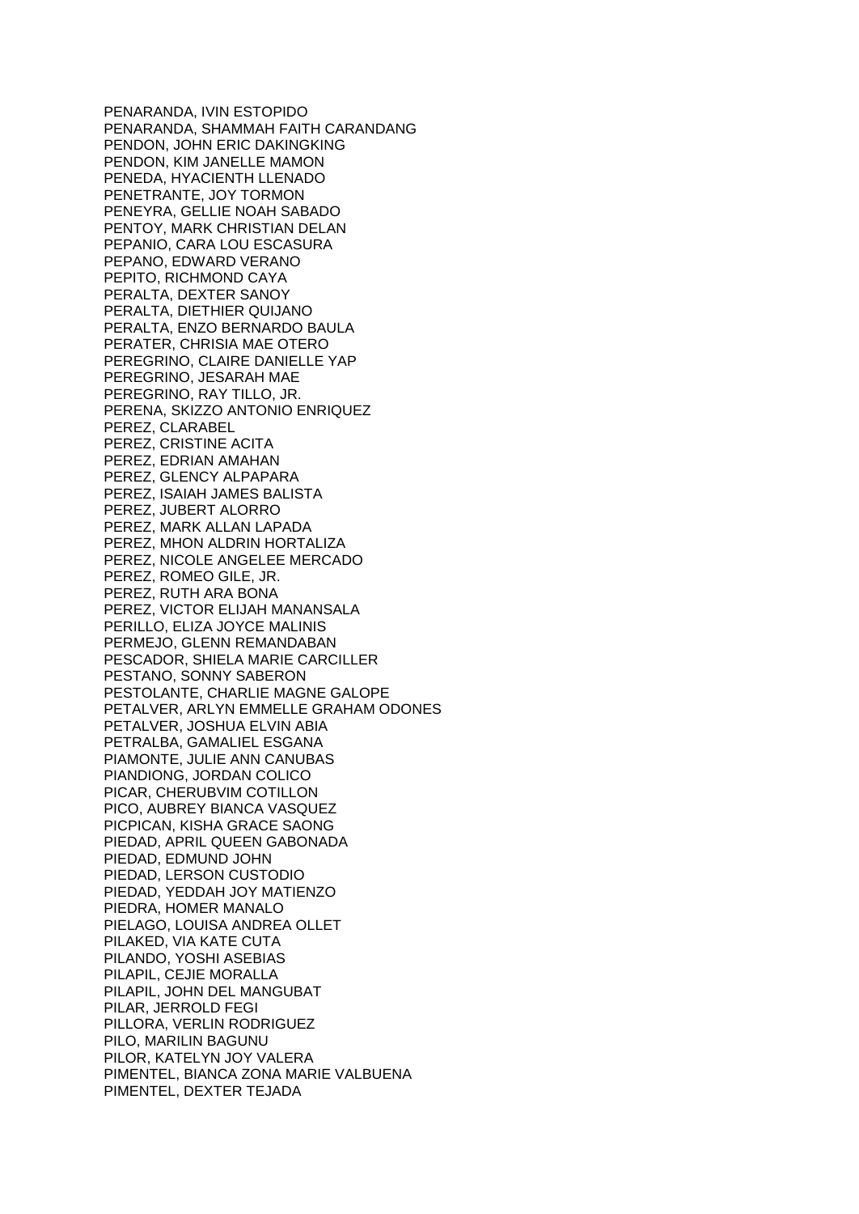PENARANDA, IVIN ESTOPIDO
PENARANDA, SHAMMAH FAITH CARANDANG
PENDON, JOHN ERIC DAKINGKING
PENDON, KIM JANELLE MAMON
PENEDA, HYACIENTH LLENADO
PENETRANTE, JOY TORMON
PENEYRA, GELLIE NOAH SABADO
PENTOY, MARK CHRISTIAN DELAN
PEPANIO, CARA LOU ESCASURA
PEPANO, EDWARD VERANO
PEPITO, RICHMOND CAYA
PERALTA, DEXTER SANOY
PERALTA, DIETHIER QUIJANO
PERALTA, ENZO BERNARDO BAULA
PERATER, CHRISIA MAE OTERO
PEREGRINO, CLAIRE DANIELLE YAP
PEREGRINO, JESARAH MAE
PEREGRINO, RAY TILLO, JR.
PERENA, SKIZZO ANTONIO ENRIQUEZ
PEREZ, CLARABEL
PEREZ, CRISTINE ACITA
PEREZ, EDRIAN AMAHAN
PEREZ, GLENCY ALPAPARA
PEREZ, ISAIAH JAMES BALISTA
PEREZ, JUBERT ALORRO
PEREZ, MARK ALLAN LAPADA
PEREZ, MHON ALDRIN HORTALIZA
PEREZ, NICOLE ANGELEE MERCADO
PEREZ, ROMEO GILE, JR.
PEREZ, RUTH ARA BONA
PEREZ, VICTOR ELIJAH MANANSALA
PERILLO, ELIZA JOYCE MALINIS
PERMEJO, GLENN REMANDABAN
PESCADOR, SHIELA MARIE CARCILLER
PESTANO, SONNY SABERON
PESTOLANTE, CHARLIE MAGNE GALOPE
PETALVER, ARLYN EMMELLE GRAHAM ODONES
PETALVER, JOSHUA ELVIN ABIA
PETRALBA, GAMALIEL ESGANA
PIAMONTE, JULIE ANN CANUBAS
PIANDIONG, JORDAN COLICO
PICAR, CHERUBVIM COTILLON
PICO, AUBREY BIANCA VASQUEZ
PICPICAN, KISHA GRACE SAONG
PIEDAD, APRIL QUEEN GABONADA
PIEDAD, EDMUND JOHN
PIEDAD, LERSON CUSTODIO
PIEDAD, YEDDAH JOY MATIENZO
PIEDRA, HOMER MANALO
PIELAGO, LOUISA ANDREA OLLET
PILAKED, VIA KATE CUTA
PILANDO, YOSHI ASEBIAS
PILAPIL, CEJIE MORALLA
PILAPIL, JOHN DEL MANGUBAT
PILAR, JERROLD FEGI
PILLORA, VERLIN RODRIGUEZ
PILO, MARILIN BAGUNU
PILOR, KATELYN JOY VALERA
PIMENTEL, BIANCA ZONA MARIE VALBUENA
PIMENTEL, DEXTER TEJADA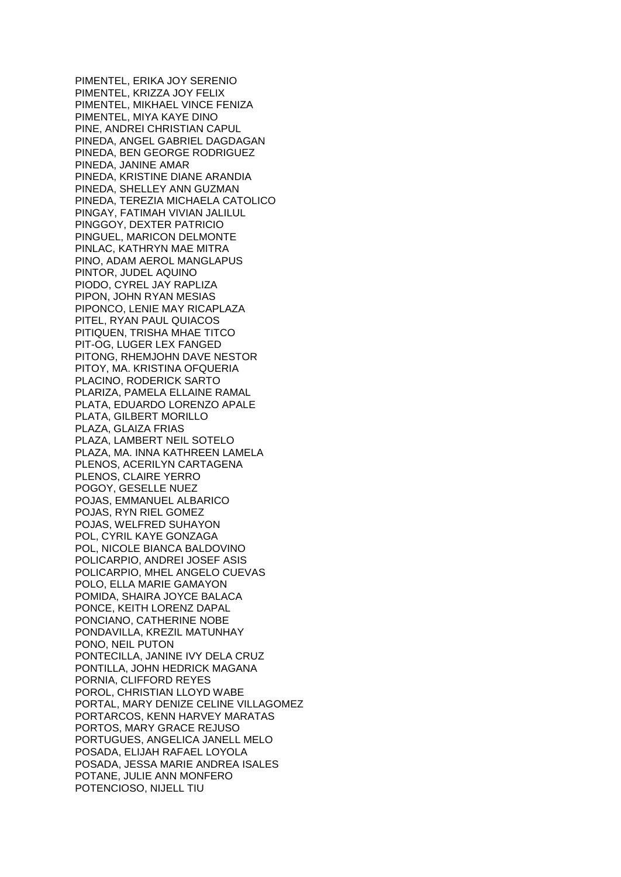PIMENTEL, ERIKA JOY SERENIO
PIMENTEL, KRIZZA JOY FELIX
PIMENTEL, MIKHAEL VINCE FENIZA
PIMENTEL, MIYA KAYE DINO
PINE, ANDREI CHRISTIAN CAPUL
PINEDA, ANGEL GABRIEL DAGDAGAN
PINEDA, BEN GEORGE RODRIGUEZ
PINEDA, JANINE AMAR
PINEDA, KRISTINE DIANE ARANDIA
PINEDA, SHELLEY ANN GUZMAN
PINEDA, TEREZIA MICHAELA CATOLICO
PINGAY, FATIMAH VIVIAN JALILUL
PINGGOY, DEXTER PATRICIO
PINGUEL, MARICON DELMONTE
PINLAC, KATHRYN MAE MITRA
PINO, ADAM AEROL MANGLAPUS
PINTOR, JUDEL AQUINO
PIODO, CYREL JAY RAPLIZA
PIPON, JOHN RYAN MESIAS
PIPONCO, LENIE MAY RICAPLAZA
PITEL, RYAN PAUL QUIACOS
PITIQUEN, TRISHA MHAE TITCO
PIT-OG, LUGER LEX FANGED
PITONG, RHEMJOHN DAVE NESTOR
PITOY, MA. KRISTINA OFQUERIA
PLACINO, RODERICK SARTO
PLARIZA, PAMELA ELLAINE RAMAL
PLATA, EDUARDO LORENZO APALE
PLATA, GILBERT MORILLO
PLAZA, GLAIZA FRIAS
PLAZA, LAMBERT NEIL SOTELO
PLAZA, MA. INNA KATHREEN LAMELA
PLENOS, ACERILYN CARTAGENA
PLENOS, CLAIRE YERRO
POGOY, GESELLE NUEZ
POJAS, EMMANUEL ALBARICO
POJAS, RYN RIEL GOMEZ
POJAS, WELFRED SUHAYON
POL, CYRIL KAYE GONZAGA
POL, NICOLE BIANCA BALDOVINO
POLICARPIO, ANDREI JOSEF ASIS
POLICARPIO, MHEL ANGELO CUEVAS
POLO, ELLA MARIE GAMAYON
POMIDA, SHAIRA JOYCE BALACA
PONCE, KEITH LORENZ DAPAL
PONCIANO, CATHERINE NOBE
PONDAVILLA, KREZIL MATUNHAY
PONO, NEIL PUTON
PONTECILLA, JANINE IVY DELA CRUZ
PONTILLA, JOHN HEDRICK MAGANA
PORNIA, CLIFFORD REYES
POROL, CHRISTIAN LLOYD WABE
PORTAL, MARY DENIZE CELINE VILLAGOMEZ
PORTARCOS, KENN HARVEY MARATAS
PORTOS, MARY GRACE REJUSO
PORTUGUES, ANGELICA JANELL MELO
POSADA, ELIJAH RAFAEL LOYOLA
POSADA, JESSA MARIE ANDREA ISALES
POTANE, JULIE ANN MONFERO
POTENCIOSO, NIJELL TIU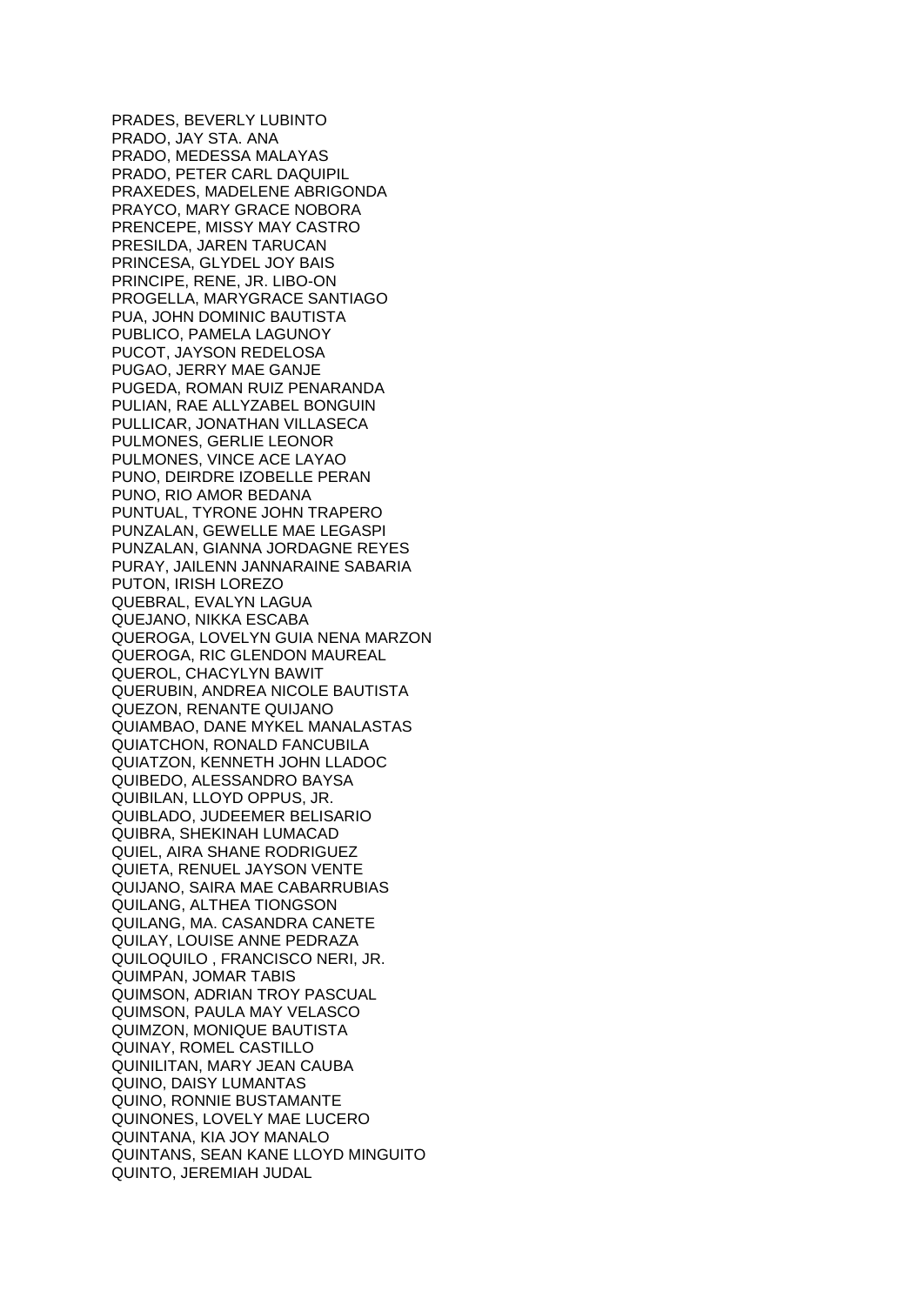PRADES, BEVERLY LUBINTO
PRADO, JAY STA. ANA
PRADO, MEDESSA MALAYAS
PRADO, PETER CARL DAQUIPIL
PRAXEDES, MADELENE ABRIGONDA
PRAYCO, MARY GRACE NOBORA
PRENCEPE, MISSY MAY CASTRO
PRESILDA, JAREN TARUCAN
PRINCESA, GLYDEL JOY BAIS
PRINCIPE, RENE, JR. LIBO-ON
PROGELLA, MARYGRACE SANTIAGO
PUA, JOHN DOMINIC BAUTISTA
PUBLICO, PAMELA LAGUNOY
PUCOT, JAYSON REDELOSA
PUGAO, JERRY MAE GANJE
PUGEDA, ROMAN RUIZ PENARANDA
PULIAN, RAE ALLYZABEL BONGUIN
PULLICAR, JONATHAN VILLASECA
PULMONES, GERLIE LEONOR
PULMONES, VINCE ACE LAYAO
PUNO, DEIRDRE IZOBELLE PERAN
PUNO, RIO AMOR BEDANA
PUNTUAL, TYRONE JOHN TRAPERO
PUNZALAN, GEWELLE MAE LEGASPI
PUNZALAN, GIANNA JORDAGNE REYES
PURAY, JAILENN JANNARAINE SABARIA
PUTON, IRISH LOREZO
QUEBRAL, EVALYN LAGUA
QUEJANO, NIKKA ESCABA
QUEROGA, LOVELYN GUIA NENA MARZON
QUEROGA, RIC GLENDON MAUREAL
QUEROL, CHACYLYN BAWIT
QUERUBIN, ANDREA NICOLE BAUTISTA
QUEZON, RENANTE QUIJANO
QUIAMBAO, DANE MYKEL MANALASTAS
QUIATCHON, RONALD FANCUBILA
QUIATZON, KENNETH JOHN LLADOC
QUIBEDO, ALESSANDRO BAYSA
QUIBILAN, LLOYD OPPUS, JR.
QUIBLADO, JUDEEMER BELISARIO
QUIBRA, SHEKINAH LUMACAD
QUIEL, AIRA SHANE RODRIGUEZ
QUIETA, RENUEL JAYSON VENTE
QUIJANO, SAIRA MAE CABARRUBIAS
QUILANG, ALTHEA TIONGSON
QUILANG, MA. CASANDRA CANETE
QUILAY, LOUISE ANNE PEDRAZA
QUILOQUILO , FRANCISCO NERI, JR.
QUIMPAN, JOMAR TABIS
QUIMSON, ADRIAN TROY PASCUAL
QUIMSON, PAULA MAY VELASCO
QUIMZON, MONIQUE BAUTISTA
QUINAY, ROMEL CASTILLO
QUINILITAN, MARY JEAN CAUBA
QUINO, DAISY LUMANTAS
QUINO, RONNIE BUSTAMANTE
QUINONES, LOVELY MAE LUCERO
QUINTANA, KIA JOY MANALO
QUINTANS, SEAN KANE LLOYD MINGUITO
QUINTO, JEREMIAH JUDAL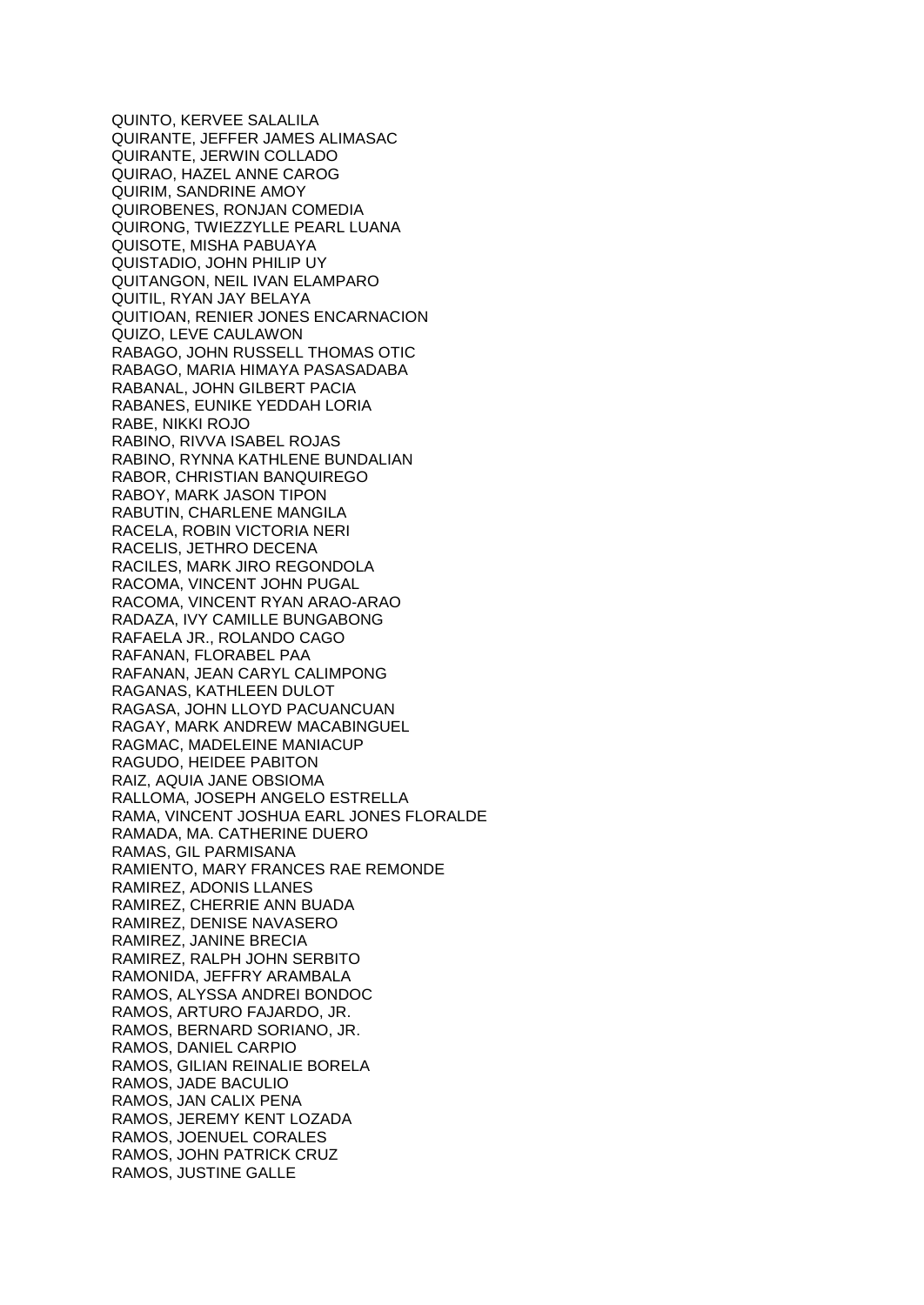QUINTO, KERVEE SALALILA
QUIRANTE, JEFFER JAMES ALIMASAC
QUIRANTE, JERWIN COLLADO
QUIRAO, HAZEL ANNE CAROG
QUIRIM, SANDRINE AMOY
QUIROBENES, RONJAN COMEDIA
QUIRONG, TWIEZZYLLE PEARL LUANA
QUISOTE, MISHA PABUAYA
QUISTADIO, JOHN PHILIP UY
QUITANGON, NEIL IVAN ELAMPARO
QUITIL, RYAN JAY BELAYA
QUITIOAN, RENIER JONES ENCARNACION
QUIZO, LEVE CAULAWON
RABAGO, JOHN RUSSELL THOMAS OTIC
RABAGO, MARIA HIMAYA PASASADABA
RABANAL, JOHN GILBERT PACIA
RABANES, EUNIKE YEDDAH LORIA
RABE, NIKKI ROJO
RABINO, RIVVA ISABEL ROJAS
RABINO, RYNNA KATHLENE BUNDALIAN
RABOR, CHRISTIAN BANQUIREGO
RABOY, MARK JASON TIPON
RABUTIN, CHARLENE MANGILA
RACELA, ROBIN VICTORIA NERI
RACELIS, JETHRO DECENA
RACILES, MARK JIRO REGONDOLA
RACOMA, VINCENT JOHN PUGAL
RACOMA, VINCENT RYAN ARAO-ARAO
RADAZA, IVY CAMILLE BUNGABONG
RAFAELA JR., ROLANDO CAGO
RAFANAN, FLORABEL PAA
RAFANAN, JEAN CARYL CALIMPONG
RAGANAS, KATHLEEN DULOT
RAGASA, JOHN LLOYD PACUANCUAN
RAGAY, MARK ANDREW MACABINGUEL
RAGMAC, MADELEINE MANIACUP
RAGUDO, HEIDEE PABITON
RAIZ, AQUIA JANE OBSIOMA
RALLOMA, JOSEPH ANGELO ESTRELLA
RAMA, VINCENT JOSHUA EARL JONES FLORALDE
RAMADA, MA. CATHERINE DUERO
RAMAS, GIL PARMISANA
RAMIENTO, MARY FRANCES RAE REMONDE
RAMIREZ, ADONIS LLANES
RAMIREZ, CHERRIE ANN BUADA
RAMIREZ, DENISE NAVASERO
RAMIREZ, JANINE BRECIA
RAMIREZ, RALPH JOHN SERBITO
RAMONIDA, JEFFRY ARAMBALA
RAMOS, ALYSSA ANDREI BONDOC
RAMOS, ARTURO FAJARDO, JR.
RAMOS, BERNARD SORIANO, JR.
RAMOS, DANIEL CARPIO
RAMOS, GILIAN REINALIE BORELA
RAMOS, JADE BACULIO
RAMOS, JAN CALIX PENA
RAMOS, JEREMY KENT LOZADA
RAMOS, JOENUEL CORALES
RAMOS, JOHN PATRICK CRUZ
RAMOS, JUSTINE GALLE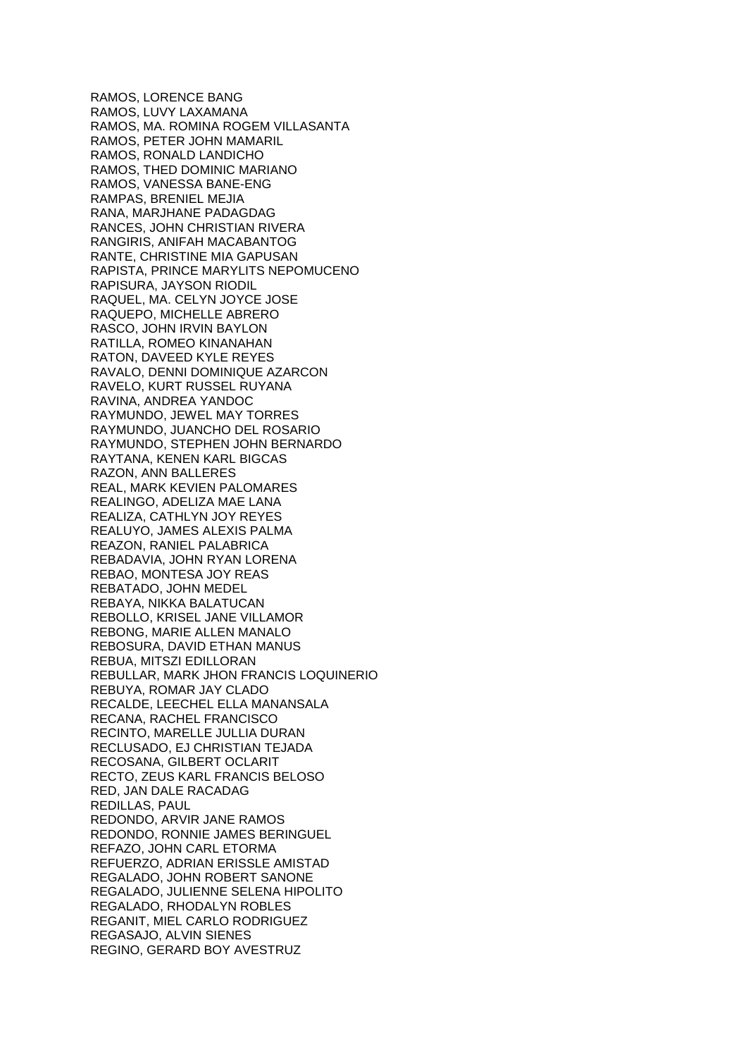RAMOS, LORENCE BANG
RAMOS, LUVY LAXAMANA
RAMOS, MA. ROMINA ROGEM VILLASANTA
RAMOS, PETER JOHN MAMARIL
RAMOS, RONALD LANDICHO
RAMOS, THED DOMINIC MARIANO
RAMOS, VANESSA BANE-ENG
RAMPAS, BRENIEL MEJIA
RANA, MARJHANE PADAGDAG
RANCES, JOHN CHRISTIAN RIVERA
RANGIRIS, ANIFAH MACABANTOG
RANTE, CHRISTINE MIA GAPUSAN
RAPISTA, PRINCE MARYLITS NEPOMUCENO
RAPISURA, JAYSON RIODIL
RAQUEL, MA. CELYN JOYCE JOSE
RAQUEPO, MICHELLE ABRERO
RASCO, JOHN IRVIN BAYLON
RATILLA, ROMEO KINANAHAN
RATON, DAVEED KYLE REYES
RAVALO, DENNI DOMINIQUE AZARCON
RAVELO, KURT RUSSEL RUYANA
RAVINA, ANDREA YANDOC
RAYMUNDO, JEWEL MAY TORRES
RAYMUNDO, JUANCHO DEL ROSARIO
RAYMUNDO, STEPHEN JOHN BERNARDO
RAYTANA, KENEN KARL BIGCAS
RAZON, ANN BALLERES
REAL, MARK KEVIEN PALOMARES
REALINGO, ADELIZA MAE LANA
REALIZA, CATHLYN JOY REYES
REALUYO, JAMES ALEXIS PALMA
REAZON, RANIEL PALABRICA
REBADAVIA, JOHN RYAN LORENA
REBAO, MONTESA JOY REAS
REBATADO, JOHN MEDEL
REBAYA, NIKKA BALATUCAN
REBOLLO, KRISEL JANE VILLAMOR
REBONG, MARIE ALLEN MANALO
REBOSURA, DAVID ETHAN MANUS
REBUA, MITSZI EDILLORAN
REBULLAR, MARK JHON FRANCIS LOQUINERIO
REBUYA, ROMAR JAY CLADO
RECALDE, LEECHEL ELLA MANANSALA
RECANA, RACHEL FRANCISCO
RECINTO, MARELLE JULLIA DURAN
RECLUSADO, EJ CHRISTIAN TEJADA
RECOSANA, GILBERT OCLARIT
RECTO, ZEUS KARL FRANCIS BELOSO
RED, JAN DALE RACADAG
REDILLAS, PAUL
REDONDO, ARVIR JANE RAMOS
REDONDO, RONNIE JAMES BERINGUEL
REFAZO, JOHN CARL ETORMA
REFUERZO, ADRIAN ERISSLE AMISTAD
REGALADO, JOHN ROBERT SANONE
REGALADO, JULIENNE SELENA HIPOLITO
REGALADO, RHODALYN ROBLES
REGANIT, MIEL CARLO RODRIGUEZ
REGASAJO, ALVIN SIENES
REGINO, GERARD BOY AVESTRUZ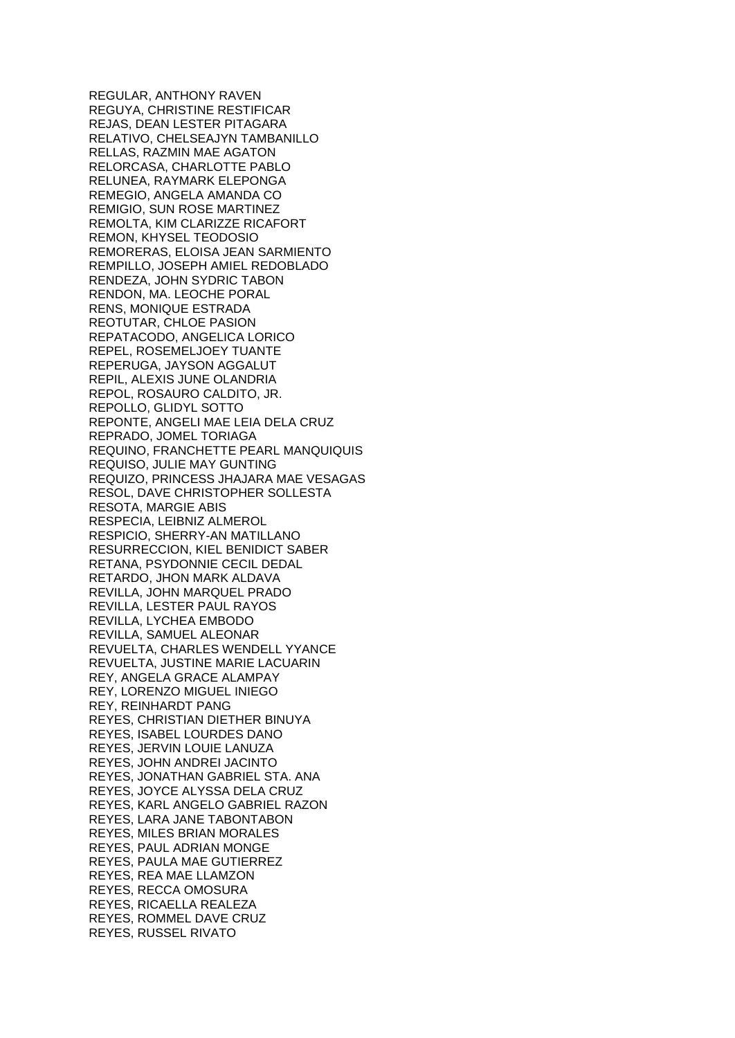REGULAR, ANTHONY RAVEN
REGUYA, CHRISTINE RESTIFICAR
REJAS, DEAN LESTER PITAGARA
RELATIVO, CHELSEAJYN TAMBANILLO
RELLAS, RAZMIN MAE AGATON
RELORCASA, CHARLOTTE PABLO
RELUNEA, RAYMARK ELEPONGA
REMEGIO, ANGELA AMANDA CO
REMIGIO, SUN ROSE MARTINEZ
REMOLTA, KIM CLARIZZE RICAFORT
REMON, KHYSEL TEODOSIO
REMORERAS, ELOISA JEAN SARMIENTO
REMPILLO, JOSEPH AMIEL REDOBLADO
RENDEZA, JOHN SYDRIC TABON
RENDON, MA. LEOCHE PORAL
RENS, MONIQUE ESTRADA
REOTUTAR, CHLOE PASION
REPATACODO, ANGELICA LORICO
REPEL, ROSEMELJOEY TUANTE
REPERUGA, JAYSON AGGALUT
REPIL, ALEXIS JUNE OLANDRIA
REPOL, ROSAURO CALDITO, JR.
REPOLLO, GLIDYL SOTTO
REPONTE, ANGELI MAE LEIA DELA CRUZ
REPRADO, JOMEL TORIAGA
REQUINO, FRANCHETTE PEARL MANQUIQUIS
REQUISO, JULIE MAY GUNTING
REQUIZO, PRINCESS JHAJARA MAE VESAGAS
RESOL, DAVE CHRISTOPHER SOLLESTA
RESOTA, MARGIE ABIS
RESPECIA, LEIBNIZ ALMEROL
RESPICIO, SHERRY-AN MATILLANO
RESURRECCION, KIEL BENIDICT SABER
RETANA, PSYDONNIE CECIL DEDAL
RETARDO, JHON MARK ALDAVA
REVILLA, JOHN MARQUEL PRADO
REVILLA, LESTER PAUL RAYOS
REVILLA, LYCHEA EMBODO
REVILLA, SAMUEL ALEONAR
REVUELTA, CHARLES WENDELL YYANCE
REVUELTA, JUSTINE MARIE LACUARIN
REY, ANGELA GRACE ALAMPAY
REY, LORENZO MIGUEL INIEGO
REY, REINHARDT PANG
REYES, CHRISTIAN DIETHER BINUYA
REYES, ISABEL LOURDES DANO
REYES, JERVIN LOUIE LANUZA
REYES, JOHN ANDREI JACINTO
REYES, JONATHAN GABRIEL STA. ANA
REYES, JOYCE ALYSSA DELA CRUZ
REYES, KARL ANGELO GABRIEL RAZON
REYES, LARA JANE TABONTABON
REYES, MILES BRIAN MORALES
REYES, PAUL ADRIAN MONGE
REYES, PAULA MAE GUTIERREZ
REYES, REA MAE LLAMZON
REYES, RECCA OMOSURA
REYES, RICAELLA REALEZA
REYES, ROMMEL DAVE CRUZ
REYES, RUSSEL RIVATO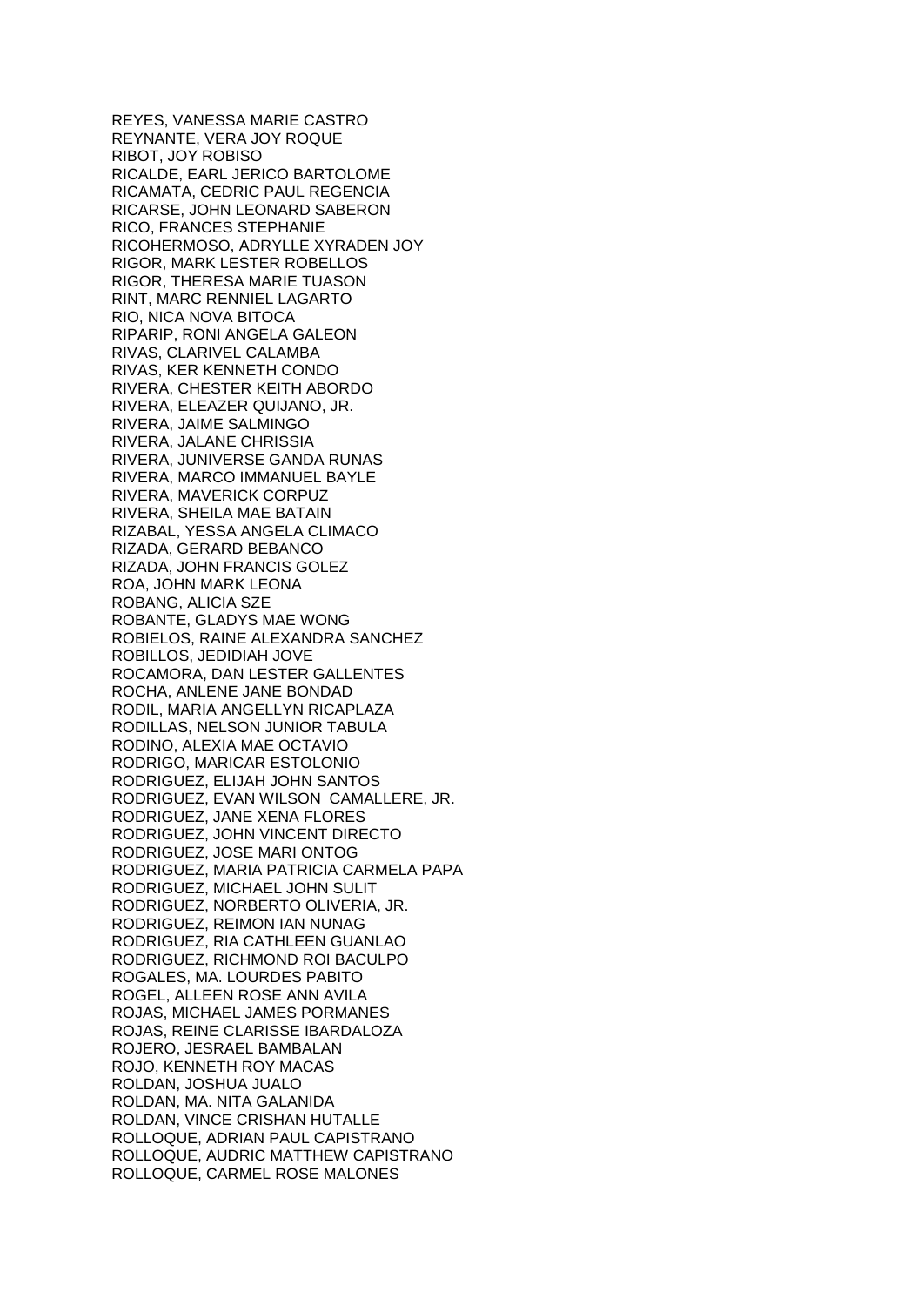REYES, VANESSA MARIE CASTRO
REYNANTE, VERA JOY ROQUE
RIBOT, JOY ROBISO
RICALDE, EARL JERICO BARTOLOME
RICAMATA, CEDRIC PAUL REGENCIA
RICARSE, JOHN LEONARD SABERON
RICO, FRANCES STEPHANIE
RICOHERMOSO, ADRYLLE XYRADEN JOY
RIGOR, MARK LESTER ROBELLOS
RIGOR, THERESA MARIE TUASON
RINT, MARC RENNIEL LAGARTO
RIO, NICA NOVA BITOCA
RIPARIP, RONI ANGELA GALEON
RIVAS, CLARIVEL CALAMBA
RIVAS, KER KENNETH CONDO
RIVERA, CHESTER KEITH ABORDO
RIVERA, ELEAZER QUIJANO, JR.
RIVERA, JAIME SALMINGO
RIVERA, JALANE CHRISSIA
RIVERA, JUNIVERSE GANDA RUNAS
RIVERA, MARCO IMMANUEL BAYLE
RIVERA, MAVERICK CORPUZ
RIVERA, SHEILA MAE BATAIN
RIZABAL, YESSA ANGELA CLIMACO
RIZADA, GERARD BEBANCO
RIZADA, JOHN FRANCIS GOLEZ
ROA, JOHN MARK LEONA
ROBANG, ALICIA SZE
ROBANTE, GLADYS MAE WONG
ROBIELOS, RAINE ALEXANDRA SANCHEZ
ROBILLOS, JEDIDIAH JOVE
ROCAMORA, DAN LESTER GALLENTES
ROCHA, ANLENE JANE BONDAD
RODIL, MARIA ANGELLYN RICAPLAZA
RODILLAS, NELSON JUNIOR TABULA
RODINO, ALEXIA MAE OCTAVIO
RODRIGO, MARICAR ESTOLONIO
RODRIGUEZ, ELIJAH JOHN SANTOS
RODRIGUEZ, EVAN WILSON CAMALLERE, JR.
RODRIGUEZ, JANE XENA FLORES
RODRIGUEZ, JOHN VINCENT DIRECTO
RODRIGUEZ, JOSE MARI ONTOG
RODRIGUEZ, MARIA PATRICIA CARMELA PAPA
RODRIGUEZ, MICHAEL JOHN SULIT
RODRIGUEZ, NORBERTO OLIVERIA, JR.
RODRIGUEZ, REIMON IAN NUNAG
RODRIGUEZ, RIA CATHLEEN GUANLAO
RODRIGUEZ, RICHMOND ROI BACULPO
ROGALES, MA. LOURDES PABITO
ROGEL, ALLEEN ROSE ANN AVILA
ROJAS, MICHAEL JAMES PORMANES
ROJAS, REINE CLARISSE IBARDALOZA
ROJERO, JESRAEL BAMBALAN
ROJO, KENNETH ROY MACAS
ROLDAN, JOSHUA JUALO
ROLDAN, MA. NITA GALANIDA
ROLDAN, VINCE CRISHAN HUTALLE
ROLLOQUE, ADRIAN PAUL CAPISTRANO
ROLLOQUE, AUDRIC MATTHEW CAPISTRANO
ROLLOQUE, CARMEL ROSE MALONES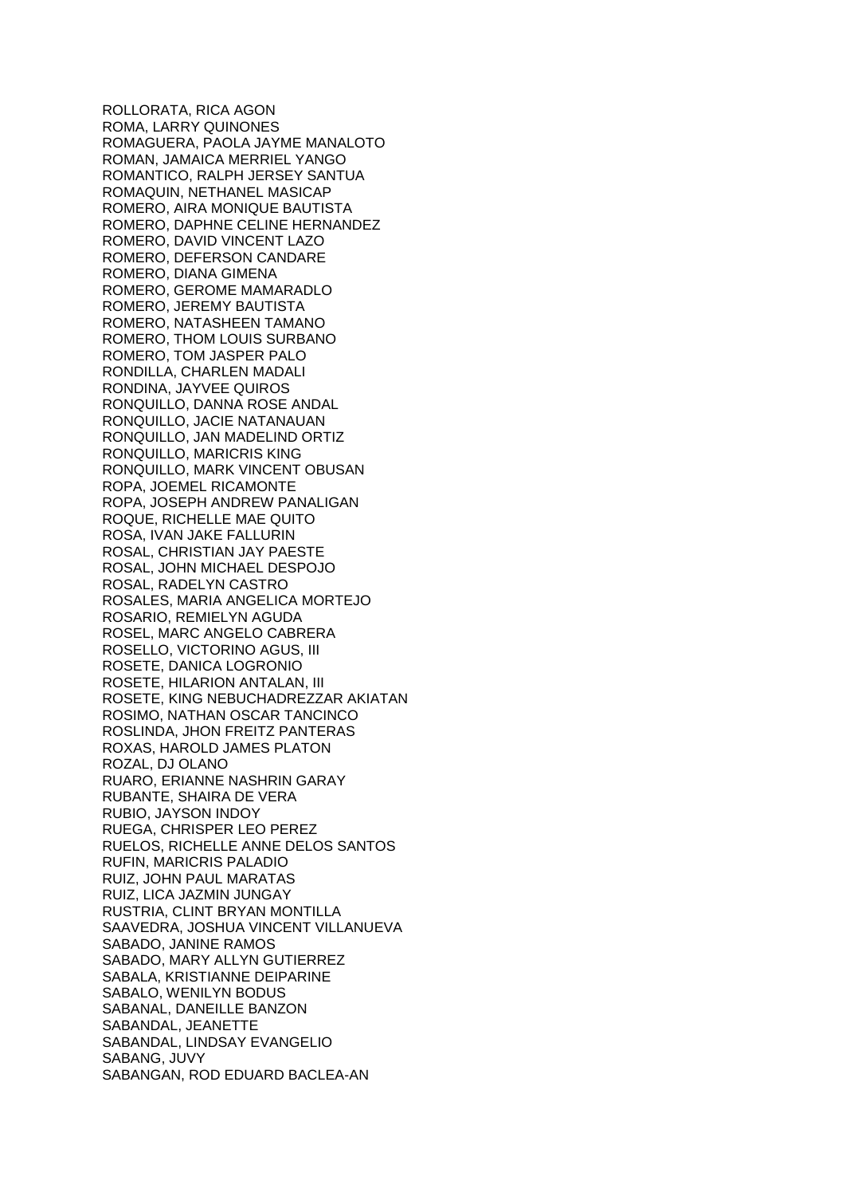ROLLORATA, RICA AGON
ROMA, LARRY QUINONES
ROMAGUERA, PAOLA JAYME MANALOTO
ROMAN, JAMAICA MERRIEL YANGO
ROMANTICO, RALPH JERSEY SANTUA
ROMAQUIN, NETHANEL MASICAP
ROMERO, AIRA MONIQUE BAUTISTA
ROMERO, DAPHNE CELINE HERNANDEZ
ROMERO, DAVID VINCENT LAZO
ROMERO, DEFERSON CANDARE
ROMERO, DIANA GIMENA
ROMERO, GEROME MAMARADLO
ROMERO, JEREMY BAUTISTA
ROMERO, NATASHEEN TAMANO
ROMERO, THOM LOUIS SURBANO
ROMERO, TOM JASPER PALO
RONDILLA, CHARLEN MADALI
RONDINA, JAYVEE QUIROS
RONQUILLO, DANNA ROSE ANDAL
RONQUILLO, JACIE NATANAUAN
RONQUILLO, JAN MADELIND ORTIZ
RONQUILLO, MARICRIS KING
RONQUILLO, MARK VINCENT OBUSAN
ROPA, JOEMEL RICAMONTE
ROPA, JOSEPH ANDREW PANALIGAN
ROQUE, RICHELLE MAE QUITO
ROSA, IVAN JAKE FALLURIN
ROSAL, CHRISTIAN JAY PAESTE
ROSAL, JOHN MICHAEL DESPOJO
ROSAL, RADELYN CASTRO
ROSALES, MARIA ANGELICA MORTEJO
ROSARIO, REMIELYN AGUDA
ROSEL, MARC ANGELO CABRERA
ROSELLO, VICTORINO AGUS, III
ROSETE, DANICA LOGRONIO
ROSETE, HILARION ANTALAN, III
ROSETE, KING NEBUCHADREZZAR AKIATAN
ROSIMO, NATHAN OSCAR TANCINCO
ROSLINDA, JHON FREITZ PANTERAS
ROXAS, HAROLD JAMES PLATON
ROZAL, DJ OLANO
RUARO, ERIANNE NASHRIN GARAY
RUBANTE, SHAIRA DE VERA
RUBIO, JAYSON INDOY
RUEGA, CHRISPER LEO PEREZ
RUELOS, RICHELLE ANNE DELOS SANTOS
RUFIN, MARICRIS PALADIO
RUIZ, JOHN PAUL MARATAS
RUIZ, LICA JAZMIN JUNGAY
RUSTRIA, CLINT BRYAN MONTILLA
SAAVEDRA, JOSHUA VINCENT VILLANUEVA
SABADO, JANINE RAMOS
SABADO, MARY ALLYN GUTIERREZ
SABALA, KRISTIANNE DEIPARINE
SABALO, WENILYN BODUS
SABANAL, DANEILLE BANZON
SABANDAL, JEANETTE
SABANDAL, LINDSAY EVANGELIO
SABANG, JUVY
SABANGAN, ROD EDUARD BACLEA-AN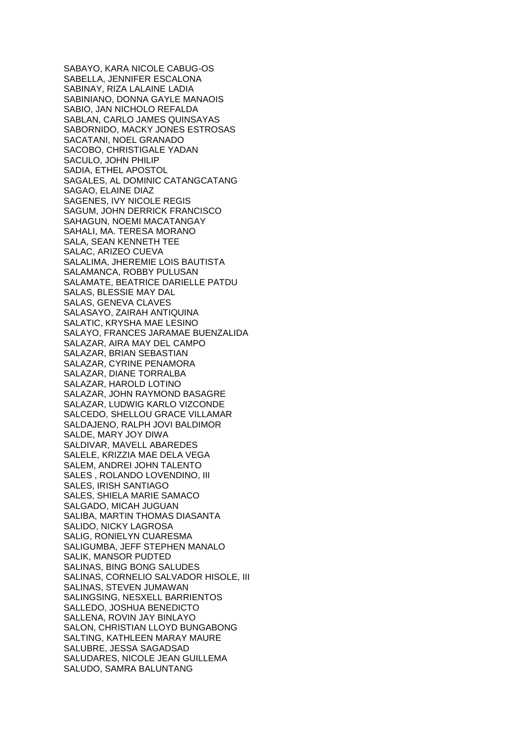SABAYO, KARA NICOLE CABUG-OS
SABELLA, JENNIFER ESCALONA
SABINAY, RIZA LALAINE LADIA
SABINIANO, DONNA GAYLE MANAOIS
SABIO, JAN NICHOLO REFALDA
SABLAN, CARLO JAMES QUINSAYAS
SABORNIDO, MACKY JONES ESTROSAS
SACATANI, NOEL GRANADO
SACOBO, CHRISTIGALE YADAN
SACULO, JOHN PHILIP
SADIA, ETHEL APOSTOL
SAGALES, AL DOMINIC CATANGCATANG
SAGAO, ELAINE DIAZ
SAGENES, IVY NICOLE REGIS
SAGUM, JOHN DERRICK FRANCISCO
SAHAGUN, NOEMI MACATANGAY
SAHALI, MA. TERESA MORANO
SALA, SEAN KENNETH TEE
SALAC, ARIZEO CUEVA
SALALIMA, JHEREMIE LOIS BAUTISTA
SALAMANCA, ROBBY PULUSAN
SALAMATE, BEATRICE DARIELLE PATDU
SALAS, BLESSIE MAY DAL
SALAS, GENEVA CLAVES
SALASAYO, ZAIRAH ANTIQUINA
SALATIC, KRYSHA MAE LESINO
SALAYO, FRANCES JARAMAE BUENZALIDA
SALAZAR, AIRA MAY DEL CAMPO
SALAZAR, BRIAN SEBASTIAN
SALAZAR, CYRINE PENAMORA
SALAZAR, DIANE TORRALBA
SALAZAR, HAROLD LOTINO
SALAZAR, JOHN RAYMOND BASAGRE
SALAZAR, LUDWIG KARLO VIZCONDE
SALCEDO, SHELLOU GRACE VILLAMAR
SALDAJENO, RALPH JOVI BALDIMOR
SALDE, MARY JOY DIWA
SALDIVAR, MAVELL ABAREDES
SALELE, KRIZZIA MAE DELA VEGA
SALEM, ANDREI JOHN TALENTO
SALES , ROLANDO LOVENDINO, III
SALES, IRISH SANTIAGO
SALES, SHIELA MARIE SAMACO
SALGADO, MICAH JUGUAN
SALIBA, MARTIN THOMAS DIASANTA
SALIDO, NICKY LAGROSA
SALIG, RONIELYN CUARESMA
SALIGUMBA, JEFF STEPHEN MANALO
SALIK, MANSOR PUDTED
SALINAS, BING BONG SALUDES
SALINAS, CORNELIO SALVADOR HISOLE, III
SALINAS, STEVEN JUMAWAN
SALINGSING, NESXELL BARRIENTOS
SALLEDO, JOSHUA BENEDICTO
SALLENA, ROVIN JAY BINLAYO
SALON, CHRISTIAN LLOYD BUNGABONG
SALTING, KATHLEEN MARAY MAURE
SALUBRE, JESSA SAGADSAD
SALUDARES, NICOLE JEAN GUILLEMA
SALUDO, SAMRA BALUNTANG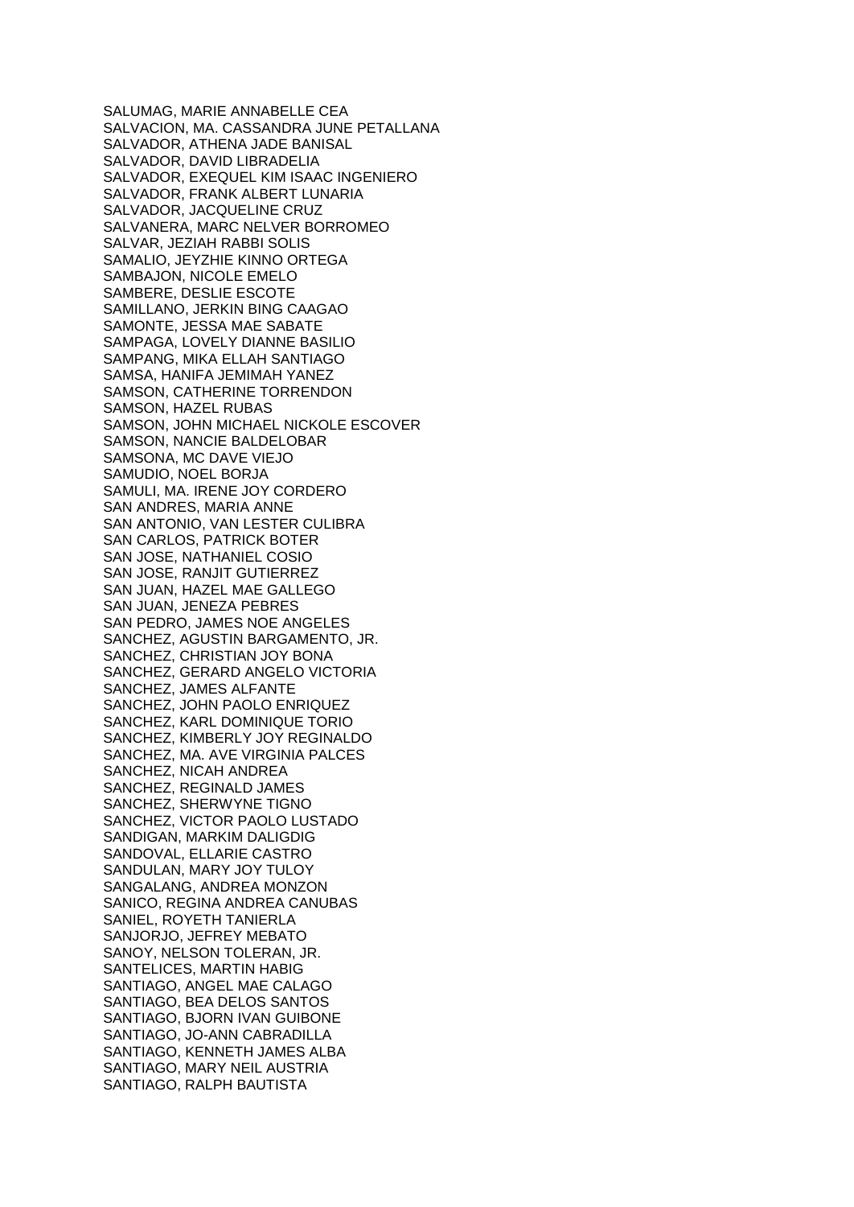SALUMAG, MARIE ANNABELLE CEA
SALVACION, MA. CASSANDRA JUNE PETALLANA
SALVADOR, ATHENA JADE BANISAL
SALVADOR, DAVID LIBRADELIA
SALVADOR, EXEQUEL KIM ISAAC INGENIERO
SALVADOR, FRANK ALBERT LUNARIA
SALVADOR, JACQUELINE CRUZ
SALVANERA, MARC NELVER BORROMEO
SALVAR, JEZIAH RABBI SOLIS
SAMALIO, JEYZHIE KINNO ORTEGA
SAMBAJON, NICOLE EMELO
SAMBERE, DESLIE ESCOTE
SAMILLANO, JERKIN BING CAAGAO
SAMONTE, JESSA MAE SABATE
SAMPAGA, LOVELY DIANNE BASILIO
SAMPANG, MIKA ELLAH SANTIAGO
SAMSA, HANIFA JEMIMAH YANEZ
SAMSON, CATHERINE TORRENDON
SAMSON, HAZEL RUBAS
SAMSON, JOHN MICHAEL NICKOLE ESCOVER
SAMSON, NANCIE BALDELOBAR
SAMSONA, MC DAVE VIEJO
SAMUDIO, NOEL BORJA
SAMULI, MA. IRENE JOY CORDERO
SAN ANDRES, MARIA ANNE
SAN ANTONIO, VAN LESTER CULIBRA
SAN CARLOS, PATRICK BOTER
SAN JOSE, NATHANIEL COSIO
SAN JOSE, RANJIT GUTIERREZ
SAN JUAN, HAZEL MAE GALLEGO
SAN JUAN, JENEZA PEBRES
SAN PEDRO, JAMES NOE ANGELES
SANCHEZ, AGUSTIN BARGAMENTO, JR.
SANCHEZ, CHRISTIAN JOY BONA
SANCHEZ, GERARD ANGELO VICTORIA
SANCHEZ, JAMES ALFANTE
SANCHEZ, JOHN PAOLO ENRIQUEZ
SANCHEZ, KARL DOMINIQUE TORIO
SANCHEZ, KIMBERLY JOY REGINALDO
SANCHEZ, MA. AVE VIRGINIA PALCES
SANCHEZ, NICAH ANDREA
SANCHEZ, REGINALD JAMES
SANCHEZ, SHERWYNE TIGNO
SANCHEZ, VICTOR PAOLO LUSTADO
SANDIGAN, MARKIM DALIGDIG
SANDOVAL, ELLARIE CASTRO
SANDULAN, MARY JOY TULOY
SANGALANG, ANDREA MONZON
SANICO, REGINA ANDREA CANUBAS
SANIEL, ROYETH TANIERLA
SANJORJO, JEFREY MEBATO
SANOY, NELSON TOLERAN, JR.
SANTELICES, MARTIN HABIG
SANTIAGO, ANGEL MAE CALAGO
SANTIAGO, BEA DELOS SANTOS
SANTIAGO, BJORN IVAN GUIBONE
SANTIAGO, JO-ANN CABRADILLA
SANTIAGO, KENNETH JAMES ALBA
SANTIAGO, MARY NEIL AUSTRIA
SANTIAGO, RALPH BAUTISTA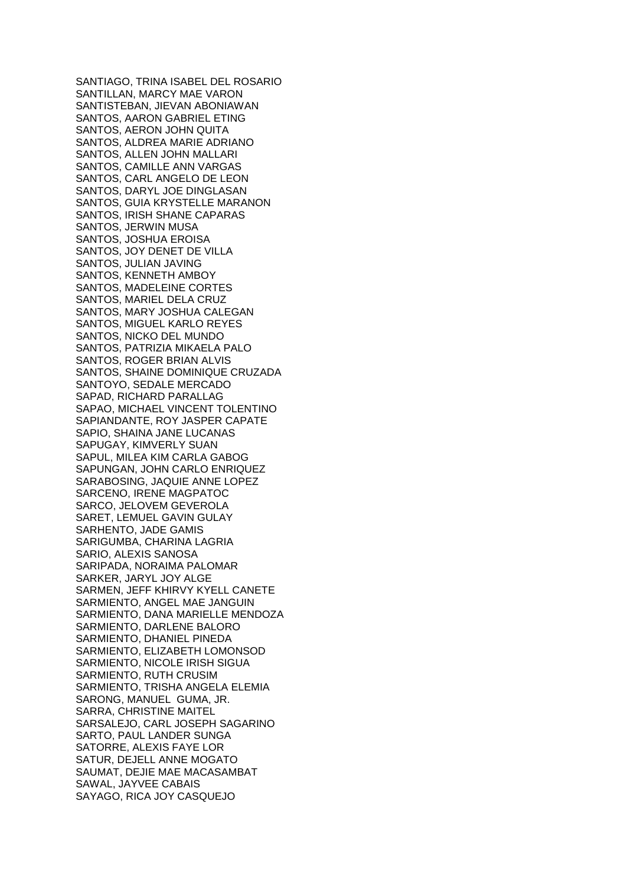SANTIAGO, TRINA ISABEL DEL ROSARIO
SANTILLAN, MARCY MAE VARON
SANTISTEBAN, JIEVAN ABONIAWAN
SANTOS, AARON GABRIEL ETING
SANTOS, AERON JOHN QUITA
SANTOS, ALDREA MARIE ADRIANO
SANTOS, ALLEN JOHN MALLARI
SANTOS, CAMILLE ANN VARGAS
SANTOS, CARL ANGELO DE LEON
SANTOS, DARYL JOE DINGLASAN
SANTOS, GUIA KRYSTELLE MARANON
SANTOS, IRISH SHANE CAPARAS
SANTOS, JERWIN MUSA
SANTOS, JOSHUA EROISA
SANTOS, JOY DENET DE VILLA
SANTOS, JULIAN JAVING
SANTOS, KENNETH AMBOY
SANTOS, MADELEINE CORTES
SANTOS, MARIEL DELA CRUZ
SANTOS, MARY JOSHUA CALEGAN
SANTOS, MIGUEL KARLO REYES
SANTOS, NICKO DEL MUNDO
SANTOS, PATRIZIA MIKAELA PALO
SANTOS, ROGER BRIAN ALVIS
SANTOS, SHAINE DOMINIQUE CRUZADA
SANTOYO, SEDALE MERCADO
SAPAD, RICHARD PARALLAG
SAPAO, MICHAEL VINCENT TOLENTINO
SAPIANDANTE, ROY JASPER CAPATE
SAPIO, SHAINA JANE LUCANAS
SAPUGAY, KIMVERLY SUAN
SAPUL, MILEA KIM CARLA GABOG
SAPUNGAN, JOHN CARLO ENRIQUEZ
SARABOSING, JAQUIE ANNE LOPEZ
SARCENO, IRENE MAGPATOC
SARCO, JELOVEM GEVEROLA
SARET, LEMUEL GAVIN GULAY
SARHENTO, JADE GAMIS
SARIGUMBA, CHARINA LAGRIA
SARIO, ALEXIS SANOSA
SARIPADA, NORAIMA PALOMAR
SARKER, JARYL JOY ALGE
SARMEN, JEFF KHIRVY KYELL CANETE
SARMIENTO, ANGEL MAE JANGUIN
SARMIENTO, DANA MARIELLE MENDOZA
SARMIENTO, DARLENE BALORO
SARMIENTO, DHANIEL PINEDA
SARMIENTO, ELIZABETH LOMONSOD
SARMIENTO, NICOLE IRISH SIGUA
SARMIENTO, RUTH CRUSIM
SARMIENTO, TRISHA ANGELA ELEMIA
SARONG, MANUEL GUMA, JR.
SARRA, CHRISTINE MAITEL
SARSALEJO, CARL JOSEPH SAGARINO
SARTO, PAUL LANDER SUNGA
SATORRE, ALEXIS FAYE LOR
SATUR, DEJELL ANNE MOGATO
SAUMAT, DEJIE MAE MACASAMBAT
SAWAL, JAYVEE CABAIS
SAYAGO, RICA JOY CASQUEJO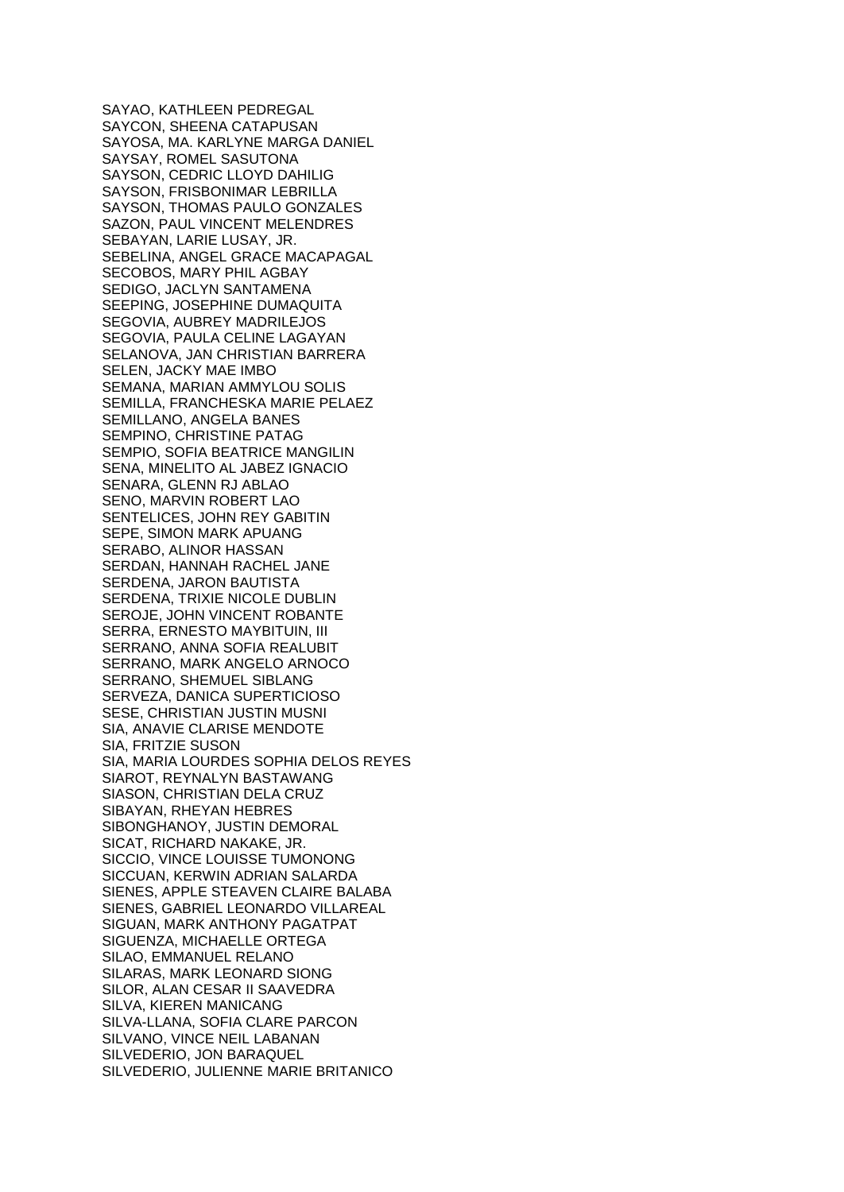SAYAO, KATHLEEN PEDREGAL
SAYCON, SHEENA CATAPUSAN
SAYOSA, MA. KARLYNE MARGA DANIEL
SAYSAY, ROMEL SASUTONA
SAYSON, CEDRIC LLOYD DAHILIG
SAYSON, FRISBONIMAR LEBRILLA
SAYSON, THOMAS PAULO GONZALES
SAZON, PAUL VINCENT MELENDRES
SEBAYAN, LARIE LUSAY, JR.
SEBELINA, ANGEL GRACE MACAPAGAL
SECOBOS, MARY PHIL AGBAY
SEDIGO, JACLYN SANTAMENA
SEEPING, JOSEPHINE DUMAQUITA
SEGOVIA, AUBREY MADRILEJOS
SEGOVIA, PAULA CELINE LAGAYAN
SELANOVA, JAN CHRISTIAN BARRERA
SELEN, JACKY MAE IMBO
SEMANA, MARIAN AMMYLOU SOLIS
SEMILLA, FRANCHESKA MARIE PELAEZ
SEMILLANO, ANGELA BANES
SEMPINO, CHRISTINE PATAG
SEMPIO, SOFIA BEATRICE MANGILIN
SENA, MINELITO AL JABEZ IGNACIO
SENARA, GLENN RJ ABLAO
SENO, MARVIN ROBERT LAO
SENTELICES, JOHN REY GABITIN
SEPE, SIMON MARK APUANG
SERABO, ALINOR HASSAN
SERDAN, HANNAH RACHEL JANE
SERDENA, JARON BAUTISTA
SERDENA, TRIXIE NICOLE DUBLIN
SEROJE, JOHN VINCENT ROBANTE
SERRA, ERNESTO MAYBITUIN, III
SERRANO, ANNA SOFIA REALUBIT
SERRANO, MARK ANGELO ARNOCO
SERRANO, SHEMUEL SIBLANG
SERVEZA, DANICA SUPERTICIOSO
SESE, CHRISTIAN JUSTIN MUSNI
SIA, ANAVIE CLARISE MENDOTE
SIA, FRITZIE SUSON
SIA, MARIA LOURDES SOPHIA DELOS REYES
SIAROT, REYNALYN BASTAWANG
SIASON, CHRISTIAN DELA CRUZ
SIBAYAN, RHEYAN HEBRES
SIBONGHANOY, JUSTIN DEMORAL
SICAT, RICHARD NAKAKE, JR.
SICCIO, VINCE LOUISSE TUMONONG
SICCUAN, KERWIN ADRIAN SALARDA
SIENES, APPLE STEAVEN CLAIRE BALABA
SIENES, GABRIEL LEONARDO VILLAREAL
SIGUAN, MARK ANTHONY PAGATPAT
SIGUENZA, MICHAELLE ORTEGA
SILAO, EMMANUEL RELANO
SILARAS, MARK LEONARD SIONG
SILOR, ALAN CESAR II SAAVEDRA
SILVA, KIEREN MANICANG
SILVA-LLANA, SOFIA CLARE PARCON
SILVANO, VINCE NEIL LABANAN
SILVEDERIO, JON BARAQUEL
SILVEDERIO, JULIENNE MARIE BRITANICO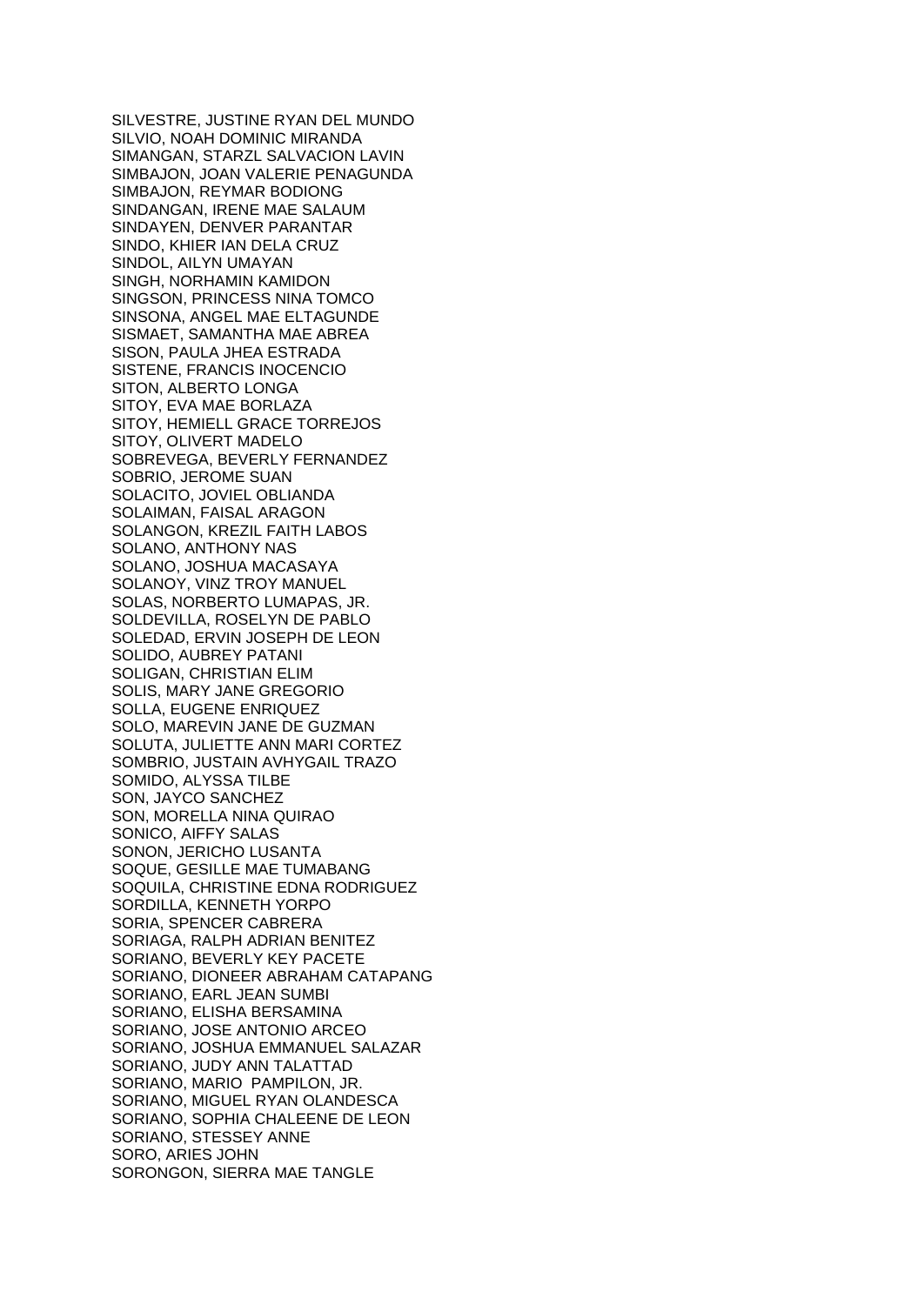SILVESTRE, JUSTINE RYAN DEL MUNDO
SILVIO, NOAH DOMINIC MIRANDA
SIMANGAN, STARZL SALVACION LAVIN
SIMBAJON, JOAN VALERIE PENAGUNDA
SIMBAJON, REYMAR BODIONG
SINDANGAN, IRENE MAE SALAUM
SINDAYEN, DENVER PARANTAR
SINDO, KHIER IAN DELA CRUZ
SINDOL, AILYN UMAYAN
SINGH, NORHAMIN KAMIDON
SINGSON, PRINCESS NINA TOMCO
SINSONA, ANGEL MAE ELTAGUNDE
SISMAET, SAMANTHA MAE ABREA
SISON, PAULA JHEA ESTRADA
SISTENE, FRANCIS INOCENCIO
SITON, ALBERTO LONGA
SITOY, EVA MAE BORLAZA
SITOY, HEMIELL GRACE TORREJOS
SITOY, OLIVERT MADELO
SOBREVEGA, BEVERLY FERNANDEZ
SOBRIO, JEROME SUAN
SOLACITO, JOVIEL OBLIANDA
SOLAIMAN, FAISAL ARAGON
SOLANGON, KREZIL FAITH LABOS
SOLANO, ANTHONY NAS
SOLANO, JOSHUA MACASAYA
SOLANOY, VINZ TROY MANUEL
SOLAS, NORBERTO LUMAPAS, JR.
SOLDEVILLA, ROSELYN DE PABLO
SOLEDAD, ERVIN JOSEPH DE LEON
SOLIDO, AUBREY PATANI
SOLIGAN, CHRISTIAN ELIM
SOLIS, MARY JANE GREGORIO
SOLLA, EUGENE ENRIQUEZ
SOLO, MAREVIN JANE DE GUZMAN
SOLUTA, JULIETTE ANN MARI CORTEZ
SOMBRIO, JUSTAIN AVHYGAIL TRAZO
SOMIDO, ALYSSA TILBE
SON, JAYCO SANCHEZ
SON, MORELLA NINA QUIRAO
SONICO, AIFFY SALAS
SONON, JERICHO LUSANTA
SOQUE, GESILLE MAE TUMABANG
SOQUILA, CHRISTINE EDNA RODRIGUEZ
SORDILLA, KENNETH YORPO
SORIA, SPENCER CABRERA
SORIAGA, RALPH ADRIAN BENITEZ
SORIANO, BEVERLY KEY PACETE
SORIANO, DIONEER ABRAHAM CATAPANG
SORIANO, EARL JEAN SUMBI
SORIANO, ELISHA BERSAMINA
SORIANO, JOSE ANTONIO ARCEO
SORIANO, JOSHUA EMMANUEL SALAZAR
SORIANO, JUDY ANN TALATTAD
SORIANO, MARIO PAMPILON, JR.
SORIANO, MIGUEL RYAN OLANDESCA
SORIANO, SOPHIA CHALEENE DE LEON
SORIANO, STESSEY ANNE
SORO, ARIES JOHN
SORONGON, SIERRA MAE TANGLE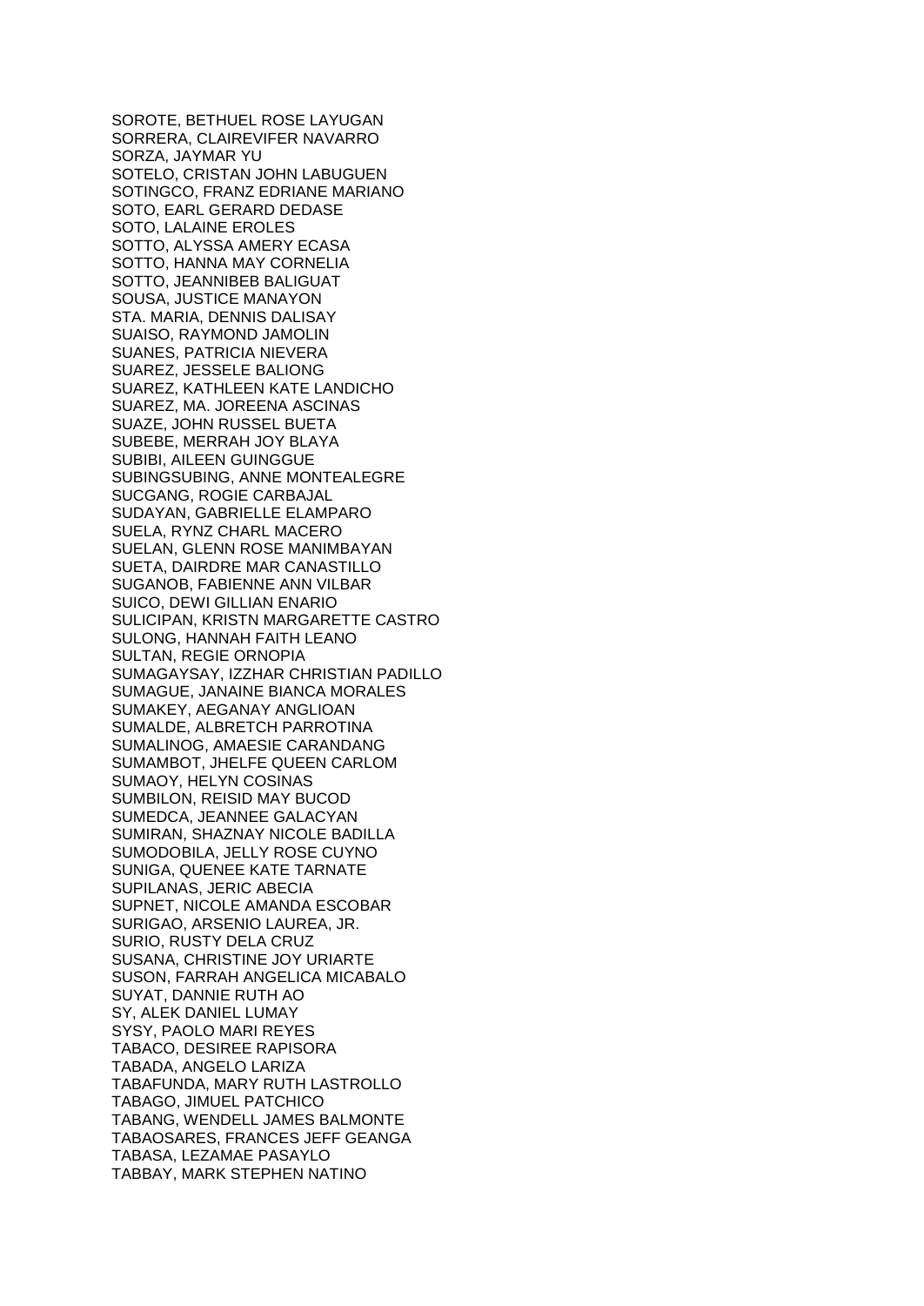SOROTE, BETHUEL ROSE LAYUGAN
SORRERA, CLAIREVIFER NAVARRO
SORZA, JAYMAR YU
SOTELO, CRISTAN JOHN LABUGUEN
SOTINGCO, FRANZ EDRIANE MARIANO
SOTO, EARL GERARD DEDASE
SOTO, LALAINE EROLES
SOTTO, ALYSSA AMERY ECASA
SOTTO, HANNA MAY CORNELIA
SOTTO, JEANNIBEB BALIGUAT
SOUSA, JUSTICE MANAYON
STA. MARIA, DENNIS DALISAY
SUAISO, RAYMOND JAMOLIN
SUANES, PATRICIA NIEVERA
SUAREZ, JESSELE BALIONG
SUAREZ, KATHLEEN KATE LANDICHO
SUAREZ, MA. JOREENA ASCINAS
SUAZE, JOHN RUSSEL BUETA
SUBEBE, MERRAH JOY BLAYA
SUBIBI, AILEEN GUINGGUE
SUBINGSUBING, ANNE MONTEALEGRE
SUCGANG, ROGIE CARBAJAL
SUDAYAN, GABRIELLE ELAMPARO
SUELA, RYNZ CHARL MACERO
SUELAN, GLENN ROSE MANIMBAYAN
SUETA, DAIRDRE MAR CANASTILLO
SUGANOB, FABIENNE ANN VILBAR
SUICO, DEWI GILLIAN ENARIO
SULICIPAN, KRISTN MARGARETTE CASTRO
SULONG, HANNAH FAITH LEANO
SULTAN, REGIE ORNOPIA
SUMAGAYSAY, IZZHAR CHRISTIAN PADILLO
SUMAGUE, JANAINE BIANCA MORALES
SUMAKEY, AEGANAY ANGLIOAN
SUMALDE, ALBRETCH PARROTINA
SUMALINOG, AMAESIE CARANDANG
SUMAMBOT, JHELFE QUEEN CARLOM
SUMAOY, HELYN COSINAS
SUMBILON, REISID MAY BUCOD
SUMEDCA, JEANNEE GALACYAN
SUMIRAN, SHAZNAY NICOLE BADILLA
SUMODOBILA, JELLY ROSE CUYNO
SUNIGA, QUENEE KATE TARNATE
SUPILANAS, JERIC ABECIA
SUPNET, NICOLE AMANDA ESCOBAR
SURIGAO, ARSENIO LAUREA, JR.
SURIO, RUSTY DELA CRUZ
SUSANA, CHRISTINE JOY URIARTE
SUSON, FARRAH ANGELICA MICABALO
SUYAT, DANNIE RUTH AO
SY, ALEK DANIEL LUMAY
SYSY, PAOLO MARI REYES
TABACO, DESIREE RAPISORA
TABADA, ANGELO LARIZA
TABAFUNDA, MARY RUTH LASTROLLO
TABAGO, JIMUEL PATCHICO
TABANG, WENDELL JAMES BALMONTE
TABAOSARES, FRANCES JEFF GEANGA
TABASA, LEZAMAE PASAYLO
TABBAY, MARK STEPHEN NATINO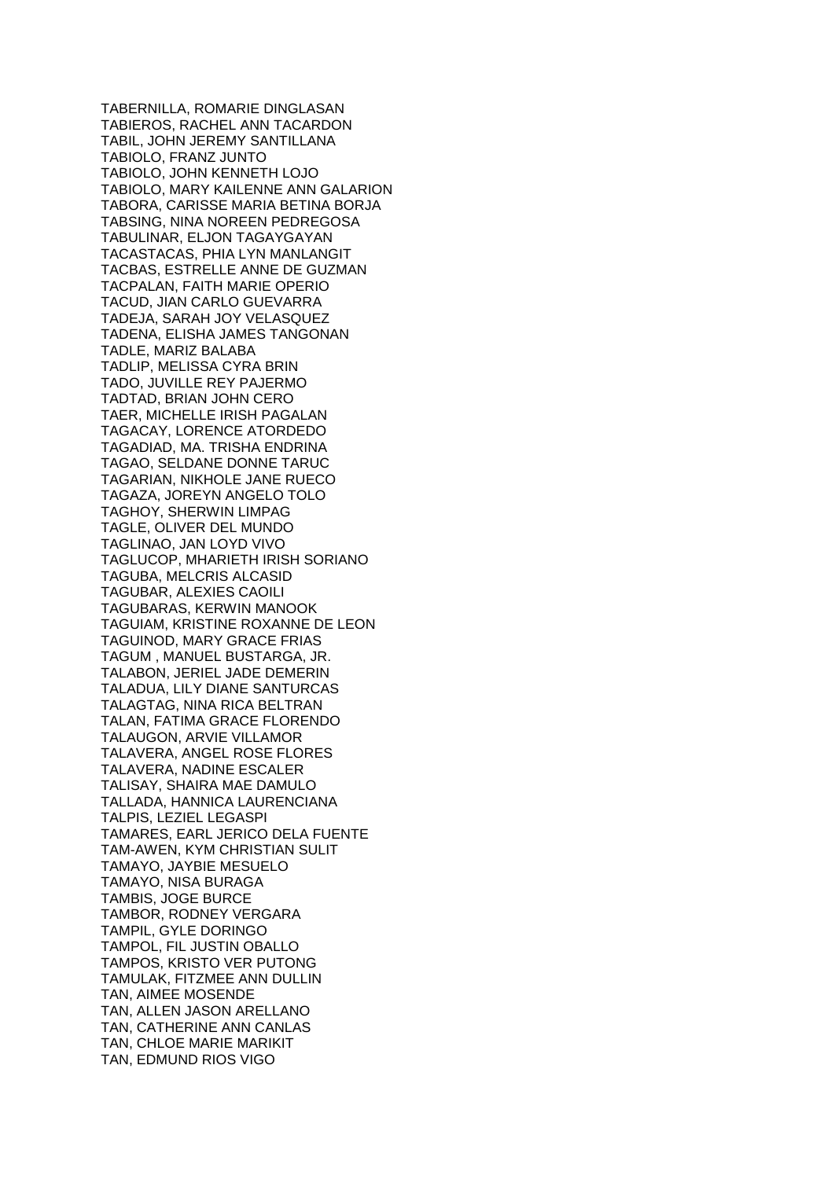TABERNILLA, ROMARIE DINGLASAN
TABIEROS, RACHEL ANN TACARDON
TABIL, JOHN JEREMY SANTILLANA
TABIOLO, FRANZ JUNTO
TABIOLO, JOHN KENNETH LOJO
TABIOLO, MARY KAILENNE ANN GALARION
TABORA, CARISSE MARIA BETINA BORJA
TABSING, NINA NOREEN PEDREGOSA
TABULINAR, ELJON TAGAYGAYAN
TACASTACAS, PHIA LYN MANLANGIT
TACBAS, ESTRELLE ANNE DE GUZMAN
TACPALAN, FAITH MARIE OPERIO
TACUD, JIAN CARLO GUEVARRA
TADEJA, SARAH JOY VELASQUEZ
TADENA, ELISHA JAMES TANGONAN
TADLE, MARIZ BALABA
TADLIP, MELISSA CYRA BRIN
TADO, JUVILLE REY PAJERMO
TADTAD, BRIAN JOHN CERO
TAER, MICHELLE IRISH PAGALAN
TAGACAY, LORENCE ATORDEDO
TAGADIAD, MA. TRISHA ENDRINA
TAGAO, SELDANE DONNE TARUC
TAGARIAN, NIKHOLE JANE RUECO
TAGAZA, JOREYN ANGELO TOLO
TAGHOY, SHERWIN LIMPAG
TAGLE, OLIVER DEL MUNDO
TAGLINAO, JAN LOYD VIVO
TAGLUCOP, MHARIETH IRISH SORIANO
TAGUBA, MELCRIS ALCASID
TAGUBAR, ALEXIES CAOILI
TAGUBARAS, KERWIN MANOOK
TAGUIAM, KRISTINE ROXANNE DE LEON
TAGUINOD, MARY GRACE FRIAS
TAGUM , MANUEL BUSTARGA, JR.
TALABON, JERIEL JADE DEMERIN
TALADUA, LILY DIANE SANTURCAS
TALAGTAG, NINA RICA BELTRAN
TALAN, FATIMA GRACE FLORENDO
TALAUGON, ARVIE VILLAMOR
TALAVERA, ANGEL ROSE FLORES
TALAVERA, NADINE ESCALER
TALISAY, SHAIRA MAE DAMULO
TALLADA, HANNICA LAURENCIANA
TALPIS, LEZIEL LEGASPI
TAMARES, EARL JERICO DELA FUENTE
TAM-AWEN, KYM CHRISTIAN SULIT
TAMAYO, JAYBIE MESUELO
TAMAYO, NISA BURAGA
TAMBIS, JOGE BURCE
TAMBOR, RODNEY VERGARA
TAMPIL, GYLE DORINGO
TAMPOL, FIL JUSTIN OBALLO
TAMPOS, KRISTO VER PUTONG
TAMULAK, FITZMEE ANN DULLIN
TAN, AIMEE MOSENDE
TAN, ALLEN JASON ARELLANO
TAN, CATHERINE ANN CANLAS
TAN, CHLOE MARIE MARIKIT
TAN, EDMUND RIOS VIGO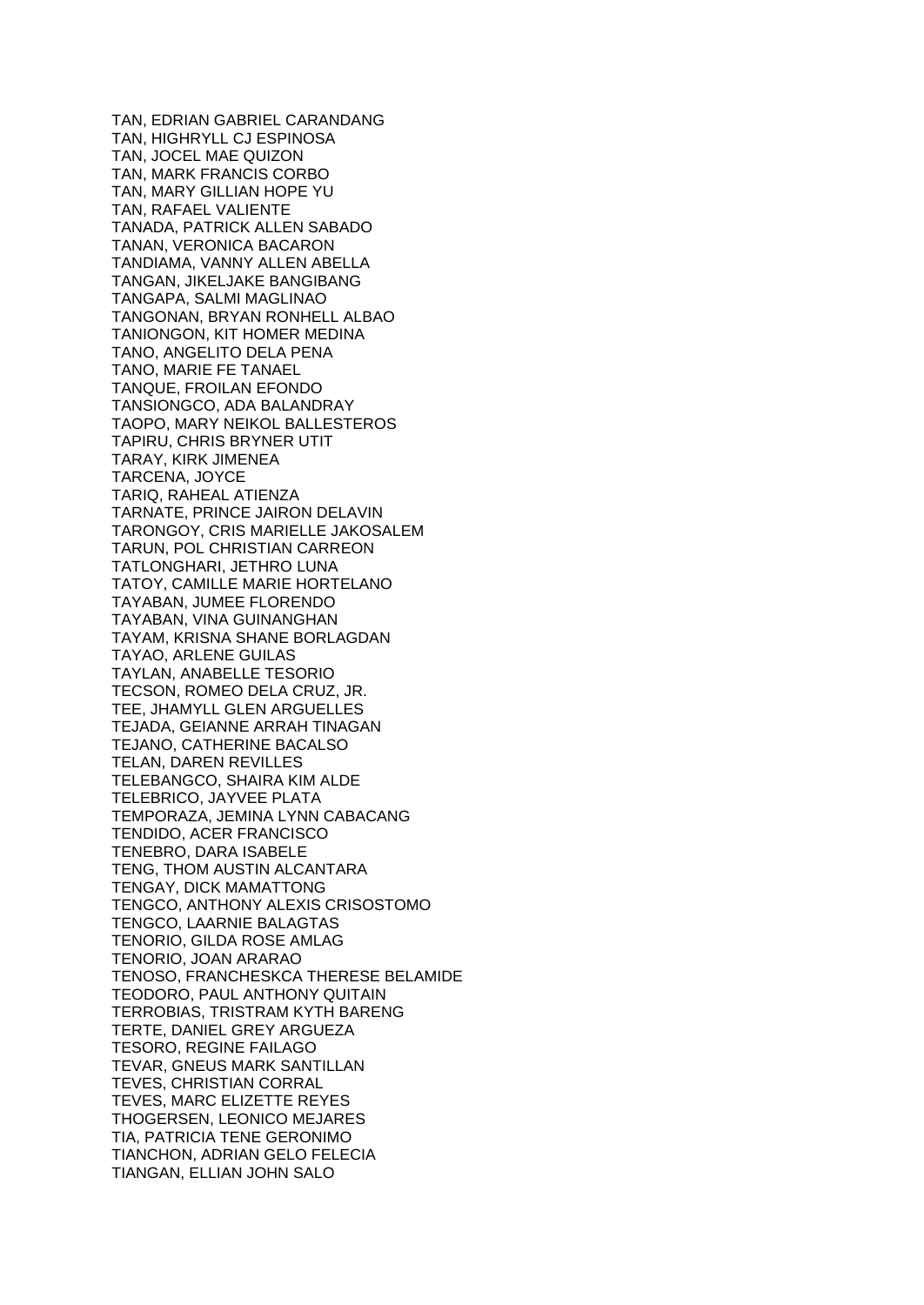TAN, EDRIAN GABRIEL CARANDANG
TAN, HIGHRYLL CJ ESPINOSA
TAN, JOCEL MAE QUIZON
TAN, MARK FRANCIS CORBO
TAN, MARY GILLIAN HOPE YU
TAN, RAFAEL VALIENTE
TANADA, PATRICK ALLEN SABADO
TANAN, VERONICA BACARON
TANDIAMA, VANNY ALLEN ABELLA
TANGAN, JIKELJAKE BANGIBANG
TANGAPA, SALMI MAGLINAO
TANGONAN, BRYAN RONHELL ALBAO
TANIONGON, KIT HOMER MEDINA
TANO, ANGELITO DELA PENA
TANO, MARIE FE TANAEL
TANQUE, FROILAN EFONDO
TANSIONGCO, ADA BALANDRAY
TAOPO, MARY NEIKOL BALLESTEROS
TAPIRU, CHRIS BRYNER UTIT
TARAY, KIRK JIMENEA
TARCENA, JOYCE
TARIQ, RAHEAL ATIENZA
TARNATE, PRINCE JAIRON DELAVIN
TARONGOY, CRIS MARIELLE JAKOSALEM
TARUN, POL CHRISTIAN CARREON
TATLONGHARI, JETHRO LUNA
TATOY, CAMILLE MARIE HORTELANO
TAYABAN, JUMEE FLORENDO
TAYABAN, VINA GUINANGHAN
TAYAM, KRISNA SHANE BORLAGDAN
TAYAO, ARLENE GUILAS
TAYLAN, ANABELLE TESORIO
TECSON, ROMEO DELA CRUZ, JR.
TEE, JHAMYLL GLEN ARGUELLES
TEJADA, GEIANNE ARRAH TINAGAN
TEJANO, CATHERINE BACALSO
TELAN, DAREN REVILLES
TELEBANGCO, SHAIRA KIM ALDE
TELEBRICO, JAYVEE PLATA
TEMPORAZA, JEMINA LYNN CABACANG
TENDIDO, ACER FRANCISCO
TENEBRO, DARA ISABELE
TENG, THOM AUSTIN ALCANTARA
TENGAY, DICK MAMATTONG
TENGCO, ANTHONY ALEXIS CRISOSTOMO
TENGCO, LAARNIE BALAGTAS
TENORIO, GILDA ROSE AMLAG
TENORIO, JOAN ARARAO
TENOSO, FRANCHESKCA THERESE BELAMIDE
TEODORO, PAUL ANTHONY QUITAIN
TERROBIAS, TRISTRAM KYTH BARENG
TERTE, DANIEL GREY ARGUEZA
TESORO, REGINE FAILAGO
TEVAR, GNEUS MARK SANTILLAN
TEVES, CHRISTIAN CORRAL
TEVES, MARC ELIZETTE REYES
THOGERSEN, LEONICO MEJARES
TIA, PATRICIA TENE GERONIMO
TIANCHON, ADRIAN GELO FELECIA
TIANGAN, ELLIAN JOHN SALO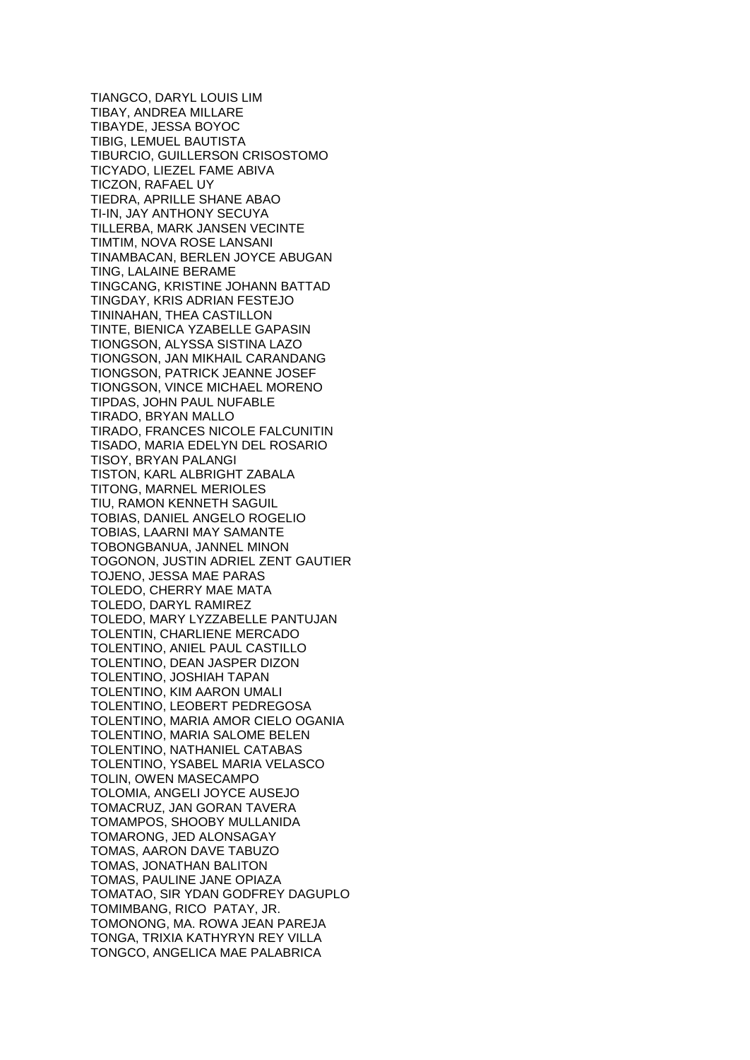TIANGCO, DARYL LOUIS LIM
TIBAY, ANDREA MILLARE
TIBAYDE, JESSA BOYOC
TIBIG, LEMUEL BAUTISTA
TIBURCIO, GUILLERSON CRISOSTOMO
TICYADO, LIEZEL FAME ABIVA
TICZON, RAFAEL UY
TIEDRA, APRILLE SHANE ABAO
TI-IN, JAY ANTHONY SECUYA
TILLERBA, MARK JANSEN VECINTE
TIMTIM, NOVA ROSE LANSANI
TINAMBACAN, BERLEN JOYCE ABUGAN
TING, LALAINE BERAME
TINGCANG, KRISTINE JOHANN BATTAD
TINGDAY, KRIS ADRIAN FESTEJO
TININAHAN, THEA CASTILLON
TINTE, BIENICA YZABELLE GAPASIN
TIONGSON, ALYSSA SISTINA LAZO
TIONGSON, JAN MIKHAIL CARANDANG
TIONGSON, PATRICK JEANNE JOSEF
TIONGSON, VINCE MICHAEL MORENO
TIPDAS, JOHN PAUL NUFABLE
TIRADO, BRYAN MALLO
TIRADO, FRANCES NICOLE FALCUNITIN
TISADO, MARIA EDELYN DEL ROSARIO
TISOY, BRYAN PALANGI
TISTON, KARL ALBRIGHT ZABALA
TITONG, MARNEL MERIOLES
TIU, RAMON KENNETH SAGUIL
TOBIAS, DANIEL ANGELO ROGELIO
TOBIAS, LAARNI MAY SAMANTE
TOBONGBANUA, JANNEL MINON
TOGONON, JUSTIN ADRIEL ZENT GAUTIER
TOJENO, JESSA MAE PARAS
TOLEDO, CHERRY MAE MATA
TOLEDO, DARYL RAMIREZ
TOLEDO, MARY LYZZABELLE PANTUJAN
TOLENTIN, CHARLIENE MERCADO
TOLENTINO, ANIEL PAUL CASTILLO
TOLENTINO, DEAN JASPER DIZON
TOLENTINO, JOSHIAH TAPAN
TOLENTINO, KIM AARON UMALI
TOLENTINO, LEOBERT PEDREGOSA
TOLENTINO, MARIA AMOR CIELO OGANIA
TOLENTINO, MARIA SALOME BELEN
TOLENTINO, NATHANIEL CATABAS
TOLENTINO, YSABEL MARIA VELASCO
TOLIN, OWEN MASECAMPO
TOLOMIA, ANGELI JOYCE AUSEJO
TOMACRUZ, JAN GORAN TAVERA
TOMAMPOS, SHOOBY MULLANIDA
TOMARONG, JED ALONSAGAY
TOMAS, AARON DAVE TABUZO
TOMAS, JONATHAN BALITON
TOMAS, PAULINE JANE OPIAZA
TOMATAO, SIR YDAN GODFREY DAGUPLO
TOMIMBANG, RICO PATAY, JR.
TOMONONG, MA. ROWA JEAN PAREJA
TONGA, TRIXIA KATHYRYN REY VILLA
TONGCO, ANGELICA MAE PALABRICA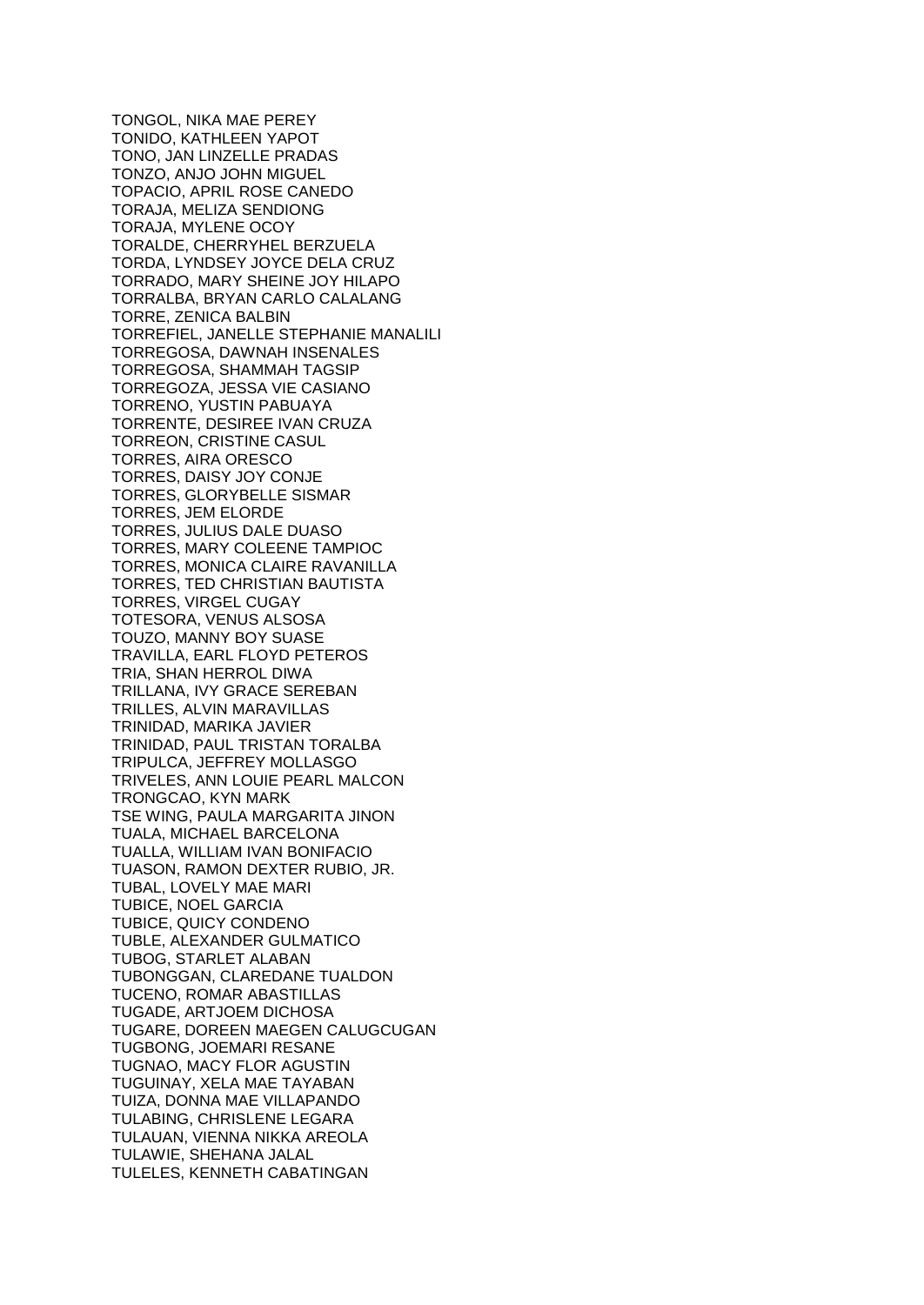TONGOL, NIKA MAE PEREY
TONIDO, KATHLEEN YAPOT
TONO, JAN LINZELLE PRADAS
TONZO, ANJO JOHN MIGUEL
TOPACIO, APRIL ROSE CANEDO
TORAJA, MELIZA SENDIONG
TORAJA, MYLENE OCOY
TORALDE, CHERRYHEL BERZUELA
TORDA, LYNDSEY JOYCE DELA CRUZ
TORRADO, MARY SHEINE JOY HILAPO
TORRALBA, BRYAN CARLO CALALANG
TORRE, ZENICA BALBIN
TORREFIEL, JANELLE STEPHANIE MANALILI
TORREGOSA, DAWNAH INSENALES
TORREGOSA, SHAMMAH TAGSIP
TORREGOZA, JESSA VIE CASIANO
TORRENO, YUSTIN PABUAYA
TORRENTE, DESIREE IVAN CRUZA
TORREON, CRISTINE CASUL
TORRES, AIRA ORESCO
TORRES, DAISY JOY CONJE
TORRES, GLORYBELLE SISMAR
TORRES, JEM ELORDE
TORRES, JULIUS DALE DUASO
TORRES, MARY COLEENE TAMPIOC
TORRES, MONICA CLAIRE RAVANILLA
TORRES, TED CHRISTIAN BAUTISTA
TORRES, VIRGEL CUGAY
TOTESORA, VENUS ALSOSA
TOUZO, MANNY BOY SUASE
TRAVILLA, EARL FLOYD PETEROS
TRIA, SHAN HERROL DIWA
TRILLANA, IVY GRACE SEREBAN
TRILLES, ALVIN MARAVILLAS
TRINIDAD, MARIKA JAVIER
TRINIDAD, PAUL TRISTAN TORALBA
TRIPULCA, JEFFREY MOLLASGO
TRIVELES, ANN LOUIE PEARL MALCON
TRONGCAO, KYN MARK
TSE WING, PAULA MARGARITA JINON
TUALA, MICHAEL BARCELONA
TUALLA, WILLIAM IVAN BONIFACIO
TUASON, RAMON DEXTER RUBIO, JR.
TUBAL, LOVELY MAE MARI
TUBICE, NOEL GARCIA
TUBICE, QUICY CONDENO
TUBLE, ALEXANDER GULMATICO
TUBOG, STARLET ALABAN
TUBONGGAN, CLAREDANE TUALDON
TUCENO, ROMAR ABASTILLAS
TUGADE, ARTJOEM DICHOSA
TUGARE, DOREEN MAEGEN CALUGCUGAN
TUGBONG, JOEMARI RESANE
TUGNAO, MACY FLOR AGUSTIN
TUGUINAY, XELA MAE TAYABAN
TUIZA, DONNA MAE VILLAPANDO
TULABING, CHRISLENE LEGARA
TULAUAN, VIENNA NIKKA AREOLA
TULAWIE, SHEHANA JALAL
TULELES, KENNETH CABATINGAN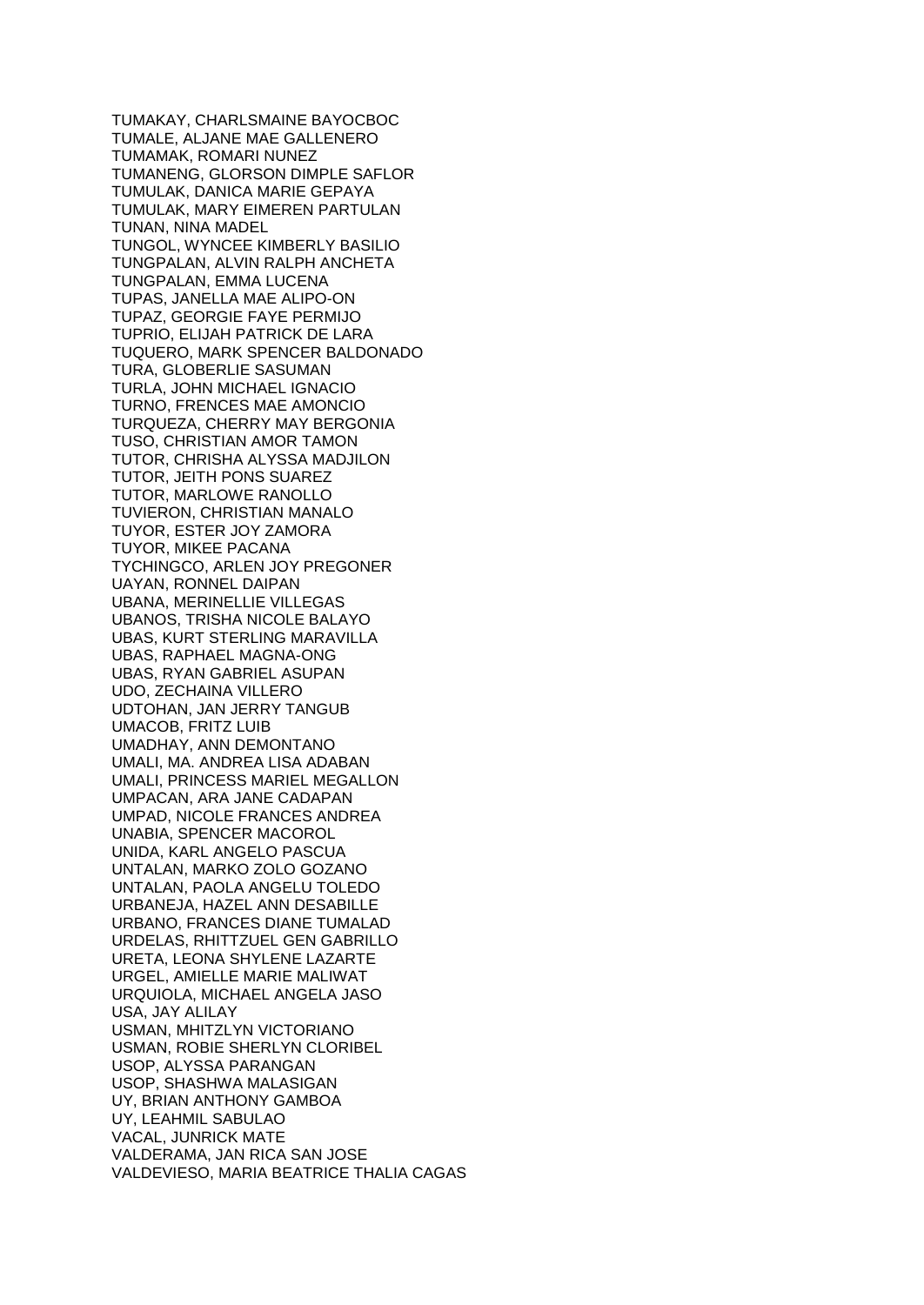TUMAKAY, CHARLSMAINE BAYOCBOC
TUMALE, ALJANE MAE GALLENERO
TUMAMAK, ROMARI NUNEZ
TUMANENG, GLORSON DIMPLE SAFLOR
TUMULAK, DANICA MARIE GEPAYA
TUMULAK, MARY EIMEREN PARTULAN
TUNAN, NINA MADEL
TUNGOL, WYNCEE KIMBERLY BASILIO
TUNGPALAN, ALVIN RALPH ANCHETA
TUNGPALAN, EMMA LUCENA
TUPAS, JANELLA MAE ALIPO-ON
TUPAZ, GEORGIE FAYE PERMIJO
TUPRIO, ELIJAH PATRICK DE LARA
TUQUERO, MARK SPENCER BALDONADO
TURA, GLOBERLIE SASUMAN
TURLA, JOHN MICHAEL IGNACIO
TURNO, FRENCES MAE AMONCIO
TURQUEZA, CHERRY MAY BERGONIA
TUSO, CHRISTIAN AMOR TAMON
TUTOR, CHRISHA ALYSSA MADJILON
TUTOR, JEITH PONS SUAREZ
TUTOR, MARLOWE RANOLLO
TUVIERON, CHRISTIAN MANALO
TUYOR, ESTER JOY ZAMORA
TUYOR, MIKEE PACANA
TYCHINGCO, ARLEN JOY PREGONER
UAYAN, RONNEL DAIPAN
UBANA, MERINELLIE VILLEGAS
UBANOS, TRISHA NICOLE BALAYO
UBAS, KURT STERLING MARAVILLA
UBAS, RAPHAEL MAGNA-ONG
UBAS, RYAN GABRIEL ASUPAN
UDO, ZECHAINA VILLERO
UDTOHAN, JAN JERRY TANGUB
UMACOB, FRITZ LUIB
UMADHAY, ANN DEMONTANO
UMALI, MA. ANDREA LISA ADABAN
UMALI, PRINCESS MARIEL MEGALLON
UMPACAN, ARA JANE CADAPAN
UMPAD, NICOLE FRANCES ANDREA
UNABIA, SPENCER MACOROL
UNIDA, KARL ANGELO PASCUA
UNTALAN, MARKO ZOLO GOZANO
UNTALAN, PAOLA ANGELU TOLEDO
URBANEJA, HAZEL ANN DESABILLE
URBANO, FRANCES DIANE TUMALAD
URDELAS, RHITTZUEL GEN GABRILLO
URETA, LEONA SHYLENE LAZARTE
URGEL, AMIELLE MARIE MALIWAT
URQUIOLA, MICHAEL ANGELA JASO
USA, JAY ALILAY
USMAN, MHITZLYN VICTORIANO
USMAN, ROBIE SHERLYN CLORIBEL
USOP, ALYSSA PARANGAN
USOP, SHASHWA MALASIGAN
UY, BRIAN ANTHONY GAMBOA
UY, LEAHMIL SABULAO
VACAL, JUNRICK MATE
VALDERAMA, JAN RICA SAN JOSE
VALDEVIESO, MARIA BEATRICE THALIA CAGAS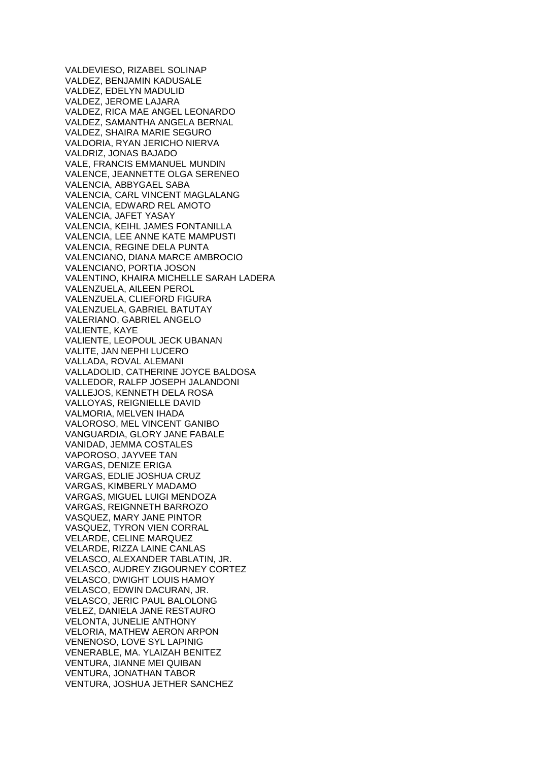VALDEVIESO, RIZABEL SOLINAP
VALDEZ, BENJAMIN KADUSALE
VALDEZ, EDELYN MADULID
VALDEZ, JEROME LAJARA
VALDEZ, RICA MAE ANGEL LEONARDO
VALDEZ, SAMANTHA ANGELA BERNAL
VALDEZ, SHAIRA MARIE SEGURO
VALDORIA, RYAN JERICHO NIERVA
VALDRIZ, JONAS BAJADO
VALE, FRANCIS EMMANUEL MUNDIN
VALENCE, JEANNETTE OLGA SERENEO
VALENCIA, ABBYGAEL SABA
VALENCIA, CARL VINCENT MAGLALANG
VALENCIA, EDWARD REL AMOTO
VALENCIA, JAFET YASAY
VALENCIA, KEIHL JAMES FONTANILLA
VALENCIA, LEE ANNE KATE MAMPUSTI
VALENCIA, REGINE DELA PUNTA
VALENCIANO, DIANA MARCE AMBROCIO
VALENCIANO, PORTIA JOSON
VALENTINO, KHAIRA MICHELLE SARAH LADERA
VALENZUELA, AILEEN PEROL
VALENZUELA, CLIEFORD FIGURA
VALENZUELA, GABRIEL BATUTAY
VALERIANO, GABRIEL ANGELO
VALIENTE, KAYE
VALIENTE, LEOPOUL JECK UBANAN
VALITE, JAN NEPHI LUCERO
VALLADA, ROVAL ALEMANI
VALLADOLID, CATHERINE JOYCE BALDOSA
VALLEDOR, RALFP JOSEPH JALANDONI
VALLEJOS, KENNETH DELA ROSA
VALLOYAS, REIGNIELLE DAVID
VALMORIA, MELVEN IHADA
VALOROSO, MEL VINCENT GANIBO
VANGUARDIA, GLORY JANE FABALE
VANIDAD, JEMMA COSTALES
VAPOROSO, JAYVEE TAN
VARGAS, DENIZE ERIGA
VARGAS, EDLIE JOSHUA CRUZ
VARGAS, KIMBERLY MADAMO
VARGAS, MIGUEL LUIGI MENDOZA
VARGAS, REIGNNETH BARROZO
VASQUEZ, MARY JANE PINTOR
VASQUEZ, TYRON VIEN CORRAL
VELARDE, CELINE MARQUEZ
VELARDE, RIZZA LAINE CANLAS
VELASCO, ALEXANDER TABLATIN, JR.
VELASCO, AUDREY ZIGOURNEY CORTEZ
VELASCO, DWIGHT LOUIS HAMOY
VELASCO, EDWIN DACURAN, JR.
VELASCO, JERIC PAUL BALOLONG
VELEZ, DANIELA JANE RESTAURO
VELONTA, JUNELIE ANTHONY
VELORIA, MATHEW AERON ARPON
VENENOSO, LOVE SYL LAPINIG
VENERABLE, MA. YLAIZAH BENITEZ
VENTURA, JIANNE MEI QUIBAN
VENTURA, JONATHAN TABOR
VENTURA, JOSHUA JETHER SANCHEZ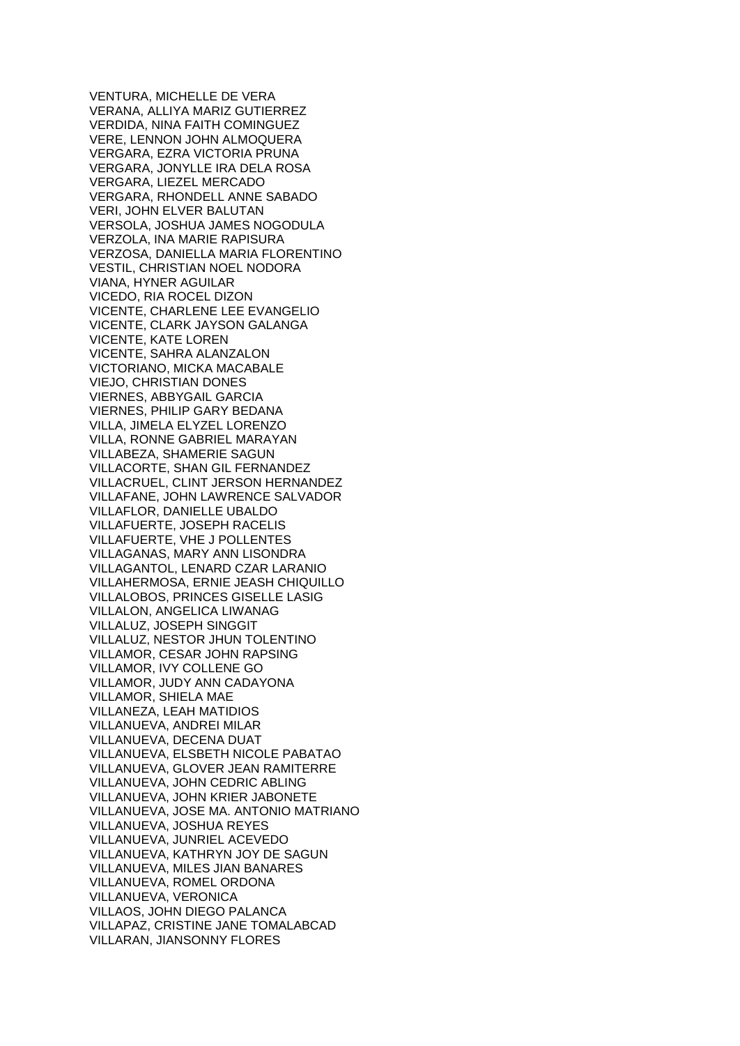VENTURA, MICHELLE DE VERA
VERANA, ALLIYA MARIZ GUTIERREZ
VERDIDA, NINA FAITH COMINGUEZ
VERE, LENNON JOHN ALMOQUERA
VERGARA, EZRA VICTORIA PRUNA
VERGARA, JONYLLE IRA DELA ROSA
VERGARA, LIEZEL MERCADO
VERGARA, RHONDELL ANNE SABADO
VERI, JOHN ELVER BALUTAN
VERSOLA, JOSHUA JAMES NOGODULA
VERZOLA, INA MARIE RAPISURA
VERZOSA, DANIELLA MARIA FLORENTINO
VESTIL, CHRISTIAN NOEL NODORA
VIANA, HYNER AGUILAR
VICEDO, RIA ROCEL DIZON
VICENTE, CHARLENE LEE EVANGELIO
VICENTE, CLARK JAYSON GALANGA
VICENTE, KATE LOREN
VICENTE, SAHRA ALANZALON
VICTORIANO, MICKA MACABALE
VIEJO, CHRISTIAN DONES
VIERNES, ABBYGAIL GARCIA
VIERNES, PHILIP GARY BEDANA
VILLA, JIMELA ELYZEL LORENZO
VILLA, RONNE GABRIEL MARAYAN
VILLABEZA, SHAMERIE SAGUN
VILLACORTE, SHAN GIL FERNANDEZ
VILLACRUEL, CLINT JERSON HERNANDEZ
VILLAFANE, JOHN LAWRENCE SALVADOR
VILLAFLOR, DANIELLE UBALDO
VILLAFUERTE, JOSEPH RACELIS
VILLAFUERTE, VHE J POLLENTES
VILLAGANAS, MARY ANN LISONDRA
VILLAGANTOL, LENARD CZAR LARANIO
VILLAHERMOSA, ERNIE JEASH CHIQUILLO
VILLALOBOS, PRINCES GISELLE LASIG
VILLALON, ANGELICA LIWANAG
VILLALUZ, JOSEPH SINGGIT
VILLALUZ, NESTOR JHUN TOLENTINO
VILLAMOR, CESAR JOHN RAPSING
VILLAMOR, IVY COLLENE GO
VILLAMOR, JUDY ANN CADAYONA
VILLAMOR, SHIELA MAE
VILLANEZA, LEAH MATIDIOS
VILLANUEVA, ANDREI MILAR
VILLANUEVA, DECENA DUAT
VILLANUEVA, ELSBETH NICOLE PABATAO
VILLANUEVA, GLOVER JEAN RAMITERRE
VILLANUEVA, JOHN CEDRIC ABLING
VILLANUEVA, JOHN KRIER JABONETE
VILLANUEVA, JOSE MA. ANTONIO MATRIANO
VILLANUEVA, JOSHUA REYES
VILLANUEVA, JUNRIEL ACEVEDO
VILLANUEVA, KATHRYN JOY DE SAGUN
VILLANUEVA, MILES JIAN BANARES
VILLANUEVA, ROMEL ORDONA
VILLANUEVA, VERONICA
VILLAOS, JOHN DIEGO PALANCA
VILLAPAZ, CRISTINE JANE TOMALABCAD
VILLARAN, JIANSONNY FLORES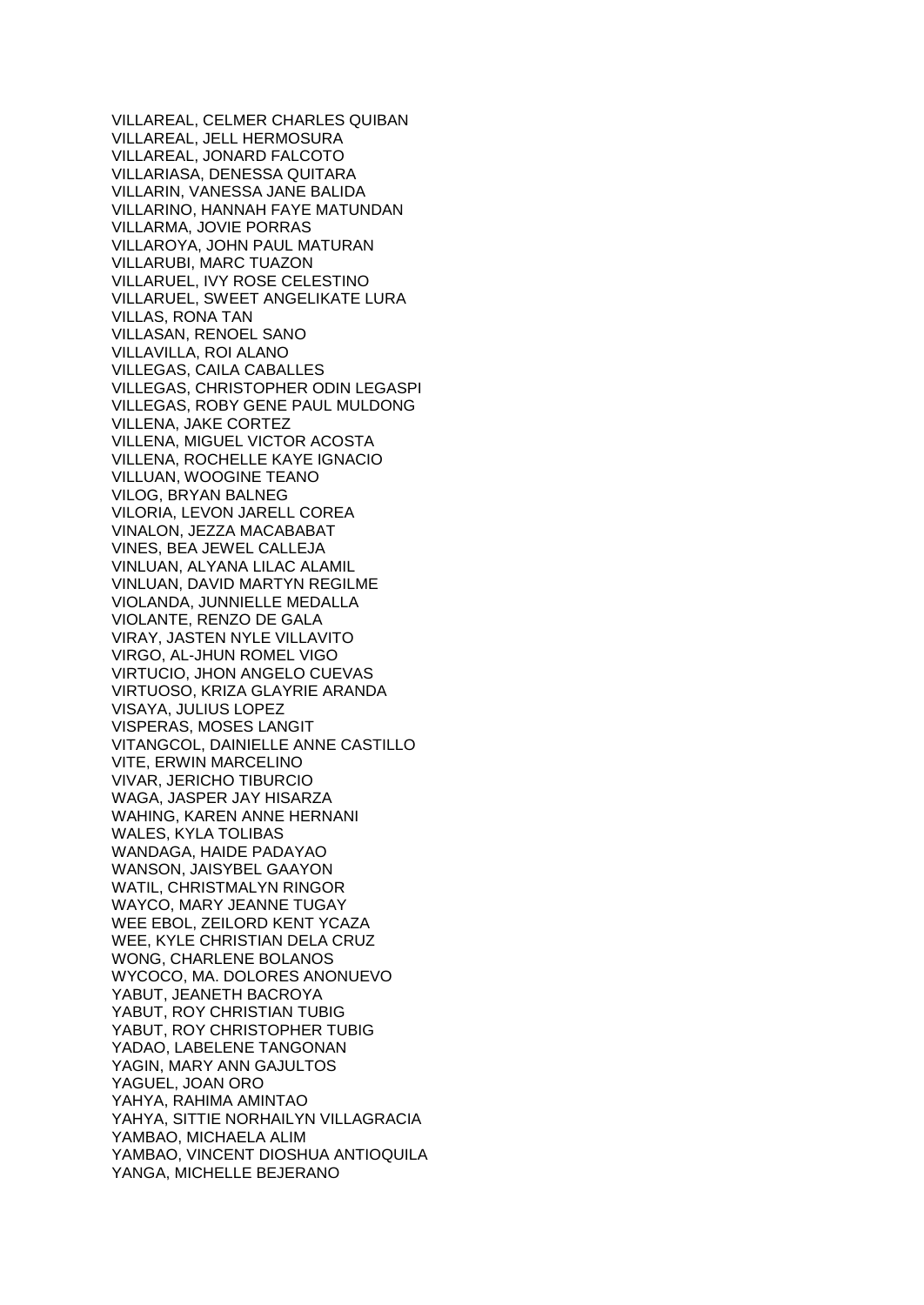VILLAREAL, CELMER CHARLES QUIBAN
VILLAREAL, JELL HERMOSURA
VILLAREAL, JONARD FALCOTO
VILLARIASA, DENESSA QUITARA
VILLARIN, VANESSA JANE BALIDA
VILLARINO, HANNAH FAYE MATUNDAN
VILLARMA, JOVIE PORRAS
VILLAROYA, JOHN PAUL MATURAN
VILLARUBI, MARC TUAZON
VILLARUEL, IVY ROSE CELESTINO
VILLARUEL, SWEET ANGELIKATE LURA
VILLAS, RONA TAN
VILLASAN, RENOEL SANO
VILLAVILLA, ROI ALANO
VILLEGAS, CAILA CABALLES
VILLEGAS, CHRISTOPHER ODIN LEGASPI
VILLEGAS, ROBY GENE PAUL MULDONG
VILLENA, JAKE CORTEZ
VILLENA, MIGUEL VICTOR ACOSTA
VILLENA, ROCHELLE KAYE IGNACIO
VILLUAN, WOOGINE TEANO
VILOG, BRYAN BALNEG
VILORIA, LEVON JARELL COREA
VINALON, JEZZA MACABABAT
VINES, BEA JEWEL CALLEJA
VINLUAN, ALYANA LILAC ALAMIL
VINLUAN, DAVID MARTYN REGILME
VIOLANDA, JUNNIELLE MEDALLA
VIOLANTE, RENZO DE GALA
VIRAY, JASTEN NYLE VILLAVITO
VIRGO, AL-JHUN ROMEL VIGO
VIRTUCIO, JHON ANGELO CUEVAS
VIRTUOSO, KRIZA GLAYRIE ARANDA
VISAYA, JULIUS LOPEZ
VISPERAS, MOSES LANGIT
VITANGCOL, DAINIELLE ANNE CASTILLO
VITE, ERWIN MARCELINO
VIVAR, JERICHO TIBURCIO
WAGA, JASPER JAY HISARZA
WAHING, KAREN ANNE HERNANI
WALES, KYLA TOLIBAS
WANDAGA, HAIDE PADAYAO
WANSON, JAISYBEL GAAYON
WATIL, CHRISTMALYN RINGOR
WAYCO, MARY JEANNE TUGAY
WEE EBOL, ZEILORD KENT YCAZA
WEE, KYLE CHRISTIAN DELA CRUZ
WONG, CHARLENE BOLANOS
WYCOCO, MA. DOLORES ANONUEVO
YABUT, JEANETH BACROYA
YABUT, ROY CHRISTIAN TUBIG
YABUT, ROY CHRISTOPHER TUBIG
YADAO, LABELENE TANGONAN
YAGIN, MARY ANN GAJULTOS
YAGUEL, JOAN ORO
YAHYA, RAHIMA AMINTAO
YAHYA, SITTIE NORHAILYN VILLAGRACIA
YAMBAO, MICHAELA ALIM
YAMBAO, VINCENT DIOSHUA ANTIOQUILA
YANGA, MICHELLE BEJERANO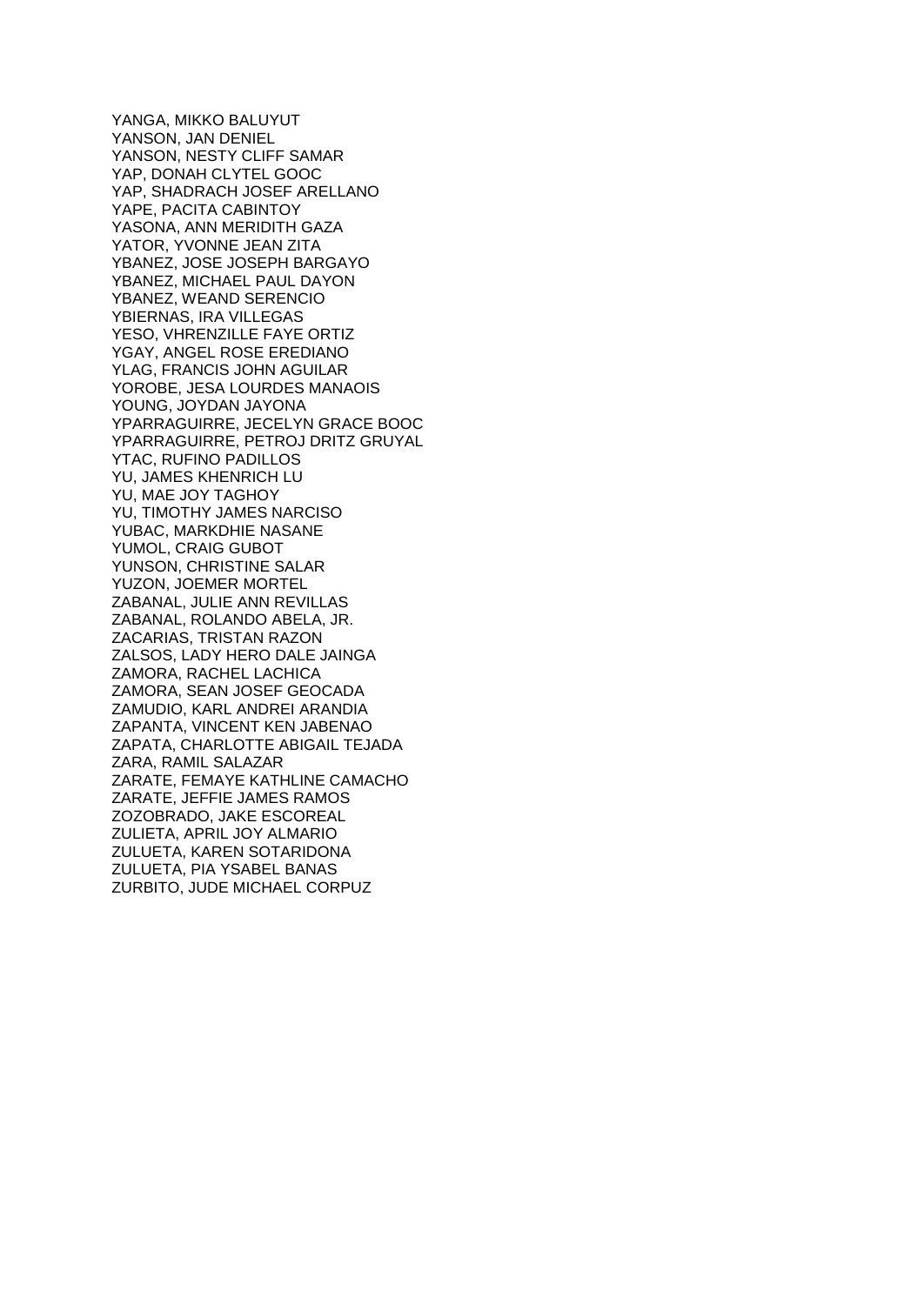YANGA, MIKKO BALUYUT
YANSON, JAN DENIEL
YANSON, NESTY CLIFF SAMAR
YAP, DONAH CLYTEL GOOC
YAP, SHADRACH JOSEF ARELLANO
YAPE, PACITA CABINTOY
YASONA, ANN MERIDITH GAZA
YATOR, YVONNE JEAN ZITA
YBANEZ, JOSE JOSEPH BARGAYO
YBANEZ, MICHAEL PAUL DAYON
YBANEZ, WEAND SERENCIO
YBIERNAS, IRA VILLEGAS
YESO, VHRENZILLE FAYE ORTIZ
YGAY, ANGEL ROSE EREDIANO
YLAG, FRANCIS JOHN AGUILAR
YOROBE, JESA LOURDES MANAOIS
YOUNG, JOYDAN JAYONA
YPARRAGUIRRE, JECELYN GRACE BOOC
YPARRAGUIRRE, PETROJ DRITZ GRUYAL
YTAC, RUFINO PADILLOS
YU, JAMES KHENRICH LU
YU, MAE JOY TAGHOY
YU, TIMOTHY JAMES NARCISO
YUBAC, MARKDHIE NASANE
YUMOL, CRAIG GUBOT
YUNSON, CHRISTINE SALAR
YUZON, JOEMER MORTEL
ZABANAL, JULIE ANN REVILLAS
ZABANAL, ROLANDO ABELA, JR.
ZACARIAS, TRISTAN RAZON
ZALSOS, LADY HERO DALE JAINGA
ZAMORA, RACHEL LACHICA
ZAMORA, SEAN JOSEF GEOCADA
ZAMUDIO, KARL ANDREI ARANDIA
ZAPANTA, VINCENT KEN JABENAO
ZAPATA, CHARLOTTE ABIGAIL TEJADA
ZARA, RAMIL SALAZAR
ZARATE, FEMAYE KATHLINE CAMACHO
ZARATE, JEFFIE JAMES RAMOS
ZOZOBRADO, JAKE ESCOREAL
ZULIETA, APRIL JOY ALMARIO
ZULUETA, KAREN SOTARIDONA
ZULUETA, PIA YSABEL BANAS
ZURBITO, JUDE MICHAEL CORPUZ